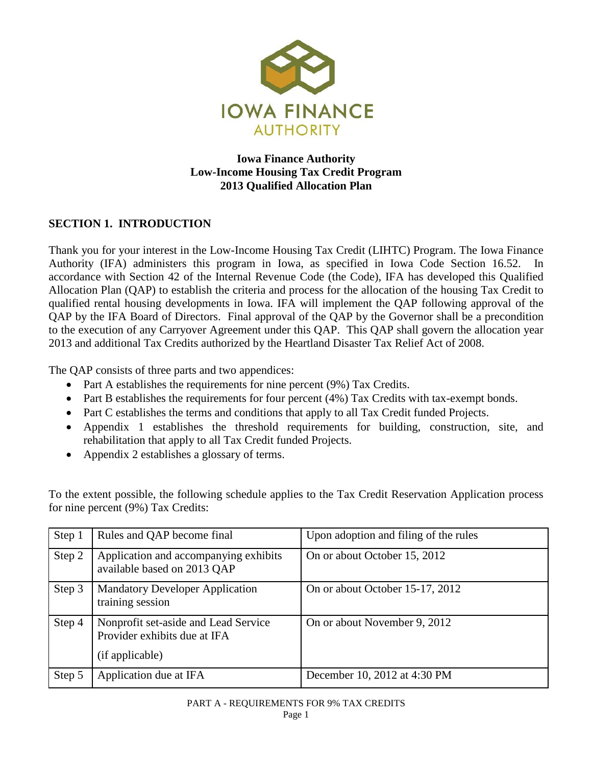**Iowa Finance Authority**
**Low-Income Housing Tax Credit Program**
**2013 Qualified Allocation Plan**

## SECTION 1. INTRODUCTION

Thank you for your interest in the Low-Income Housing Tax Credit (LIHTC) Program. The Iowa Finance Authority (IFA) administers this program in Iowa, as specified in Iowa Code Section 16.52. In accordance with Section 42 of the Internal Revenue Code (the Code), IFA has developed this Qualified Allocation Plan (QAP) to establish the criteria and process for the allocation of the housing Tax Credit to qualified rental housing developments in Iowa. IFA will implement the QAP following approval of the QAP by the IFA Board of Directors. Final approval of the QAP by the Governor shall be a precondition to the execution of any Carryover Agreement under this QAP. This QAP shall govern the allocation year 2013 and additional Tax Credits authorized by the Heartland Disaster Tax Relief Act of 2008.

The QAP consists of three parts and two appendices:

- Part A establishes the requirements for nine percent (9%) Tax Credits.
- Part B establishes the requirements for four percent (4%) Tax Credits with tax-exempt bonds.
- Part C establishes the terms and conditions that apply to all Tax Credit funded Projects.
- Appendix 1 establishes the threshold requirements for building, construction, site, and rehabilitation that apply to all Tax Credit funded Projects.
- Appendix 2 establishes a glossary of terms.

To the extent possible, the following schedule applies to the Tax Credit Reservation Application process for nine percent (9%) Tax Credits:

| | | |
|---|---|---|
| Step 1 | Rules and QAP become final | Upon adoption and filing of the rules |
| Step 2 | Application and accompanying exhibits available based on 2013 QAP | On or about October 15, 2012 |
| Step 3 | Mandatory Developer Application training session | On or about October 15-17, 2012 |
| Step 4 | Nonprofit set-aside and Lead Service Provider exhibits due at IFA (if applicable) | On or about November 9, 2012 |
| Step 5 | Application due at IFA | December 10, 2012 at 4:30 PM |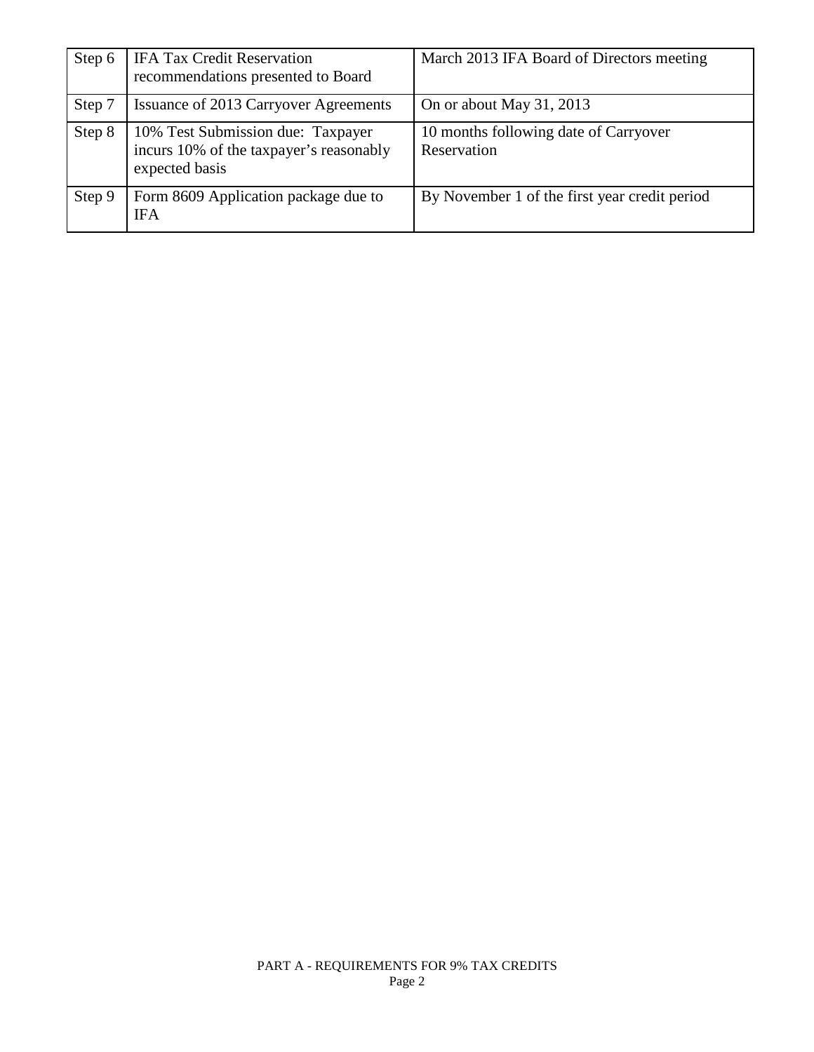| Step 6 | IFA Tax Credit Reservation recommendations presented to Board | March 2013 IFA Board of Directors meeting |
|---|---|---|
| Step 7 | Issuance of 2013 Carryover Agreements | On or about May 31, 2013 |
| Step 8 | 10% Test Submission due: Taxpayer incurs 10% of the taxpayer's reasonably expected basis | 10 months following date of Carryover Reservation |
| Step 9 | Form 8609 Application package due to IFA | By November 1 of the first year credit period |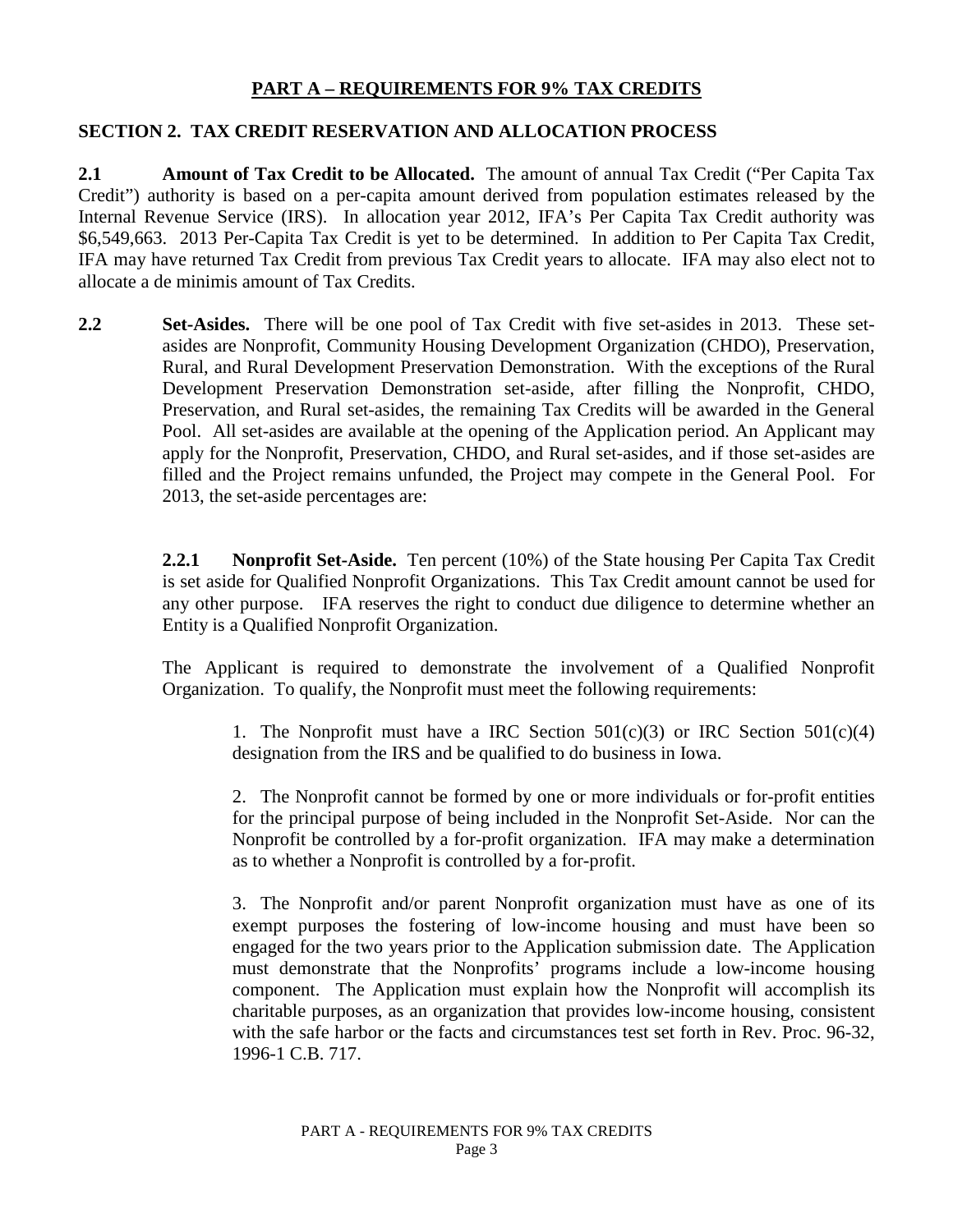## PART A – REQUIREMENTS FOR 9% TAX CREDITS

### SECTION 2. TAX CREDIT RESERVATION AND ALLOCATION PROCESS

**2.1 Amount of Tax Credit to be Allocated.** The amount of annual Tax Credit ("Per Capita Tax Credit") authority is based on a per-capita amount derived from population estimates released by the Internal Revenue Service (IRS). In allocation year 2012, IFA's Per Capita Tax Credit authority was $6,549,663. 2013 Per-Capita Tax Credit is yet to be determined. In addition to Per Capita Tax Credit, IFA may have returned Tax Credit from previous Tax Credit years to allocate. IFA may also elect not to allocate a de minimis amount of Tax Credits.

**2.2 Set-Asides.** There will be one pool of Tax Credit with five set-asides in 2013. These set-asides are Nonprofit, Community Housing Development Organization (CHDO), Preservation, Rural, and Rural Development Preservation Demonstration. With the exceptions of the Rural Development Preservation Demonstration set-aside, after filling the Nonprofit, CHDO, Preservation, and Rural set-asides, the remaining Tax Credits will be awarded in the General Pool. All set-asides are available at the opening of the Application period. An Applicant may apply for the Nonprofit, Preservation, CHDO, and Rural set-asides, and if those set-asides are filled and the Project remains unfunded, the Project may compete in the General Pool. For 2013, the set-aside percentages are:

**2.2.1 Nonprofit Set-Aside.** Ten percent (10%) of the State housing Per Capita Tax Credit is set aside for Qualified Nonprofit Organizations. This Tax Credit amount cannot be used for any other purpose. IFA reserves the right to conduct due diligence to determine whether an Entity is a Qualified Nonprofit Organization.

The Applicant is required to demonstrate the involvement of a Qualified Nonprofit Organization. To qualify, the Nonprofit must meet the following requirements:

1. The Nonprofit must have a IRC Section 501(c)(3) or IRC Section 501(c)(4) designation from the IRS and be qualified to do business in Iowa.

2. The Nonprofit cannot be formed by one or more individuals or for-profit entities for the principal purpose of being included in the Nonprofit Set-Aside. Nor can the Nonprofit be controlled by a for-profit organization. IFA may make a determination as to whether a Nonprofit is controlled by a for-profit.

3. The Nonprofit and/or parent Nonprofit organization must have as one of its exempt purposes the fostering of low-income housing and must have been so engaged for the two years prior to the Application submission date. The Application must demonstrate that the Nonprofits' programs include a low-income housing component. The Application must explain how the Nonprofit will accomplish its charitable purposes, as an organization that provides low-income housing, consistent with the safe harbor or the facts and circumstances test set forth in Rev. Proc. 96-32, 1996-1 C.B. 717.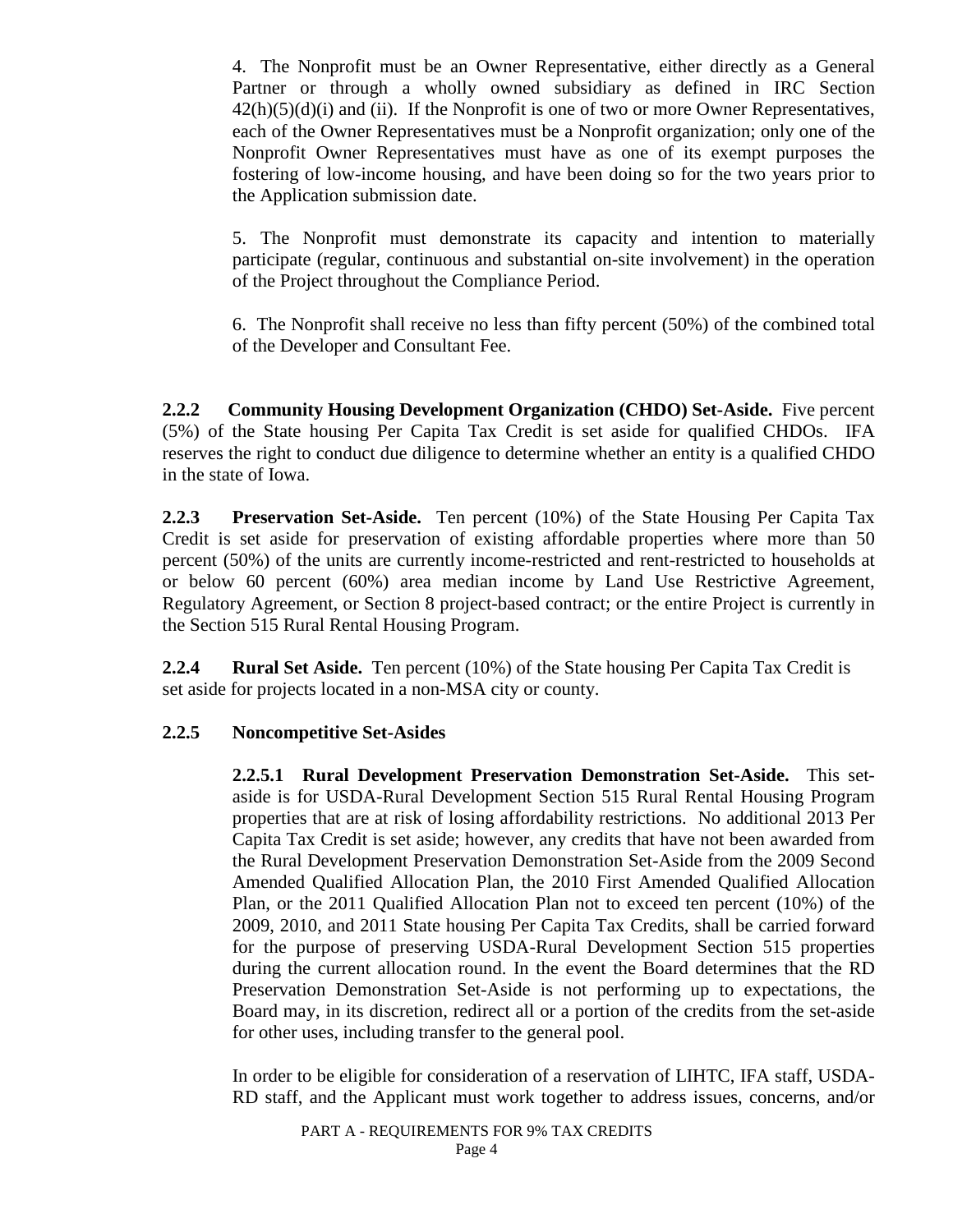4. The Nonprofit must be an Owner Representative, either directly as a General Partner or through a wholly owned subsidiary as defined in IRC Section 42(h)(5)(d)(i) and (ii). If the Nonprofit is one of two or more Owner Representatives, each of the Owner Representatives must be a Nonprofit organization; only one of the Nonprofit Owner Representatives must have as one of its exempt purposes the fostering of low-income housing, and have been doing so for the two years prior to the Application submission date.

5. The Nonprofit must demonstrate its capacity and intention to materially participate (regular, continuous and substantial on-site involvement) in the operation of the Project throughout the Compliance Period.

6. The Nonprofit shall receive no less than fifty percent (50%) of the combined total of the Developer and Consultant Fee.

**2.2.2 Community Housing Development Organization (CHDO) Set-Aside.** Five percent (5%) of the State housing Per Capita Tax Credit is set aside for qualified CHDOs. IFA reserves the right to conduct due diligence to determine whether an entity is a qualified CHDO in the state of Iowa.

**2.2.3 Preservation Set-Aside.** Ten percent (10%) of the State Housing Per Capita Tax Credit is set aside for preservation of existing affordable properties where more than 50 percent (50%) of the units are currently income-restricted and rent-restricted to households at or below 60 percent (60%) area median income by Land Use Restrictive Agreement, Regulatory Agreement, or Section 8 project-based contract; or the entire Project is currently in the Section 515 Rural Rental Housing Program.

**2.2.4 Rural Set Aside.** Ten percent (10%) of the State housing Per Capita Tax Credit is set aside for projects located in a non-MSA city or county.

**2.2.5 Noncompetitive Set-Asides**

**2.2.5.1 Rural Development Preservation Demonstration Set-Aside.** This set-aside is for USDA-Rural Development Section 515 Rural Rental Housing Program properties that are at risk of losing affordability restrictions. No additional 2013 Per Capita Tax Credit is set aside; however, any credits that have not been awarded from the Rural Development Preservation Demonstration Set-Aside from the 2009 Second Amended Qualified Allocation Plan, the 2010 First Amended Qualified Allocation Plan, or the 2011 Qualified Allocation Plan not to exceed ten percent (10%) of the 2009, 2010, and 2011 State housing Per Capita Tax Credits, shall be carried forward for the purpose of preserving USDA-Rural Development Section 515 properties during the current allocation round. In the event the Board determines that the RD Preservation Demonstration Set-Aside is not performing up to expectations, the Board may, in its discretion, redirect all or a portion of the credits from the set-aside for other uses, including transfer to the general pool.

In order to be eligible for consideration of a reservation of LIHTC, IFA staff, USDA-RD staff, and the Applicant must work together to address issues, concerns, and/or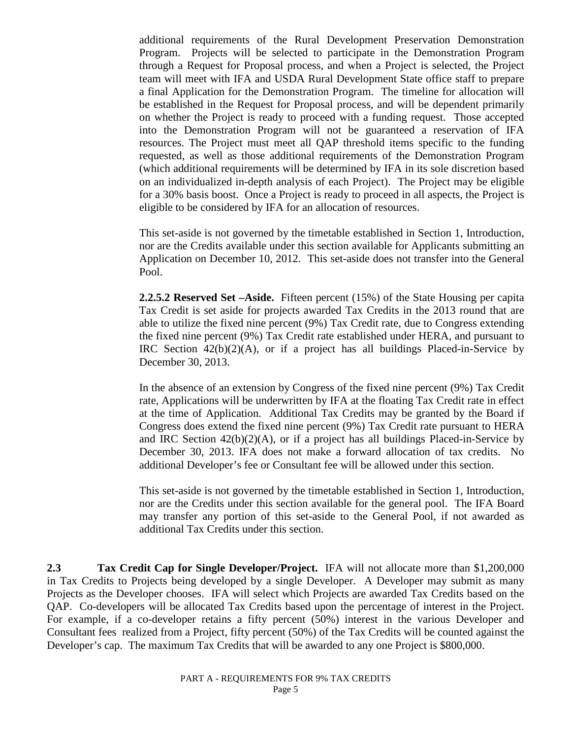additional requirements of the Rural Development Preservation Demonstration Program. Projects will be selected to participate in the Demonstration Program through a Request for Proposal process, and when a Project is selected, the Project team will meet with IFA and USDA Rural Development State office staff to prepare a final Application for the Demonstration Program. The timeline for allocation will be established in the Request for Proposal process, and will be dependent primarily on whether the Project is ready to proceed with a funding request. Those accepted into the Demonstration Program will not be guaranteed a reservation of IFA resources. The Project must meet all QAP threshold items specific to the funding requested, as well as those additional requirements of the Demonstration Program (which additional requirements will be determined by IFA in its sole discretion based on an individualized in-depth analysis of each Project). The Project may be eligible for a 30% basis boost. Once a Project is ready to proceed in all aspects, the Project is eligible to be considered by IFA for an allocation of resources.

This set-aside is not governed by the timetable established in Section 1, Introduction, nor are the Credits available under this section available for Applicants submitting an Application on December 10, 2012. This set-aside does not transfer into the General Pool.

**2.2.5.2 Reserved Set –Aside.** Fifteen percent (15%) of the State Housing per capita Tax Credit is set aside for projects awarded Tax Credits in the 2013 round that are able to utilize the fixed nine percent (9%) Tax Credit rate, due to Congress extending the fixed nine percent (9%) Tax Credit rate established under HERA, and pursuant to IRC Section 42(b)(2)(A), or if a project has all buildings Placed-in-Service by December 30, 2013.

In the absence of an extension by Congress of the fixed nine percent (9%) Tax Credit rate, Applications will be underwritten by IFA at the floating Tax Credit rate in effect at the time of Application. Additional Tax Credits may be granted by the Board if Congress does extend the fixed nine percent (9%) Tax Credit rate pursuant to HERA and IRC Section 42(b)(2)(A), or if a project has all buildings Placed-in-Service by December 30, 2013. IFA does not make a forward allocation of tax credits. No additional Developer's fee or Consultant fee will be allowed under this section.

This set-aside is not governed by the timetable established in Section 1, Introduction, nor are the Credits under this section available for the general pool. The IFA Board may transfer any portion of this set-aside to the General Pool, if not awarded as additional Tax Credits under this section.

**2.3 Tax Credit Cap for Single Developer/Project.** IFA will not allocate more than $1,200,000 in Tax Credits to Projects being developed by a single Developer. A Developer may submit as many Projects as the Developer chooses. IFA will select which Projects are awarded Tax Credits based on the QAP. Co-developers will be allocated Tax Credits based upon the percentage of interest in the Project. For example, if a co-developer retains a fifty percent (50%) interest in the various Developer and Consultant fees realized from a Project, fifty percent (50%) of the Tax Credits will be counted against the Developer's cap. The maximum Tax Credits that will be awarded to any one Project is $800,000.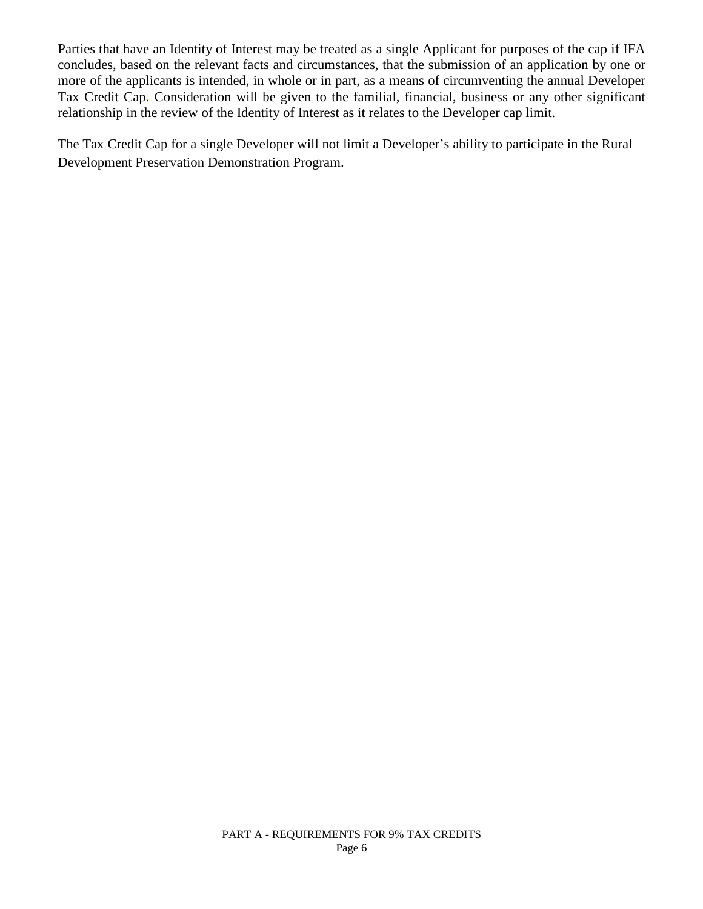Parties that have an Identity of Interest may be treated as a single Applicant for purposes of the cap if IFA concludes, based on the relevant facts and circumstances, that the submission of an application by one or more of the applicants is intended, in whole or in part, as a means of circumventing the annual Developer Tax Credit Cap. Consideration will be given to the familial, financial, business or any other significant relationship in the review of the Identity of Interest as it relates to the Developer cap limit.

The Tax Credit Cap for a single Developer will not limit a Developer's ability to participate in the Rural Development Preservation Demonstration Program.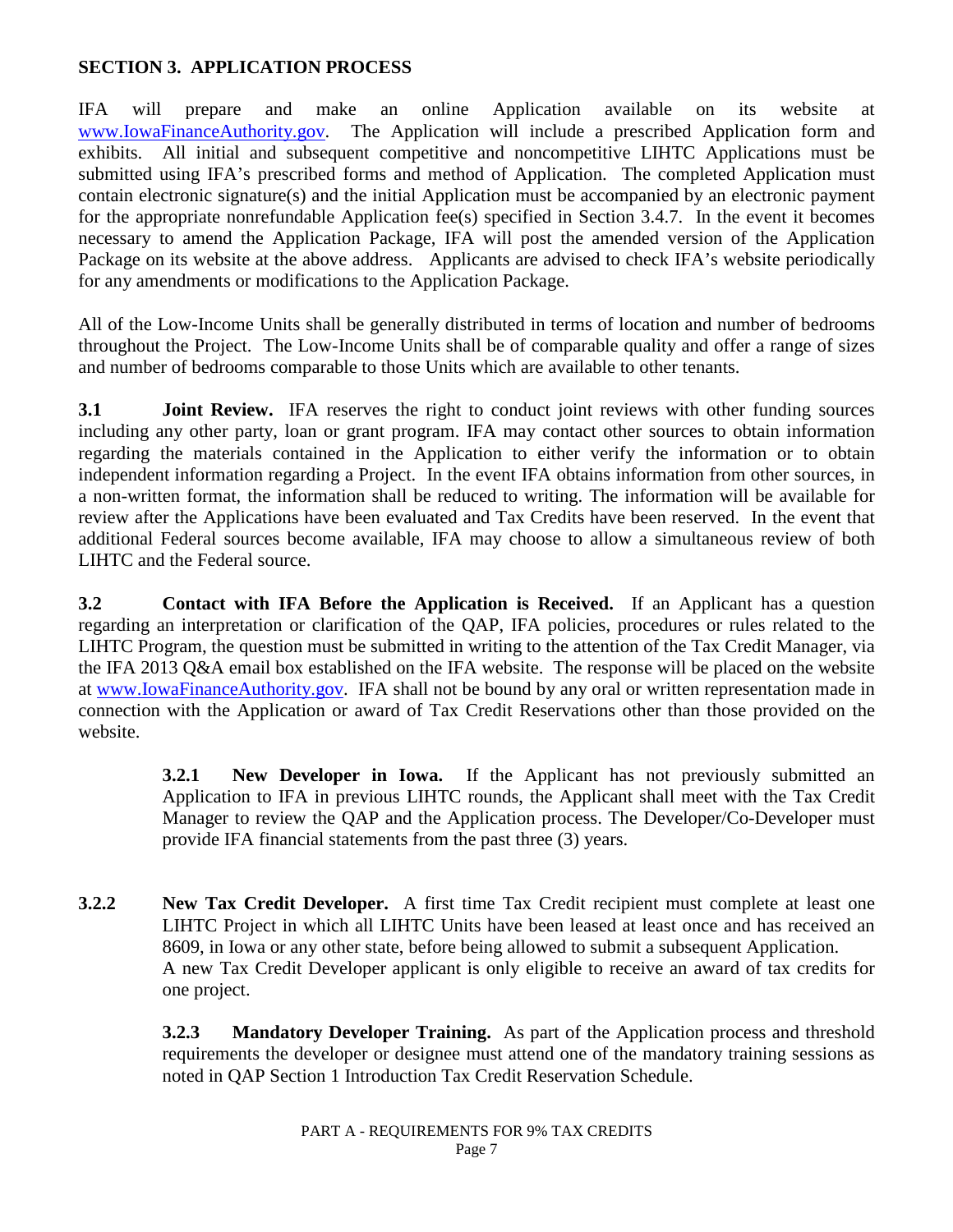## SECTION 3. APPLICATION PROCESS

IFA will prepare and make an online Application available on its website at www.IowaFinanceAuthority.gov. The Application will include a prescribed Application form and exhibits. All initial and subsequent competitive and noncompetitive LIHTC Applications must be submitted using IFA's prescribed forms and method of Application. The completed Application must contain electronic signature(s) and the initial Application must be accompanied by an electronic payment for the appropriate nonrefundable Application fee(s) specified in Section 3.4.7. In the event it becomes necessary to amend the Application Package, IFA will post the amended version of the Application Package on its website at the above address. Applicants are advised to check IFA's website periodically for any amendments or modifications to the Application Package.

All of the Low-Income Units shall be generally distributed in terms of location and number of bedrooms throughout the Project. The Low-Income Units shall be of comparable quality and offer a range of sizes and number of bedrooms comparable to those Units which are available to other tenants.

**3.1 Joint Review.** IFA reserves the right to conduct joint reviews with other funding sources including any other party, loan or grant program. IFA may contact other sources to obtain information regarding the materials contained in the Application to either verify the information or to obtain independent information regarding a Project. In the event IFA obtains information from other sources, in a non-written format, the information shall be reduced to writing. The information will be available for review after the Applications have been evaluated and Tax Credits have been reserved. In the event that additional Federal sources become available, IFA may choose to allow a simultaneous review of both LIHTC and the Federal source.

**3.2 Contact with IFA Before the Application is Received.** If an Applicant has a question regarding an interpretation or clarification of the QAP, IFA policies, procedures or rules related to the LIHTC Program, the question must be submitted in writing to the attention of the Tax Credit Manager, via the IFA 2013 Q&A email box established on the IFA website. The response will be placed on the website at www.IowaFinanceAuthority.gov. IFA shall not be bound by any oral or written representation made in connection with the Application or award of Tax Credit Reservations other than those provided on the website.

**3.2.1 New Developer in Iowa.** If the Applicant has not previously submitted an Application to IFA in previous LIHTC rounds, the Applicant shall meet with the Tax Credit Manager to review the QAP and the Application process. The Developer/Co-Developer must provide IFA financial statements from the past three (3) years.

**3.2.2 New Tax Credit Developer.** A first time Tax Credit recipient must complete at least one LIHTC Project in which all LIHTC Units have been leased at least once and has received an 8609, in Iowa or any other state, before being allowed to submit a subsequent Application.
A new Tax Credit Developer applicant is only eligible to receive an award of tax credits for one project.

**3.2.3 Mandatory Developer Training.** As part of the Application process and threshold requirements the developer or designee must attend one of the mandatory training sessions as noted in QAP Section 1 Introduction Tax Credit Reservation Schedule.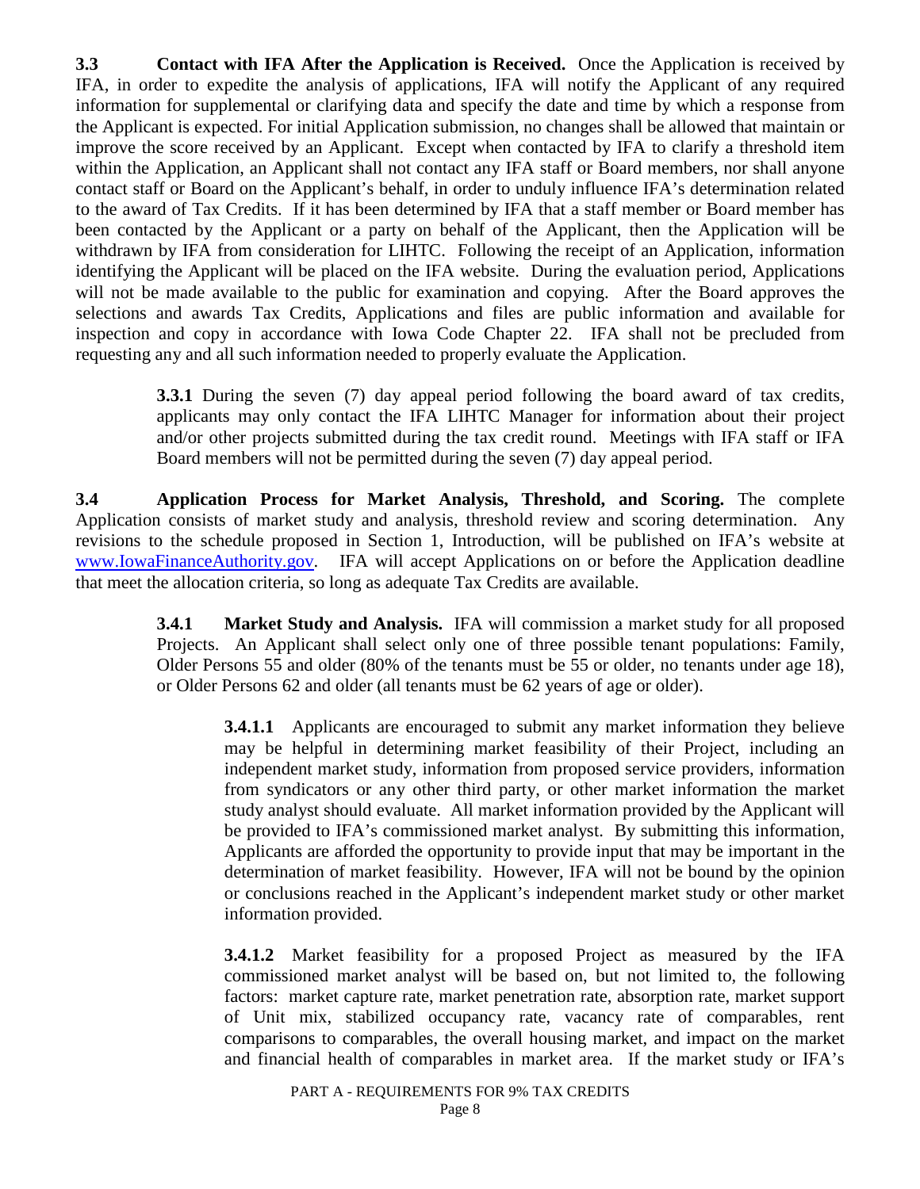**3.3 Contact with IFA After the Application is Received.** Once the Application is received by IFA, in order to expedite the analysis of applications, IFA will notify the Applicant of any required information for supplemental or clarifying data and specify the date and time by which a response from the Applicant is expected. For initial Application submission, no changes shall be allowed that maintain or improve the score received by an Applicant. Except when contacted by IFA to clarify a threshold item within the Application, an Applicant shall not contact any IFA staff or Board members, nor shall anyone contact staff or Board on the Applicant's behalf, in order to unduly influence IFA's determination related to the award of Tax Credits. If it has been determined by IFA that a staff member or Board member has been contacted by the Applicant or a party on behalf of the Applicant, then the Application will be withdrawn by IFA from consideration for LIHTC. Following the receipt of an Application, information identifying the Applicant will be placed on the IFA website. During the evaluation period, Applications will not be made available to the public for examination and copying. After the Board approves the selections and awards Tax Credits, Applications and files are public information and available for inspection and copy in accordance with Iowa Code Chapter 22. IFA shall not be precluded from requesting any and all such information needed to properly evaluate the Application.

> **3.3.1** During the seven (7) day appeal period following the board award of tax credits, applicants may only contact the IFA LIHTC Manager for information about their project and/or other projects submitted during the tax credit round. Meetings with IFA staff or IFA Board members will not be permitted during the seven (7) day appeal period.

**3.4 Application Process for Market Analysis, Threshold, and Scoring.** The complete Application consists of market study and analysis, threshold review and scoring determination. Any revisions to the schedule proposed in Section 1, Introduction, will be published on IFA's website at [www.IowaFinanceAuthority.gov](http://www.IowaFinanceAuthority.gov). IFA will accept Applications on or before the Application deadline that meet the allocation criteria, so long as adequate Tax Credits are available.

> **3.4.1 Market Study and Analysis.** IFA will commission a market study for all proposed Projects. An Applicant shall select only one of three possible tenant populations: Family, Older Persons 55 and older (80% of the tenants must be 55 or older, no tenants under age 18), or Older Persons 62 and older (all tenants must be 62 years of age or older).
>
> > **3.4.1.1** Applicants are encouraged to submit any market information they believe may be helpful in determining market feasibility of their Project, including an independent market study, information from proposed service providers, information from syndicators or any other third party, or other market information the market study analyst should evaluate. All market information provided by the Applicant will be provided to IFA's commissioned market analyst. By submitting this information, Applicants are afforded the opportunity to provide input that may be important in the determination of market feasibility. However, IFA will not be bound by the opinion or conclusions reached in the Applicant's independent market study or other market information provided.
> >
> > **3.4.1.2** Market feasibility for a proposed Project as measured by the IFA commissioned market analyst will be based on, but not limited to, the following factors: market capture rate, market penetration rate, absorption rate, market support of Unit mix, stabilized occupancy rate, vacancy rate of comparables, rent comparisons to comparables, the overall housing market, and impact on the market and financial health of comparables in market area. If the market study or IFA's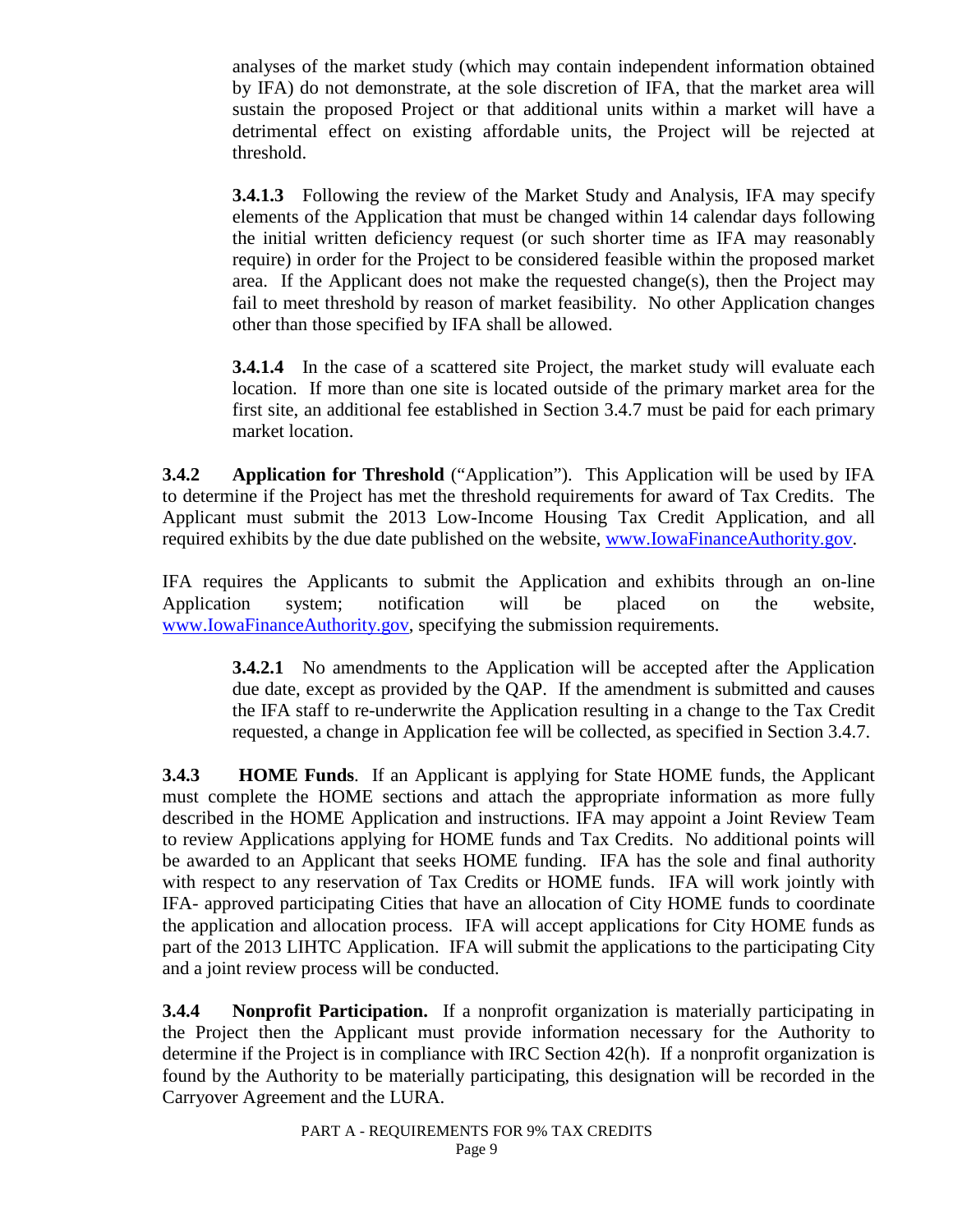analyses of the market study (which may contain independent information obtained by IFA) do not demonstrate, at the sole discretion of IFA, that the market area will sustain the proposed Project or that additional units within a market will have a detrimental effect on existing affordable units, the Project will be rejected at threshold.

**3.4.1.3** Following the review of the Market Study and Analysis, IFA may specify elements of the Application that must be changed within 14 calendar days following the initial written deficiency request (or such shorter time as IFA may reasonably require) in order for the Project to be considered feasible within the proposed market area. If the Applicant does not make the requested change(s), then the Project may fail to meet threshold by reason of market feasibility. No other Application changes other than those specified by IFA shall be allowed.

**3.4.1.4** In the case of a scattered site Project, the market study will evaluate each location. If more than one site is located outside of the primary market area for the first site, an additional fee established in Section 3.4.7 must be paid for each primary market location.

**3.4.2 Application for Threshold** ("Application"). This Application will be used by IFA to determine if the Project has met the threshold requirements for award of Tax Credits. The Applicant must submit the 2013 Low-Income Housing Tax Credit Application, and all required exhibits by the due date published on the website, www.IowaFinanceAuthority.gov.

IFA requires the Applicants to submit the Application and exhibits through an on-line Application system; notification will be placed on the website, www.IowaFinanceAuthority.gov, specifying the submission requirements.

**3.4.2.1** No amendments to the Application will be accepted after the Application due date, except as provided by the QAP. If the amendment is submitted and causes the IFA staff to re-underwrite the Application resulting in a change to the Tax Credit requested, a change in Application fee will be collected, as specified in Section 3.4.7.

**3.4.3 HOME Funds**. If an Applicant is applying for State HOME funds, the Applicant must complete the HOME sections and attach the appropriate information as more fully described in the HOME Application and instructions. IFA may appoint a Joint Review Team to review Applications applying for HOME funds and Tax Credits. No additional points will be awarded to an Applicant that seeks HOME funding. IFA has the sole and final authority with respect to any reservation of Tax Credits or HOME funds. IFA will work jointly with IFA- approved participating Cities that have an allocation of City HOME funds to coordinate the application and allocation process. IFA will accept applications for City HOME funds as part of the 2013 LIHTC Application. IFA will submit the applications to the participating City and a joint review process will be conducted.

**3.4.4 Nonprofit Participation.** If a nonprofit organization is materially participating in the Project then the Applicant must provide information necessary for the Authority to determine if the Project is in compliance with IRC Section 42(h). If a nonprofit organization is found by the Authority to be materially participating, this designation will be recorded in the Carryover Agreement and the LURA.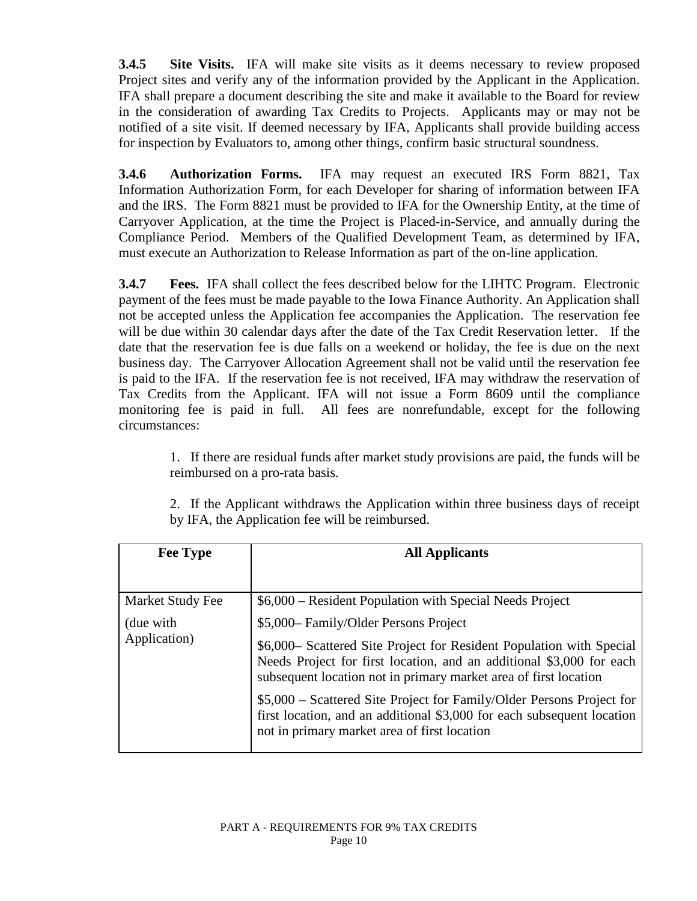**3.4.5 Site Visits.** IFA will make site visits as it deems necessary to review proposed Project sites and verify any of the information provided by the Applicant in the Application. IFA shall prepare a document describing the site and make it available to the Board for review in the consideration of awarding Tax Credits to Projects. Applicants may or may not be notified of a site visit. If deemed necessary by IFA, Applicants shall provide building access for inspection by Evaluators to, among other things, confirm basic structural soundness.

**3.4.6 Authorization Forms.** IFA may request an executed IRS Form 8821, Tax Information Authorization Form, for each Developer for sharing of information between IFA and the IRS. The Form 8821 must be provided to IFA for the Ownership Entity, at the time of Carryover Application, at the time the Project is Placed-in-Service, and annually during the Compliance Period. Members of the Qualified Development Team, as determined by IFA, must execute an Authorization to Release Information as part of the on-line application.

**3.4.7 Fees.** IFA shall collect the fees described below for the LIHTC Program. Electronic payment of the fees must be made payable to the Iowa Finance Authority. An Application shall not be accepted unless the Application fee accompanies the Application. The reservation fee will be due within 30 calendar days after the date of the Tax Credit Reservation letter. If the date that the reservation fee is due falls on a weekend or holiday, the fee is due on the next business day. The Carryover Allocation Agreement shall not be valid until the reservation fee is paid to the IFA. If the reservation fee is not received, IFA may withdraw the reservation of Tax Credits from the Applicant. IFA will not issue a Form 8609 until the compliance monitoring fee is paid in full. All fees are nonrefundable, except for the following circumstances:

1. If there are residual funds after market study provisions are paid, the funds will be reimbursed on a pro-rata basis.

2. If the Applicant withdraws the Application within three business days of receipt by IFA, the Application fee will be reimbursed.

| Fee Type | All Applicants |
|---|---|
| Market Study Fee (due with Application) | \$6,000 – Resident Population with Special Needs Project<br>\$5,000– Family/Older Persons Project<br>\$6,000– Scattered Site Project for Resident Population with Special Needs Project for first location, and an additional \$3,000 for each subsequent location not in primary market area of first location<br>\$5,000 – Scattered Site Project for Family/Older Persons Project for first location, and an additional \$3,000 for each subsequent location not in primary market area of first location |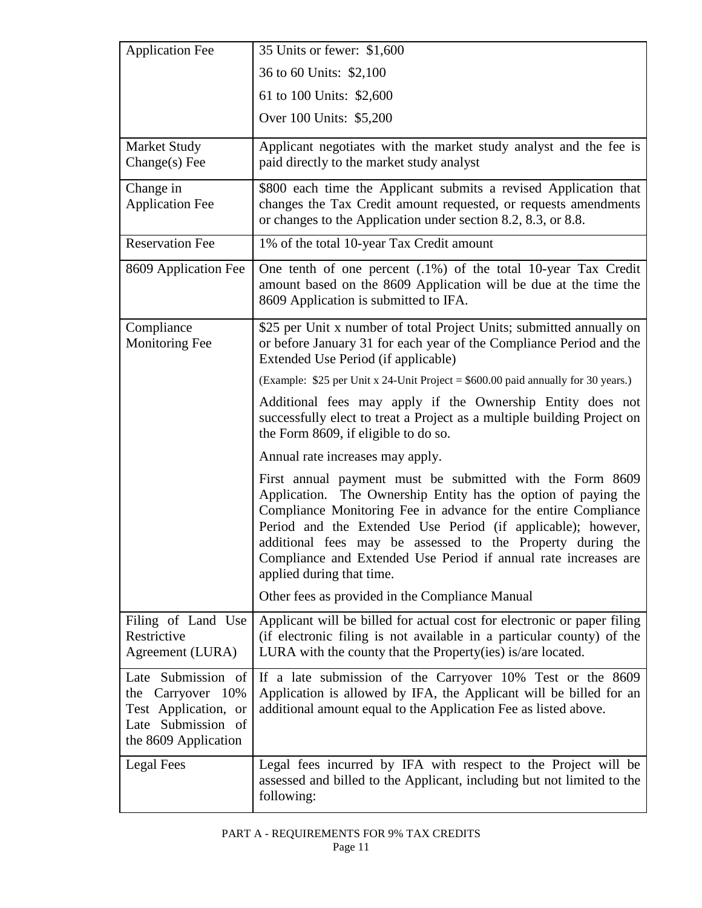| Application Fee | 35 Units or fewer: $1,600<br>36 to 60 Units: $2,100<br>61 to 100 Units: $2,600<br>Over 100 Units: $5,200 |
|---|---|
| Market Study Change(s) Fee | Applicant negotiates with the market study analyst and the fee is paid directly to the market study analyst |
| Change in Application Fee | $800 each time the Applicant submits a revised Application that changes the Tax Credit amount requested, or requests amendments or changes to the Application under section 8.2, 8.3, or 8.8. |
| Reservation Fee | 1% of the total 10-year Tax Credit amount |
| 8609 Application Fee | One tenth of one percent (.1%) of the total 10-year Tax Credit amount based on the 8609 Application will be due at the time the 8609 Application is submitted to IFA. |
| Compliance Monitoring Fee | $25 per Unit x number of total Project Units; submitted annually on or before January 31 for each year of the Compliance Period and the Extended Use Period (if applicable)<br>(Example: $25 per Unit x 24-Unit Project = $600.00 paid annually for 30 years.)<br>Additional fees may apply if the Ownership Entity does not successfully elect to treat a Project as a multiple building Project on the Form 8609, if eligible to do so.<br>Annual rate increases may apply.<br>First annual payment must be submitted with the Form 8609 Application. The Ownership Entity has the option of paying the Compliance Monitoring Fee in advance for the entire Compliance Period and the Extended Use Period (if applicable); however, additional fees may be assessed to the Property during the Compliance and Extended Use Period if annual rate increases are applied during that time.<br>Other fees as provided in the Compliance Manual |
| Filing of Land Use Restrictive Agreement (LURA) | Applicant will be billed for actual cost for electronic or paper filing (if electronic filing is not available in a particular county) of the LURA with the county that the Property(ies) is/are located. |
| Late Submission of the Carryover 10% Test Application, or Late Submission of the 8609 Application | If a late submission of the Carryover 10% Test or the 8609 Application is allowed by IFA, the Applicant will be billed for an additional amount equal to the Application Fee as listed above. |
| Legal Fees | Legal fees incurred by IFA with respect to the Project will be assessed and billed to the Applicant, including but not limited to the following: |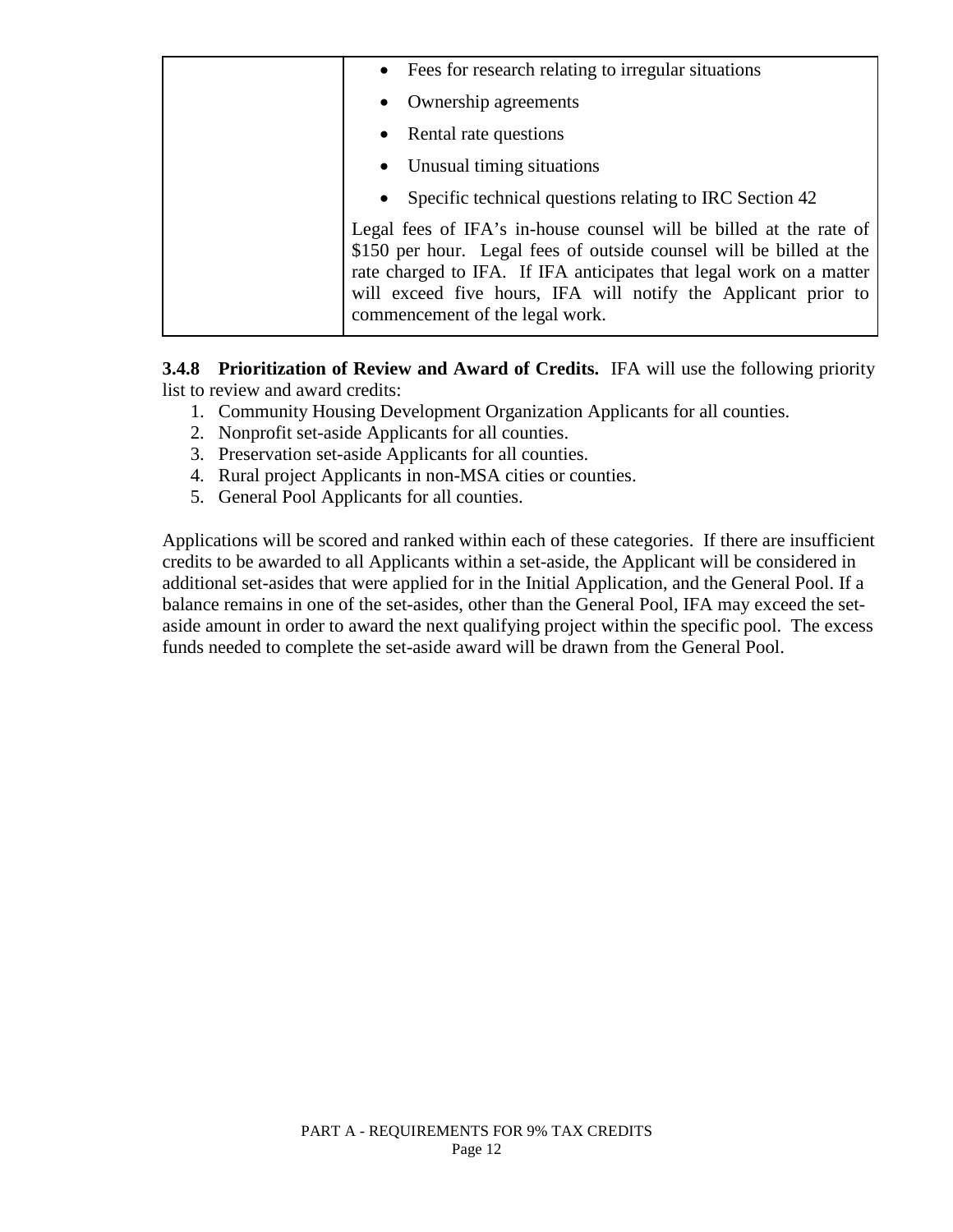| | • Fees for research relating to irregular situations<br>• Ownership agreements<br>• Rental rate questions<br>• Unusual timing situations<br>• Specific technical questions relating to IRC Section 42<br><br>Legal fees of IFA's in-house counsel will be billed at the rate of \$150 per hour. Legal fees of outside counsel will be billed at the rate charged to IFA. If IFA anticipates that legal work on a matter will exceed five hours, IFA will notify the Applicant prior to commencement of the legal work. |
|---|---|

**3.4.8 Prioritization of Review and Award of Credits.** IFA will use the following priority list to review and award credits:

1. Community Housing Development Organization Applicants for all counties.
2. Nonprofit set-aside Applicants for all counties.
3. Preservation set-aside Applicants for all counties.
4. Rural project Applicants in non-MSA cities or counties.
5. General Pool Applicants for all counties.

Applications will be scored and ranked within each of these categories. If there are insufficient credits to be awarded to all Applicants within a set-aside, the Applicant will be considered in additional set-asides that were applied for in the Initial Application, and the General Pool. If a balance remains in one of the set-asides, other than the General Pool, IFA may exceed the set-aside amount in order to award the next qualifying project within the specific pool. The excess funds needed to complete the set-aside award will be drawn from the General Pool.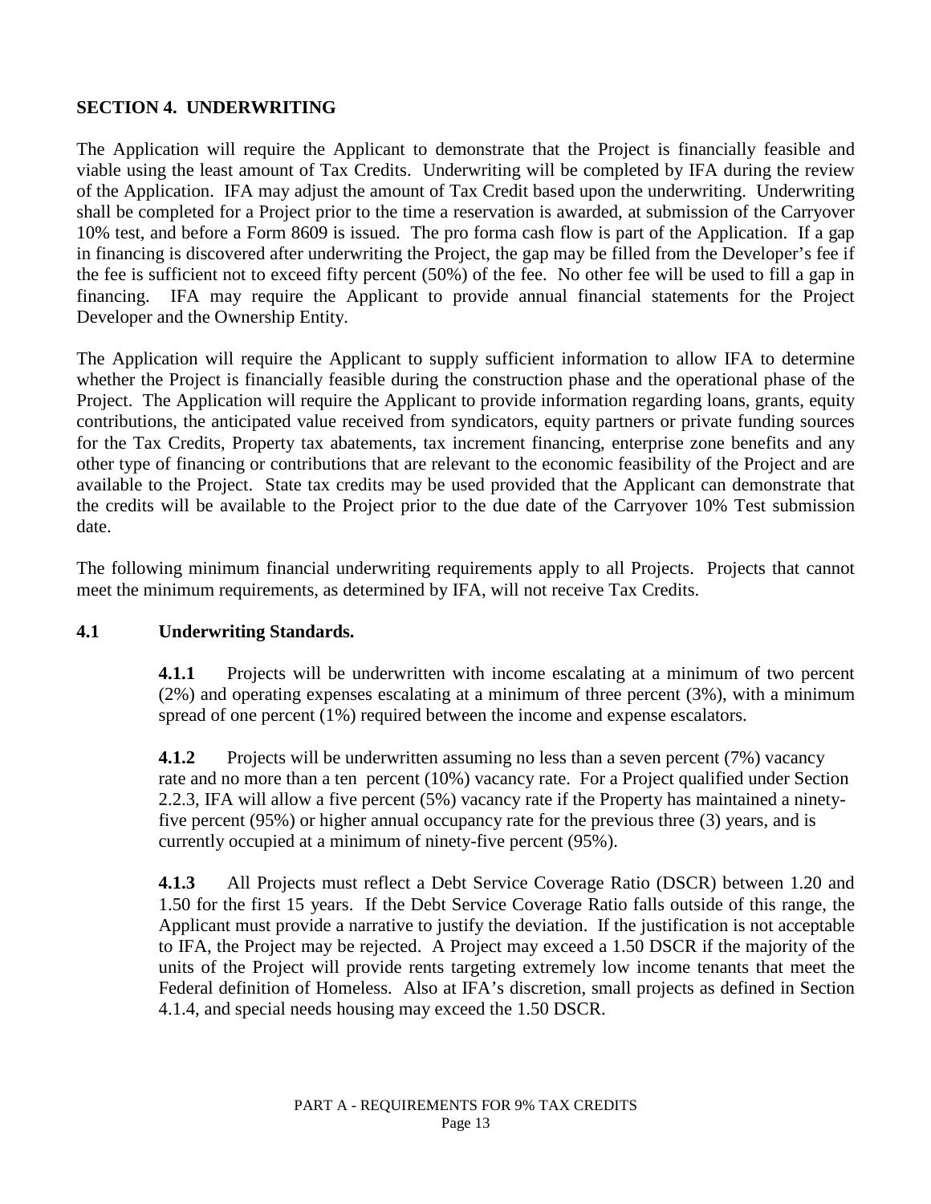## SECTION 4. UNDERWRITING

The Application will require the Applicant to demonstrate that the Project is financially feasible and viable using the least amount of Tax Credits. Underwriting will be completed by IFA during the review of the Application. IFA may adjust the amount of Tax Credit based upon the underwriting. Underwriting shall be completed for a Project prior to the time a reservation is awarded, at submission of the Carryover 10% test, and before a Form 8609 is issued. The pro forma cash flow is part of the Application. If a gap in financing is discovered after underwriting the Project, the gap may be filled from the Developer's fee if the fee is sufficient not to exceed fifty percent (50%) of the fee. No other fee will be used to fill a gap in financing. IFA may require the Applicant to provide annual financial statements for the Project Developer and the Ownership Entity.

The Application will require the Applicant to supply sufficient information to allow IFA to determine whether the Project is financially feasible during the construction phase and the operational phase of the Project. The Application will require the Applicant to provide information regarding loans, grants, equity contributions, the anticipated value received from syndicators, equity partners or private funding sources for the Tax Credits, Property tax abatements, tax increment financing, enterprise zone benefits and any other type of financing or contributions that are relevant to the economic feasibility of the Project and are available to the Project. State tax credits may be used provided that the Applicant can demonstrate that the credits will be available to the Project prior to the due date of the Carryover 10% Test submission date.

The following minimum financial underwriting requirements apply to all Projects. Projects that cannot meet the minimum requirements, as determined by IFA, will not receive Tax Credits.

### 4.1 Underwriting Standards.

**4.1.1** Projects will be underwritten with income escalating at a minimum of two percent (2%) and operating expenses escalating at a minimum of three percent (3%), with a minimum spread of one percent (1%) required between the income and expense escalators.

**4.1.2** Projects will be underwritten assuming no less than a seven percent (7%) vacancy rate and no more than a ten percent (10%) vacancy rate. For a Project qualified under Section 2.2.3, IFA will allow a five percent (5%) vacancy rate if the Property has maintained a ninety-five percent (95%) or higher annual occupancy rate for the previous three (3) years, and is currently occupied at a minimum of ninety-five percent (95%).

**4.1.3** All Projects must reflect a Debt Service Coverage Ratio (DSCR) between 1.20 and 1.50 for the first 15 years. If the Debt Service Coverage Ratio falls outside of this range, the Applicant must provide a narrative to justify the deviation. If the justification is not acceptable to IFA, the Project may be rejected. A Project may exceed a 1.50 DSCR if the majority of the units of the Project will provide rents targeting extremely low income tenants that meet the Federal definition of Homeless. Also at IFA's discretion, small projects as defined in Section 4.1.4, and special needs housing may exceed the 1.50 DSCR.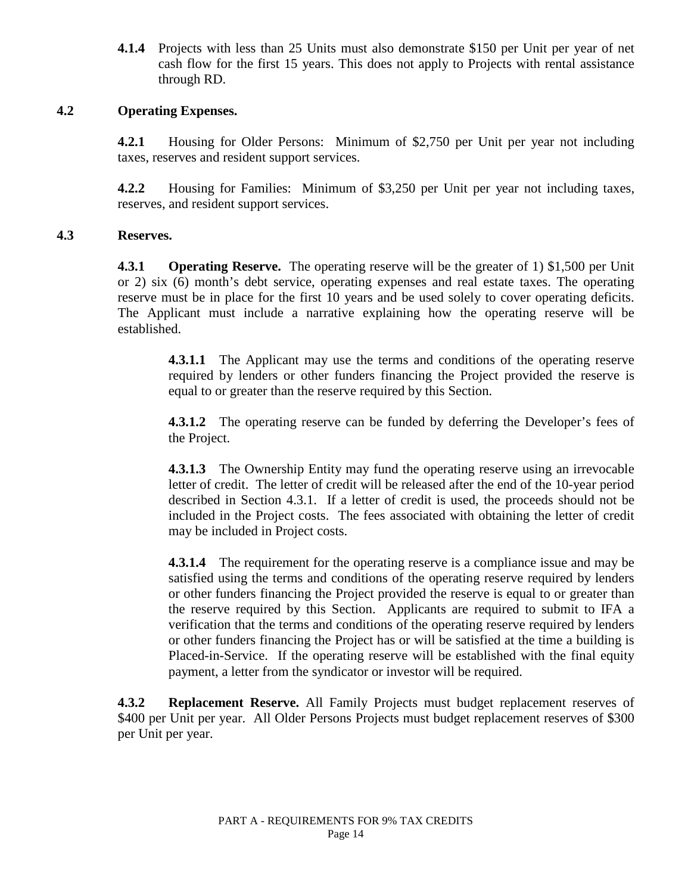**4.1.4** Projects with less than 25 Units must also demonstrate $150 per Unit per year of net cash flow for the first 15 years. This does not apply to Projects with rental assistance through RD.

### 4.2 Operating Expenses.

**4.2.1** Housing for Older Persons: Minimum of $2,750 per Unit per year not including taxes, reserves and resident support services.

**4.2.2** Housing for Families: Minimum of $3,250 per Unit per year not including taxes, reserves, and resident support services.

### 4.3 Reserves.

**4.3.1 Operating Reserve.** The operating reserve will be the greater of 1) $1,500 per Unit or 2) six (6) month's debt service, operating expenses and real estate taxes. The operating reserve must be in place for the first 10 years and be used solely to cover operating deficits. The Applicant must include a narrative explaining how the operating reserve will be established.

**4.3.1.1** The Applicant may use the terms and conditions of the operating reserve required by lenders or other funders financing the Project provided the reserve is equal to or greater than the reserve required by this Section.

**4.3.1.2** The operating reserve can be funded by deferring the Developer's fees of the Project.

**4.3.1.3** The Ownership Entity may fund the operating reserve using an irrevocable letter of credit. The letter of credit will be released after the end of the 10-year period described in Section 4.3.1. If a letter of credit is used, the proceeds should not be included in the Project costs. The fees associated with obtaining the letter of credit may be included in Project costs.

**4.3.1.4** The requirement for the operating reserve is a compliance issue and may be satisfied using the terms and conditions of the operating reserve required by lenders or other funders financing the Project provided the reserve is equal to or greater than the reserve required by this Section. Applicants are required to submit to IFA a verification that the terms and conditions of the operating reserve required by lenders or other funders financing the Project has or will be satisfied at the time a building is Placed-in-Service. If the operating reserve will be established with the final equity payment, a letter from the syndicator or investor will be required.

**4.3.2 Replacement Reserve.** All Family Projects must budget replacement reserves of $400 per Unit per year. All Older Persons Projects must budget replacement reserves of $300 per Unit per year.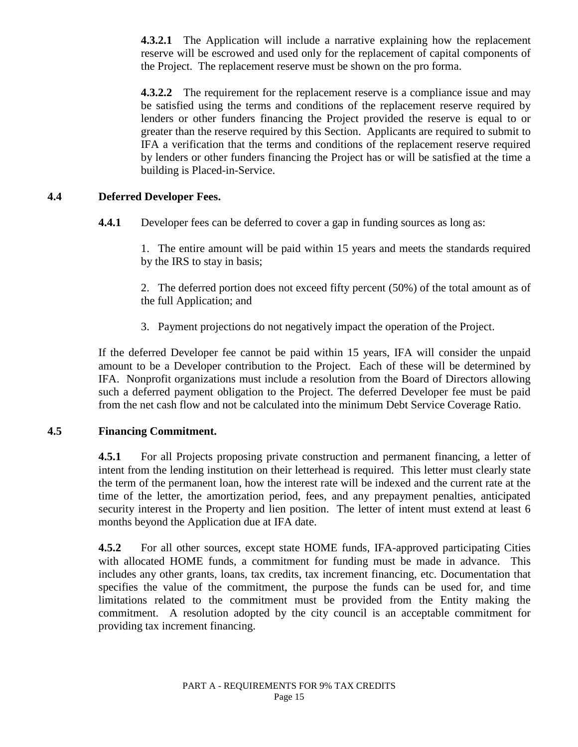**4.3.2.1** The Application will include a narrative explaining how the replacement reserve will be escrowed and used only for the replacement of capital components of the Project. The replacement reserve must be shown on the pro forma.

**4.3.2.2** The requirement for the replacement reserve is a compliance issue and may be satisfied using the terms and conditions of the replacement reserve required by lenders or other funders financing the Project provided the reserve is equal to or greater than the reserve required by this Section. Applicants are required to submit to IFA a verification that the terms and conditions of the replacement reserve required by lenders or other funders financing the Project has or will be satisfied at the time a building is Placed-in-Service.

### 4.4 Deferred Developer Fees.

**4.4.1** Developer fees can be deferred to cover a gap in funding sources as long as:

1. The entire amount will be paid within 15 years and meets the standards required by the IRS to stay in basis;

2. The deferred portion does not exceed fifty percent (50%) of the total amount as of the full Application; and

3. Payment projections do not negatively impact the operation of the Project.

If the deferred Developer fee cannot be paid within 15 years, IFA will consider the unpaid amount to be a Developer contribution to the Project. Each of these will be determined by IFA. Nonprofit organizations must include a resolution from the Board of Directors allowing such a deferred payment obligation to the Project. The deferred Developer fee must be paid from the net cash flow and not be calculated into the minimum Debt Service Coverage Ratio.

### 4.5 Financing Commitment.

**4.5.1** For all Projects proposing private construction and permanent financing, a letter of intent from the lending institution on their letterhead is required. This letter must clearly state the term of the permanent loan, how the interest rate will be indexed and the current rate at the time of the letter, the amortization period, fees, and any prepayment penalties, anticipated security interest in the Property and lien position. The letter of intent must extend at least 6 months beyond the Application due at IFA date.

**4.5.2** For all other sources, except state HOME funds, IFA-approved participating Cities with allocated HOME funds, a commitment for funding must be made in advance. This includes any other grants, loans, tax credits, tax increment financing, etc. Documentation that specifies the value of the commitment, the purpose the funds can be used for, and time limitations related to the commitment must be provided from the Entity making the commitment. A resolution adopted by the city council is an acceptable commitment for providing tax increment financing.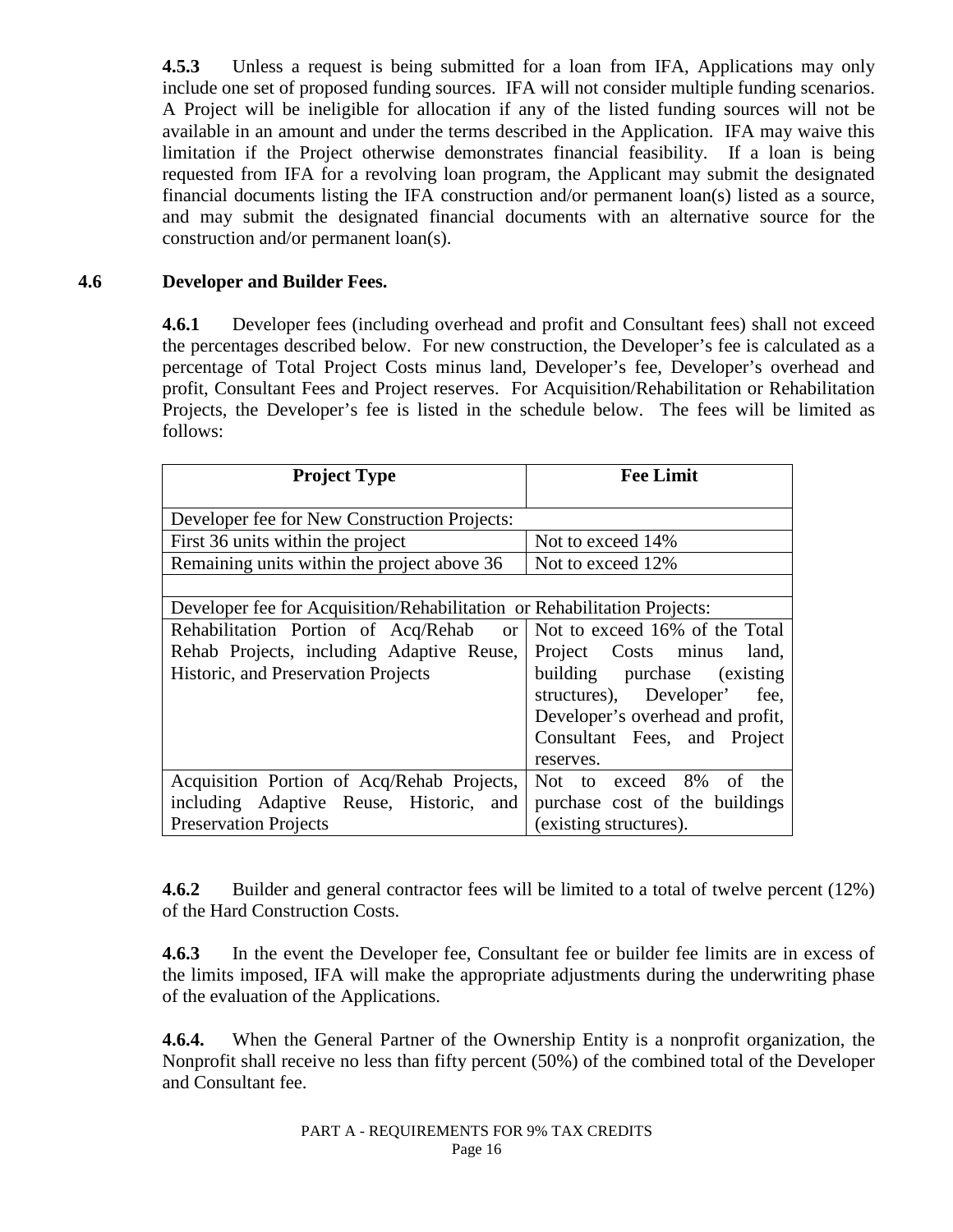**4.5.3** Unless a request is being submitted for a loan from IFA, Applications may only include one set of proposed funding sources. IFA will not consider multiple funding scenarios. A Project will be ineligible for allocation if any of the listed funding sources will not be available in an amount and under the terms described in the Application. IFA may waive this limitation if the Project otherwise demonstrates financial feasibility. If a loan is being requested from IFA for a revolving loan program, the Applicant may submit the designated financial documents listing the IFA construction and/or permanent loan(s) listed as a source, and may submit the designated financial documents with an alternative source for the construction and/or permanent loan(s).

### 4.6 Developer and Builder Fees.

**4.6.1** Developer fees (including overhead and profit and Consultant fees) shall not exceed the percentages described below. For new construction, the Developer's fee is calculated as a percentage of Total Project Costs minus land, Developer's fee, Developer's overhead and profit, Consultant Fees and Project reserves. For Acquisition/Rehabilitation or Rehabilitation Projects, the Developer's fee is listed in the schedule below. The fees will be limited as follows:

| Project Type | Fee Limit |
|---|---|
| Developer fee for New Construction Projects: | |
| First 36 units within the project | Not to exceed 14% |
| Remaining units within the project above 36 | Not to exceed 12% |
| | |
| Developer fee for Acquisition/Rehabilitation or Rehabilitation Projects: | |
| Rehabilitation Portion of Acq/Rehab or Rehab Projects, including Adaptive Reuse, Historic, and Preservation Projects | Not to exceed 16% of the Total Project Costs minus land, building purchase (existing structures), Developer' fee, Developer's overhead and profit, Consultant Fees, and Project reserves. |
| Acquisition Portion of Acq/Rehab Projects, including Adaptive Reuse, Historic, and Preservation Projects | Not to exceed 8% of the purchase cost of the buildings (existing structures). |

**4.6.2** Builder and general contractor fees will be limited to a total of twelve percent (12%) of the Hard Construction Costs.

**4.6.3** In the event the Developer fee, Consultant fee or builder fee limits are in excess of the limits imposed, IFA will make the appropriate adjustments during the underwriting phase of the evaluation of the Applications.

**4.6.4.** When the General Partner of the Ownership Entity is a nonprofit organization, the Nonprofit shall receive no less than fifty percent (50%) of the combined total of the Developer and Consultant fee.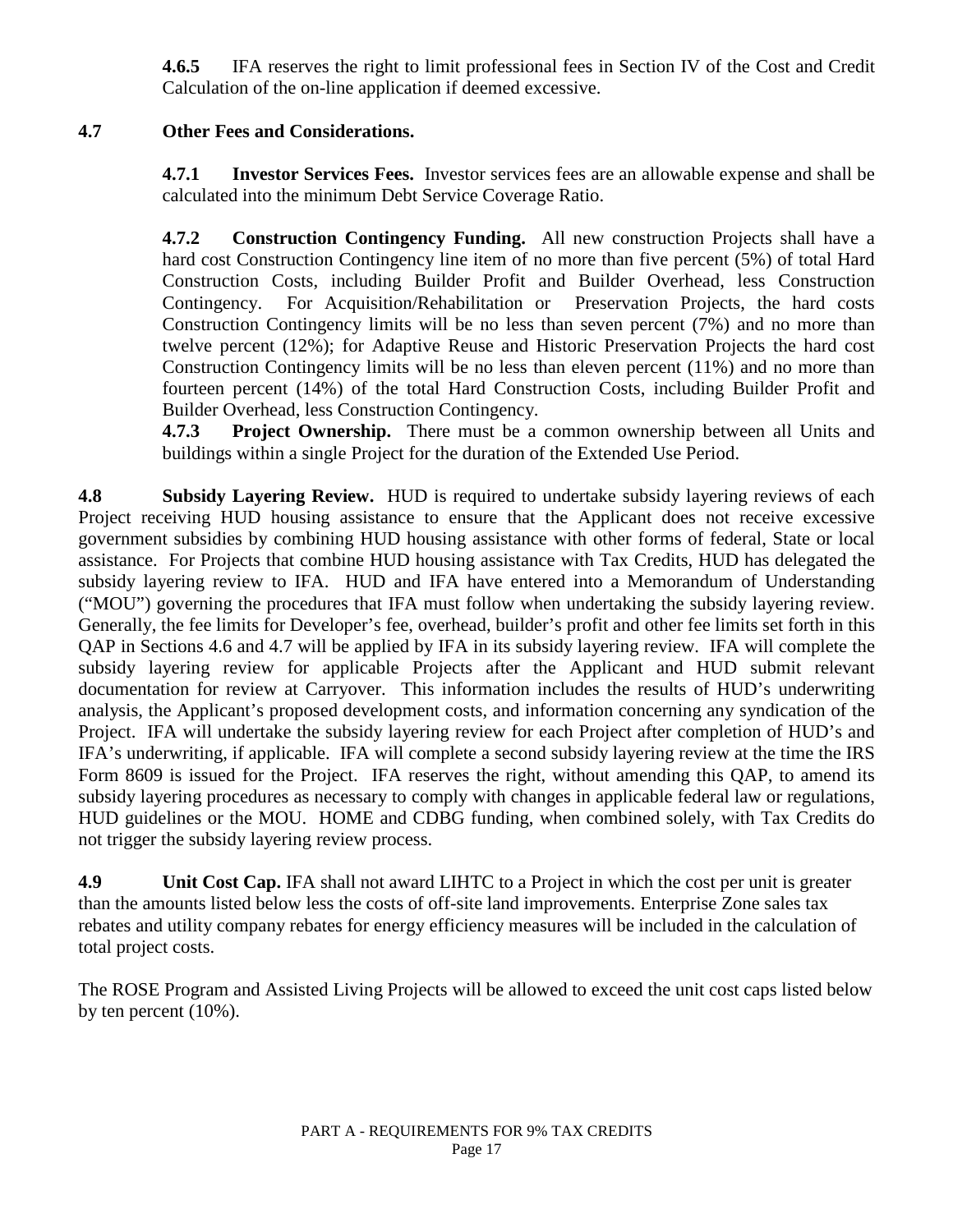**4.6.5** IFA reserves the right to limit professional fees in Section IV of the Cost and Credit Calculation of the on-line application if deemed excessive.

**4.7 Other Fees and Considerations.**

**4.7.1 Investor Services Fees.** Investor services fees are an allowable expense and shall be calculated into the minimum Debt Service Coverage Ratio.

**4.7.2 Construction Contingency Funding.** All new construction Projects shall have a hard cost Construction Contingency line item of no more than five percent (5%) of total Hard Construction Costs, including Builder Profit and Builder Overhead, less Construction Contingency. For Acquisition/Rehabilitation or Preservation Projects, the hard costs Construction Contingency limits will be no less than seven percent (7%) and no more than twelve percent (12%); for Adaptive Reuse and Historic Preservation Projects the hard cost Construction Contingency limits will be no less than eleven percent (11%) and no more than fourteen percent (14%) of the total Hard Construction Costs, including Builder Profit and Builder Overhead, less Construction Contingency.

**4.7.3 Project Ownership.** There must be a common ownership between all Units and buildings within a single Project for the duration of the Extended Use Period.

**4.8 Subsidy Layering Review.** HUD is required to undertake subsidy layering reviews of each Project receiving HUD housing assistance to ensure that the Applicant does not receive excessive government subsidies by combining HUD housing assistance with other forms of federal, State or local assistance. For Projects that combine HUD housing assistance with Tax Credits, HUD has delegated the subsidy layering review to IFA. HUD and IFA have entered into a Memorandum of Understanding ("MOU") governing the procedures that IFA must follow when undertaking the subsidy layering review. Generally, the fee limits for Developer's fee, overhead, builder's profit and other fee limits set forth in this QAP in Sections 4.6 and 4.7 will be applied by IFA in its subsidy layering review. IFA will complete the subsidy layering review for applicable Projects after the Applicant and HUD submit relevant documentation for review at Carryover. This information includes the results of HUD's underwriting analysis, the Applicant's proposed development costs, and information concerning any syndication of the Project. IFA will undertake the subsidy layering review for each Project after completion of HUD's and IFA's underwriting, if applicable. IFA will complete a second subsidy layering review at the time the IRS Form 8609 is issued for the Project. IFA reserves the right, without amending this QAP, to amend its subsidy layering procedures as necessary to comply with changes in applicable federal law or regulations, HUD guidelines or the MOU. HOME and CDBG funding, when combined solely, with Tax Credits do not trigger the subsidy layering review process.

**4.9 Unit Cost Cap.** IFA shall not award LIHTC to a Project in which the cost per unit is greater than the amounts listed below less the costs of off-site land improvements. Enterprise Zone sales tax rebates and utility company rebates for energy efficiency measures will be included in the calculation of total project costs.

The ROSE Program and Assisted Living Projects will be allowed to exceed the unit cost caps listed below by ten percent (10%).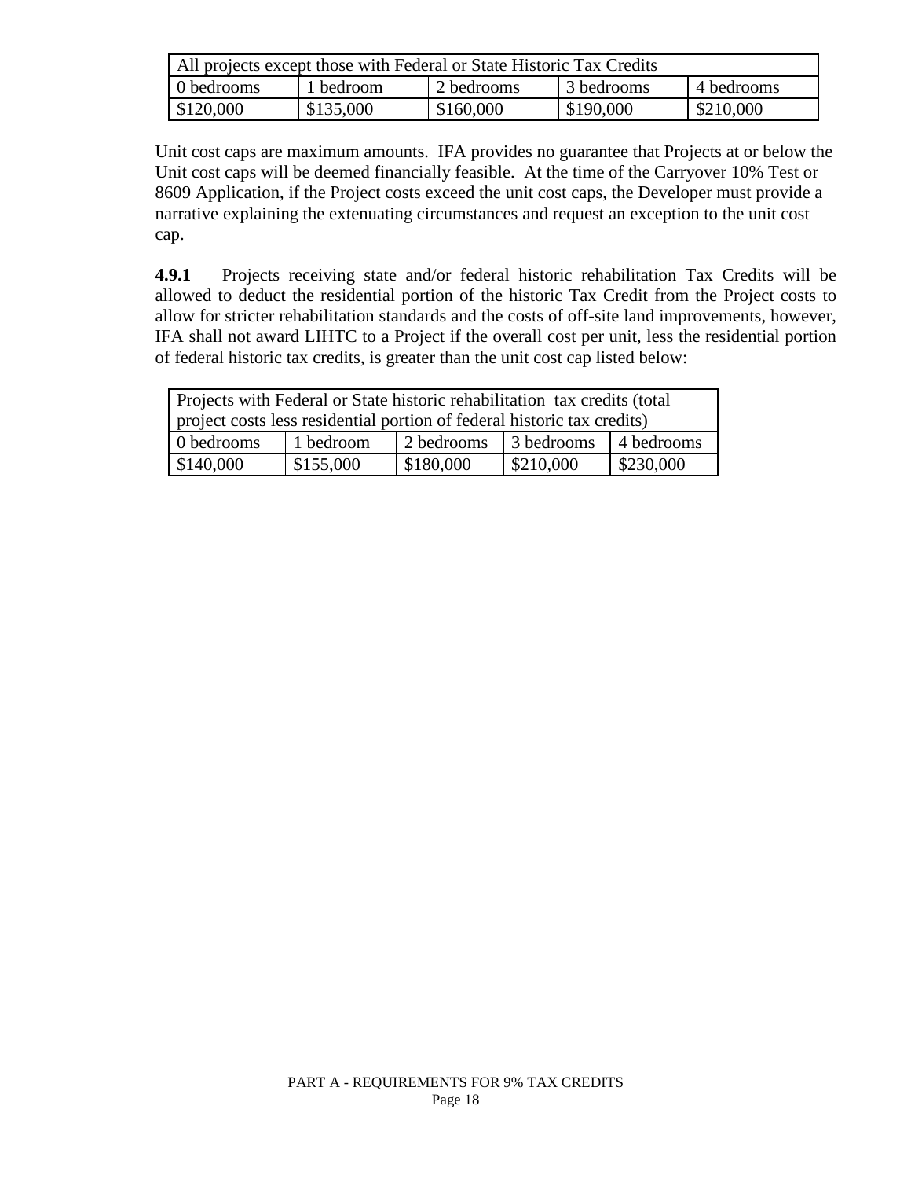| All projects except those with Federal or State Historic Tax Credits | | | | |
|---|---|---|---|---|
| 0 bedrooms | 1 bedroom | 2 bedrooms | 3 bedrooms | 4 bedrooms |
| $120,000 | $135,000 | $160,000 | $190,000 | $210,000 |

Unit cost caps are maximum amounts. IFA provides no guarantee that Projects at or below the Unit cost caps will be deemed financially feasible. At the time of the Carryover 10% Test or 8609 Application, if the Project costs exceed the unit cost caps, the Developer must provide a narrative explaining the extenuating circumstances and request an exception to the unit cost cap.

**4.9.1** Projects receiving state and/or federal historic rehabilitation Tax Credits will be allowed to deduct the residential portion of the historic Tax Credit from the Project costs to allow for stricter rehabilitation standards and the costs of off-site land improvements, however, IFA shall not award LIHTC to a Project if the overall cost per unit, less the residential portion of federal historic tax credits, is greater than the unit cost cap listed below:

| Projects with Federal or State historic rehabilitation tax credits (total project costs less residential portion of federal historic tax credits) | | | | |
|---|---|---|---|---|
| 0 bedrooms | 1 bedroom | 2 bedrooms | 3 bedrooms | 4 bedrooms |
| $140,000 | $155,000 | $180,000 | $210,000 | $230,000 |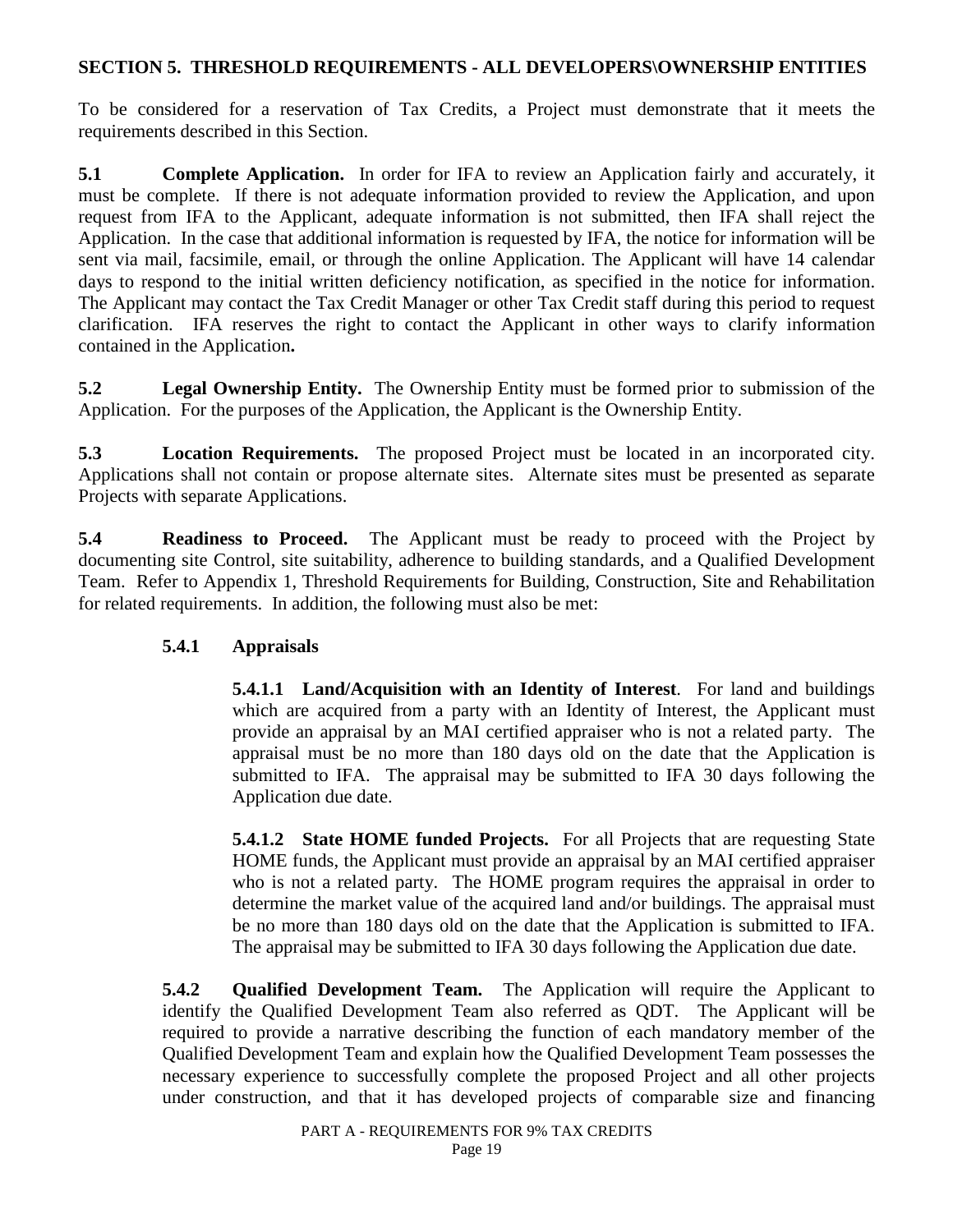## SECTION 5. THRESHOLD REQUIREMENTS - ALL DEVELOPERS\OWNERSHIP ENTITIES

To be considered for a reservation of Tax Credits, a Project must demonstrate that it meets the requirements described in this Section.

**5.1 Complete Application.** In order for IFA to review an Application fairly and accurately, it must be complete. If there is not adequate information provided to review the Application, and upon request from IFA to the Applicant, adequate information is not submitted, then IFA shall reject the Application. In the case that additional information is requested by IFA, the notice for information will be sent via mail, facsimile, email, or through the online Application. The Applicant will have 14 calendar days to respond to the initial written deficiency notification, as specified in the notice for information. The Applicant may contact the Tax Credit Manager or other Tax Credit staff during this period to request clarification. IFA reserves the right to contact the Applicant in other ways to clarify information contained in the Application**.**

**5.2 Legal Ownership Entity.** The Ownership Entity must be formed prior to submission of the Application. For the purposes of the Application, the Applicant is the Ownership Entity.

**5.3 Location Requirements.** The proposed Project must be located in an incorporated city. Applications shall not contain or propose alternate sites. Alternate sites must be presented as separate Projects with separate Applications.

**5.4 Readiness to Proceed.** The Applicant must be ready to proceed with the Project by documenting site Control, site suitability, adherence to building standards, and a Qualified Development Team. Refer to Appendix 1, Threshold Requirements for Building, Construction, Site and Rehabilitation for related requirements. In addition, the following must also be met:

**5.4.1 Appraisals**

**5.4.1.1 Land/Acquisition with an Identity of Interest**. For land and buildings which are acquired from a party with an Identity of Interest, the Applicant must provide an appraisal by an MAI certified appraiser who is not a related party. The appraisal must be no more than 180 days old on the date that the Application is submitted to IFA. The appraisal may be submitted to IFA 30 days following the Application due date.

**5.4.1.2 State HOME funded Projects.** For all Projects that are requesting State HOME funds, the Applicant must provide an appraisal by an MAI certified appraiser who is not a related party. The HOME program requires the appraisal in order to determine the market value of the acquired land and/or buildings. The appraisal must be no more than 180 days old on the date that the Application is submitted to IFA. The appraisal may be submitted to IFA 30 days following the Application due date.

**5.4.2 Qualified Development Team.** The Application will require the Applicant to identify the Qualified Development Team also referred as QDT. The Applicant will be required to provide a narrative describing the function of each mandatory member of the Qualified Development Team and explain how the Qualified Development Team possesses the necessary experience to successfully complete the proposed Project and all other projects under construction, and that it has developed projects of comparable size and financing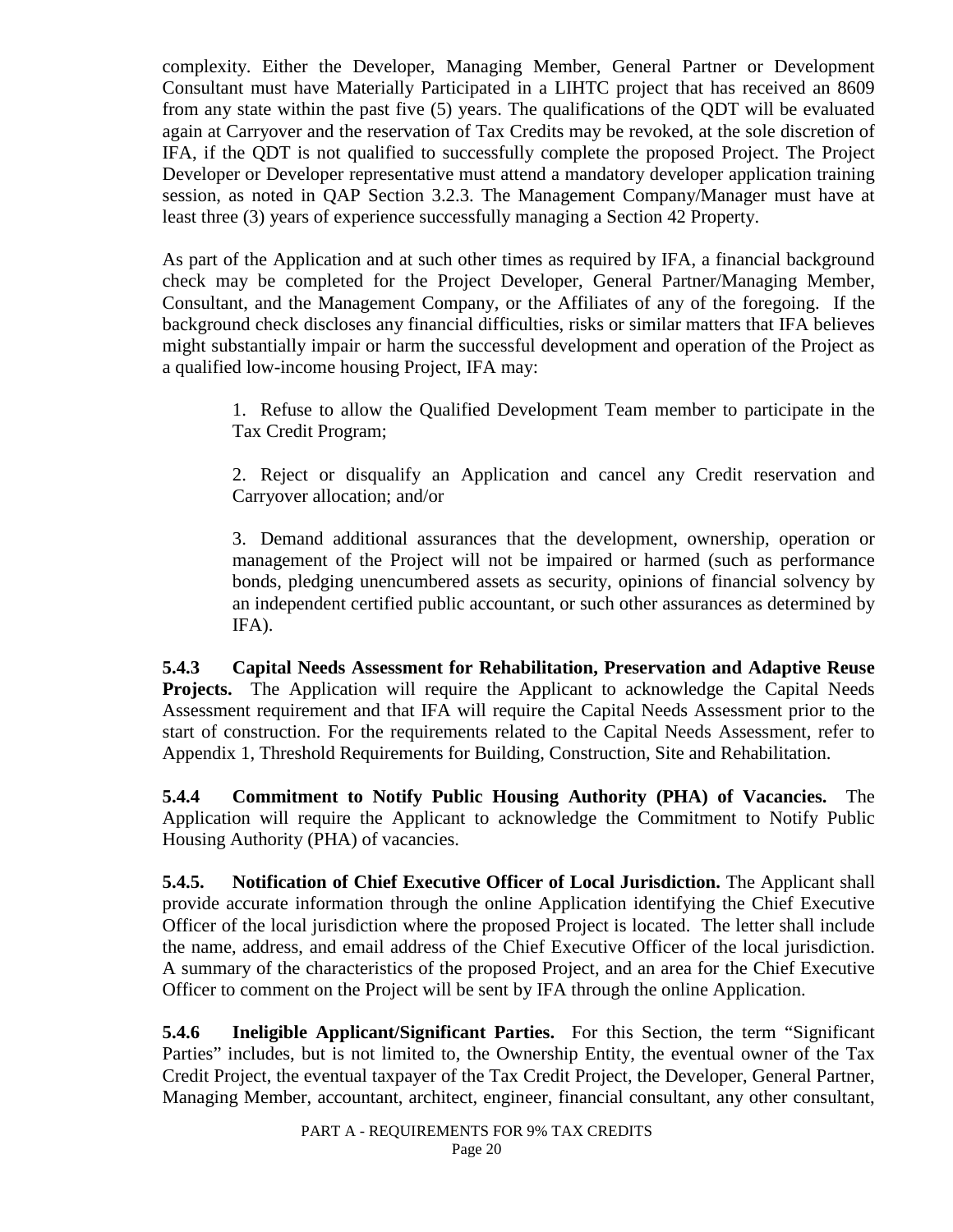complexity. Either the Developer, Managing Member, General Partner or Development Consultant must have Materially Participated in a LIHTC project that has received an 8609 from any state within the past five (5) years. The qualifications of the QDT will be evaluated again at Carryover and the reservation of Tax Credits may be revoked, at the sole discretion of IFA, if the QDT is not qualified to successfully complete the proposed Project. The Project Developer or Developer representative must attend a mandatory developer application training session, as noted in QAP Section 3.2.3. The Management Company/Manager must have at least three (3) years of experience successfully managing a Section 42 Property.

As part of the Application and at such other times as required by IFA, a financial background check may be completed for the Project Developer, General Partner/Managing Member, Consultant, and the Management Company, or the Affiliates of any of the foregoing. If the background check discloses any financial difficulties, risks or similar matters that IFA believes might substantially impair or harm the successful development and operation of the Project as a qualified low-income housing Project, IFA may:

> 1. Refuse to allow the Qualified Development Team member to participate in the Tax Credit Program;
>
> 2. Reject or disqualify an Application and cancel any Credit reservation and Carryover allocation; and/or
>
> 3. Demand additional assurances that the development, ownership, operation or management of the Project will not be impaired or harmed (such as performance bonds, pledging unencumbered assets as security, opinions of financial solvency by an independent certified public accountant, or such other assurances as determined by IFA).

**5.4.3 Capital Needs Assessment for Rehabilitation, Preservation and Adaptive Reuse Projects.** The Application will require the Applicant to acknowledge the Capital Needs Assessment requirement and that IFA will require the Capital Needs Assessment prior to the start of construction. For the requirements related to the Capital Needs Assessment, refer to Appendix 1, Threshold Requirements for Building, Construction, Site and Rehabilitation.

**5.4.4 Commitment to Notify Public Housing Authority (PHA) of Vacancies.** The Application will require the Applicant to acknowledge the Commitment to Notify Public Housing Authority (PHA) of vacancies.

**5.4.5. Notification of Chief Executive Officer of Local Jurisdiction.** The Applicant shall provide accurate information through the online Application identifying the Chief Executive Officer of the local jurisdiction where the proposed Project is located. The letter shall include the name, address, and email address of the Chief Executive Officer of the local jurisdiction. A summary of the characteristics of the proposed Project, and an area for the Chief Executive Officer to comment on the Project will be sent by IFA through the online Application.

**5.4.6 Ineligible Applicant/Significant Parties.** For this Section, the term "Significant Parties" includes, but is not limited to, the Ownership Entity, the eventual owner of the Tax Credit Project, the eventual taxpayer of the Tax Credit Project, the Developer, General Partner, Managing Member, accountant, architect, engineer, financial consultant, any other consultant,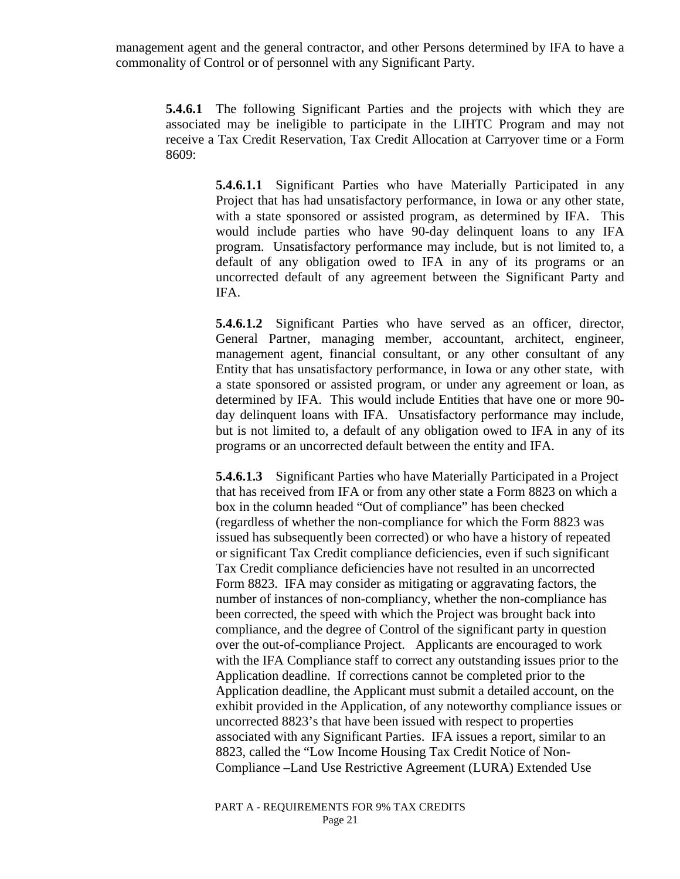management agent and the general contractor, and other Persons determined by IFA to have a commonality of Control or of personnel with any Significant Party.

**5.4.6.1** The following Significant Parties and the projects with which they are associated may be ineligible to participate in the LIHTC Program and may not receive a Tax Credit Reservation, Tax Credit Allocation at Carryover time or a Form 8609:

**5.4.6.1.1** Significant Parties who have Materially Participated in any Project that has had unsatisfactory performance, in Iowa or any other state, with a state sponsored or assisted program, as determined by IFA. This would include parties who have 90-day delinquent loans to any IFA program. Unsatisfactory performance may include, but is not limited to, a default of any obligation owed to IFA in any of its programs or an uncorrected default of any agreement between the Significant Party and IFA.

**5.4.6.1.2** Significant Parties who have served as an officer, director, General Partner, managing member, accountant, architect, engineer, management agent, financial consultant, or any other consultant of any Entity that has unsatisfactory performance, in Iowa or any other state, with a state sponsored or assisted program, or under any agreement or loan, as determined by IFA. This would include Entities that have one or more 90-day delinquent loans with IFA. Unsatisfactory performance may include, but is not limited to, a default of any obligation owed to IFA in any of its programs or an uncorrected default between the entity and IFA.

**5.4.6.1.3** Significant Parties who have Materially Participated in a Project that has received from IFA or from any other state a Form 8823 on which a box in the column headed "Out of compliance" has been checked (regardless of whether the non-compliance for which the Form 8823 was issued has subsequently been corrected) or who have a history of repeated or significant Tax Credit compliance deficiencies, even if such significant Tax Credit compliance deficiencies have not resulted in an uncorrected Form 8823. IFA may consider as mitigating or aggravating factors, the number of instances of non-compliancy, whether the non-compliance has been corrected, the speed with which the Project was brought back into compliance, and the degree of Control of the significant party in question over the out-of-compliance Project. Applicants are encouraged to work with the IFA Compliance staff to correct any outstanding issues prior to the Application deadline. If corrections cannot be completed prior to the Application deadline, the Applicant must submit a detailed account, on the exhibit provided in the Application, of any noteworthy compliance issues or uncorrected 8823's that have been issued with respect to properties associated with any Significant Parties. IFA issues a report, similar to an 8823, called the "Low Income Housing Tax Credit Notice of Non-Compliance –Land Use Restrictive Agreement (LURA) Extended Use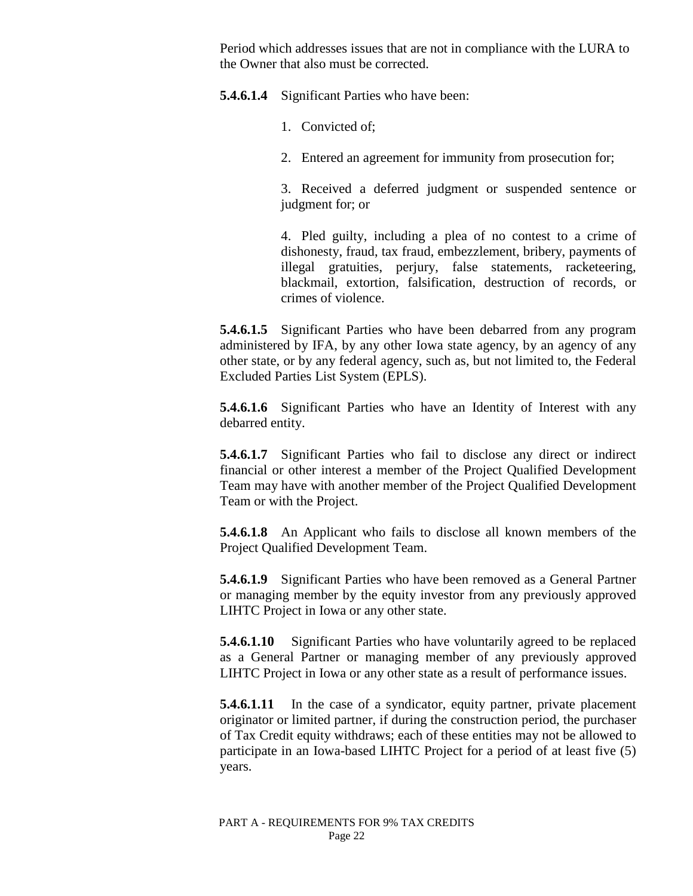Period which addresses issues that are not in compliance with the LURA to the Owner that also must be corrected.

**5.4.6.1.4** Significant Parties who have been:

1. Convicted of;

2. Entered an agreement for immunity from prosecution for;

3. Received a deferred judgment or suspended sentence or judgment for; or

4. Pled guilty, including a plea of no contest to a crime of dishonesty, fraud, tax fraud, embezzlement, bribery, payments of illegal gratuities, perjury, false statements, racketeering, blackmail, extortion, falsification, destruction of records, or crimes of violence.

**5.4.6.1.5** Significant Parties who have been debarred from any program administered by IFA, by any other Iowa state agency, by an agency of any other state, or by any federal agency, such as, but not limited to, the Federal Excluded Parties List System (EPLS).

**5.4.6.1.6** Significant Parties who have an Identity of Interest with any debarred entity.

**5.4.6.1.7** Significant Parties who fail to disclose any direct or indirect financial or other interest a member of the Project Qualified Development Team may have with another member of the Project Qualified Development Team or with the Project.

**5.4.6.1.8** An Applicant who fails to disclose all known members of the Project Qualified Development Team.

**5.4.6.1.9** Significant Parties who have been removed as a General Partner or managing member by the equity investor from any previously approved LIHTC Project in Iowa or any other state.

**5.4.6.1.10** Significant Parties who have voluntarily agreed to be replaced as a General Partner or managing member of any previously approved LIHTC Project in Iowa or any other state as a result of performance issues.

**5.4.6.1.11** In the case of a syndicator, equity partner, private placement originator or limited partner, if during the construction period, the purchaser of Tax Credit equity withdraws; each of these entities may not be allowed to participate in an Iowa-based LIHTC Project for a period of at least five (5) years.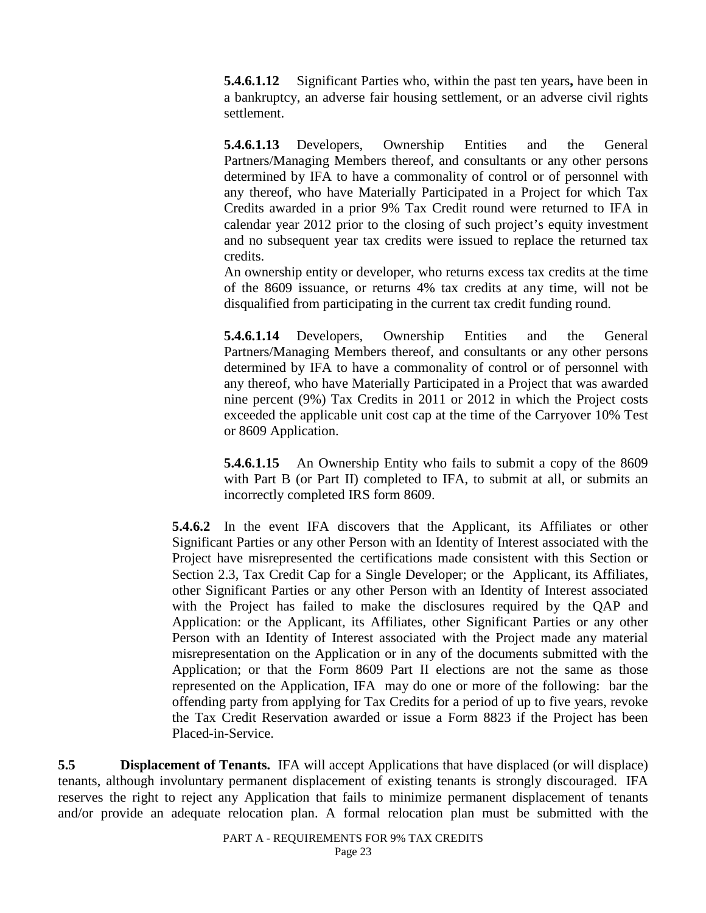**5.4.6.1.12** Significant Parties who, within the past ten years**,** have been in a bankruptcy, an adverse fair housing settlement, or an adverse civil rights settlement.

**5.4.6.1.13** Developers, Ownership Entities and the General Partners/Managing Members thereof, and consultants or any other persons determined by IFA to have a commonality of control or of personnel with any thereof, who have Materially Participated in a Project for which Tax Credits awarded in a prior 9% Tax Credit round were returned to IFA in calendar year 2012 prior to the closing of such project's equity investment and no subsequent year tax credits were issued to replace the returned tax credits.

An ownership entity or developer, who returns excess tax credits at the time of the 8609 issuance, or returns 4% tax credits at any time, will not be disqualified from participating in the current tax credit funding round.

**5.4.6.1.14** Developers, Ownership Entities and the General Partners/Managing Members thereof, and consultants or any other persons determined by IFA to have a commonality of control or of personnel with any thereof, who have Materially Participated in a Project that was awarded nine percent (9%) Tax Credits in 2011 or 2012 in which the Project costs exceeded the applicable unit cost cap at the time of the Carryover 10% Test or 8609 Application.

**5.4.6.1.15** An Ownership Entity who fails to submit a copy of the 8609 with Part B (or Part II) completed to IFA, to submit at all, or submits an incorrectly completed IRS form 8609.

**5.4.6.2** In the event IFA discovers that the Applicant, its Affiliates or other Significant Parties or any other Person with an Identity of Interest associated with the Project have misrepresented the certifications made consistent with this Section or Section 2.3, Tax Credit Cap for a Single Developer; or the Applicant, its Affiliates, other Significant Parties or any other Person with an Identity of Interest associated with the Project has failed to make the disclosures required by the QAP and Application: or the Applicant, its Affiliates, other Significant Parties or any other Person with an Identity of Interest associated with the Project made any material misrepresentation on the Application or in any of the documents submitted with the Application; or that the Form 8609 Part II elections are not the same as those represented on the Application, IFA may do one or more of the following: bar the offending party from applying for Tax Credits for a period of up to five years, revoke the Tax Credit Reservation awarded or issue a Form 8823 if the Project has been Placed-in-Service.

**5.5 Displacement of Tenants.** IFA will accept Applications that have displaced (or will displace) tenants, although involuntary permanent displacement of existing tenants is strongly discouraged. IFA reserves the right to reject any Application that fails to minimize permanent displacement of tenants and/or provide an adequate relocation plan. A formal relocation plan must be submitted with the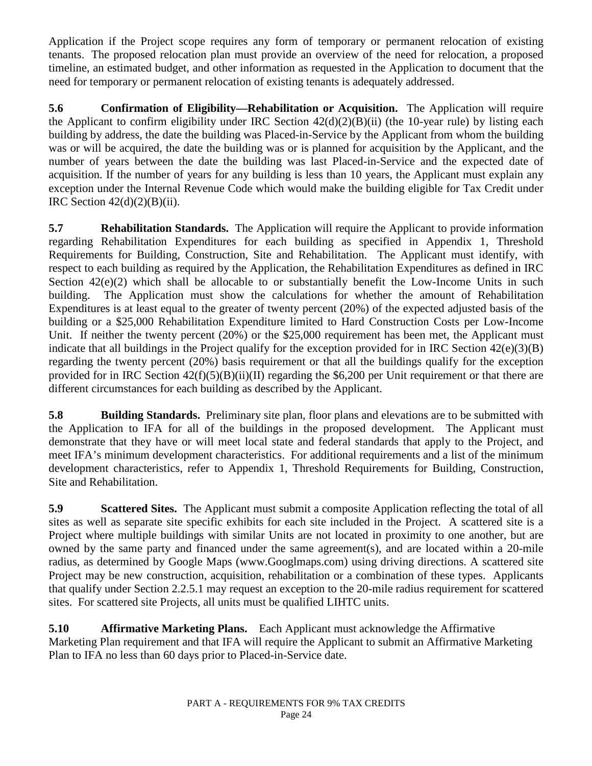Application if the Project scope requires any form of temporary or permanent relocation of existing tenants. The proposed relocation plan must provide an overview of the need for relocation, a proposed timeline, an estimated budget, and other information as requested in the Application to document that the need for temporary or permanent relocation of existing tenants is adequately addressed.

**5.6 Confirmation of Eligibility—Rehabilitation or Acquisition.** The Application will require the Applicant to confirm eligibility under IRC Section 42(d)(2)(B)(ii) (the 10-year rule) by listing each building by address, the date the building was Placed-in-Service by the Applicant from whom the building was or will be acquired, the date the building was or is planned for acquisition by the Applicant, and the number of years between the date the building was last Placed-in-Service and the expected date of acquisition. If the number of years for any building is less than 10 years, the Applicant must explain any exception under the Internal Revenue Code which would make the building eligible for Tax Credit under IRC Section 42(d)(2)(B)(ii).

**5.7 Rehabilitation Standards.** The Application will require the Applicant to provide information regarding Rehabilitation Expenditures for each building as specified in Appendix 1, Threshold Requirements for Building, Construction, Site and Rehabilitation. The Applicant must identify, with respect to each building as required by the Application, the Rehabilitation Expenditures as defined in IRC Section 42(e)(2) which shall be allocable to or substantially benefit the Low-Income Units in such building. The Application must show the calculations for whether the amount of Rehabilitation Expenditures is at least equal to the greater of twenty percent (20%) of the expected adjusted basis of the building or a $25,000 Rehabilitation Expenditure limited to Hard Construction Costs per Low-Income Unit. If neither the twenty percent (20%) or the $25,000 requirement has been met, the Applicant must indicate that all buildings in the Project qualify for the exception provided for in IRC Section 42(e)(3)(B) regarding the twenty percent (20%) basis requirement or that all the buildings qualify for the exception provided for in IRC Section 42(f)(5)(B)(ii)(II) regarding the $6,200 per Unit requirement or that there are different circumstances for each building as described by the Applicant.

**5.8 Building Standards.** Preliminary site plan, floor plans and elevations are to be submitted with the Application to IFA for all of the buildings in the proposed development. The Applicant must demonstrate that they have or will meet local state and federal standards that apply to the Project, and meet IFA's minimum development characteristics. For additional requirements and a list of the minimum development characteristics, refer to Appendix 1, Threshold Requirements for Building, Construction, Site and Rehabilitation.

**5.9 Scattered Sites.** The Applicant must submit a composite Application reflecting the total of all sites as well as separate site specific exhibits for each site included in the Project. A scattered site is a Project where multiple buildings with similar Units are not located in proximity to one another, but are owned by the same party and financed under the same agreement(s), and are located within a 20-mile radius, as determined by Google Maps (www.Googlmaps.com) using driving directions. A scattered site Project may be new construction, acquisition, rehabilitation or a combination of these types. Applicants that qualify under Section 2.2.5.1 may request an exception to the 20-mile radius requirement for scattered sites. For scattered site Projects, all units must be qualified LIHTC units.

**5.10 Affirmative Marketing Plans.** Each Applicant must acknowledge the Affirmative Marketing Plan requirement and that IFA will require the Applicant to submit an Affirmative Marketing Plan to IFA no less than 60 days prior to Placed-in-Service date.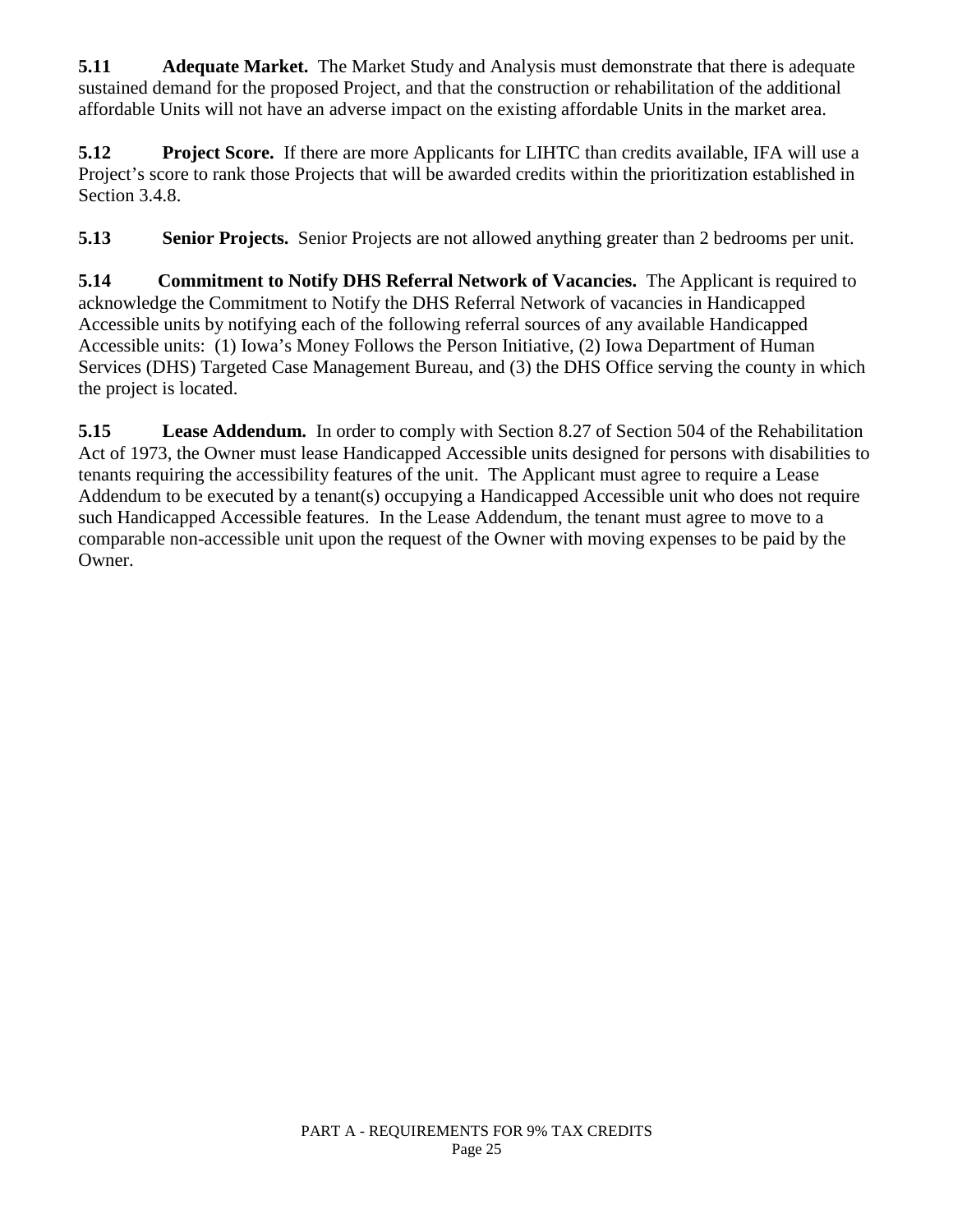**5.11 Adequate Market.** The Market Study and Analysis must demonstrate that there is adequate sustained demand for the proposed Project, and that the construction or rehabilitation of the additional affordable Units will not have an adverse impact on the existing affordable Units in the market area.

**5.12 Project Score.** If there are more Applicants for LIHTC than credits available, IFA will use a Project's score to rank those Projects that will be awarded credits within the prioritization established in Section 3.4.8.

**5.13 Senior Projects.** Senior Projects are not allowed anything greater than 2 bedrooms per unit.

**5.14 Commitment to Notify DHS Referral Network of Vacancies.** The Applicant is required to acknowledge the Commitment to Notify the DHS Referral Network of vacancies in Handicapped Accessible units by notifying each of the following referral sources of any available Handicapped Accessible units: (1) Iowa's Money Follows the Person Initiative, (2) Iowa Department of Human Services (DHS) Targeted Case Management Bureau, and (3) the DHS Office serving the county in which the project is located.

**5.15 Lease Addendum.** In order to comply with Section 8.27 of Section 504 of the Rehabilitation Act of 1973, the Owner must lease Handicapped Accessible units designed for persons with disabilities to tenants requiring the accessibility features of the unit. The Applicant must agree to require a Lease Addendum to be executed by a tenant(s) occupying a Handicapped Accessible unit who does not require such Handicapped Accessible features. In the Lease Addendum, the tenant must agree to move to a comparable non-accessible unit upon the request of the Owner with moving expenses to be paid by the Owner.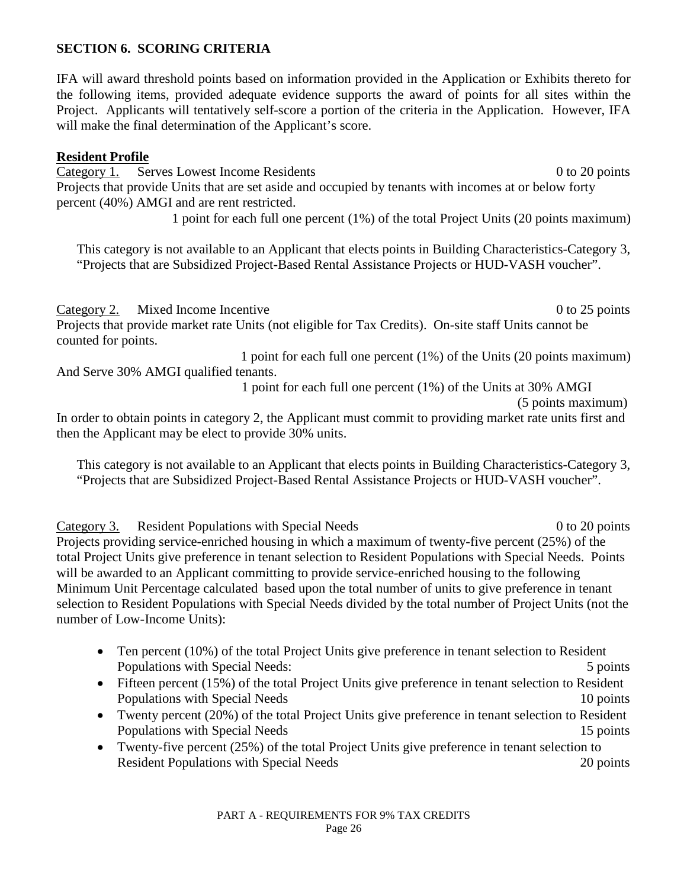## SECTION 6. SCORING CRITERIA

IFA will award threshold points based on information provided in the Application or Exhibits thereto for the following items, provided adequate evidence supports the award of points for all sites within the Project. Applicants will tentatively self-score a portion of the criteria in the Application. However, IFA will make the final determination of the Applicant's score.

### Resident Profile

Category 1. Serves Lowest Income Residents — 0 to 20 points

Projects that provide Units that are set aside and occupied by tenants with incomes at or below forty percent (40%) AMGI and are rent restricted.

1 point for each full one percent (1%) of the total Project Units (20 points maximum)

This category is not available to an Applicant that elects points in Building Characteristics-Category 3, "Projects that are Subsidized Project-Based Rental Assistance Projects or HUD-VASH voucher".

Category 2. Mixed Income Incentive — 0 to 25 points

Projects that provide market rate Units (not eligible for Tax Credits). On-site staff Units cannot be counted for points.

1 point for each full one percent (1%) of the Units (20 points maximum)

And Serve 30% AMGI qualified tenants.

1 point for each full one percent (1%) of the Units at 30% AMGI (5 points maximum)

In order to obtain points in category 2, the Applicant must commit to providing market rate units first and then the Applicant may be elect to provide 30% units.

This category is not available to an Applicant that elects points in Building Characteristics-Category 3, "Projects that are Subsidized Project-Based Rental Assistance Projects or HUD-VASH voucher".

Category 3. Resident Populations with Special Needs — 0 to 20 points

Projects providing service-enriched housing in which a maximum of twenty-five percent (25%) of the total Project Units give preference in tenant selection to Resident Populations with Special Needs. Points will be awarded to an Applicant committing to provide service-enriched housing to the following Minimum Unit Percentage calculated based upon the total number of units to give preference in tenant selection to Resident Populations with Special Needs divided by the total number of Project Units (not the number of Low-Income Units):

- Ten percent (10%) of the total Project Units give preference in tenant selection to Resident Populations with Special Needs: — 5 points
- Fifteen percent (15%) of the total Project Units give preference in tenant selection to Resident Populations with Special Needs — 10 points
- Twenty percent (20%) of the total Project Units give preference in tenant selection to Resident Populations with Special Needs — 15 points
- Twenty-five percent (25%) of the total Project Units give preference in tenant selection to Resident Populations with Special Needs — 20 points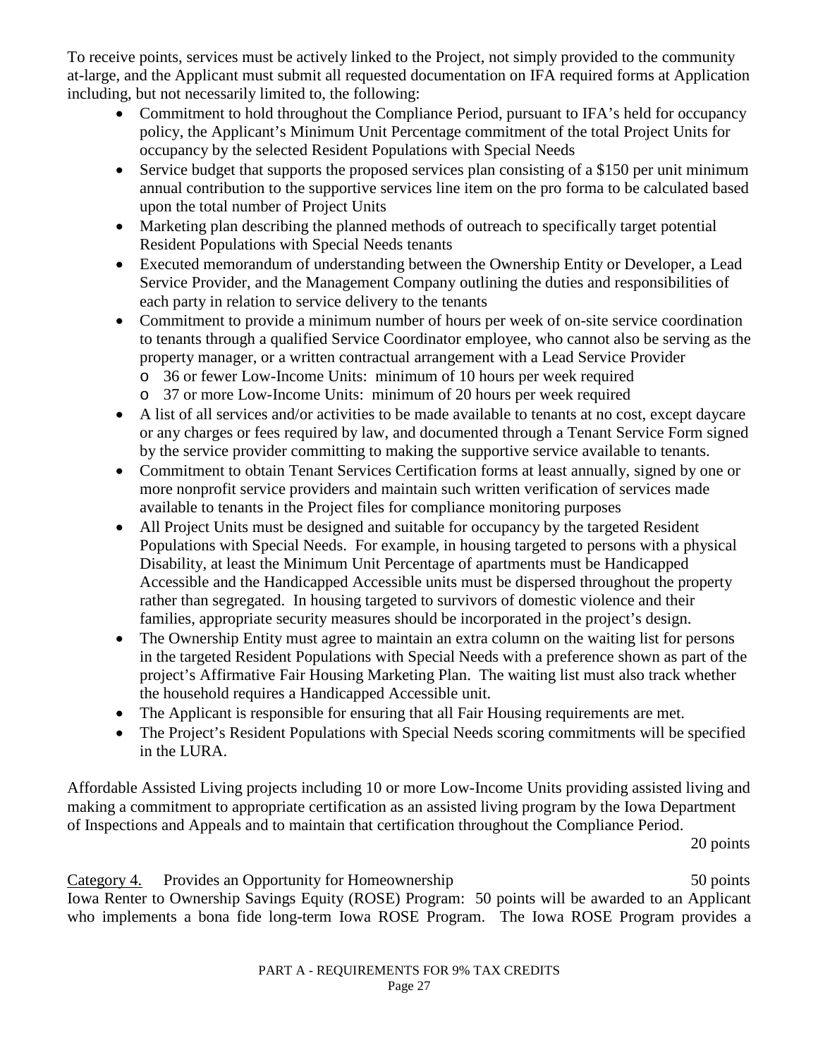To receive points, services must be actively linked to the Project, not simply provided to the community at-large, and the Applicant must submit all requested documentation on IFA required forms at Application including, but not necessarily limited to, the following:

- Commitment to hold throughout the Compliance Period, pursuant to IFA's held for occupancy policy, the Applicant's Minimum Unit Percentage commitment of the total Project Units for occupancy by the selected Resident Populations with Special Needs
- Service budget that supports the proposed services plan consisting of a $150 per unit minimum annual contribution to the supportive services line item on the pro forma to be calculated based upon the total number of Project Units
- Marketing plan describing the planned methods of outreach to specifically target potential Resident Populations with Special Needs tenants
- Executed memorandum of understanding between the Ownership Entity or Developer, a Lead Service Provider, and the Management Company outlining the duties and responsibilities of each party in relation to service delivery to the tenants
- Commitment to provide a minimum number of hours per week of on-site service coordination to tenants through a qualified Service Coordinator employee, who cannot also be serving as the property manager, or a written contractual arrangement with a Lead Service Provider
  - 36 or fewer Low-Income Units: minimum of 10 hours per week required
  - 37 or more Low-Income Units: minimum of 20 hours per week required
- A list of all services and/or activities to be made available to tenants at no cost, except daycare or any charges or fees required by law, and documented through a Tenant Service Form signed by the service provider committing to making the supportive service available to tenants.
- Commitment to obtain Tenant Services Certification forms at least annually, signed by one or more nonprofit service providers and maintain such written verification of services made available to tenants in the Project files for compliance monitoring purposes
- All Project Units must be designed and suitable for occupancy by the targeted Resident Populations with Special Needs. For example, in housing targeted to persons with a physical Disability, at least the Minimum Unit Percentage of apartments must be Handicapped Accessible and the Handicapped Accessible units must be dispersed throughout the property rather than segregated. In housing targeted to survivors of domestic violence and their families, appropriate security measures should be incorporated in the project's design.
- The Ownership Entity must agree to maintain an extra column on the waiting list for persons in the targeted Resident Populations with Special Needs with a preference shown as part of the project's Affirmative Fair Housing Marketing Plan. The waiting list must also track whether the household requires a Handicapped Accessible unit.
- The Applicant is responsible for ensuring that all Fair Housing requirements are met.
- The Project's Resident Populations with Special Needs scoring commitments will be specified in the LURA.

Affordable Assisted Living projects including 10 or more Low-Income Units providing assisted living and making a commitment to appropriate certification as an assisted living program by the Iowa Department of Inspections and Appeals and to maintain that certification throughout the Compliance Period.

20 points

Category 4. Provides an Opportunity for Homeownership 50 points

Iowa Renter to Ownership Savings Equity (ROSE) Program: 50 points will be awarded to an Applicant who implements a bona fide long-term Iowa ROSE Program. The Iowa ROSE Program provides a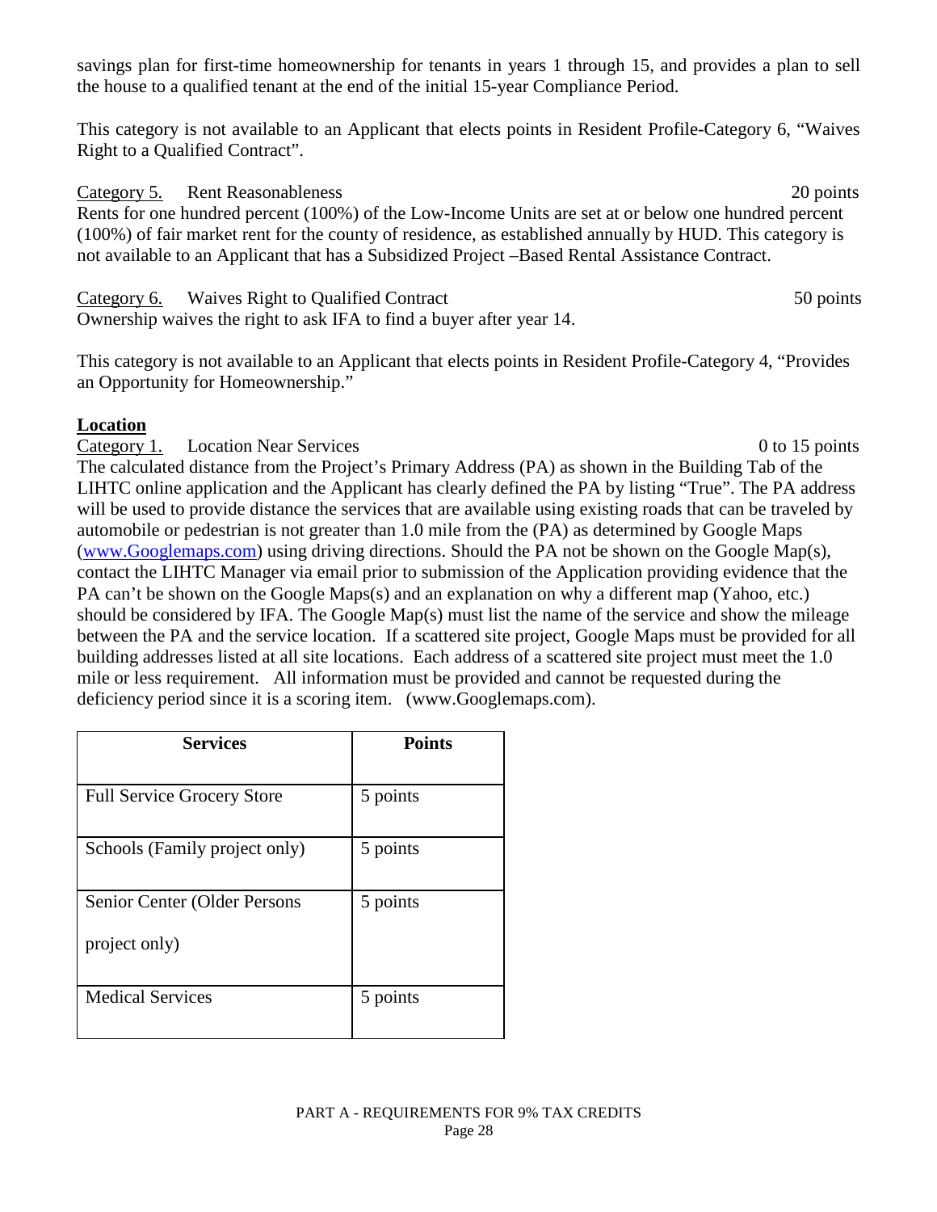savings plan for first-time homeownership for tenants in years 1 through 15, and provides a plan to sell the house to a qualified tenant at the end of the initial 15-year Compliance Period.

This category is not available to an Applicant that elects points in Resident Profile-Category 6, "Waives Right to a Qualified Contract".

Category 5. Rent Reasonableness 20 points

Rents for one hundred percent (100%) of the Low-Income Units are set at or below one hundred percent (100%) of fair market rent for the county of residence, as established annually by HUD. This category is not available to an Applicant that has a Subsidized Project –Based Rental Assistance Contract.

Category 6. Waives Right to Qualified Contract 50 points

Ownership waives the right to ask IFA to find a buyer after year 14.

This category is not available to an Applicant that elects points in Resident Profile-Category 4, "Provides an Opportunity for Homeownership."

**Location**

Category 1. Location Near Services 0 to 15 points

The calculated distance from the Project's Primary Address (PA) as shown in the Building Tab of the LIHTC online application and the Applicant has clearly defined the PA by listing "True". The PA address will be used to provide distance the services that are available using existing roads that can be traveled by automobile or pedestrian is not greater than 1.0 mile from the (PA) as determined by Google Maps (www.Googlemaps.com) using driving directions. Should the PA not be shown on the Google Map(s), contact the LIHTC Manager via email prior to submission of the Application providing evidence that the PA can't be shown on the Google Maps(s) and an explanation on why a different map (Yahoo, etc.) should be considered by IFA. The Google Map(s) must list the name of the service and show the mileage between the PA and the service location. If a scattered site project, Google Maps must be provided for all building addresses listed at all site locations. Each address of a scattered site project must meet the 1.0 mile or less requirement. All information must be provided and cannot be requested during the deficiency period since it is a scoring item. (www.Googlemaps.com).

| Services | Points |
|---|---|
| Full Service Grocery Store | 5 points |
| Schools (Family project only) | 5 points |
| Senior Center (Older Persons project only) | 5 points |
| Medical Services | 5 points |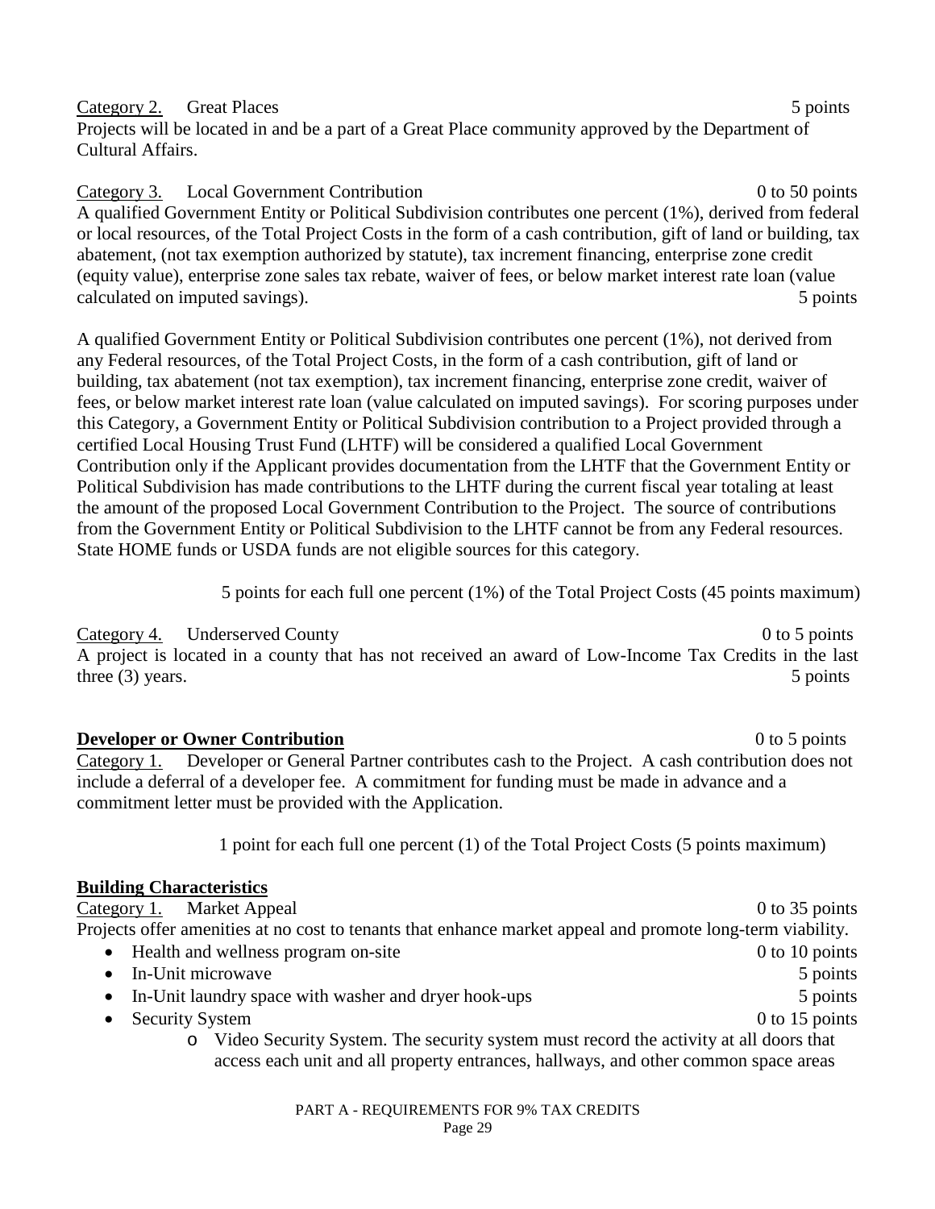Category 2. Great Places 5 points

Projects will be located in and be a part of a Great Place community approved by the Department of Cultural Affairs.

Category 3. Local Government Contribution 0 to 50 points

A qualified Government Entity or Political Subdivision contributes one percent (1%), derived from federal or local resources, of the Total Project Costs in the form of a cash contribution, gift of land or building, tax abatement, (not tax exemption authorized by statute), tax increment financing, enterprise zone credit (equity value), enterprise zone sales tax rebate, waiver of fees, or below market interest rate loan (value calculated on imputed savings). 5 points

A qualified Government Entity or Political Subdivision contributes one percent (1%), not derived from any Federal resources, of the Total Project Costs, in the form of a cash contribution, gift of land or building, tax abatement (not tax exemption), tax increment financing, enterprise zone credit, waiver of fees, or below market interest rate loan (value calculated on imputed savings). For scoring purposes under this Category, a Government Entity or Political Subdivision contribution to a Project provided through a certified Local Housing Trust Fund (LHTF) will be considered a qualified Local Government Contribution only if the Applicant provides documentation from the LHTF that the Government Entity or Political Subdivision has made contributions to the LHTF during the current fiscal year totaling at least the amount of the proposed Local Government Contribution to the Project. The source of contributions from the Government Entity or Political Subdivision to the LHTF cannot be from any Federal resources. State HOME funds or USDA funds are not eligible sources for this category.

5 points for each full one percent (1%) of the Total Project Costs (45 points maximum)

Category 4. Underserved County 0 to 5 points

A project is located in a county that has not received an award of Low-Income Tax Credits in the last three (3) years. 5 points

**Developer or Owner Contribution** 0 to 5 points

Category 1. Developer or General Partner contributes cash to the Project. A cash contribution does not include a deferral of a developer fee. A commitment for funding must be made in advance and a commitment letter must be provided with the Application.

1 point for each full one percent (1) of the Total Project Costs (5 points maximum)

**Building Characteristics**

Category 1. Market Appeal 0 to 35 points

Projects offer amenities at no cost to tenants that enhance market appeal and promote long-term viability.

- Health and wellness program on-site 0 to 10 points
- In-Unit microwave 5 points
- In-Unit laundry space with washer and dryer hook-ups 5 points
- Security System 0 to 15 points
  - Video Security System. The security system must record the activity at all doors that access each unit and all property entrances, hallways, and other common space areas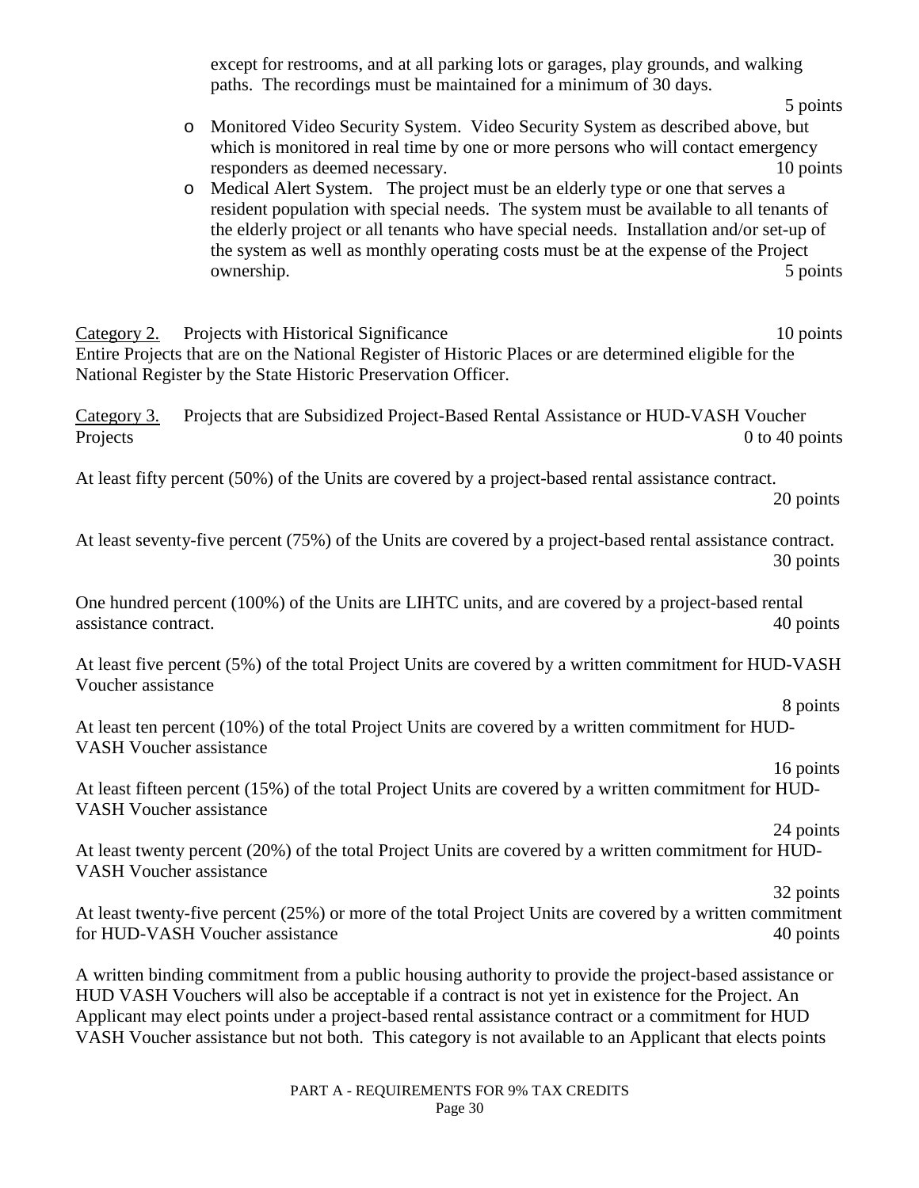except for restrooms, and at all parking lots or garages, play grounds, and walking paths. The recordings must be maintained for a minimum of 30 days. 5 points

- Monitored Video Security System. Video Security System as described above, but which is monitored in real time by one or more persons who will contact emergency responders as deemed necessary. 10 points
- Medical Alert System. The project must be an elderly type or one that serves a resident population with special needs. The system must be available to all tenants of the elderly project or all tenants who have special needs. Installation and/or set-up of the system as well as monthly operating costs must be at the expense of the Project ownership. 5 points

<u>Category 2.</u> Projects with Historical Significance 10 points

Entire Projects that are on the National Register of Historic Places or are determined eligible for the National Register by the State Historic Preservation Officer.

<u>Category 3.</u> Projects that are Subsidized Project-Based Rental Assistance or HUD-VASH Voucher Projects 0 to 40 points

At least fifty percent (50%) of the Units are covered by a project-based rental assistance contract. 20 points

At least seventy-five percent (75%) of the Units are covered by a project-based rental assistance contract. 30 points

One hundred percent (100%) of the Units are LIHTC units, and are covered by a project-based rental assistance contract. 40 points

At least five percent (5%) of the total Project Units are covered by a written commitment for HUD-VASH Voucher assistance 8 points

At least ten percent (10%) of the total Project Units are covered by a written commitment for HUD-VASH Voucher assistance 16 points

At least fifteen percent (15%) of the total Project Units are covered by a written commitment for HUD-VASH Voucher assistance 24 points

At least twenty percent (20%) of the total Project Units are covered by a written commitment for HUD-VASH Voucher assistance 32 points

At least twenty-five percent (25%) or more of the total Project Units are covered by a written commitment for HUD-VASH Voucher assistance 40 points

A written binding commitment from a public housing authority to provide the project-based assistance or HUD VASH Vouchers will also be acceptable if a contract is not yet in existence for the Project. An Applicant may elect points under a project-based rental assistance contract or a commitment for HUD VASH Voucher assistance but not both. This category is not available to an Applicant that elects points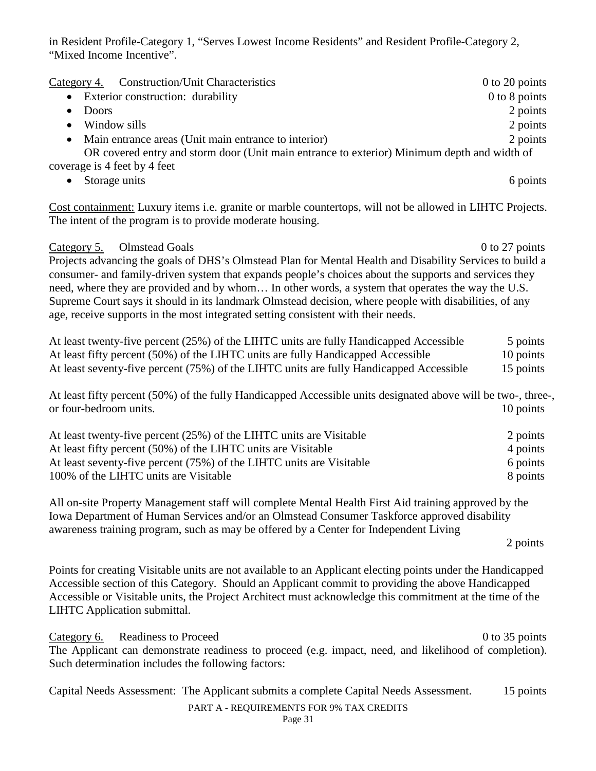in Resident Profile-Category 1, "Serves Lowest Income Residents" and Resident Profile-Category 2, "Mixed Income Incentive".

Category 4. Construction/Unit Characteristics 0 to 20 points

- Exterior construction: durability 0 to 8 points
- Doors 2 points
- Window sills 2 points
- Main entrance areas (Unit main entrance to interior) 2 points

  OR covered entry and storm door (Unit main entrance to exterior) Minimum depth and width of coverage is 4 feet by 4 feet
- Storage units 6 points

Cost containment: Luxury items i.e. granite or marble countertops, will not be allowed in LIHTC Projects. The intent of the program is to provide moderate housing.

Category 5. Olmstead Goals 0 to 27 points

Projects advancing the goals of DHS's Olmstead Plan for Mental Health and Disability Services to build a consumer- and family-driven system that expands people's choices about the supports and services they need, where they are provided and by whom… In other words, a system that operates the way the U.S. Supreme Court says it should in its landmark Olmstead decision, where people with disabilities, of any age, receive supports in the most integrated setting consistent with their needs.

At least twenty-five percent (25%) of the LIHTC units are fully Handicapped Accessible 5 points
At least fifty percent (50%) of the LIHTC units are fully Handicapped Accessible 10 points
At least seventy-five percent (75%) of the LIHTC units are fully Handicapped Accessible 15 points

At least fifty percent (50%) of the fully Handicapped Accessible units designated above will be two-, three-, or four-bedroom units. 10 points

At least twenty-five percent (25%) of the LIHTC units are Visitable 2 points
At least fifty percent (50%) of the LIHTC units are Visitable 4 points
At least seventy-five percent (75%) of the LIHTC units are Visitable 6 points
100% of the LIHTC units are Visitable 8 points

All on-site Property Management staff will complete Mental Health First Aid training approved by the Iowa Department of Human Services and/or an Olmstead Consumer Taskforce approved disability awareness training program, such as may be offered by a Center for Independent Living
2 points

Points for creating Visitable units are not available to an Applicant electing points under the Handicapped Accessible section of this Category. Should an Applicant commit to providing the above Handicapped Accessible or Visitable units, the Project Architect must acknowledge this commitment at the time of the LIHTC Application submittal.

Category 6. Readiness to Proceed 0 to 35 points

The Applicant can demonstrate readiness to proceed (e.g. impact, need, and likelihood of completion). Such determination includes the following factors:

Capital Needs Assessment: The Applicant submits a complete Capital Needs Assessment. 15 points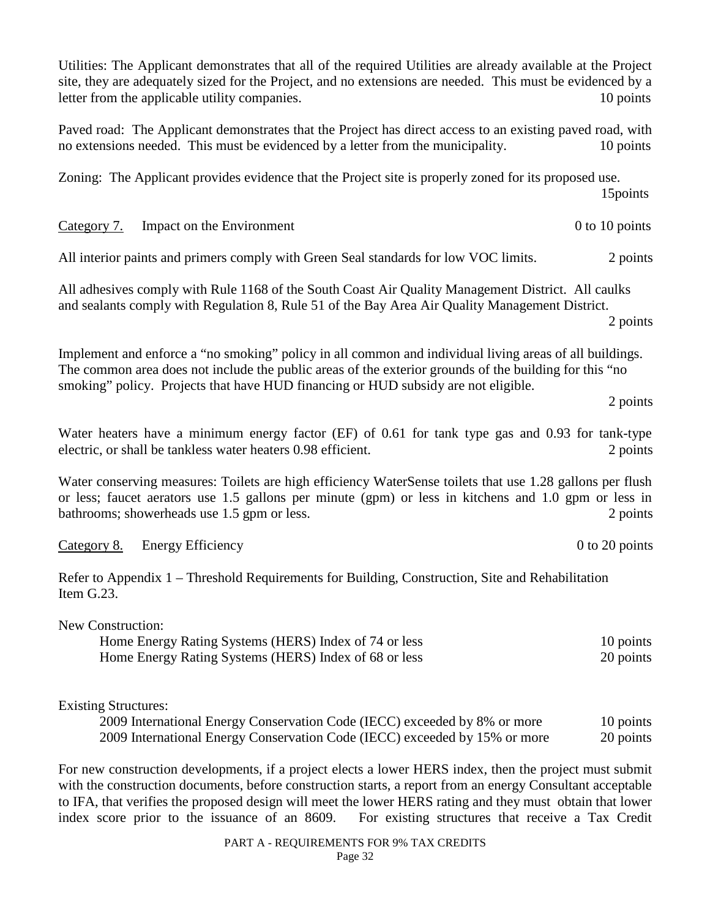Utilities: The Applicant demonstrates that all of the required Utilities are already available at the Project site, they are adequately sized for the Project, and no extensions are needed. This must be evidenced by a letter from the applicable utility companies. 10 points

Paved road: The Applicant demonstrates that the Project has direct access to an existing paved road, with no extensions needed. This must be evidenced by a letter from the municipality. 10 points

Zoning: The Applicant provides evidence that the Project site is properly zoned for its proposed use. 15points

Category 7. Impact on the Environment 0 to 10 points

All interior paints and primers comply with Green Seal standards for low VOC limits. 2 points

All adhesives comply with Rule 1168 of the South Coast Air Quality Management District. All caulks and sealants comply with Regulation 8, Rule 51 of the Bay Area Air Quality Management District. 2 points

Implement and enforce a "no smoking" policy in all common and individual living areas of all buildings. The common area does not include the public areas of the exterior grounds of the building for this "no smoking" policy. Projects that have HUD financing or HUD subsidy are not eligible. 2 points

Water heaters have a minimum energy factor (EF) of 0.61 for tank type gas and 0.93 for tank-type electric, or shall be tankless water heaters 0.98 efficient. 2 points

Water conserving measures: Toilets are high efficiency WaterSense toilets that use 1.28 gallons per flush or less; faucet aerators use 1.5 gallons per minute (gpm) or less in kitchens and 1.0 gpm or less in bathrooms; showerheads use 1.5 gpm or less. 2 points

Category 8. Energy Efficiency 0 to 20 points

Refer to Appendix 1 – Threshold Requirements for Building, Construction, Site and Rehabilitation Item G.23.

New Construction:

- Home Energy Rating Systems (HERS) Index of 74 or less 10 points
- Home Energy Rating Systems (HERS) Index of 68 or less 20 points

Existing Structures:

- 2009 International Energy Conservation Code (IECC) exceeded by 8% or more 10 points
- 2009 International Energy Conservation Code (IECC) exceeded by 15% or more 20 points

For new construction developments, if a project elects a lower HERS index, then the project must submit with the construction documents, before construction starts, a report from an energy Consultant acceptable to IFA, that verifies the proposed design will meet the lower HERS rating and they must obtain that lower index score prior to the issuance of an 8609. For existing structures that receive a Tax Credit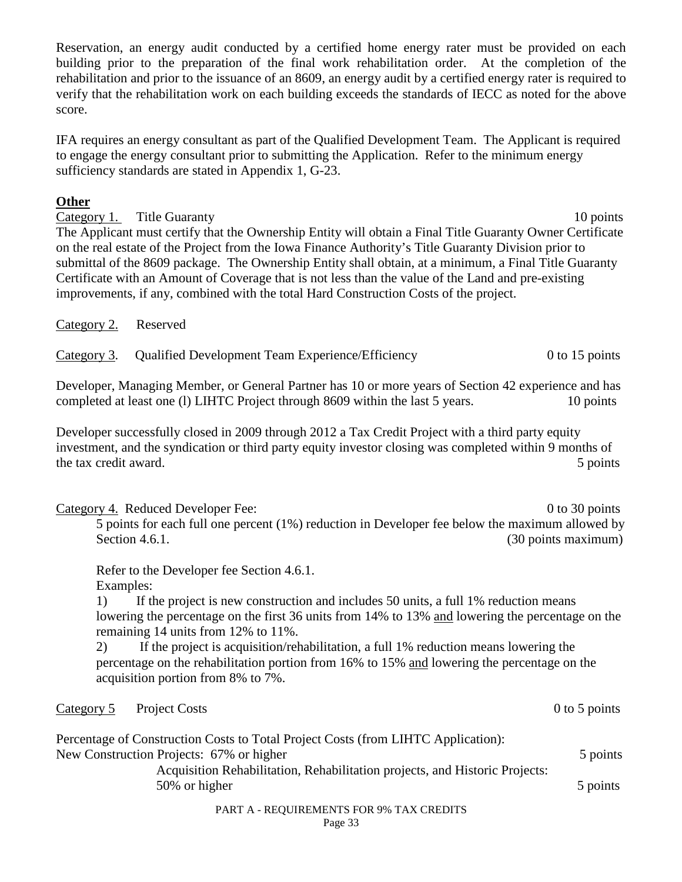Reservation, an energy audit conducted by a certified home energy rater must be provided on each building prior to the preparation of the final work rehabilitation order. At the completion of the rehabilitation and prior to the issuance of an 8609, an energy audit by a certified energy rater is required to verify that the rehabilitation work on each building exceeds the standards of IECC as noted for the above score.

IFA requires an energy consultant as part of the Qualified Development Team. The Applicant is required to engage the energy consultant prior to submitting the Application. Refer to the minimum energy sufficiency standards are stated in Appendix 1, G-23.

**Other**

Category 1. Title Guaranty — 10 points

The Applicant must certify that the Ownership Entity will obtain a Final Title Guaranty Owner Certificate on the real estate of the Project from the Iowa Finance Authority's Title Guaranty Division prior to submittal of the 8609 package. The Ownership Entity shall obtain, at a minimum, a Final Title Guaranty Certificate with an Amount of Coverage that is not less than the value of the Land and pre-existing improvements, if any, combined with the total Hard Construction Costs of the project.

Category 2. Reserved

Category 3. Qualified Development Team Experience/Efficiency — 0 to 15 points

Developer, Managing Member, or General Partner has 10 or more years of Section 42 experience and has completed at least one (l) LIHTC Project through 8609 within the last 5 years. — 10 points

Developer successfully closed in 2009 through 2012 a Tax Credit Project with a third party equity investment, and the syndication or third party equity investor closing was completed within 9 months of the tax credit award. — 5 points

Category 4. Reduced Developer Fee: — 0 to 30 points

5 points for each full one percent (1%) reduction in Developer fee below the maximum allowed by Section 4.6.1. — (30 points maximum)

Refer to the Developer fee Section 4.6.1.

Examples:

1) If the project is new construction and includes 50 units, a full 1% reduction means lowering the percentage on the first 36 units from 14% to 13% and lowering the percentage on the remaining 14 units from 12% to 11%.

2) If the project is acquisition/rehabilitation, a full 1% reduction means lowering the percentage on the rehabilitation portion from 16% to 15% and lowering the percentage on the acquisition portion from 8% to 7%.

Category 5 Project Costs — 0 to 5 points

Percentage of Construction Costs to Total Project Costs (from LIHTC Application):

New Construction Projects: 67% or higher — 5 points

Acquisition Rehabilitation, Rehabilitation projects, and Historic Projects: 50% or higher — 5 points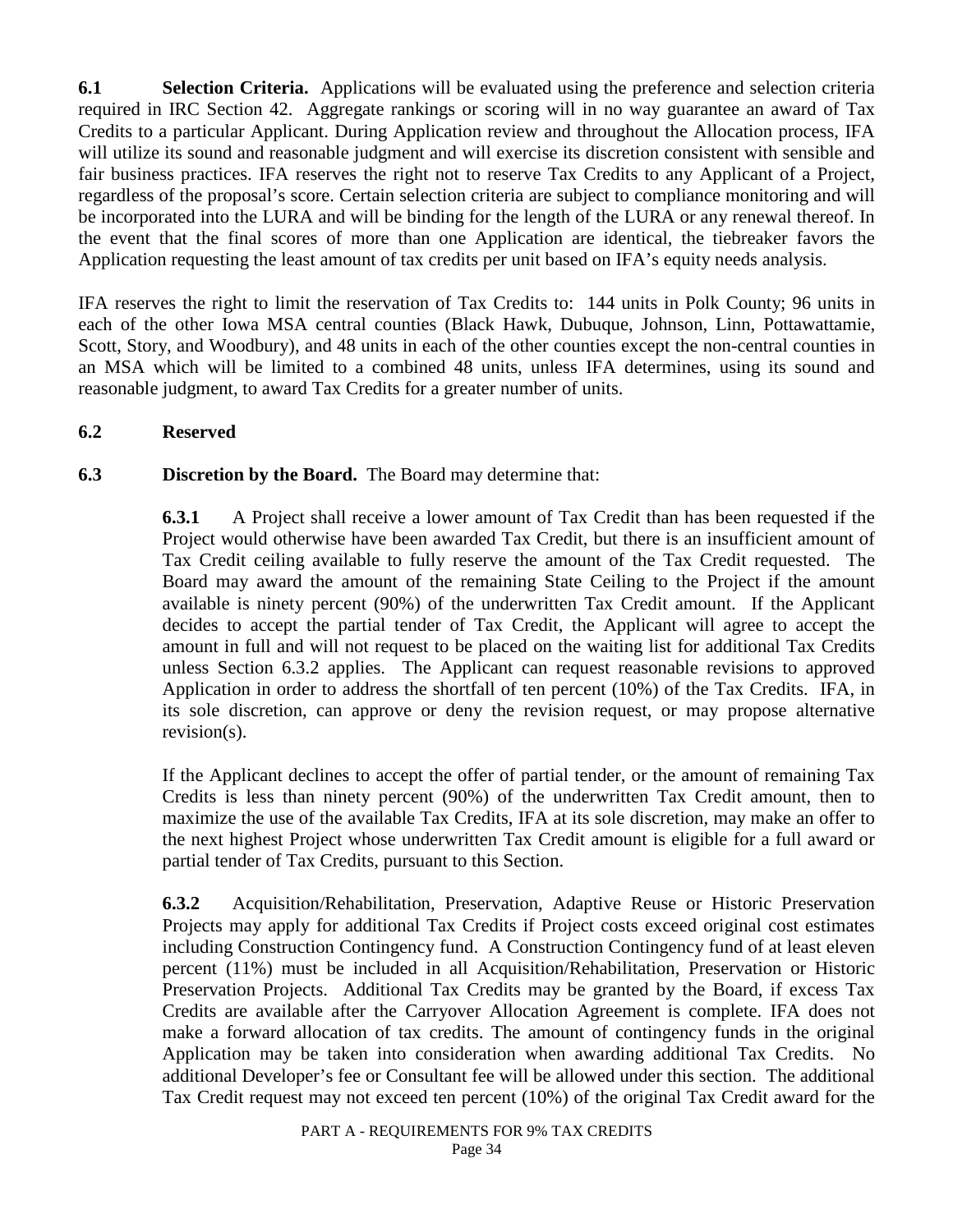**6.1 Selection Criteria.** Applications will be evaluated using the preference and selection criteria required in IRC Section 42. Aggregate rankings or scoring will in no way guarantee an award of Tax Credits to a particular Applicant. During Application review and throughout the Allocation process, IFA will utilize its sound and reasonable judgment and will exercise its discretion consistent with sensible and fair business practices. IFA reserves the right not to reserve Tax Credits to any Applicant of a Project, regardless of the proposal's score. Certain selection criteria are subject to compliance monitoring and will be incorporated into the LURA and will be binding for the length of the LURA or any renewal thereof. In the event that the final scores of more than one Application are identical, the tiebreaker favors the Application requesting the least amount of tax credits per unit based on IFA's equity needs analysis.

IFA reserves the right to limit the reservation of Tax Credits to: 144 units in Polk County; 96 units in each of the other Iowa MSA central counties (Black Hawk, Dubuque, Johnson, Linn, Pottawattamie, Scott, Story, and Woodbury), and 48 units in each of the other counties except the non-central counties in an MSA which will be limited to a combined 48 units, unless IFA determines, using its sound and reasonable judgment, to award Tax Credits for a greater number of units.

**6.2 Reserved**

**6.3 Discretion by the Board.** The Board may determine that:

**6.3.1** A Project shall receive a lower amount of Tax Credit than has been requested if the Project would otherwise have been awarded Tax Credit, but there is an insufficient amount of Tax Credit ceiling available to fully reserve the amount of the Tax Credit requested. The Board may award the amount of the remaining State Ceiling to the Project if the amount available is ninety percent (90%) of the underwritten Tax Credit amount. If the Applicant decides to accept the partial tender of Tax Credit, the Applicant will agree to accept the amount in full and will not request to be placed on the waiting list for additional Tax Credits unless Section 6.3.2 applies. The Applicant can request reasonable revisions to approved Application in order to address the shortfall of ten percent (10%) of the Tax Credits. IFA, in its sole discretion, can approve or deny the revision request, or may propose alternative revision(s).

If the Applicant declines to accept the offer of partial tender, or the amount of remaining Tax Credits is less than ninety percent (90%) of the underwritten Tax Credit amount, then to maximize the use of the available Tax Credits, IFA at its sole discretion, may make an offer to the next highest Project whose underwritten Tax Credit amount is eligible for a full award or partial tender of Tax Credits, pursuant to this Section.

**6.3.2** Acquisition/Rehabilitation, Preservation, Adaptive Reuse or Historic Preservation Projects may apply for additional Tax Credits if Project costs exceed original cost estimates including Construction Contingency fund. A Construction Contingency fund of at least eleven percent (11%) must be included in all Acquisition/Rehabilitation, Preservation or Historic Preservation Projects. Additional Tax Credits may be granted by the Board, if excess Tax Credits are available after the Carryover Allocation Agreement is complete. IFA does not make a forward allocation of tax credits. The amount of contingency funds in the original Application may be taken into consideration when awarding additional Tax Credits. No additional Developer's fee or Consultant fee will be allowed under this section. The additional Tax Credit request may not exceed ten percent (10%) of the original Tax Credit award for the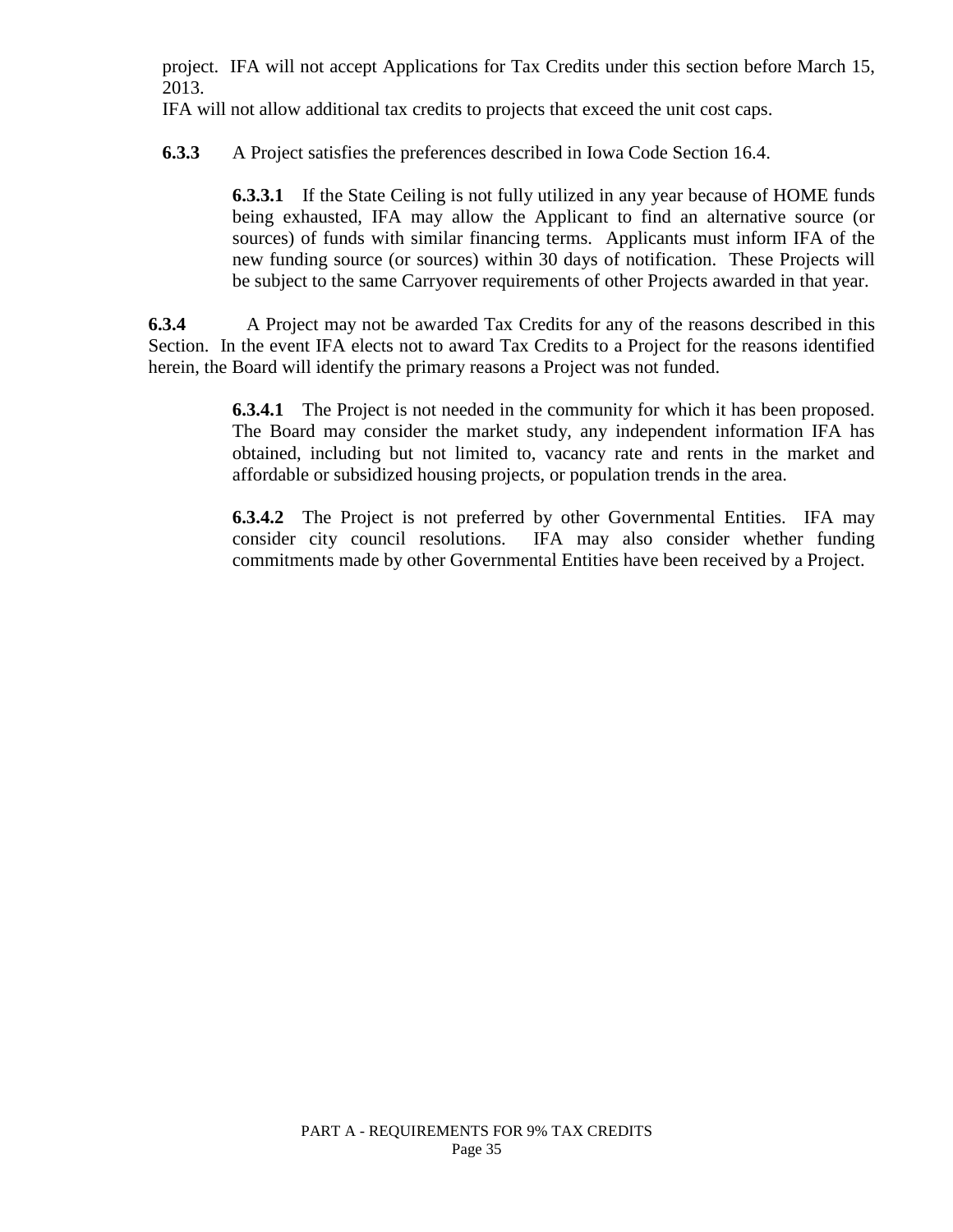project. IFA will not accept Applications for Tax Credits under this section before March 15, 2013.

IFA will not allow additional tax credits to projects that exceed the unit cost caps.

**6.3.3** A Project satisfies the preferences described in Iowa Code Section 16.4.

**6.3.3.1** If the State Ceiling is not fully utilized in any year because of HOME funds being exhausted, IFA may allow the Applicant to find an alternative source (or sources) of funds with similar financing terms. Applicants must inform IFA of the new funding source (or sources) within 30 days of notification. These Projects will be subject to the same Carryover requirements of other Projects awarded in that year.

**6.3.4** A Project may not be awarded Tax Credits for any of the reasons described in this Section. In the event IFA elects not to award Tax Credits to a Project for the reasons identified herein, the Board will identify the primary reasons a Project was not funded.

**6.3.4.1** The Project is not needed in the community for which it has been proposed. The Board may consider the market study, any independent information IFA has obtained, including but not limited to, vacancy rate and rents in the market and affordable or subsidized housing projects, or population trends in the area.

**6.3.4.2** The Project is not preferred by other Governmental Entities. IFA may consider city council resolutions. IFA may also consider whether funding commitments made by other Governmental Entities have been received by a Project.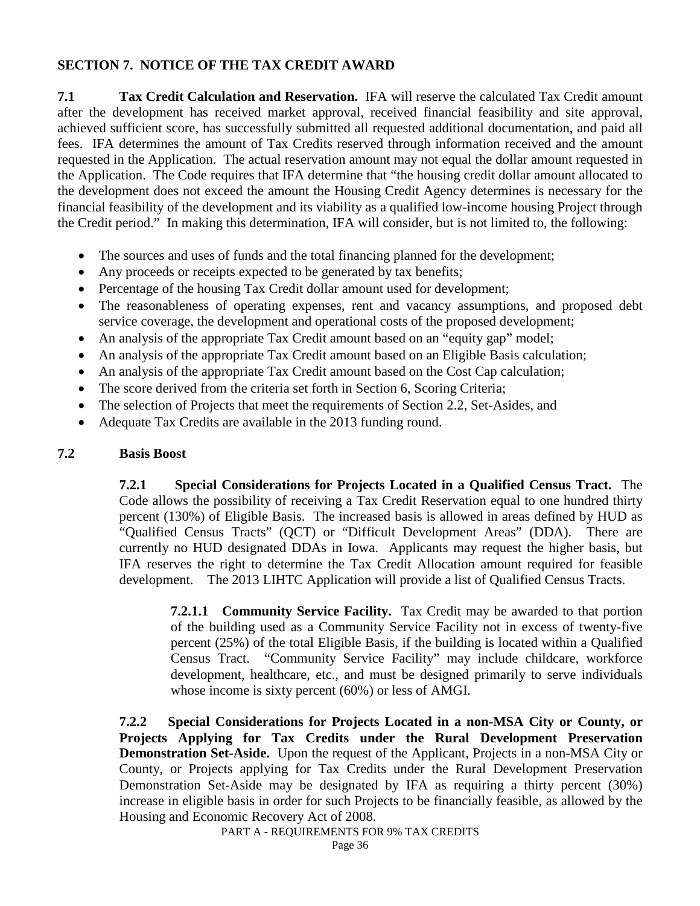## SECTION 7. NOTICE OF THE TAX CREDIT AWARD

**7.1 Tax Credit Calculation and Reservation.** IFA will reserve the calculated Tax Credit amount after the development has received market approval, received financial feasibility and site approval, achieved sufficient score, has successfully submitted all requested additional documentation, and paid all fees. IFA determines the amount of Tax Credits reserved through information received and the amount requested in the Application. The actual reservation amount may not equal the dollar amount requested in the Application. The Code requires that IFA determine that "the housing credit dollar amount allocated to the development does not exceed the amount the Housing Credit Agency determines is necessary for the financial feasibility of the development and its viability as a qualified low-income housing Project through the Credit period." In making this determination, IFA will consider, but is not limited to, the following:

- The sources and uses of funds and the total financing planned for the development;
- Any proceeds or receipts expected to be generated by tax benefits;
- Percentage of the housing Tax Credit dollar amount used for development;
- The reasonableness of operating expenses, rent and vacancy assumptions, and proposed debt service coverage, the development and operational costs of the proposed development;
- An analysis of the appropriate Tax Credit amount based on an "equity gap" model;
- An analysis of the appropriate Tax Credit amount based on an Eligible Basis calculation;
- An analysis of the appropriate Tax Credit amount based on the Cost Cap calculation;
- The score derived from the criteria set forth in Section 6, Scoring Criteria;
- The selection of Projects that meet the requirements of Section 2.2, Set-Asides, and
- Adequate Tax Credits are available in the 2013 funding round.

### 7.2 Basis Boost

**7.2.1 Special Considerations for Projects Located in a Qualified Census Tract.** The Code allows the possibility of receiving a Tax Credit Reservation equal to one hundred thirty percent (130%) of Eligible Basis. The increased basis is allowed in areas defined by HUD as "Qualified Census Tracts" (QCT) or "Difficult Development Areas" (DDA). There are currently no HUD designated DDAs in Iowa. Applicants may request the higher basis, but IFA reserves the right to determine the Tax Credit Allocation amount required for feasible development. The 2013 LIHTC Application will provide a list of Qualified Census Tracts.

**7.2.1.1 Community Service Facility.** Tax Credit may be awarded to that portion of the building used as a Community Service Facility not in excess of twenty-five percent (25%) of the total Eligible Basis, if the building is located within a Qualified Census Tract. "Community Service Facility" may include childcare, workforce development, healthcare, etc., and must be designed primarily to serve individuals whose income is sixty percent (60%) or less of AMGI.

**7.2.2 Special Considerations for Projects Located in a non-MSA City or County, or Projects Applying for Tax Credits under the Rural Development Preservation Demonstration Set-Aside.** Upon the request of the Applicant, Projects in a non-MSA City or County, or Projects applying for Tax Credits under the Rural Development Preservation Demonstration Set-Aside may be designated by IFA as requiring a thirty percent (30%) increase in eligible basis in order for such Projects to be financially feasible, as allowed by the Housing and Economic Recovery Act of 2008.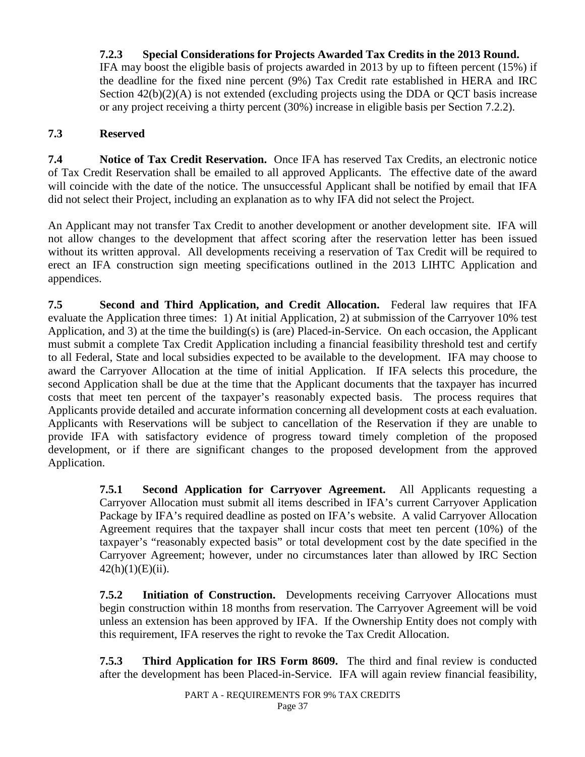**7.2.3 Special Considerations for Projects Awarded Tax Credits in the 2013 Round.** IFA may boost the eligible basis of projects awarded in 2013 by up to fifteen percent (15%) if the deadline for the fixed nine percent (9%) Tax Credit rate established in HERA and IRC Section 42(b)(2)(A) is not extended (excluding projects using the DDA or QCT basis increase or any project receiving a thirty percent (30%) increase in eligible basis per Section 7.2.2).

### 7.3 Reserved

**7.4 Notice of Tax Credit Reservation.** Once IFA has reserved Tax Credits, an electronic notice of Tax Credit Reservation shall be emailed to all approved Applicants. The effective date of the award will coincide with the date of the notice. The unsuccessful Applicant shall be notified by email that IFA did not select their Project, including an explanation as to why IFA did not select the Project.

An Applicant may not transfer Tax Credit to another development or another development site. IFA will not allow changes to the development that affect scoring after the reservation letter has been issued without its written approval. All developments receiving a reservation of Tax Credit will be required to erect an IFA construction sign meeting specifications outlined in the 2013 LIHTC Application and appendices.

**7.5 Second and Third Application, and Credit Allocation.** Federal law requires that IFA evaluate the Application three times: 1) At initial Application, 2) at submission of the Carryover 10% test Application, and 3) at the time the building(s) is (are) Placed-in-Service. On each occasion, the Applicant must submit a complete Tax Credit Application including a financial feasibility threshold test and certify to all Federal, State and local subsidies expected to be available to the development. IFA may choose to award the Carryover Allocation at the time of initial Application. If IFA selects this procedure, the second Application shall be due at the time that the Applicant documents that the taxpayer has incurred costs that meet ten percent of the taxpayer's reasonably expected basis. The process requires that Applicants provide detailed and accurate information concerning all development costs at each evaluation. Applicants with Reservations will be subject to cancellation of the Reservation if they are unable to provide IFA with satisfactory evidence of progress toward timely completion of the proposed development, or if there are significant changes to the proposed development from the approved Application.

**7.5.1 Second Application for Carryover Agreement.** All Applicants requesting a Carryover Allocation must submit all items described in IFA's current Carryover Application Package by IFA's required deadline as posted on IFA's website. A valid Carryover Allocation Agreement requires that the taxpayer shall incur costs that meet ten percent (10%) of the taxpayer's "reasonably expected basis" or total development cost by the date specified in the Carryover Agreement; however, under no circumstances later than allowed by IRC Section 42(h)(1)(E)(ii).

**7.5.2 Initiation of Construction.** Developments receiving Carryover Allocations must begin construction within 18 months from reservation. The Carryover Agreement will be void unless an extension has been approved by IFA. If the Ownership Entity does not comply with this requirement, IFA reserves the right to revoke the Tax Credit Allocation.

**7.5.3 Third Application for IRS Form 8609.** The third and final review is conducted after the development has been Placed-in-Service. IFA will again review financial feasibility,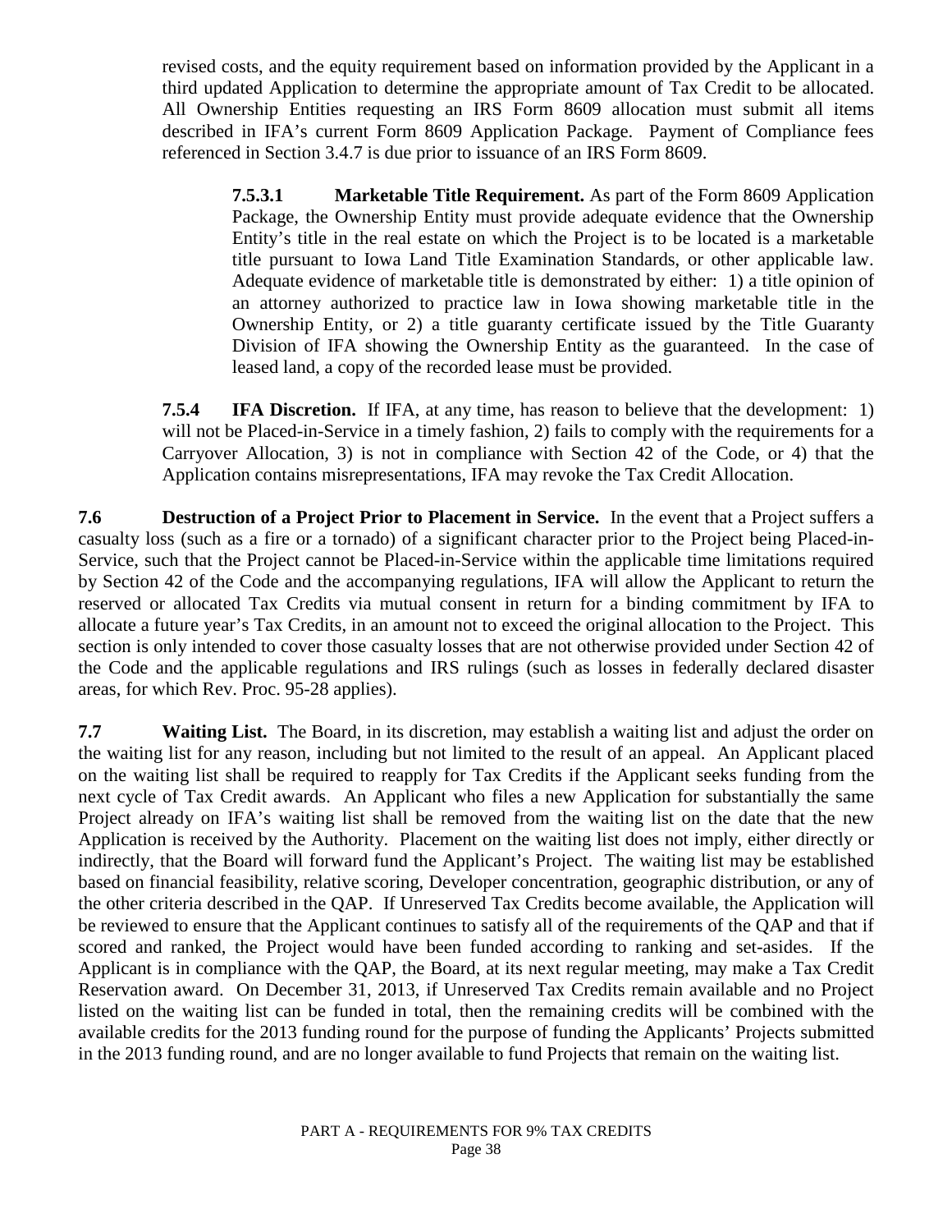revised costs, and the equity requirement based on information provided by the Applicant in a third updated Application to determine the appropriate amount of Tax Credit to be allocated. All Ownership Entities requesting an IRS Form 8609 allocation must submit all items described in IFA's current Form 8609 Application Package. Payment of Compliance fees referenced in Section 3.4.7 is due prior to issuance of an IRS Form 8609.

**7.5.3.1 Marketable Title Requirement.** As part of the Form 8609 Application Package, the Ownership Entity must provide adequate evidence that the Ownership Entity's title in the real estate on which the Project is to be located is a marketable title pursuant to Iowa Land Title Examination Standards, or other applicable law. Adequate evidence of marketable title is demonstrated by either: 1) a title opinion of an attorney authorized to practice law in Iowa showing marketable title in the Ownership Entity, or 2) a title guaranty certificate issued by the Title Guaranty Division of IFA showing the Ownership Entity as the guaranteed. In the case of leased land, a copy of the recorded lease must be provided.

**7.5.4 IFA Discretion.** If IFA, at any time, has reason to believe that the development: 1) will not be Placed-in-Service in a timely fashion, 2) fails to comply with the requirements for a Carryover Allocation, 3) is not in compliance with Section 42 of the Code, or 4) that the Application contains misrepresentations, IFA may revoke the Tax Credit Allocation.

**7.6 Destruction of a Project Prior to Placement in Service.** In the event that a Project suffers a casualty loss (such as a fire or a tornado) of a significant character prior to the Project being Placed-in-Service, such that the Project cannot be Placed-in-Service within the applicable time limitations required by Section 42 of the Code and the accompanying regulations, IFA will allow the Applicant to return the reserved or allocated Tax Credits via mutual consent in return for a binding commitment by IFA to allocate a future year's Tax Credits, in an amount not to exceed the original allocation to the Project. This section is only intended to cover those casualty losses that are not otherwise provided under Section 42 of the Code and the applicable regulations and IRS rulings (such as losses in federally declared disaster areas, for which Rev. Proc. 95-28 applies).

**7.7 Waiting List.** The Board, in its discretion, may establish a waiting list and adjust the order on the waiting list for any reason, including but not limited to the result of an appeal. An Applicant placed on the waiting list shall be required to reapply for Tax Credits if the Applicant seeks funding from the next cycle of Tax Credit awards. An Applicant who files a new Application for substantially the same Project already on IFA's waiting list shall be removed from the waiting list on the date that the new Application is received by the Authority. Placement on the waiting list does not imply, either directly or indirectly, that the Board will forward fund the Applicant's Project. The waiting list may be established based on financial feasibility, relative scoring, Developer concentration, geographic distribution, or any of the other criteria described in the QAP. If Unreserved Tax Credits become available, the Application will be reviewed to ensure that the Applicant continues to satisfy all of the requirements of the QAP and that if scored and ranked, the Project would have been funded according to ranking and set-asides. If the Applicant is in compliance with the QAP, the Board, at its next regular meeting, may make a Tax Credit Reservation award. On December 31, 2013, if Unreserved Tax Credits remain available and no Project listed on the waiting list can be funded in total, then the remaining credits will be combined with the available credits for the 2013 funding round for the purpose of funding the Applicants' Projects submitted in the 2013 funding round, and are no longer available to fund Projects that remain on the waiting list.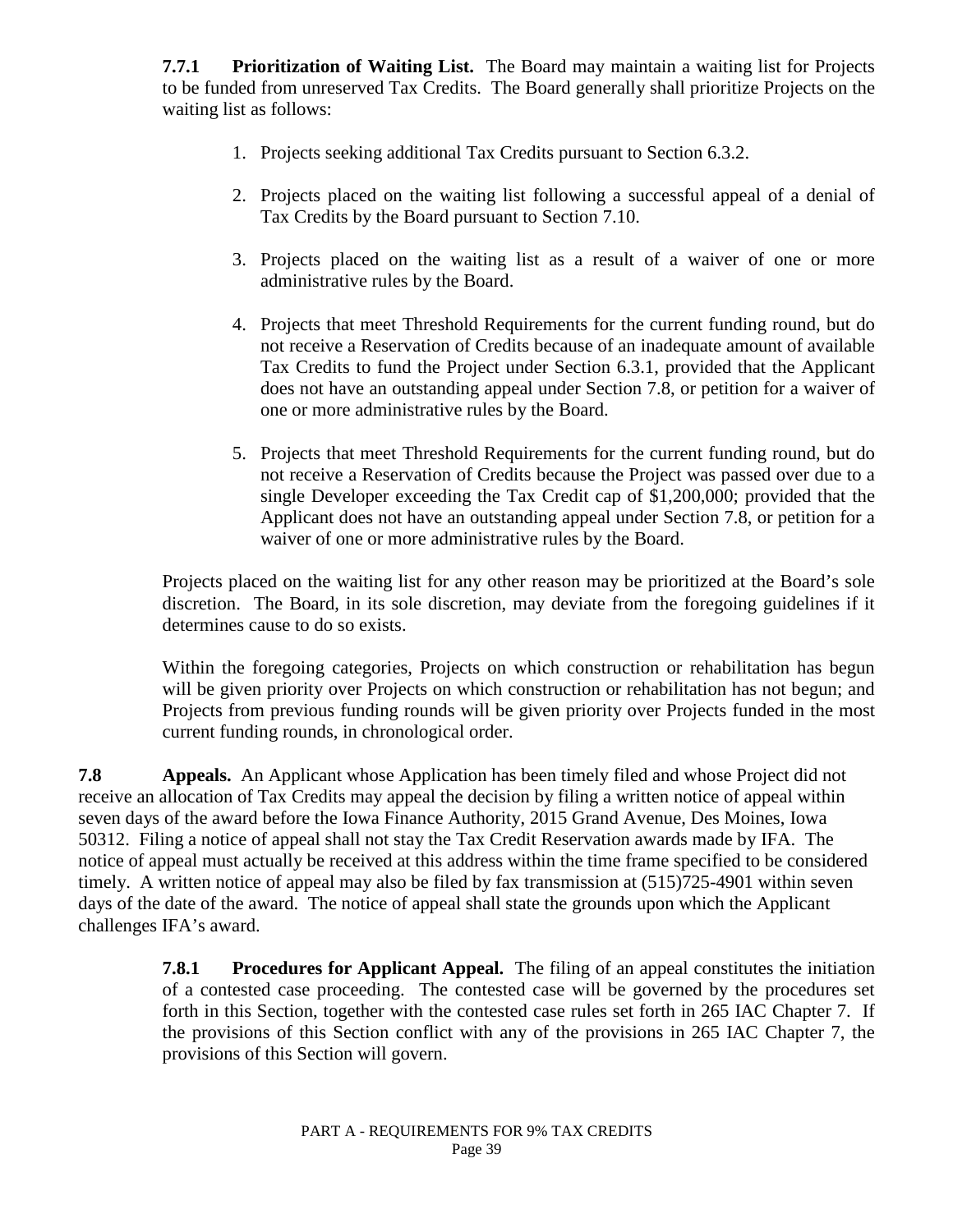**7.7.1 Prioritization of Waiting List.** The Board may maintain a waiting list for Projects to be funded from unreserved Tax Credits. The Board generally shall prioritize Projects on the waiting list as follows:

1. Projects seeking additional Tax Credits pursuant to Section 6.3.2.

2. Projects placed on the waiting list following a successful appeal of a denial of Tax Credits by the Board pursuant to Section 7.10.

3. Projects placed on the waiting list as a result of a waiver of one or more administrative rules by the Board.

4. Projects that meet Threshold Requirements for the current funding round, but do not receive a Reservation of Credits because of an inadequate amount of available Tax Credits to fund the Project under Section 6.3.1, provided that the Applicant does not have an outstanding appeal under Section 7.8, or petition for a waiver of one or more administrative rules by the Board.

5. Projects that meet Threshold Requirements for the current funding round, but do not receive a Reservation of Credits because the Project was passed over due to a single Developer exceeding the Tax Credit cap of $1,200,000; provided that the Applicant does not have an outstanding appeal under Section 7.8, or petition for a waiver of one or more administrative rules by the Board.

Projects placed on the waiting list for any other reason may be prioritized at the Board's sole discretion. The Board, in its sole discretion, may deviate from the foregoing guidelines if it determines cause to do so exists.

Within the foregoing categories, Projects on which construction or rehabilitation has begun will be given priority over Projects on which construction or rehabilitation has not begun; and Projects from previous funding rounds will be given priority over Projects funded in the most current funding rounds, in chronological order.

**7.8 Appeals.** An Applicant whose Application has been timely filed and whose Project did not receive an allocation of Tax Credits may appeal the decision by filing a written notice of appeal within seven days of the award before the Iowa Finance Authority, 2015 Grand Avenue, Des Moines, Iowa 50312. Filing a notice of appeal shall not stay the Tax Credit Reservation awards made by IFA. The notice of appeal must actually be received at this address within the time frame specified to be considered timely. A written notice of appeal may also be filed by fax transmission at (515)725-4901 within seven days of the date of the award. The notice of appeal shall state the grounds upon which the Applicant challenges IFA's award.

**7.8.1 Procedures for Applicant Appeal.** The filing of an appeal constitutes the initiation of a contested case proceeding. The contested case will be governed by the procedures set forth in this Section, together with the contested case rules set forth in 265 IAC Chapter 7. If the provisions of this Section conflict with any of the provisions in 265 IAC Chapter 7, the provisions of this Section will govern.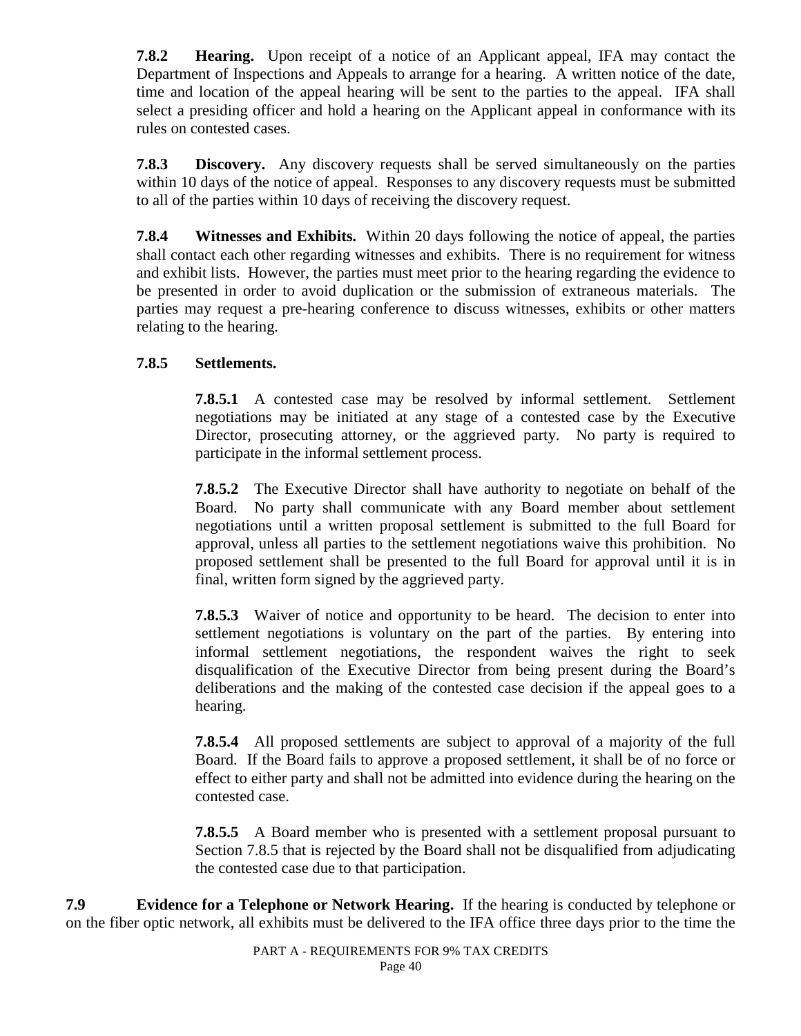**7.8.2 Hearing.** Upon receipt of a notice of an Applicant appeal, IFA may contact the Department of Inspections and Appeals to arrange for a hearing. A written notice of the date, time and location of the appeal hearing will be sent to the parties to the appeal. IFA shall select a presiding officer and hold a hearing on the Applicant appeal in conformance with its rules on contested cases.

**7.8.3 Discovery.** Any discovery requests shall be served simultaneously on the parties within 10 days of the notice of appeal. Responses to any discovery requests must be submitted to all of the parties within 10 days of receiving the discovery request.

**7.8.4 Witnesses and Exhibits.** Within 20 days following the notice of appeal, the parties shall contact each other regarding witnesses and exhibits. There is no requirement for witness and exhibit lists. However, the parties must meet prior to the hearing regarding the evidence to be presented in order to avoid duplication or the submission of extraneous materials. The parties may request a pre-hearing conference to discuss witnesses, exhibits or other matters relating to the hearing.

**7.8.5 Settlements.**

**7.8.5.1** A contested case may be resolved by informal settlement. Settlement negotiations may be initiated at any stage of a contested case by the Executive Director, prosecuting attorney, or the aggrieved party. No party is required to participate in the informal settlement process.

**7.8.5.2** The Executive Director shall have authority to negotiate on behalf of the Board. No party shall communicate with any Board member about settlement negotiations until a written proposal settlement is submitted to the full Board for approval, unless all parties to the settlement negotiations waive this prohibition. No proposed settlement shall be presented to the full Board for approval until it is in final, written form signed by the aggrieved party.

**7.8.5.3** Waiver of notice and opportunity to be heard. The decision to enter into settlement negotiations is voluntary on the part of the parties. By entering into informal settlement negotiations, the respondent waives the right to seek disqualification of the Executive Director from being present during the Board's deliberations and the making of the contested case decision if the appeal goes to a hearing.

**7.8.5.4** All proposed settlements are subject to approval of a majority of the full Board. If the Board fails to approve a proposed settlement, it shall be of no force or effect to either party and shall not be admitted into evidence during the hearing on the contested case.

**7.8.5.5** A Board member who is presented with a settlement proposal pursuant to Section 7.8.5 that is rejected by the Board shall not be disqualified from adjudicating the contested case due to that participation.

**7.9 Evidence for a Telephone or Network Hearing.** If the hearing is conducted by telephone or on the fiber optic network, all exhibits must be delivered to the IFA office three days prior to the time the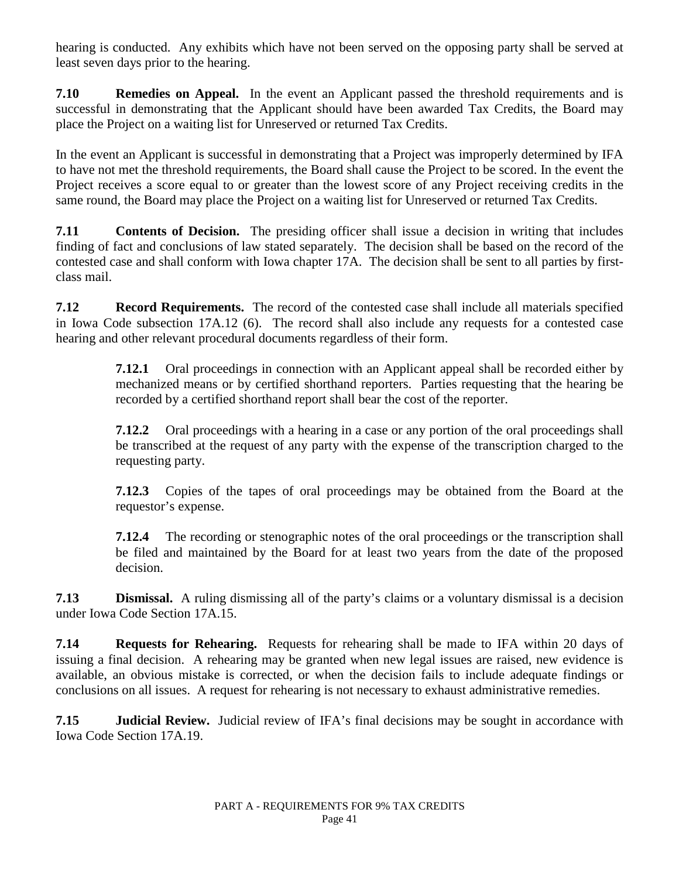hearing is conducted. Any exhibits which have not been served on the opposing party shall be served at least seven days prior to the hearing.

**7.10 Remedies on Appeal.** In the event an Applicant passed the threshold requirements and is successful in demonstrating that the Applicant should have been awarded Tax Credits, the Board may place the Project on a waiting list for Unreserved or returned Tax Credits.

In the event an Applicant is successful in demonstrating that a Project was improperly determined by IFA to have not met the threshold requirements, the Board shall cause the Project to be scored. In the event the Project receives a score equal to or greater than the lowest score of any Project receiving credits in the same round, the Board may place the Project on a waiting list for Unreserved or returned Tax Credits.

**7.11 Contents of Decision.** The presiding officer shall issue a decision in writing that includes finding of fact and conclusions of law stated separately. The decision shall be based on the record of the contested case and shall conform with Iowa chapter 17A. The decision shall be sent to all parties by first-class mail.

**7.12 Record Requirements.** The record of the contested case shall include all materials specified in Iowa Code subsection 17A.12 (6). The record shall also include any requests for a contested case hearing and other relevant procedural documents regardless of their form.

> **7.12.1** Oral proceedings in connection with an Applicant appeal shall be recorded either by mechanized means or by certified shorthand reporters. Parties requesting that the hearing be recorded by a certified shorthand report shall bear the cost of the reporter.
>
> **7.12.2** Oral proceedings with a hearing in a case or any portion of the oral proceedings shall be transcribed at the request of any party with the expense of the transcription charged to the requesting party.
>
> **7.12.3** Copies of the tapes of oral proceedings may be obtained from the Board at the requestor's expense.
>
> **7.12.4** The recording or stenographic notes of the oral proceedings or the transcription shall be filed and maintained by the Board for at least two years from the date of the proposed decision.

**7.13 Dismissal.** A ruling dismissing all of the party's claims or a voluntary dismissal is a decision under Iowa Code Section 17A.15.

**7.14 Requests for Rehearing.** Requests for rehearing shall be made to IFA within 20 days of issuing a final decision. A rehearing may be granted when new legal issues are raised, new evidence is available, an obvious mistake is corrected, or when the decision fails to include adequate findings or conclusions on all issues. A request for rehearing is not necessary to exhaust administrative remedies.

**7.15 Judicial Review.** Judicial review of IFA's final decisions may be sought in accordance with Iowa Code Section 17A.19.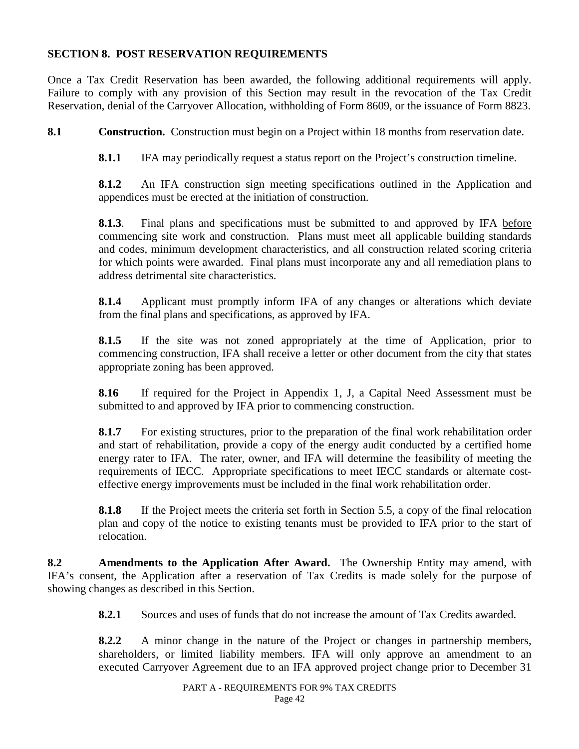## SECTION 8. POST RESERVATION REQUIREMENTS

Once a Tax Credit Reservation has been awarded, the following additional requirements will apply. Failure to comply with any provision of this Section may result in the revocation of the Tax Credit Reservation, denial of the Carryover Allocation, withholding of Form 8609, or the issuance of Form 8823.

**8.1** **Construction.** Construction must begin on a Project within 18 months from reservation date.

**8.1.1** IFA may periodically request a status report on the Project's construction timeline.

**8.1.2** An IFA construction sign meeting specifications outlined in the Application and appendices must be erected at the initiation of construction.

**8.1.3**. Final plans and specifications must be submitted to and approved by IFA before commencing site work and construction. Plans must meet all applicable building standards and codes, minimum development characteristics, and all construction related scoring criteria for which points were awarded. Final plans must incorporate any and all remediation plans to address detrimental site characteristics.

**8.1.4** Applicant must promptly inform IFA of any changes or alterations which deviate from the final plans and specifications, as approved by IFA.

**8.1.5** If the site was not zoned appropriately at the time of Application, prior to commencing construction, IFA shall receive a letter or other document from the city that states appropriate zoning has been approved.

**8.16** If required for the Project in Appendix 1, J, a Capital Need Assessment must be submitted to and approved by IFA prior to commencing construction.

**8.1.7** For existing structures, prior to the preparation of the final work rehabilitation order and start of rehabilitation, provide a copy of the energy audit conducted by a certified home energy rater to IFA. The rater, owner, and IFA will determine the feasibility of meeting the requirements of IECC. Appropriate specifications to meet IECC standards or alternate cost-effective energy improvements must be included in the final work rehabilitation order.

**8.1.8** If the Project meets the criteria set forth in Section 5.5, a copy of the final relocation plan and copy of the notice to existing tenants must be provided to IFA prior to the start of relocation.

**8.2** **Amendments to the Application After Award.** The Ownership Entity may amend, with IFA's consent, the Application after a reservation of Tax Credits is made solely for the purpose of showing changes as described in this Section.

**8.2.1** Sources and uses of funds that do not increase the amount of Tax Credits awarded.

**8.2.2** A minor change in the nature of the Project or changes in partnership members, shareholders, or limited liability members. IFA will only approve an amendment to an executed Carryover Agreement due to an IFA approved project change prior to December 31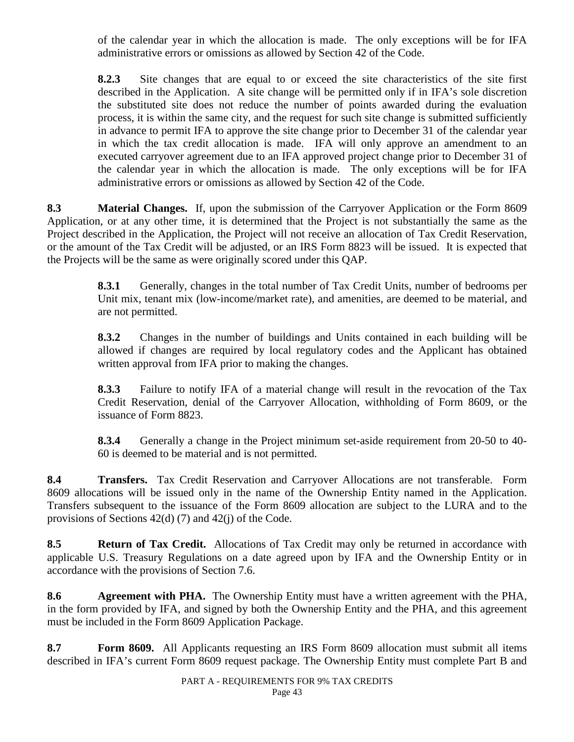of the calendar year in which the allocation is made. The only exceptions will be for IFA administrative errors or omissions as allowed by Section 42 of the Code.

**8.2.3** Site changes that are equal to or exceed the site characteristics of the site first described in the Application. A site change will be permitted only if in IFA's sole discretion the substituted site does not reduce the number of points awarded during the evaluation process, it is within the same city, and the request for such site change is submitted sufficiently in advance to permit IFA to approve the site change prior to December 31 of the calendar year in which the tax credit allocation is made. IFA will only approve an amendment to an executed carryover agreement due to an IFA approved project change prior to December 31 of the calendar year in which the allocation is made. The only exceptions will be for IFA administrative errors or omissions as allowed by Section 42 of the Code.

**8.3 Material Changes.** If, upon the submission of the Carryover Application or the Form 8609 Application, or at any other time, it is determined that the Project is not substantially the same as the Project described in the Application, the Project will not receive an allocation of Tax Credit Reservation, or the amount of the Tax Credit will be adjusted, or an IRS Form 8823 will be issued. It is expected that the Projects will be the same as were originally scored under this QAP.

**8.3.1** Generally, changes in the total number of Tax Credit Units, number of bedrooms per Unit mix, tenant mix (low-income/market rate), and amenities, are deemed to be material, and are not permitted.

**8.3.2** Changes in the number of buildings and Units contained in each building will be allowed if changes are required by local regulatory codes and the Applicant has obtained written approval from IFA prior to making the changes.

**8.3.3** Failure to notify IFA of a material change will result in the revocation of the Tax Credit Reservation, denial of the Carryover Allocation, withholding of Form 8609, or the issuance of Form 8823.

**8.3.4** Generally a change in the Project minimum set-aside requirement from 20-50 to 40-60 is deemed to be material and is not permitted.

**8.4 Transfers.** Tax Credit Reservation and Carryover Allocations are not transferable. Form 8609 allocations will be issued only in the name of the Ownership Entity named in the Application. Transfers subsequent to the issuance of the Form 8609 allocation are subject to the LURA and to the provisions of Sections 42(d) (7) and 42(j) of the Code.

**8.5 Return of Tax Credit.** Allocations of Tax Credit may only be returned in accordance with applicable U.S. Treasury Regulations on a date agreed upon by IFA and the Ownership Entity or in accordance with the provisions of Section 7.6.

**8.6 Agreement with PHA.** The Ownership Entity must have a written agreement with the PHA, in the form provided by IFA, and signed by both the Ownership Entity and the PHA, and this agreement must be included in the Form 8609 Application Package.

**8.7 Form 8609.** All Applicants requesting an IRS Form 8609 allocation must submit all items described in IFA's current Form 8609 request package. The Ownership Entity must complete Part B and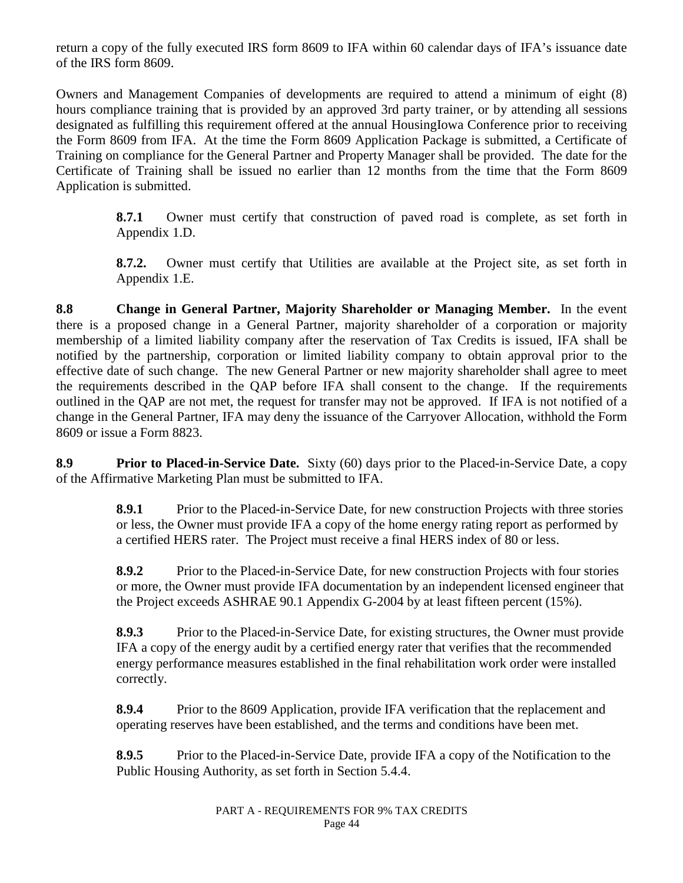return a copy of the fully executed IRS form 8609 to IFA within 60 calendar days of IFA's issuance date of the IRS form 8609.

Owners and Management Companies of developments are required to attend a minimum of eight (8) hours compliance training that is provided by an approved 3rd party trainer, or by attending all sessions designated as fulfilling this requirement offered at the annual HousingIowa Conference prior to receiving the Form 8609 from IFA. At the time the Form 8609 Application Package is submitted, a Certificate of Training on compliance for the General Partner and Property Manager shall be provided. The date for the Certificate of Training shall be issued no earlier than 12 months from the time that the Form 8609 Application is submitted.

> **8.7.1** Owner must certify that construction of paved road is complete, as set forth in Appendix 1.D.
>
> **8.7.2.** Owner must certify that Utilities are available at the Project site, as set forth in Appendix 1.E.

**8.8 Change in General Partner, Majority Shareholder or Managing Member.** In the event there is a proposed change in a General Partner, majority shareholder of a corporation or majority membership of a limited liability company after the reservation of Tax Credits is issued, IFA shall be notified by the partnership, corporation or limited liability company to obtain approval prior to the effective date of such change. The new General Partner or new majority shareholder shall agree to meet the requirements described in the QAP before IFA shall consent to the change. If the requirements outlined in the QAP are not met, the request for transfer may not be approved. If IFA is not notified of a change in the General Partner, IFA may deny the issuance of the Carryover Allocation, withhold the Form 8609 or issue a Form 8823.

**8.9 Prior to Placed-in-Service Date.** Sixty (60) days prior to the Placed-in-Service Date, a copy of the Affirmative Marketing Plan must be submitted to IFA.

> **8.9.1** Prior to the Placed-in-Service Date, for new construction Projects with three stories or less, the Owner must provide IFA a copy of the home energy rating report as performed by a certified HERS rater. The Project must receive a final HERS index of 80 or less.
>
> **8.9.2** Prior to the Placed-in-Service Date, for new construction Projects with four stories or more, the Owner must provide IFA documentation by an independent licensed engineer that the Project exceeds ASHRAE 90.1 Appendix G-2004 by at least fifteen percent (15%).
>
> **8.9.3** Prior to the Placed-in-Service Date, for existing structures, the Owner must provide IFA a copy of the energy audit by a certified energy rater that verifies that the recommended energy performance measures established in the final rehabilitation work order were installed correctly.
>
> **8.9.4** Prior to the 8609 Application, provide IFA verification that the replacement and operating reserves have been established, and the terms and conditions have been met.
>
> **8.9.5** Prior to the Placed-in-Service Date, provide IFA a copy of the Notification to the Public Housing Authority, as set forth in Section 5.4.4.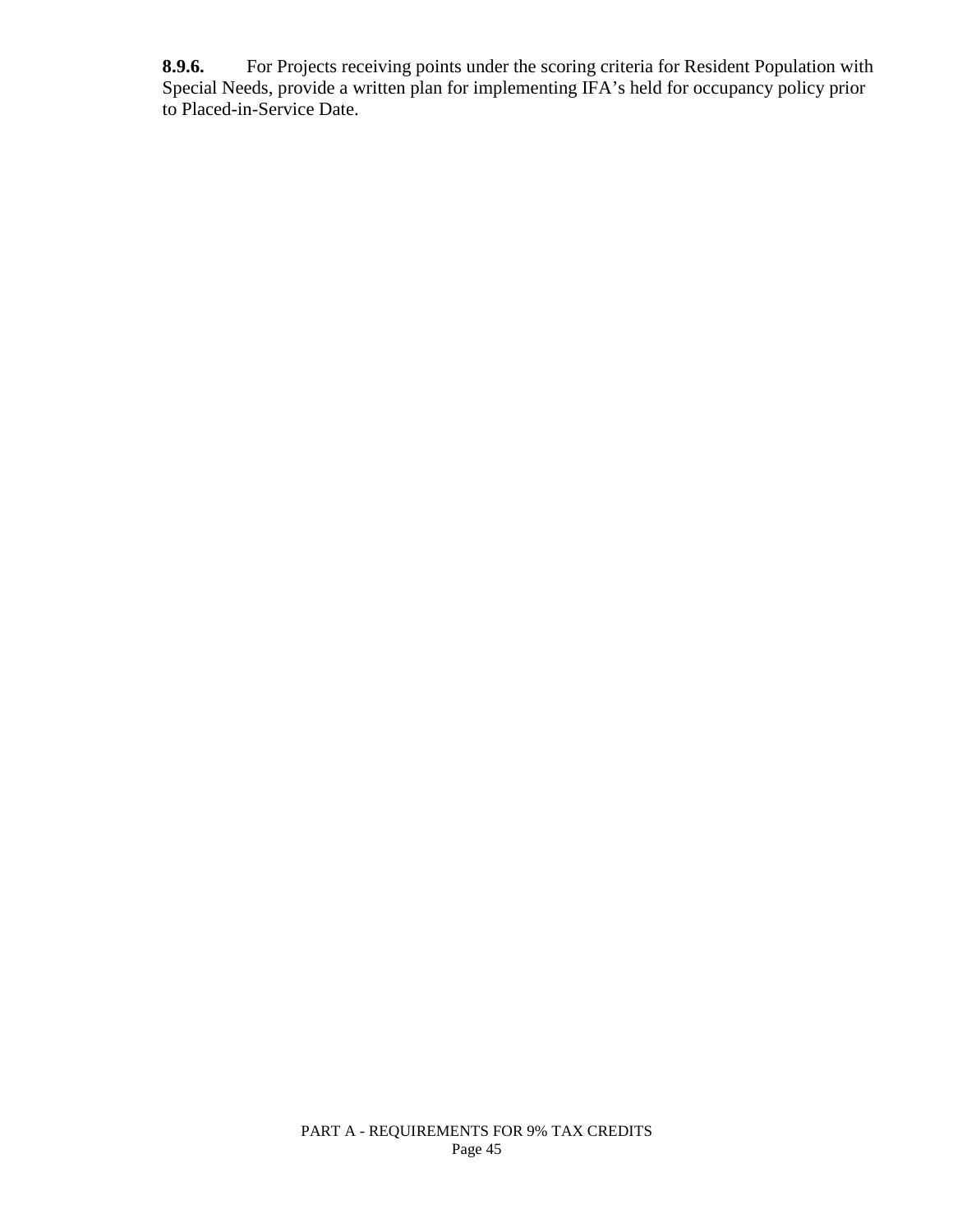**8.9.6.** For Projects receiving points under the scoring criteria for Resident Population with Special Needs, provide a written plan for implementing IFA's held for occupancy policy prior to Placed-in-Service Date.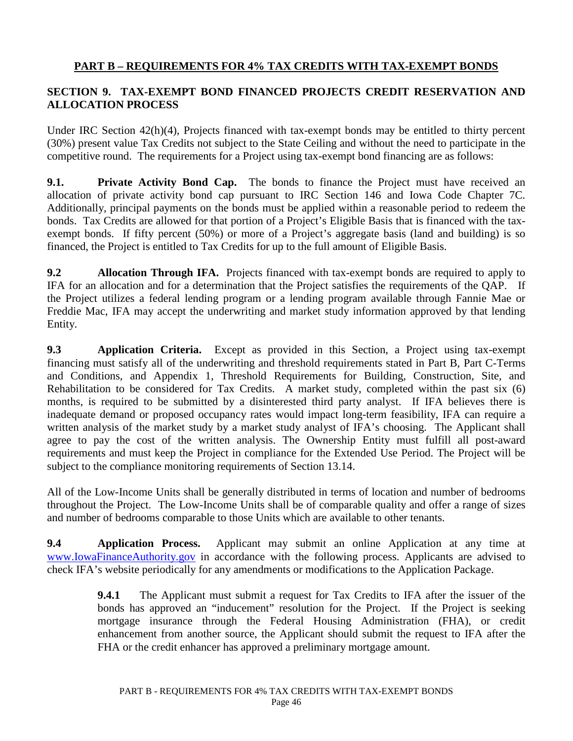## PART B – REQUIREMENTS FOR 4% TAX CREDITS WITH TAX-EXEMPT BONDS

### SECTION 9. TAX-EXEMPT BOND FINANCED PROJECTS CREDIT RESERVATION AND ALLOCATION PROCESS

Under IRC Section 42(h)(4), Projects financed with tax-exempt bonds may be entitled to thirty percent (30%) present value Tax Credits not subject to the State Ceiling and without the need to participate in the competitive round. The requirements for a Project using tax-exempt bond financing are as follows:

**9.1. Private Activity Bond Cap.** The bonds to finance the Project must have received an allocation of private activity bond cap pursuant to IRC Section 146 and Iowa Code Chapter 7C. Additionally, principal payments on the bonds must be applied within a reasonable period to redeem the bonds. Tax Credits are allowed for that portion of a Project's Eligible Basis that is financed with the tax-exempt bonds. If fifty percent (50%) or more of a Project's aggregate basis (land and building) is so financed, the Project is entitled to Tax Credits for up to the full amount of Eligible Basis.

**9.2 Allocation Through IFA.** Projects financed with tax-exempt bonds are required to apply to IFA for an allocation and for a determination that the Project satisfies the requirements of the QAP. If the Project utilizes a federal lending program or a lending program available through Fannie Mae or Freddie Mac, IFA may accept the underwriting and market study information approved by that lending Entity.

**9.3 Application Criteria.** Except as provided in this Section, a Project using tax-exempt financing must satisfy all of the underwriting and threshold requirements stated in Part B, Part C-Terms and Conditions, and Appendix 1, Threshold Requirements for Building, Construction, Site, and Rehabilitation to be considered for Tax Credits. A market study, completed within the past six (6) months, is required to be submitted by a disinterested third party analyst. If IFA believes there is inadequate demand or proposed occupancy rates would impact long-term feasibility, IFA can require a written analysis of the market study by a market study analyst of IFA's choosing. The Applicant shall agree to pay the cost of the written analysis. The Ownership Entity must fulfill all post-award requirements and must keep the Project in compliance for the Extended Use Period. The Project will be subject to the compliance monitoring requirements of Section 13.14.

All of the Low-Income Units shall be generally distributed in terms of location and number of bedrooms throughout the Project. The Low-Income Units shall be of comparable quality and offer a range of sizes and number of bedrooms comparable to those Units which are available to other tenants.

**9.4 Application Process.** Applicant may submit an online Application at any time at www.IowaFinanceAuthority.gov in accordance with the following process. Applicants are advised to check IFA's website periodically for any amendments or modifications to the Application Package.

> **9.4.1** The Applicant must submit a request for Tax Credits to IFA after the issuer of the bonds has approved an "inducement" resolution for the Project. If the Project is seeking mortgage insurance through the Federal Housing Administration (FHA), or credit enhancement from another source, the Applicant should submit the request to IFA after the FHA or the credit enhancer has approved a preliminary mortgage amount.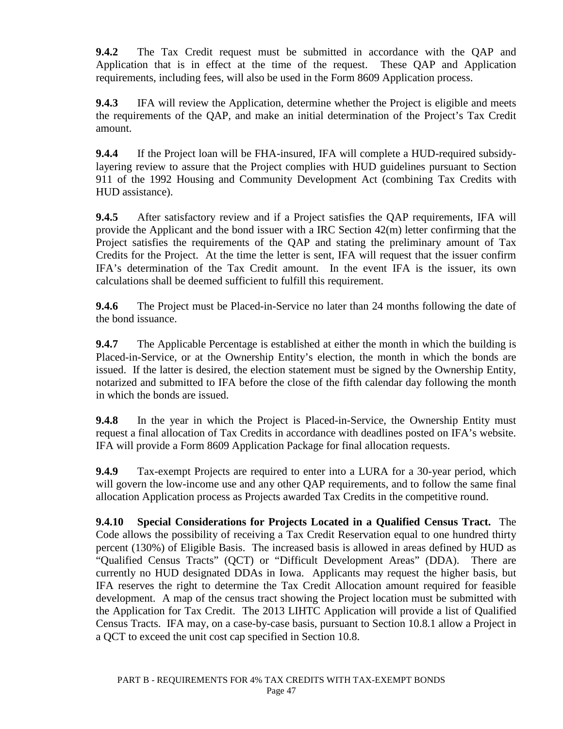**9.4.2** The Tax Credit request must be submitted in accordance with the QAP and Application that is in effect at the time of the request. These QAP and Application requirements, including fees, will also be used in the Form 8609 Application process.

**9.4.3** IFA will review the Application, determine whether the Project is eligible and meets the requirements of the QAP, and make an initial determination of the Project's Tax Credit amount.

**9.4.4** If the Project loan will be FHA-insured, IFA will complete a HUD-required subsidy-layering review to assure that the Project complies with HUD guidelines pursuant to Section 911 of the 1992 Housing and Community Development Act (combining Tax Credits with HUD assistance).

**9.4.5** After satisfactory review and if a Project satisfies the QAP requirements, IFA will provide the Applicant and the bond issuer with a IRC Section 42(m) letter confirming that the Project satisfies the requirements of the QAP and stating the preliminary amount of Tax Credits for the Project. At the time the letter is sent, IFA will request that the issuer confirm IFA's determination of the Tax Credit amount. In the event IFA is the issuer, its own calculations shall be deemed sufficient to fulfill this requirement.

**9.4.6** The Project must be Placed-in-Service no later than 24 months following the date of the bond issuance.

**9.4.7** The Applicable Percentage is established at either the month in which the building is Placed-in-Service, or at the Ownership Entity's election, the month in which the bonds are issued. If the latter is desired, the election statement must be signed by the Ownership Entity, notarized and submitted to IFA before the close of the fifth calendar day following the month in which the bonds are issued.

**9.4.8** In the year in which the Project is Placed-in-Service, the Ownership Entity must request a final allocation of Tax Credits in accordance with deadlines posted on IFA's website. IFA will provide a Form 8609 Application Package for final allocation requests.

**9.4.9** Tax-exempt Projects are required to enter into a LURA for a 30-year period, which will govern the low-income use and any other QAP requirements, and to follow the same final allocation Application process as Projects awarded Tax Credits in the competitive round.

**9.4.10 Special Considerations for Projects Located in a Qualified Census Tract.** The Code allows the possibility of receiving a Tax Credit Reservation equal to one hundred thirty percent (130%) of Eligible Basis. The increased basis is allowed in areas defined by HUD as "Qualified Census Tracts" (QCT) or "Difficult Development Areas" (DDA). There are currently no HUD designated DDAs in Iowa. Applicants may request the higher basis, but IFA reserves the right to determine the Tax Credit Allocation amount required for feasible development. A map of the census tract showing the Project location must be submitted with the Application for Tax Credit. The 2013 LIHTC Application will provide a list of Qualified Census Tracts. IFA may, on a case-by-case basis, pursuant to Section 10.8.1 allow a Project in a QCT to exceed the unit cost cap specified in Section 10.8.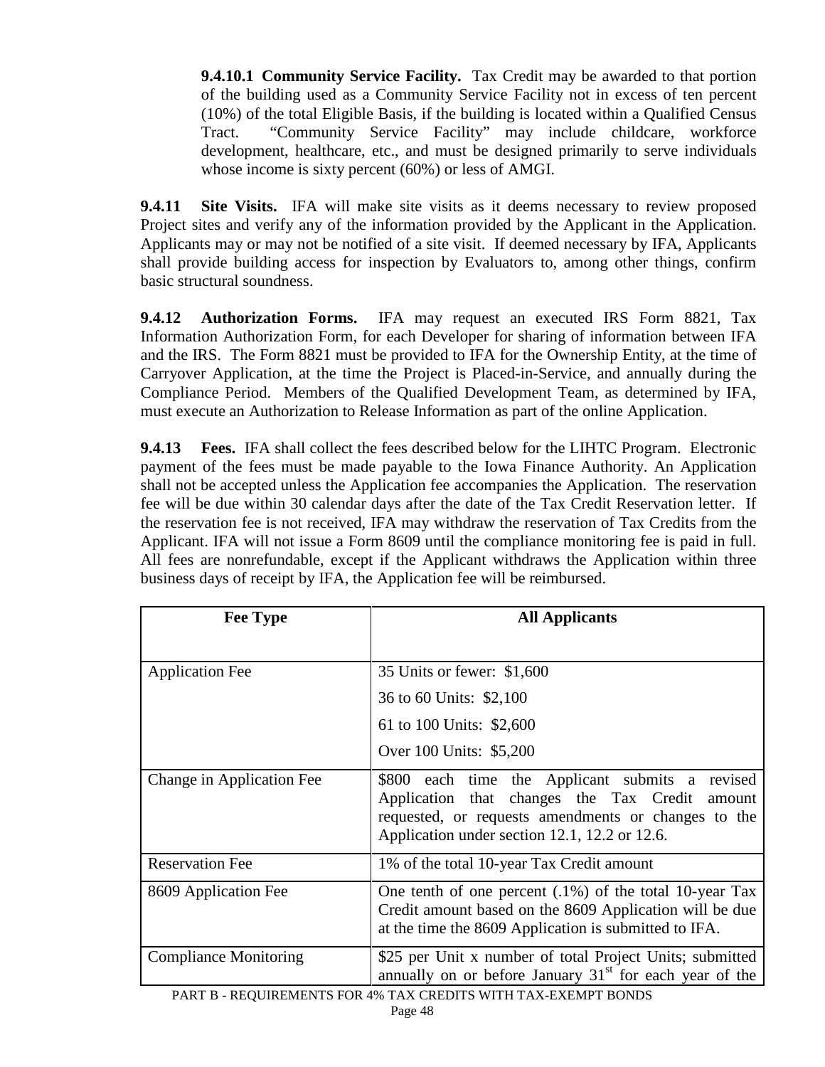**9.4.10.1 Community Service Facility.** Tax Credit may be awarded to that portion of the building used as a Community Service Facility not in excess of ten percent (10%) of the total Eligible Basis, if the building is located within a Qualified Census Tract. "Community Service Facility" may include childcare, workforce development, healthcare, etc., and must be designed primarily to serve individuals whose income is sixty percent (60%) or less of AMGI.

**9.4.11 Site Visits.** IFA will make site visits as it deems necessary to review proposed Project sites and verify any of the information provided by the Applicant in the Application. Applicants may or may not be notified of a site visit. If deemed necessary by IFA, Applicants shall provide building access for inspection by Evaluators to, among other things, confirm basic structural soundness.

**9.4.12 Authorization Forms.** IFA may request an executed IRS Form 8821, Tax Information Authorization Form, for each Developer for sharing of information between IFA and the IRS. The Form 8821 must be provided to IFA for the Ownership Entity, at the time of Carryover Application, at the time the Project is Placed-in-Service, and annually during the Compliance Period. Members of the Qualified Development Team, as determined by IFA, must execute an Authorization to Release Information as part of the online Application.

**9.4.13 Fees.** IFA shall collect the fees described below for the LIHTC Program. Electronic payment of the fees must be made payable to the Iowa Finance Authority. An Application shall not be accepted unless the Application fee accompanies the Application. The reservation fee will be due within 30 calendar days after the date of the Tax Credit Reservation letter. If the reservation fee is not received, IFA may withdraw the reservation of Tax Credits from the Applicant. IFA will not issue a Form 8609 until the compliance monitoring fee is paid in full. All fees are nonrefundable, except if the Applicant withdraws the Application within three business days of receipt by IFA, the Application fee will be reimbursed.

| Fee Type | All Applicants |
|---|---|
| Application Fee | 35 Units or fewer: $1,600<br>36 to 60 Units: $2,100<br>61 to 100 Units: $2,600<br>Over 100 Units: $5,200 |
| Change in Application Fee | $800 each time the Applicant submits a revised Application that changes the Tax Credit amount requested, or requests amendments or changes to the Application under section 12.1, 12.2 or 12.6. |
| Reservation Fee | 1% of the total 10-year Tax Credit amount |
| 8609 Application Fee | One tenth of one percent (.1%) of the total 10-year Tax Credit amount based on the 8609 Application will be due at the time the 8609 Application is submitted to IFA. |
| Compliance Monitoring | $25 per Unit x number of total Project Units; submitted annually on or before January 31st for each year of the |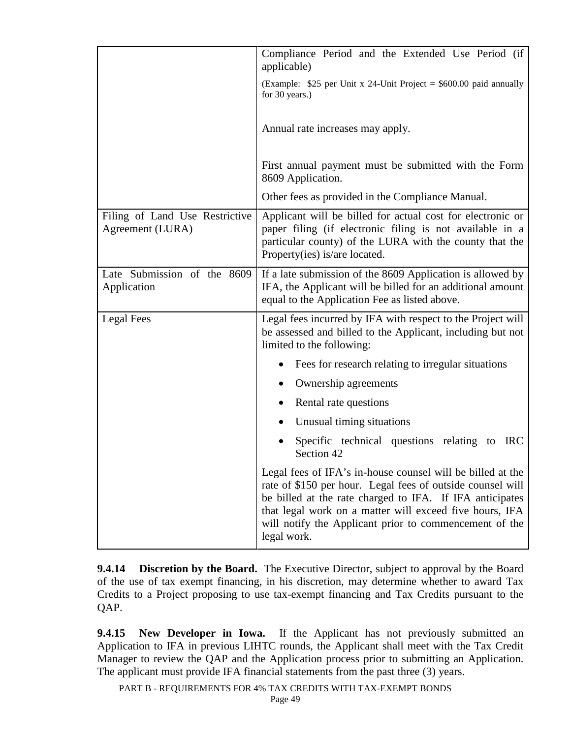| | |
|---|---|
| | Compliance Period and the Extended Use Period (if applicable)<br><br>(Example: $25 per Unit x 24-Unit Project = $600.00 paid annually for 30 years.)<br><br>Annual rate increases may apply.<br><br>First annual payment must be submitted with the Form 8609 Application.<br><br>Other fees as provided in the Compliance Manual. |
| Filing of Land Use Restrictive Agreement (LURA) | Applicant will be billed for actual cost for electronic or paper filing (if electronic filing is not available in a particular county) of the LURA with the county that the Property(ies) is/are located. |
| Late Submission of the 8609 Application | If a late submission of the 8609 Application is allowed by IFA, the Applicant will be billed for an additional amount equal to the Application Fee as listed above. |
| Legal Fees | Legal fees incurred by IFA with respect to the Project will be assessed and billed to the Applicant, including but not limited to the following:<br><br>• Fees for research relating to irregular situations<br>• Ownership agreements<br>• Rental rate questions<br>• Unusual timing situations<br>• Specific technical questions relating to IRC Section 42<br><br>Legal fees of IFA's in-house counsel will be billed at the rate of $150 per hour. Legal fees of outside counsel will be billed at the rate charged to IFA. If IFA anticipates that legal work on a matter will exceed five hours, IFA will notify the Applicant prior to commencement of the legal work. |

**9.4.14 Discretion by the Board.** The Executive Director, subject to approval by the Board of the use of tax exempt financing, in his discretion, may determine whether to award Tax Credits to a Project proposing to use tax-exempt financing and Tax Credits pursuant to the QAP.

**9.4.15 New Developer in Iowa.** If the Applicant has not previously submitted an Application to IFA in previous LIHTC rounds, the Applicant shall meet with the Tax Credit Manager to review the QAP and the Application process prior to submitting an Application. The applicant must provide IFA financial statements from the past three (3) years.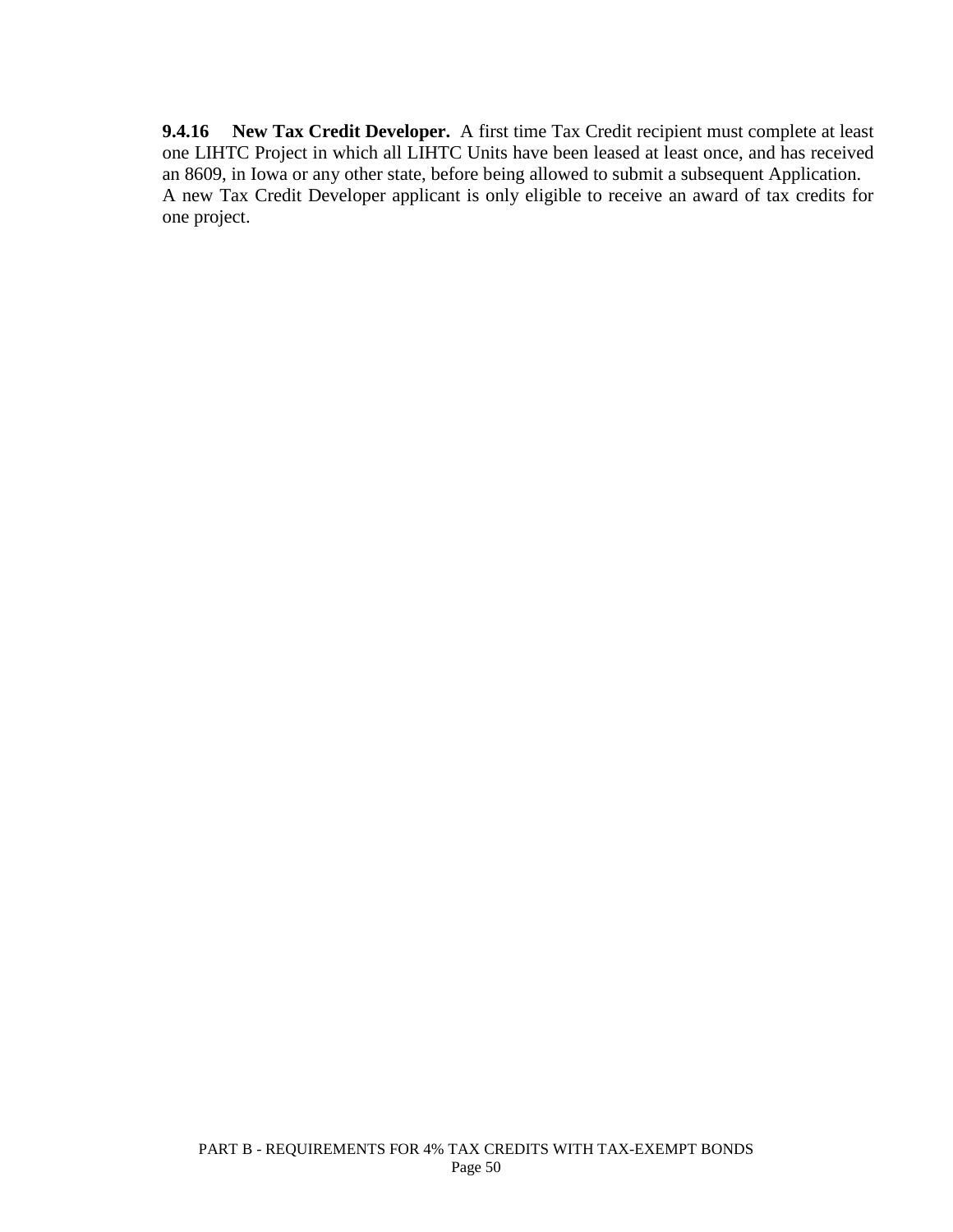**9.4.16 New Tax Credit Developer.** A first time Tax Credit recipient must complete at least one LIHTC Project in which all LIHTC Units have been leased at least once, and has received an 8609, in Iowa or any other state, before being allowed to submit a subsequent Application. A new Tax Credit Developer applicant is only eligible to receive an award of tax credits for one project.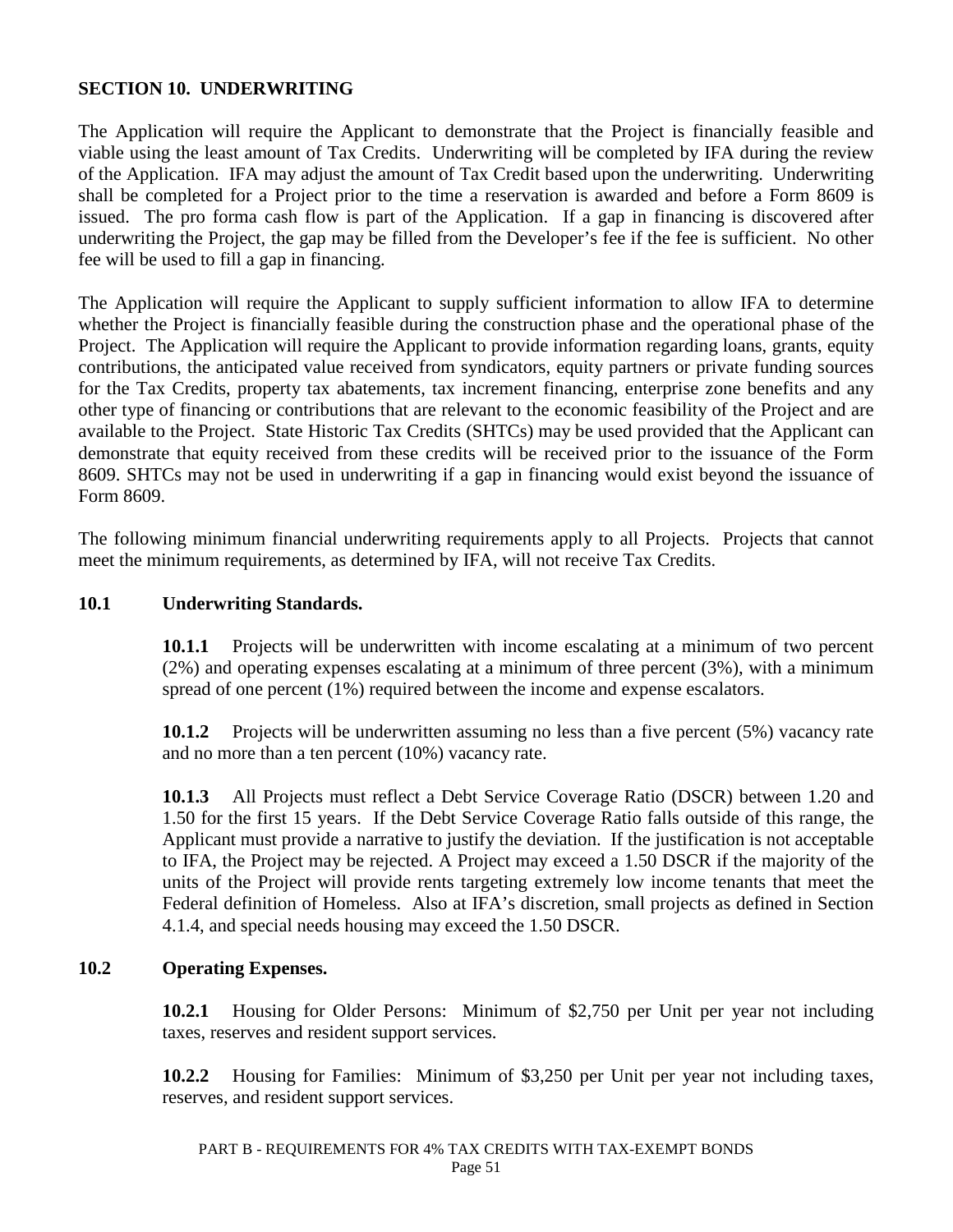## SECTION 10. UNDERWRITING

The Application will require the Applicant to demonstrate that the Project is financially feasible and viable using the least amount of Tax Credits. Underwriting will be completed by IFA during the review of the Application. IFA may adjust the amount of Tax Credit based upon the underwriting. Underwriting shall be completed for a Project prior to the time a reservation is awarded and before a Form 8609 is issued. The pro forma cash flow is part of the Application. If a gap in financing is discovered after underwriting the Project, the gap may be filled from the Developer's fee if the fee is sufficient. No other fee will be used to fill a gap in financing.

The Application will require the Applicant to supply sufficient information to allow IFA to determine whether the Project is financially feasible during the construction phase and the operational phase of the Project. The Application will require the Applicant to provide information regarding loans, grants, equity contributions, the anticipated value received from syndicators, equity partners or private funding sources for the Tax Credits, property tax abatements, tax increment financing, enterprise zone benefits and any other type of financing or contributions that are relevant to the economic feasibility of the Project and are available to the Project. State Historic Tax Credits (SHTCs) may be used provided that the Applicant can demonstrate that equity received from these credits will be received prior to the issuance of the Form 8609. SHTCs may not be used in underwriting if a gap in financing would exist beyond the issuance of Form 8609.

The following minimum financial underwriting requirements apply to all Projects. Projects that cannot meet the minimum requirements, as determined by IFA, will not receive Tax Credits.

### 10.1 Underwriting Standards.

**10.1.1** Projects will be underwritten with income escalating at a minimum of two percent (2%) and operating expenses escalating at a minimum of three percent (3%), with a minimum spread of one percent (1%) required between the income and expense escalators.

**10.1.2** Projects will be underwritten assuming no less than a five percent (5%) vacancy rate and no more than a ten percent (10%) vacancy rate.

**10.1.3** All Projects must reflect a Debt Service Coverage Ratio (DSCR) between 1.20 and 1.50 for the first 15 years. If the Debt Service Coverage Ratio falls outside of this range, the Applicant must provide a narrative to justify the deviation. If the justification is not acceptable to IFA, the Project may be rejected. A Project may exceed a 1.50 DSCR if the majority of the units of the Project will provide rents targeting extremely low income tenants that meet the Federal definition of Homeless. Also at IFA's discretion, small projects as defined in Section 4.1.4, and special needs housing may exceed the 1.50 DSCR.

### 10.2 Operating Expenses.

**10.2.1** Housing for Older Persons: Minimum of $2,750 per Unit per year not including taxes, reserves and resident support services.

**10.2.2** Housing for Families: Minimum of $3,250 per Unit per year not including taxes, reserves, and resident support services.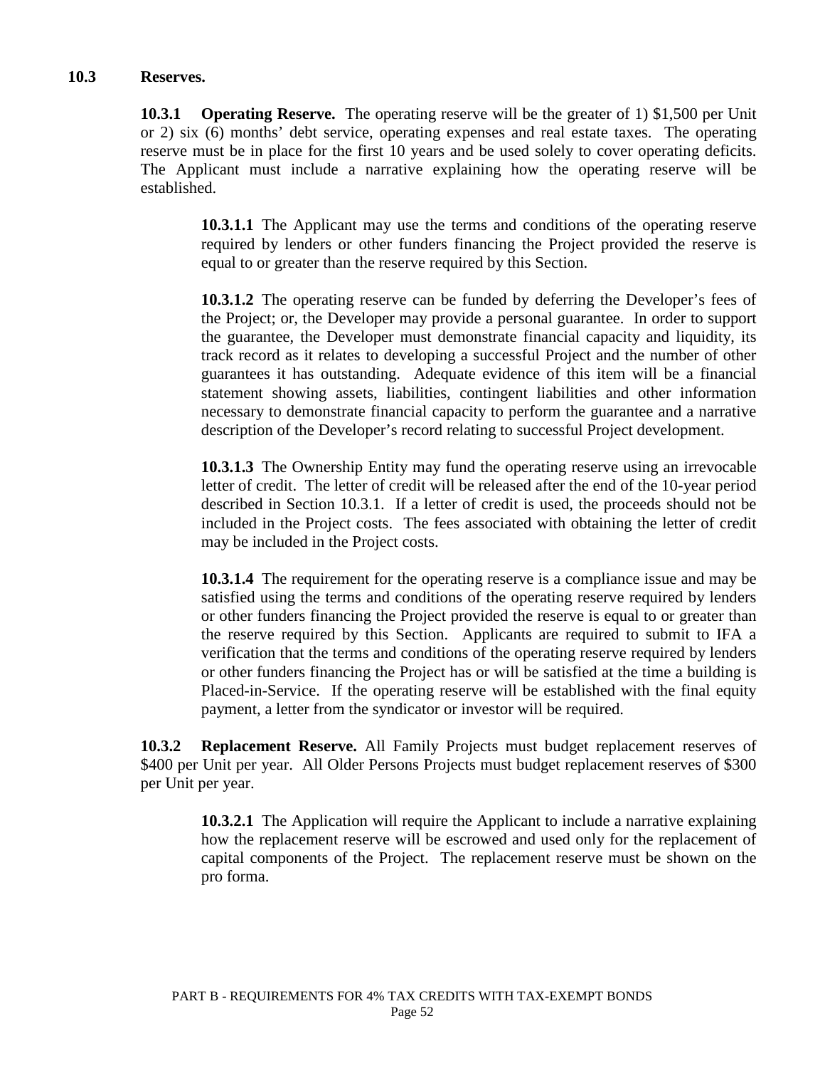### 10.3 Reserves.

**10.3.1 Operating Reserve.** The operating reserve will be the greater of 1) $1,500 per Unit or 2) six (6) months' debt service, operating expenses and real estate taxes. The operating reserve must be in place for the first 10 years and be used solely to cover operating deficits. The Applicant must include a narrative explaining how the operating reserve will be established.

**10.3.1.1** The Applicant may use the terms and conditions of the operating reserve required by lenders or other funders financing the Project provided the reserve is equal to or greater than the reserve required by this Section.

**10.3.1.2** The operating reserve can be funded by deferring the Developer's fees of the Project; or, the Developer may provide a personal guarantee. In order to support the guarantee, the Developer must demonstrate financial capacity and liquidity, its track record as it relates to developing a successful Project and the number of other guarantees it has outstanding. Adequate evidence of this item will be a financial statement showing assets, liabilities, contingent liabilities and other information necessary to demonstrate financial capacity to perform the guarantee and a narrative description of the Developer's record relating to successful Project development.

**10.3.1.3** The Ownership Entity may fund the operating reserve using an irrevocable letter of credit. The letter of credit will be released after the end of the 10-year period described in Section 10.3.1. If a letter of credit is used, the proceeds should not be included in the Project costs. The fees associated with obtaining the letter of credit may be included in the Project costs.

**10.3.1.4** The requirement for the operating reserve is a compliance issue and may be satisfied using the terms and conditions of the operating reserve required by lenders or other funders financing the Project provided the reserve is equal to or greater than the reserve required by this Section. Applicants are required to submit to IFA a verification that the terms and conditions of the operating reserve required by lenders or other funders financing the Project has or will be satisfied at the time a building is Placed-in-Service. If the operating reserve will be established with the final equity payment, a letter from the syndicator or investor will be required.

**10.3.2 Replacement Reserve.** All Family Projects must budget replacement reserves of $400 per Unit per year. All Older Persons Projects must budget replacement reserves of $300 per Unit per year.

**10.3.2.1** The Application will require the Applicant to include a narrative explaining how the replacement reserve will be escrowed and used only for the replacement of capital components of the Project. The replacement reserve must be shown on the pro forma.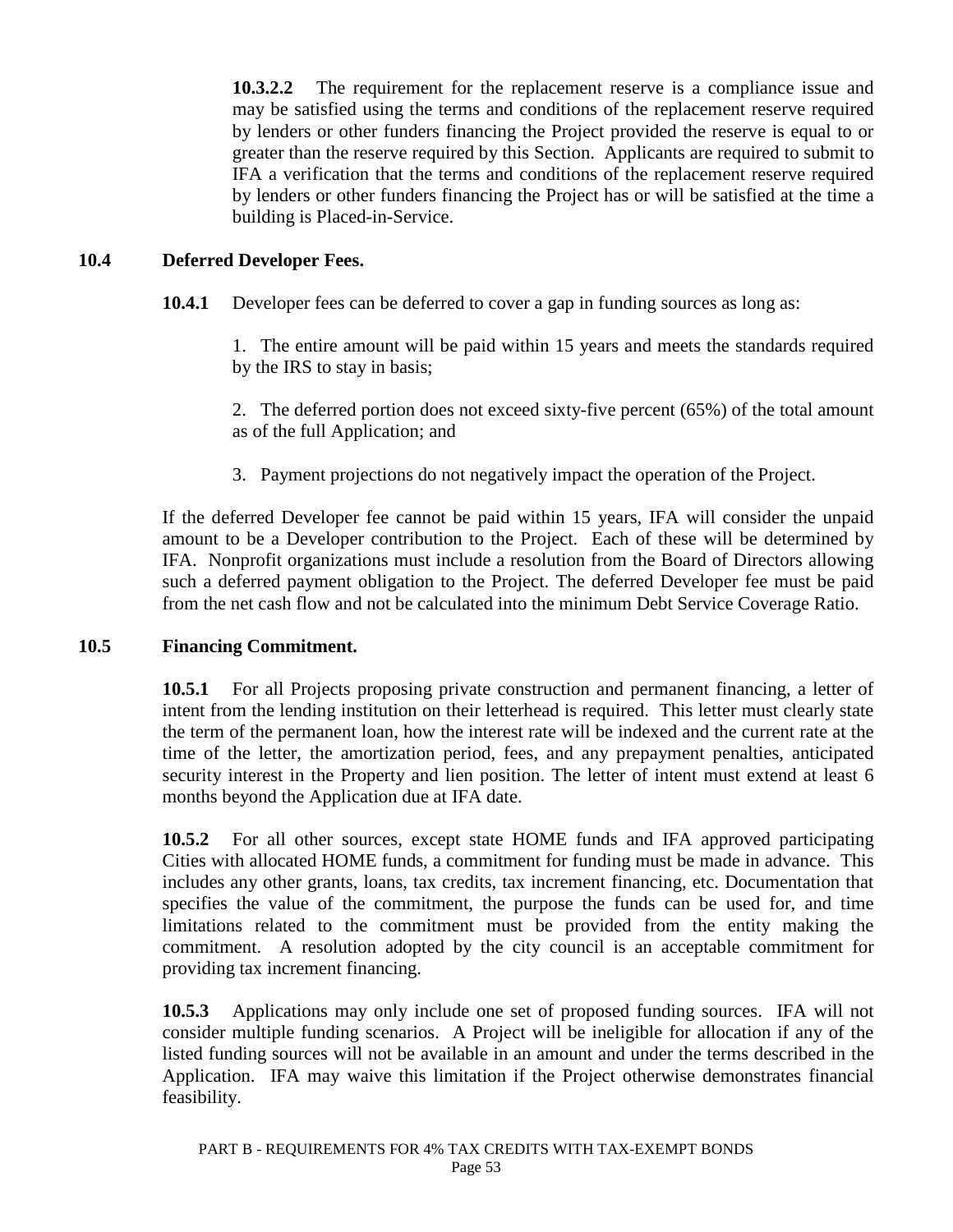**10.3.2.2** The requirement for the replacement reserve is a compliance issue and may be satisfied using the terms and conditions of the replacement reserve required by lenders or other funders financing the Project provided the reserve is equal to or greater than the reserve required by this Section. Applicants are required to submit to IFA a verification that the terms and conditions of the replacement reserve required by lenders or other funders financing the Project has or will be satisfied at the time a building is Placed-in-Service.

## 10.4 Deferred Developer Fees.

**10.4.1** Developer fees can be deferred to cover a gap in funding sources as long as:

1. The entire amount will be paid within 15 years and meets the standards required by the IRS to stay in basis;
2. The deferred portion does not exceed sixty-five percent (65%) of the total amount as of the full Application; and
3. Payment projections do not negatively impact the operation of the Project.

If the deferred Developer fee cannot be paid within 15 years, IFA will consider the unpaid amount to be a Developer contribution to the Project. Each of these will be determined by IFA. Nonprofit organizations must include a resolution from the Board of Directors allowing such a deferred payment obligation to the Project. The deferred Developer fee must be paid from the net cash flow and not be calculated into the minimum Debt Service Coverage Ratio.

## 10.5 Financing Commitment.

**10.5.1** For all Projects proposing private construction and permanent financing, a letter of intent from the lending institution on their letterhead is required. This letter must clearly state the term of the permanent loan, how the interest rate will be indexed and the current rate at the time of the letter, the amortization period, fees, and any prepayment penalties, anticipated security interest in the Property and lien position. The letter of intent must extend at least 6 months beyond the Application due at IFA date.

**10.5.2** For all other sources, except state HOME funds and IFA approved participating Cities with allocated HOME funds, a commitment for funding must be made in advance. This includes any other grants, loans, tax credits, tax increment financing, etc. Documentation that specifies the value of the commitment, the purpose the funds can be used for, and time limitations related to the commitment must be provided from the entity making the commitment. A resolution adopted by the city council is an acceptable commitment for providing tax increment financing.

**10.5.3** Applications may only include one set of proposed funding sources. IFA will not consider multiple funding scenarios. A Project will be ineligible for allocation if any of the listed funding sources will not be available in an amount and under the terms described in the Application. IFA may waive this limitation if the Project otherwise demonstrates financial feasibility.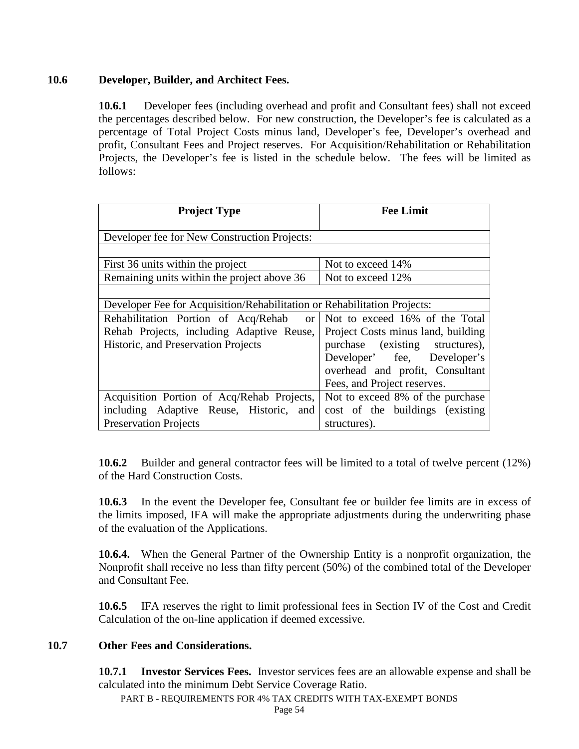## 10.6 Developer, Builder, and Architect Fees.

**10.6.1** Developer fees (including overhead and profit and Consultant fees) shall not exceed the percentages described below. For new construction, the Developer's fee is calculated as a percentage of Total Project Costs minus land, Developer's fee, Developer's overhead and profit, Consultant Fees and Project reserves. For Acquisition/Rehabilitation or Rehabilitation Projects, the Developer's fee is listed in the schedule below. The fees will be limited as follows:

| Project Type | Fee Limit |
|---|---|
| Developer fee for New Construction Projects: | |
| | |
| First 36 units within the project | Not to exceed 14% |
| Remaining units within the project above 36 | Not to exceed 12% |
| | |
| Developer Fee for Acquisition/Rehabilitation or Rehabilitation Projects: | |
| Rehabilitation Portion of Acq/Rehab or Rehab Projects, including Adaptive Reuse, Historic, and Preservation Projects | Not to exceed 16% of the Total Project Costs minus land, building purchase (existing structures), Developer' fee, Developer's overhead and profit, Consultant Fees, and Project reserves. |
| Acquisition Portion of Acq/Rehab Projects, including Adaptive Reuse, Historic, and Preservation Projects | Not to exceed 8% of the purchase cost of the buildings (existing structures). |

**10.6.2** Builder and general contractor fees will be limited to a total of twelve percent (12%) of the Hard Construction Costs.

**10.6.3** In the event the Developer fee, Consultant fee or builder fee limits are in excess of the limits imposed, IFA will make the appropriate adjustments during the underwriting phase of the evaluation of the Applications.

**10.6.4.** When the General Partner of the Ownership Entity is a nonprofit organization, the Nonprofit shall receive no less than fifty percent (50%) of the combined total of the Developer and Consultant Fee.

**10.6.5** IFA reserves the right to limit professional fees in Section IV of the Cost and Credit Calculation of the on-line application if deemed excessive.

## 10.7 Other Fees and Considerations.

**10.7.1 Investor Services Fees.** Investor services fees are an allowable expense and shall be calculated into the minimum Debt Service Coverage Ratio.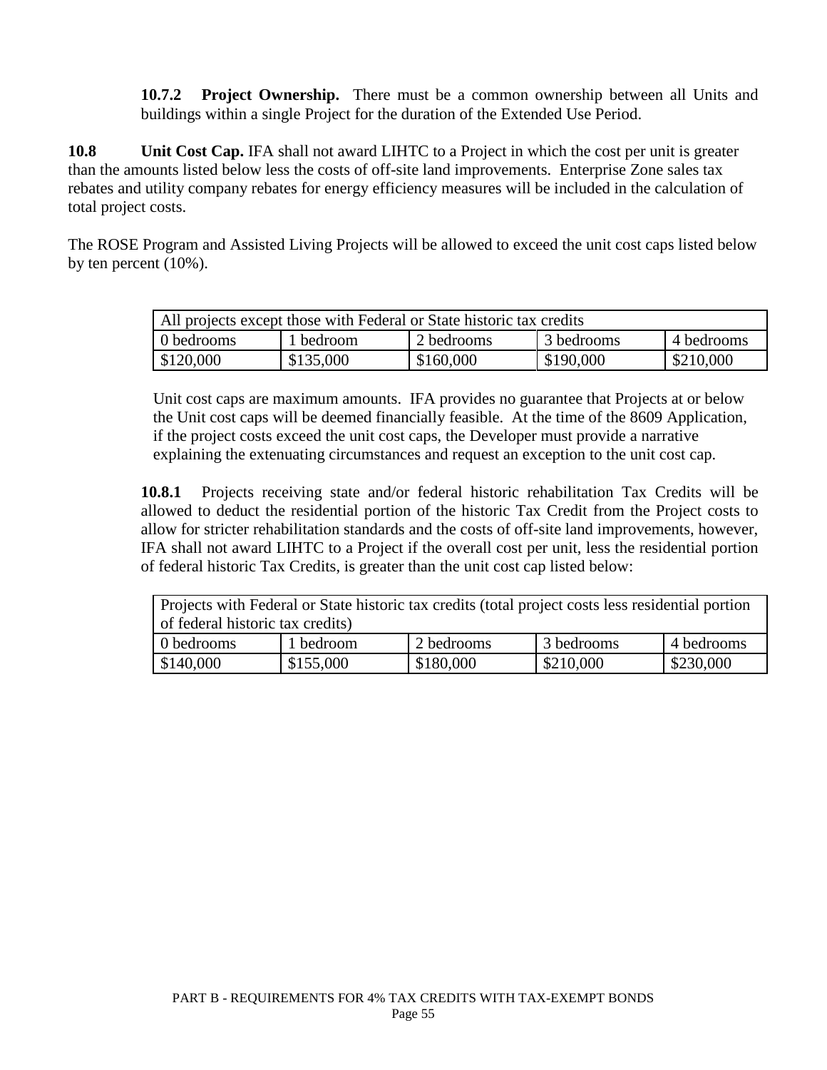**10.7.2 Project Ownership.** There must be a common ownership between all Units and buildings within a single Project for the duration of the Extended Use Period.

**10.8 Unit Cost Cap.** IFA shall not award LIHTC to a Project in which the cost per unit is greater than the amounts listed below less the costs of off-site land improvements. Enterprise Zone sales tax rebates and utility company rebates for energy efficiency measures will be included in the calculation of total project costs.

The ROSE Program and Assisted Living Projects will be allowed to exceed the unit cost caps listed below by ten percent (10%).

| All projects except those with Federal or State historic tax credits | | | | |
|---|---|---|---|---|
| 0 bedrooms | 1 bedroom | 2 bedrooms | 3 bedrooms | 4 bedrooms |
| $120,000 | $135,000 | $160,000 | $190,000 | $210,000 |

Unit cost caps are maximum amounts. IFA provides no guarantee that Projects at or below the Unit cost caps will be deemed financially feasible. At the time of the 8609 Application, if the project costs exceed the unit cost caps, the Developer must provide a narrative explaining the extenuating circumstances and request an exception to the unit cost cap.

**10.8.1** Projects receiving state and/or federal historic rehabilitation Tax Credits will be allowed to deduct the residential portion of the historic Tax Credit from the Project costs to allow for stricter rehabilitation standards and the costs of off-site land improvements, however, IFA shall not award LIHTC to a Project if the overall cost per unit, less the residential portion of federal historic Tax Credits, is greater than the unit cost cap listed below:

| Projects with Federal or State historic tax credits (total project costs less residential portion of federal historic tax credits) | | | | |
|---|---|---|---|---|
| 0 bedrooms | 1 bedroom | 2 bedrooms | 3 bedrooms | 4 bedrooms |
| $140,000 | $155,000 | $180,000 | $210,000 | $230,000 |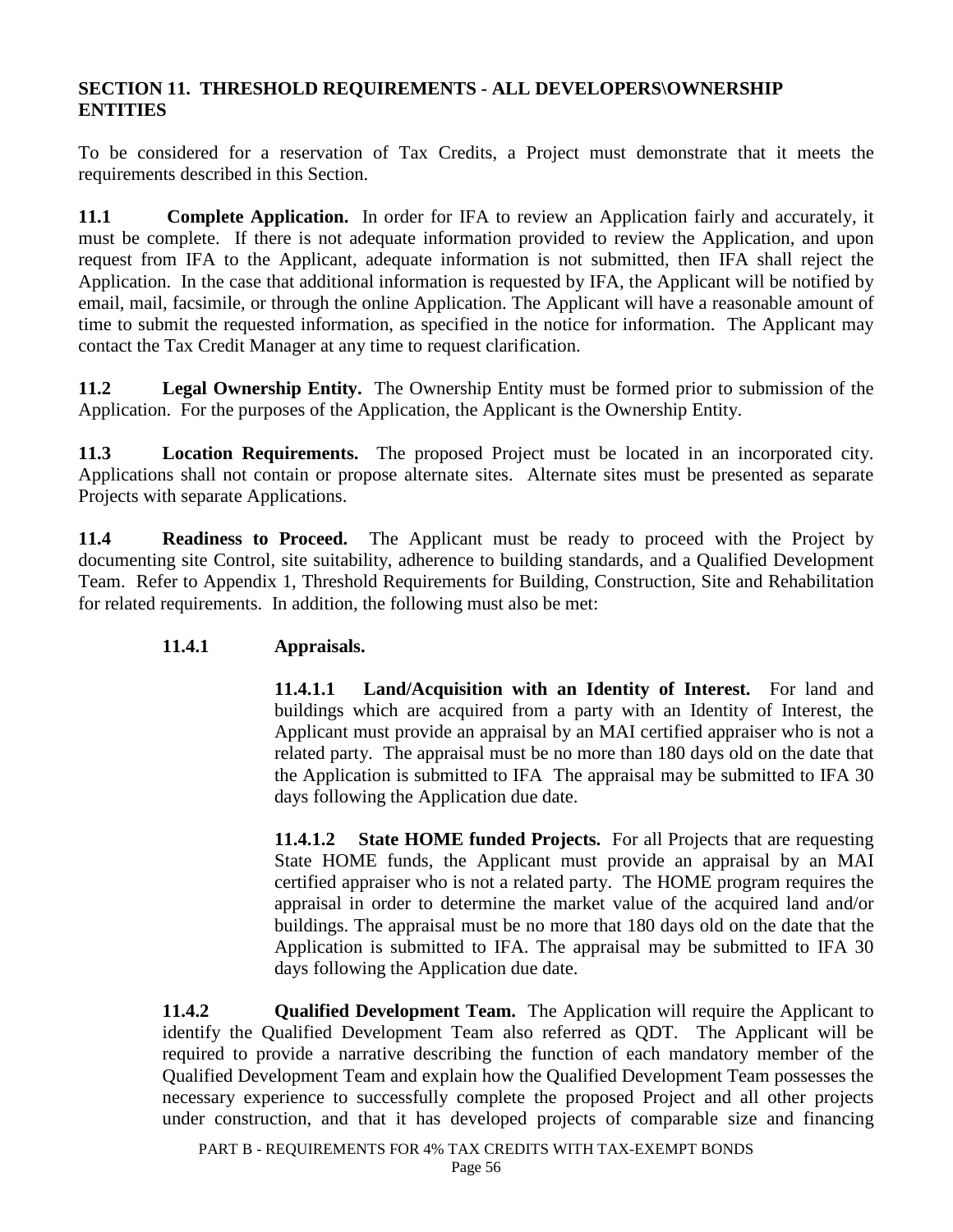## SECTION 11. THRESHOLD REQUIREMENTS - ALL DEVELOPERS\OWNERSHIP ENTITIES

To be considered for a reservation of Tax Credits, a Project must demonstrate that it meets the requirements described in this Section.

**11.1 Complete Application.** In order for IFA to review an Application fairly and accurately, it must be complete. If there is not adequate information provided to review the Application, and upon request from IFA to the Applicant, adequate information is not submitted, then IFA shall reject the Application. In the case that additional information is requested by IFA, the Applicant will be notified by email, mail, facsimile, or through the online Application. The Applicant will have a reasonable amount of time to submit the requested information, as specified in the notice for information. The Applicant may contact the Tax Credit Manager at any time to request clarification.

**11.2 Legal Ownership Entity.** The Ownership Entity must be formed prior to submission of the Application. For the purposes of the Application, the Applicant is the Ownership Entity.

**11.3 Location Requirements.** The proposed Project must be located in an incorporated city. Applications shall not contain or propose alternate sites. Alternate sites must be presented as separate Projects with separate Applications.

**11.4 Readiness to Proceed.** The Applicant must be ready to proceed with the Project by documenting site Control, site suitability, adherence to building standards, and a Qualified Development Team. Refer to Appendix 1, Threshold Requirements for Building, Construction, Site and Rehabilitation for related requirements. In addition, the following must also be met:

**11.4.1 Appraisals.**

**11.4.1.1 Land/Acquisition with an Identity of Interest.** For land and buildings which are acquired from a party with an Identity of Interest, the Applicant must provide an appraisal by an MAI certified appraiser who is not a related party. The appraisal must be no more than 180 days old on the date that the Application is submitted to IFA The appraisal may be submitted to IFA 30 days following the Application due date.

**11.4.1.2 State HOME funded Projects.** For all Projects that are requesting State HOME funds, the Applicant must provide an appraisal by an MAI certified appraiser who is not a related party. The HOME program requires the appraisal in order to determine the market value of the acquired land and/or buildings. The appraisal must be no more that 180 days old on the date that the Application is submitted to IFA. The appraisal may be submitted to IFA 30 days following the Application due date.

**11.4.2 Qualified Development Team.** The Application will require the Applicant to identify the Qualified Development Team also referred as QDT. The Applicant will be required to provide a narrative describing the function of each mandatory member of the Qualified Development Team and explain how the Qualified Development Team possesses the necessary experience to successfully complete the proposed Project and all other projects under construction, and that it has developed projects of comparable size and financing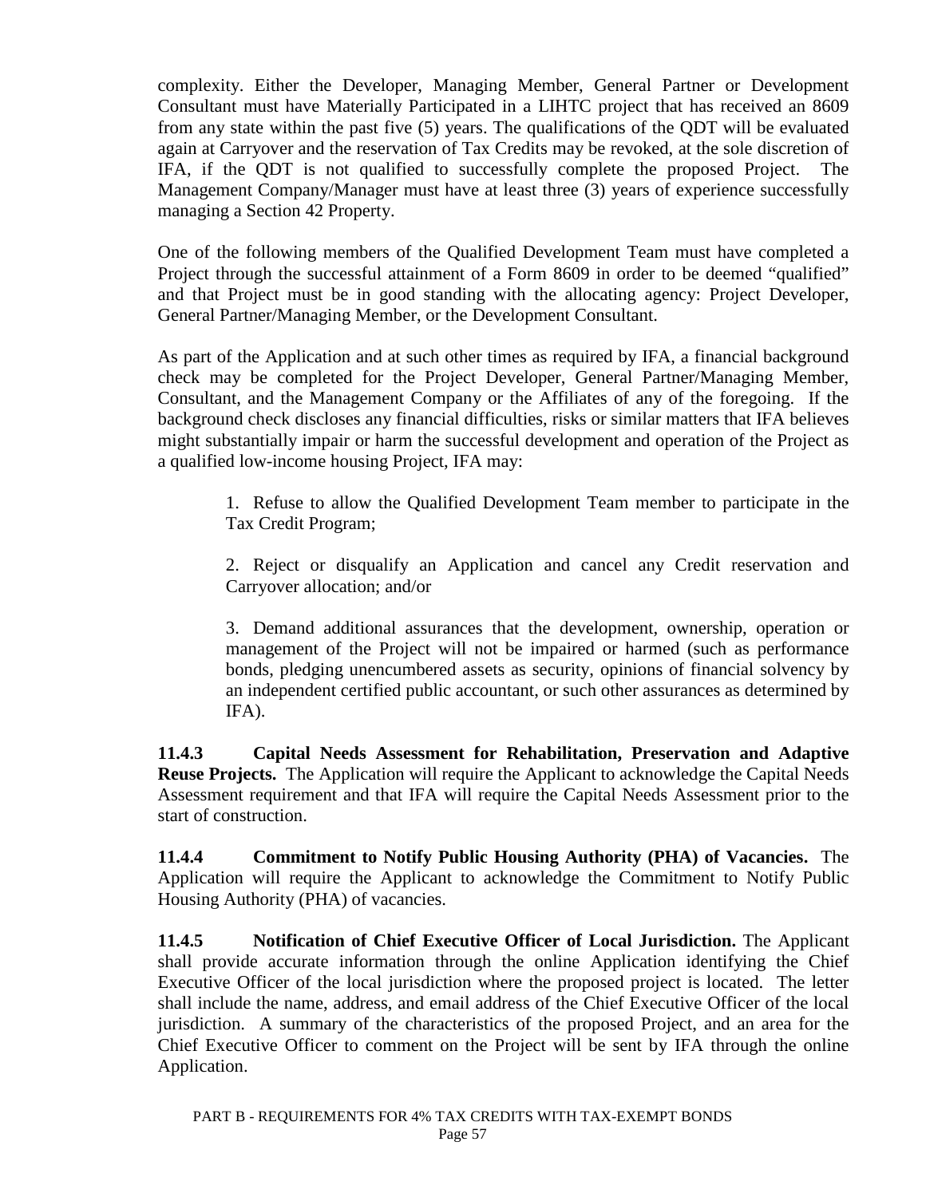complexity. Either the Developer, Managing Member, General Partner or Development Consultant must have Materially Participated in a LIHTC project that has received an 8609 from any state within the past five (5) years. The qualifications of the QDT will be evaluated again at Carryover and the reservation of Tax Credits may be revoked, at the sole discretion of IFA, if the QDT is not qualified to successfully complete the proposed Project. The Management Company/Manager must have at least three (3) years of experience successfully managing a Section 42 Property.

One of the following members of the Qualified Development Team must have completed a Project through the successful attainment of a Form 8609 in order to be deemed "qualified" and that Project must be in good standing with the allocating agency: Project Developer, General Partner/Managing Member, or the Development Consultant.

As part of the Application and at such other times as required by IFA, a financial background check may be completed for the Project Developer, General Partner/Managing Member, Consultant, and the Management Company or the Affiliates of any of the foregoing. If the background check discloses any financial difficulties, risks or similar matters that IFA believes might substantially impair or harm the successful development and operation of the Project as a qualified low-income housing Project, IFA may:

1. Refuse to allow the Qualified Development Team member to participate in the Tax Credit Program;

2. Reject or disqualify an Application and cancel any Credit reservation and Carryover allocation; and/or

3. Demand additional assurances that the development, ownership, operation or management of the Project will not be impaired or harmed (such as performance bonds, pledging unencumbered assets as security, opinions of financial solvency by an independent certified public accountant, or such other assurances as determined by IFA).

**11.4.3 Capital Needs Assessment for Rehabilitation, Preservation and Adaptive Reuse Projects.** The Application will require the Applicant to acknowledge the Capital Needs Assessment requirement and that IFA will require the Capital Needs Assessment prior to the start of construction.

**11.4.4 Commitment to Notify Public Housing Authority (PHA) of Vacancies.** The Application will require the Applicant to acknowledge the Commitment to Notify Public Housing Authority (PHA) of vacancies.

**11.4.5 Notification of Chief Executive Officer of Local Jurisdiction.** The Applicant shall provide accurate information through the online Application identifying the Chief Executive Officer of the local jurisdiction where the proposed project is located. The letter shall include the name, address, and email address of the Chief Executive Officer of the local jurisdiction. A summary of the characteristics of the proposed Project, and an area for the Chief Executive Officer to comment on the Project will be sent by IFA through the online Application.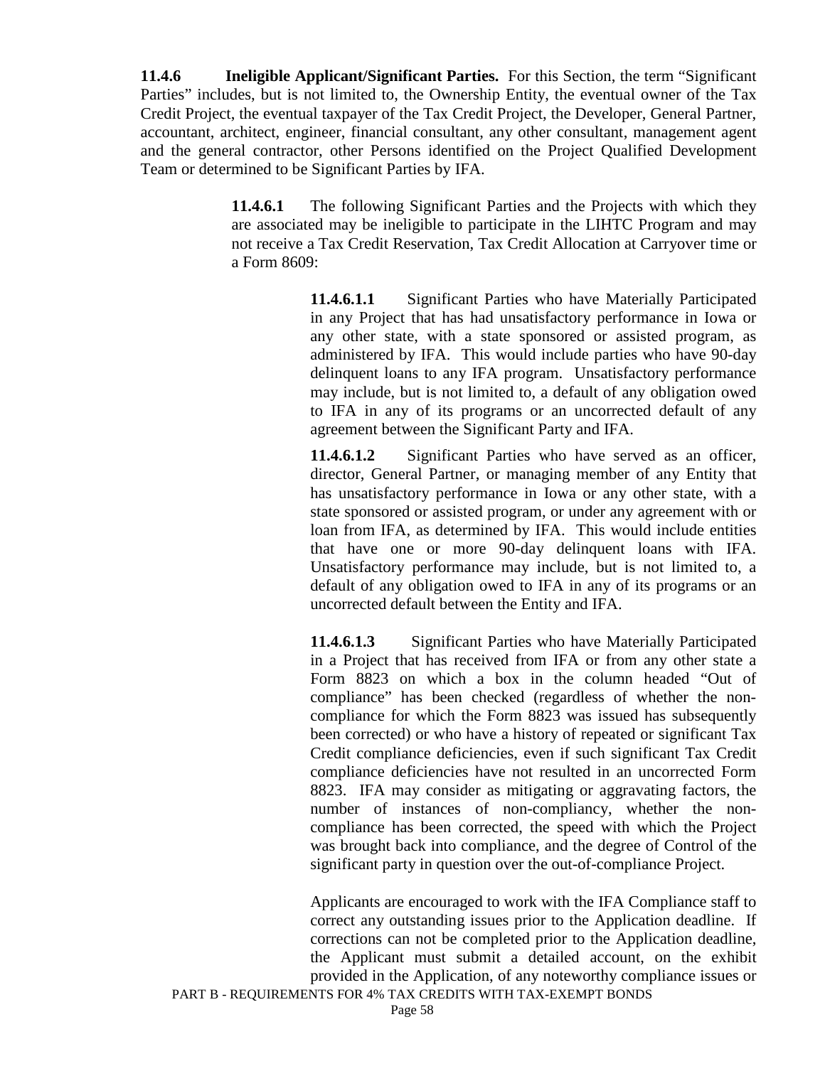**11.4.6 Ineligible Applicant/Significant Parties.** For this Section, the term "Significant Parties" includes, but is not limited to, the Ownership Entity, the eventual owner of the Tax Credit Project, the eventual taxpayer of the Tax Credit Project, the Developer, General Partner, accountant, architect, engineer, financial consultant, any other consultant, management agent and the general contractor, other Persons identified on the Project Qualified Development Team or determined to be Significant Parties by IFA.

**11.4.6.1** The following Significant Parties and the Projects with which they are associated may be ineligible to participate in the LIHTC Program and may not receive a Tax Credit Reservation, Tax Credit Allocation at Carryover time or a Form 8609:

**11.4.6.1.1** Significant Parties who have Materially Participated in any Project that has had unsatisfactory performance in Iowa or any other state, with a state sponsored or assisted program, as administered by IFA. This would include parties who have 90-day delinquent loans to any IFA program. Unsatisfactory performance may include, but is not limited to, a default of any obligation owed to IFA in any of its programs or an uncorrected default of any agreement between the Significant Party and IFA.

**11.4.6.1.2** Significant Parties who have served as an officer, director, General Partner, or managing member of any Entity that has unsatisfactory performance in Iowa or any other state, with a state sponsored or assisted program, or under any agreement with or loan from IFA, as determined by IFA. This would include entities that have one or more 90-day delinquent loans with IFA. Unsatisfactory performance may include, but is not limited to, a default of any obligation owed to IFA in any of its programs or an uncorrected default between the Entity and IFA.

**11.4.6.1.3** Significant Parties who have Materially Participated in a Project that has received from IFA or from any other state a Form 8823 on which a box in the column headed "Out of compliance" has been checked (regardless of whether the non-compliance for which the Form 8823 was issued has subsequently been corrected) or who have a history of repeated or significant Tax Credit compliance deficiencies, even if such significant Tax Credit compliance deficiencies have not resulted in an uncorrected Form 8823. IFA may consider as mitigating or aggravating factors, the number of instances of non-compliancy, whether the non-compliance has been corrected, the speed with which the Project was brought back into compliance, and the degree of Control of the significant party in question over the out-of-compliance Project.

Applicants are encouraged to work with the IFA Compliance staff to correct any outstanding issues prior to the Application deadline. If corrections can not be completed prior to the Application deadline, the Applicant must submit a detailed account, on the exhibit provided in the Application, of any noteworthy compliance issues or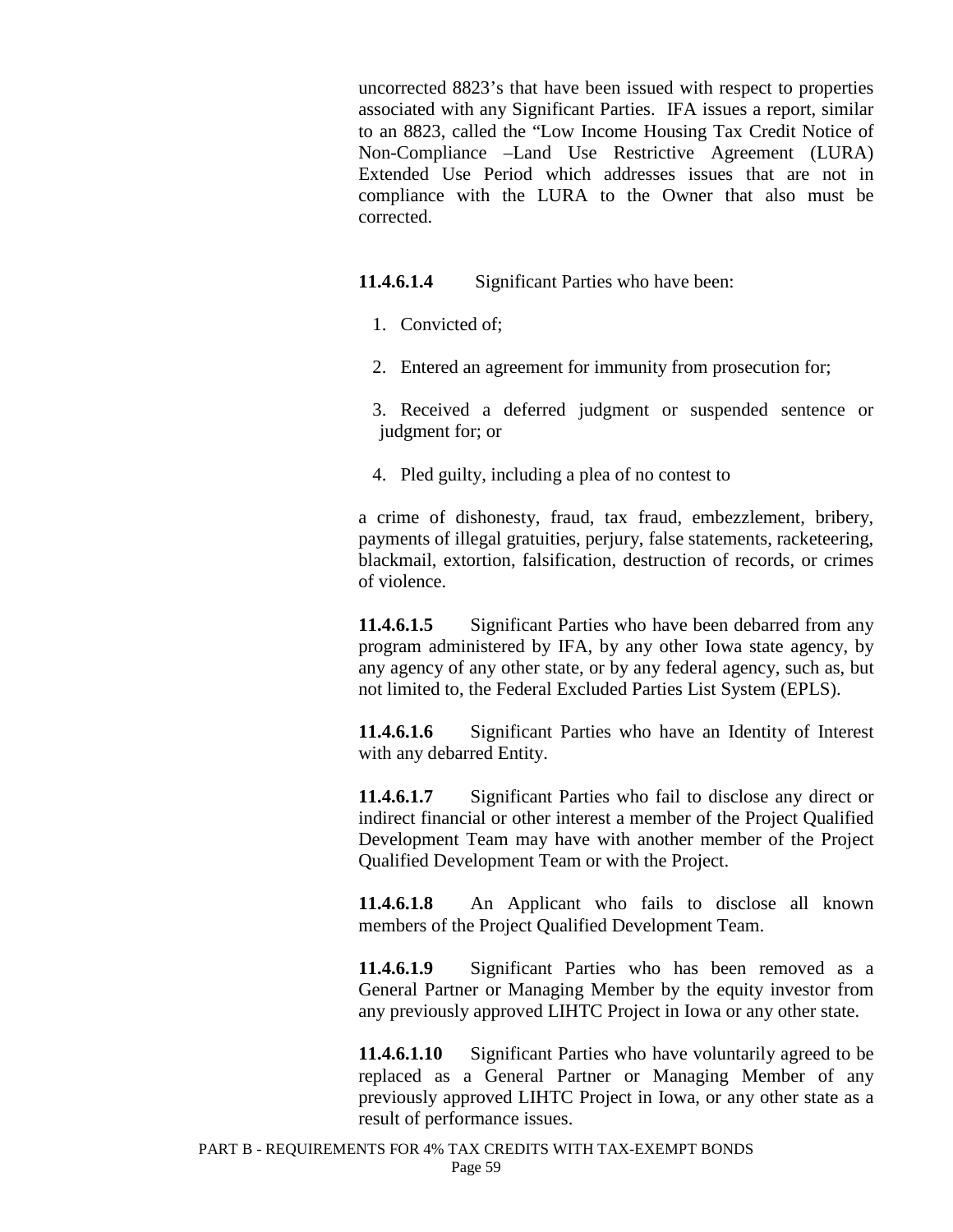uncorrected 8823's that have been issued with respect to properties associated with any Significant Parties. IFA issues a report, similar to an 8823, called the "Low Income Housing Tax Credit Notice of Non-Compliance –Land Use Restrictive Agreement (LURA) Extended Use Period which addresses issues that are not in compliance with the LURA to the Owner that also must be corrected.

**11.4.6.1.4** Significant Parties who have been:

1. Convicted of;
2. Entered an agreement for immunity from prosecution for;
3. Received a deferred judgment or suspended sentence or judgment for; or
4. Pled guilty, including a plea of no contest to

a crime of dishonesty, fraud, tax fraud, embezzlement, bribery, payments of illegal gratuities, perjury, false statements, racketeering, blackmail, extortion, falsification, destruction of records, or crimes of violence.

**11.4.6.1.5** Significant Parties who have been debarred from any program administered by IFA, by any other Iowa state agency, by any agency of any other state, or by any federal agency, such as, but not limited to, the Federal Excluded Parties List System (EPLS).

**11.4.6.1.6** Significant Parties who have an Identity of Interest with any debarred Entity.

**11.4.6.1.7** Significant Parties who fail to disclose any direct or indirect financial or other interest a member of the Project Qualified Development Team may have with another member of the Project Qualified Development Team or with the Project.

**11.4.6.1.8** An Applicant who fails to disclose all known members of the Project Qualified Development Team.

**11.4.6.1.9** Significant Parties who has been removed as a General Partner or Managing Member by the equity investor from any previously approved LIHTC Project in Iowa or any other state.

**11.4.6.1.10** Significant Parties who have voluntarily agreed to be replaced as a General Partner or Managing Member of any previously approved LIHTC Project in Iowa, or any other state as a result of performance issues.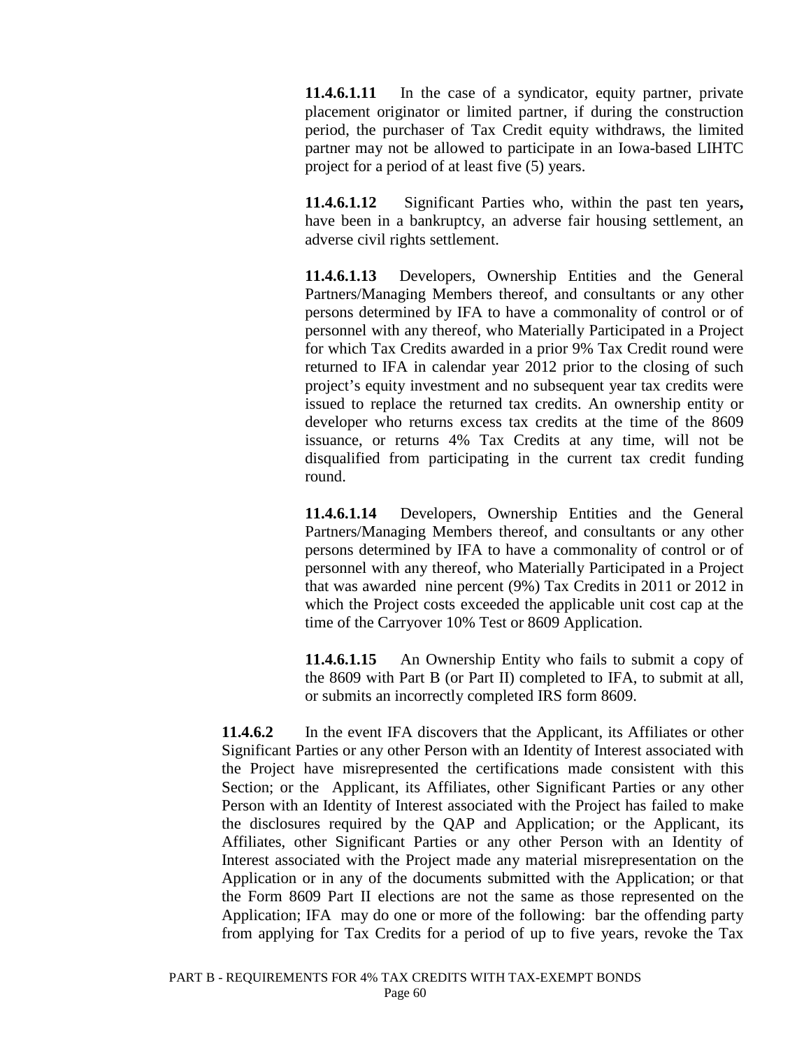**11.4.6.1.11** In the case of a syndicator, equity partner, private placement originator or limited partner, if during the construction period, the purchaser of Tax Credit equity withdraws, the limited partner may not be allowed to participate in an Iowa-based LIHTC project for a period of at least five (5) years.

**11.4.6.1.12** Significant Parties who, within the past ten years**,** have been in a bankruptcy, an adverse fair housing settlement, an adverse civil rights settlement.

**11.4.6.1.13** Developers, Ownership Entities and the General Partners/Managing Members thereof, and consultants or any other persons determined by IFA to have a commonality of control or of personnel with any thereof, who Materially Participated in a Project for which Tax Credits awarded in a prior 9% Tax Credit round were returned to IFA in calendar year 2012 prior to the closing of such project's equity investment and no subsequent year tax credits were issued to replace the returned tax credits. An ownership entity or developer who returns excess tax credits at the time of the 8609 issuance, or returns 4% Tax Credits at any time, will not be disqualified from participating in the current tax credit funding round.

**11.4.6.1.14** Developers, Ownership Entities and the General Partners/Managing Members thereof, and consultants or any other persons determined by IFA to have a commonality of control or of personnel with any thereof, who Materially Participated in a Project that was awarded nine percent (9%) Tax Credits in 2011 or 2012 in which the Project costs exceeded the applicable unit cost cap at the time of the Carryover 10% Test or 8609 Application.

**11.4.6.1.15** An Ownership Entity who fails to submit a copy of the 8609 with Part B (or Part II) completed to IFA, to submit at all, or submits an incorrectly completed IRS form 8609.

**11.4.6.2** In the event IFA discovers that the Applicant, its Affiliates or other Significant Parties or any other Person with an Identity of Interest associated with the Project have misrepresented the certifications made consistent with this Section; or the Applicant, its Affiliates, other Significant Parties or any other Person with an Identity of Interest associated with the Project has failed to make the disclosures required by the QAP and Application; or the Applicant, its Affiliates, other Significant Parties or any other Person with an Identity of Interest associated with the Project made any material misrepresentation on the Application or in any of the documents submitted with the Application; or that the Form 8609 Part II elections are not the same as those represented on the Application; IFA may do one or more of the following: bar the offending party from applying for Tax Credits for a period of up to five years, revoke the Tax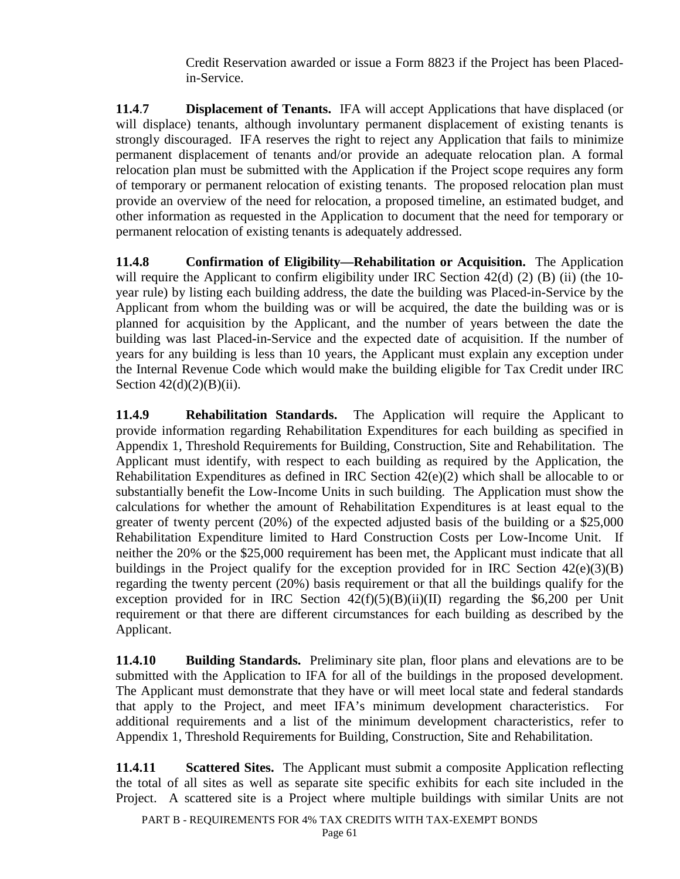Credit Reservation awarded or issue a Form 8823 if the Project has been Placed-in-Service.

**11.4.7 Displacement of Tenants.** IFA will accept Applications that have displaced (or will displace) tenants, although involuntary permanent displacement of existing tenants is strongly discouraged. IFA reserves the right to reject any Application that fails to minimize permanent displacement of tenants and/or provide an adequate relocation plan. A formal relocation plan must be submitted with the Application if the Project scope requires any form of temporary or permanent relocation of existing tenants. The proposed relocation plan must provide an overview of the need for relocation, a proposed timeline, an estimated budget, and other information as requested in the Application to document that the need for temporary or permanent relocation of existing tenants is adequately addressed.

**11.4.8 Confirmation of Eligibility—Rehabilitation or Acquisition.** The Application will require the Applicant to confirm eligibility under IRC Section 42(d) (2) (B) (ii) (the 10-year rule) by listing each building address, the date the building was Placed-in-Service by the Applicant from whom the building was or will be acquired, the date the building was or is planned for acquisition by the Applicant, and the number of years between the date the building was last Placed-in-Service and the expected date of acquisition. If the number of years for any building is less than 10 years, the Applicant must explain any exception under the Internal Revenue Code which would make the building eligible for Tax Credit under IRC Section 42(d)(2)(B)(ii).

**11.4.9 Rehabilitation Standards.** The Application will require the Applicant to provide information regarding Rehabilitation Expenditures for each building as specified in Appendix 1, Threshold Requirements for Building, Construction, Site and Rehabilitation. The Applicant must identify, with respect to each building as required by the Application, the Rehabilitation Expenditures as defined in IRC Section 42(e)(2) which shall be allocable to or substantially benefit the Low-Income Units in such building. The Application must show the calculations for whether the amount of Rehabilitation Expenditures is at least equal to the greater of twenty percent (20%) of the expected adjusted basis of the building or a $25,000 Rehabilitation Expenditure limited to Hard Construction Costs per Low-Income Unit. If neither the 20% or the $25,000 requirement has been met, the Applicant must indicate that all buildings in the Project qualify for the exception provided for in IRC Section 42(e)(3)(B) regarding the twenty percent (20%) basis requirement or that all the buildings qualify for the exception provided for in IRC Section 42(f)(5)(B)(ii)(II) regarding the $6,200 per Unit requirement or that there are different circumstances for each building as described by the Applicant.

**11.4.10 Building Standards.** Preliminary site plan, floor plans and elevations are to be submitted with the Application to IFA for all of the buildings in the proposed development. The Applicant must demonstrate that they have or will meet local state and federal standards that apply to the Project, and meet IFA's minimum development characteristics. For additional requirements and a list of the minimum development characteristics, refer to Appendix 1, Threshold Requirements for Building, Construction, Site and Rehabilitation.

**11.4.11 Scattered Sites.** The Applicant must submit a composite Application reflecting the total of all sites as well as separate site specific exhibits for each site included in the Project. A scattered site is a Project where multiple buildings with similar Units are not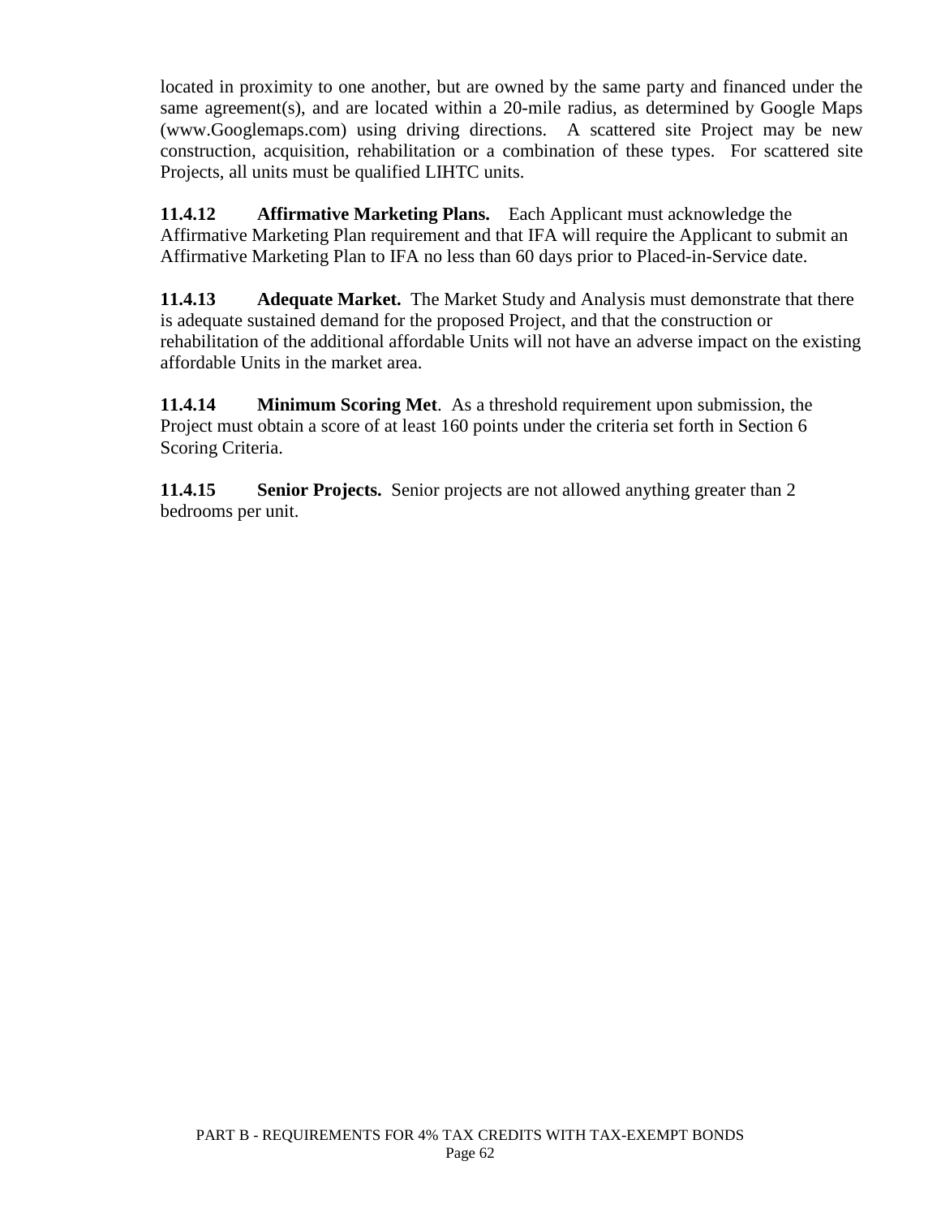located in proximity to one another, but are owned by the same party and financed under the same agreement(s), and are located within a 20-mile radius, as determined by Google Maps (www.Googlemaps.com) using driving directions. A scattered site Project may be new construction, acquisition, rehabilitation or a combination of these types. For scattered site Projects, all units must be qualified LIHTC units.

**11.4.12 Affirmative Marketing Plans.** Each Applicant must acknowledge the Affirmative Marketing Plan requirement and that IFA will require the Applicant to submit an Affirmative Marketing Plan to IFA no less than 60 days prior to Placed-in-Service date.

**11.4.13 Adequate Market.** The Market Study and Analysis must demonstrate that there is adequate sustained demand for the proposed Project, and that the construction or rehabilitation of the additional affordable Units will not have an adverse impact on the existing affordable Units in the market area.

**11.4.14 Minimum Scoring Met**. As a threshold requirement upon submission, the Project must obtain a score of at least 160 points under the criteria set forth in Section 6 Scoring Criteria.

**11.4.15 Senior Projects.** Senior projects are not allowed anything greater than 2 bedrooms per unit.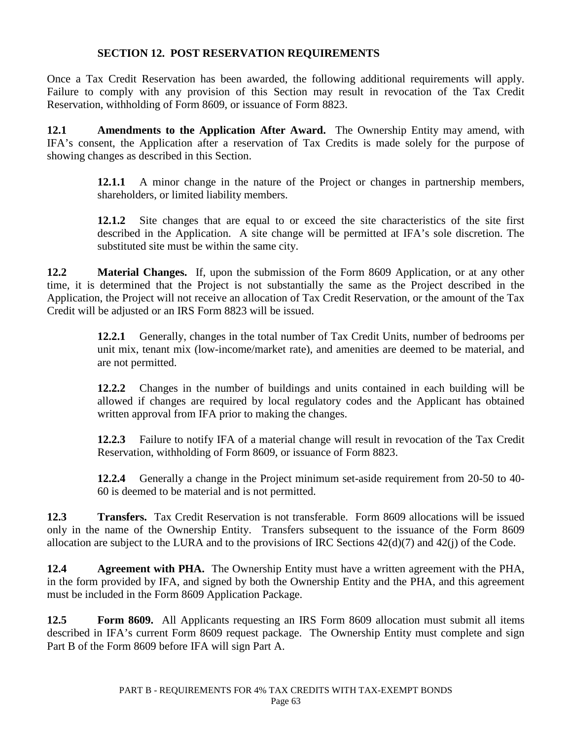## SECTION 12. POST RESERVATION REQUIREMENTS

Once a Tax Credit Reservation has been awarded, the following additional requirements will apply. Failure to comply with any provision of this Section may result in revocation of the Tax Credit Reservation, withholding of Form 8609, or issuance of Form 8823.

**12.1 Amendments to the Application After Award.** The Ownership Entity may amend, with IFA's consent, the Application after a reservation of Tax Credits is made solely for the purpose of showing changes as described in this Section.

> **12.1.1** A minor change in the nature of the Project or changes in partnership members, shareholders, or limited liability members.
>
> **12.1.2** Site changes that are equal to or exceed the site characteristics of the site first described in the Application. A site change will be permitted at IFA's sole discretion. The substituted site must be within the same city.

**12.2 Material Changes.** If, upon the submission of the Form 8609 Application, or at any other time, it is determined that the Project is not substantially the same as the Project described in the Application, the Project will not receive an allocation of Tax Credit Reservation, or the amount of the Tax Credit will be adjusted or an IRS Form 8823 will be issued.

> **12.2.1** Generally, changes in the total number of Tax Credit Units, number of bedrooms per unit mix, tenant mix (low-income/market rate), and amenities are deemed to be material, and are not permitted.
>
> **12.2.2** Changes in the number of buildings and units contained in each building will be allowed if changes are required by local regulatory codes and the Applicant has obtained written approval from IFA prior to making the changes.
>
> **12.2.3** Failure to notify IFA of a material change will result in revocation of the Tax Credit Reservation, withholding of Form 8609, or issuance of Form 8823.
>
> **12.2.4** Generally a change in the Project minimum set-aside requirement from 20-50 to 40-60 is deemed to be material and is not permitted.

**12.3 Transfers.** Tax Credit Reservation is not transferable. Form 8609 allocations will be issued only in the name of the Ownership Entity. Transfers subsequent to the issuance of the Form 8609 allocation are subject to the LURA and to the provisions of IRC Sections 42(d)(7) and 42(j) of the Code.

**12.4 Agreement with PHA.** The Ownership Entity must have a written agreement with the PHA, in the form provided by IFA, and signed by both the Ownership Entity and the PHA, and this agreement must be included in the Form 8609 Application Package.

**12.5 Form 8609.** All Applicants requesting an IRS Form 8609 allocation must submit all items described in IFA's current Form 8609 request package. The Ownership Entity must complete and sign Part B of the Form 8609 before IFA will sign Part A.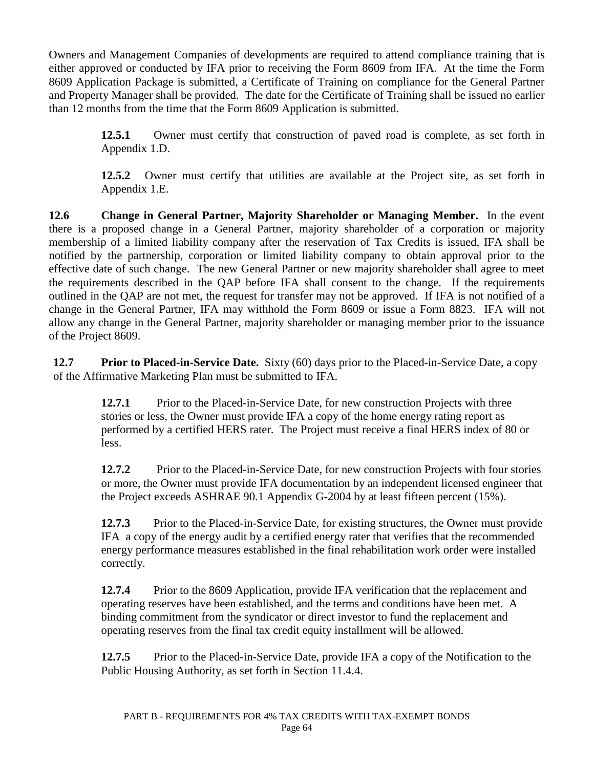Owners and Management Companies of developments are required to attend compliance training that is either approved or conducted by IFA prior to receiving the Form 8609 from IFA. At the time the Form 8609 Application Package is submitted, a Certificate of Training on compliance for the General Partner and Property Manager shall be provided. The date for the Certificate of Training shall be issued no earlier than 12 months from the time that the Form 8609 Application is submitted.

**12.5.1** Owner must certify that construction of paved road is complete, as set forth in Appendix 1.D.

**12.5.2** Owner must certify that utilities are available at the Project site, as set forth in Appendix 1.E.

**12.6 Change in General Partner, Majority Shareholder or Managing Member.** In the event there is a proposed change in a General Partner, majority shareholder of a corporation or majority membership of a limited liability company after the reservation of Tax Credits is issued, IFA shall be notified by the partnership, corporation or limited liability company to obtain approval prior to the effective date of such change. The new General Partner or new majority shareholder shall agree to meet the requirements described in the QAP before IFA shall consent to the change. If the requirements outlined in the QAP are not met, the request for transfer may not be approved. If IFA is not notified of a change in the General Partner, IFA may withhold the Form 8609 or issue a Form 8823. IFA will not allow any change in the General Partner, majority shareholder or managing member prior to the issuance of the Project 8609.

**12.7 Prior to Placed-in-Service Date.** Sixty (60) days prior to the Placed-in-Service Date, a copy of the Affirmative Marketing Plan must be submitted to IFA.

**12.7.1** Prior to the Placed-in-Service Date, for new construction Projects with three stories or less, the Owner must provide IFA a copy of the home energy rating report as performed by a certified HERS rater. The Project must receive a final HERS index of 80 or less.

**12.7.2** Prior to the Placed-in-Service Date, for new construction Projects with four stories or more, the Owner must provide IFA documentation by an independent licensed engineer that the Project exceeds ASHRAE 90.1 Appendix G-2004 by at least fifteen percent (15%).

**12.7.3** Prior to the Placed-in-Service Date, for existing structures, the Owner must provide IFA a copy of the energy audit by a certified energy rater that verifies that the recommended energy performance measures established in the final rehabilitation work order were installed correctly.

**12.7.4** Prior to the 8609 Application, provide IFA verification that the replacement and operating reserves have been established, and the terms and conditions have been met. A binding commitment from the syndicator or direct investor to fund the replacement and operating reserves from the final tax credit equity installment will be allowed.

**12.7.5** Prior to the Placed-in-Service Date, provide IFA a copy of the Notification to the Public Housing Authority, as set forth in Section 11.4.4.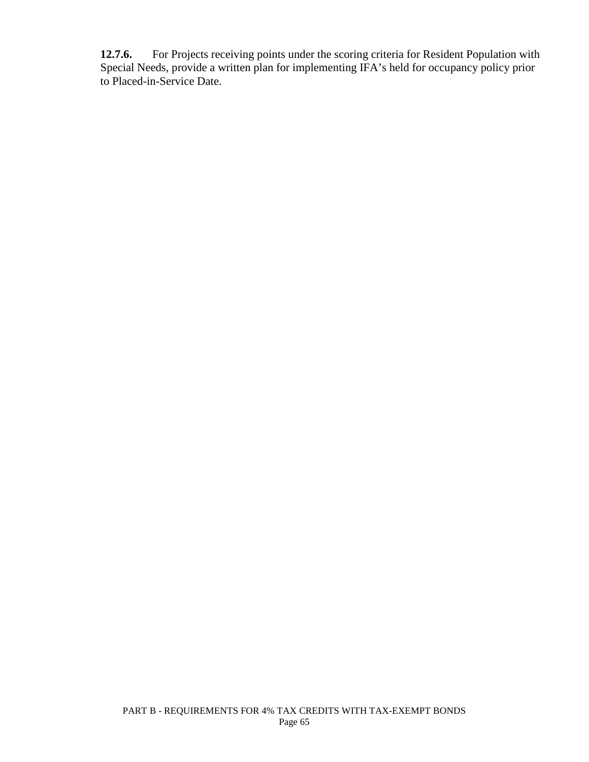**12.7.6.** For Projects receiving points under the scoring criteria for Resident Population with Special Needs, provide a written plan for implementing IFA's held for occupancy policy prior to Placed-in-Service Date.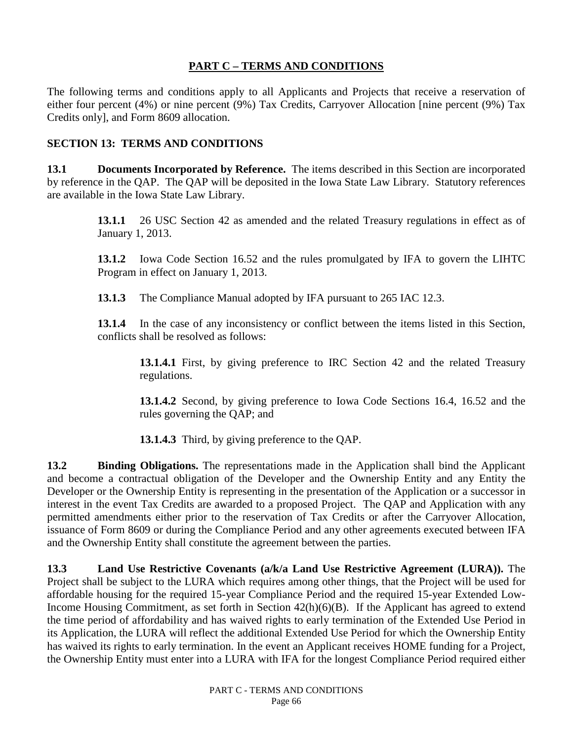## PART C – TERMS AND CONDITIONS

The following terms and conditions apply to all Applicants and Projects that receive a reservation of either four percent (4%) or nine percent (9%) Tax Credits, Carryover Allocation [nine percent (9%) Tax Credits only], and Form 8609 allocation.

### SECTION 13: TERMS AND CONDITIONS

**13.1 Documents Incorporated by Reference.** The items described in this Section are incorporated by reference in the QAP. The QAP will be deposited in the Iowa State Law Library. Statutory references are available in the Iowa State Law Library.

> **13.1.1** 26 USC Section 42 as amended and the related Treasury regulations in effect as of January 1, 2013.
>
> **13.1.2** Iowa Code Section 16.52 and the rules promulgated by IFA to govern the LIHTC Program in effect on January 1, 2013.
>
> **13.1.3** The Compliance Manual adopted by IFA pursuant to 265 IAC 12.3.
>
> **13.1.4** In the case of any inconsistency or conflict between the items listed in this Section, conflicts shall be resolved as follows:
>
> > **13.1.4.1** First, by giving preference to IRC Section 42 and the related Treasury regulations.
> >
> > **13.1.4.2** Second, by giving preference to Iowa Code Sections 16.4, 16.52 and the rules governing the QAP; and
> >
> > **13.1.4.3** Third, by giving preference to the QAP.

**13.2 Binding Obligations.** The representations made in the Application shall bind the Applicant and become a contractual obligation of the Developer and the Ownership Entity and any Entity the Developer or the Ownership Entity is representing in the presentation of the Application or a successor in interest in the event Tax Credits are awarded to a proposed Project. The QAP and Application with any permitted amendments either prior to the reservation of Tax Credits or after the Carryover Allocation, issuance of Form 8609 or during the Compliance Period and any other agreements executed between IFA and the Ownership Entity shall constitute the agreement between the parties.

**13.3 Land Use Restrictive Covenants (a/k/a Land Use Restrictive Agreement (LURA)).** The Project shall be subject to the LURA which requires among other things, that the Project will be used for affordable housing for the required 15-year Compliance Period and the required 15-year Extended Low-Income Housing Commitment, as set forth in Section 42(h)(6)(B). If the Applicant has agreed to extend the time period of affordability and has waived rights to early termination of the Extended Use Period in its Application, the LURA will reflect the additional Extended Use Period for which the Ownership Entity has waived its rights to early termination. In the event an Applicant receives HOME funding for a Project, the Ownership Entity must enter into a LURA with IFA for the longest Compliance Period required either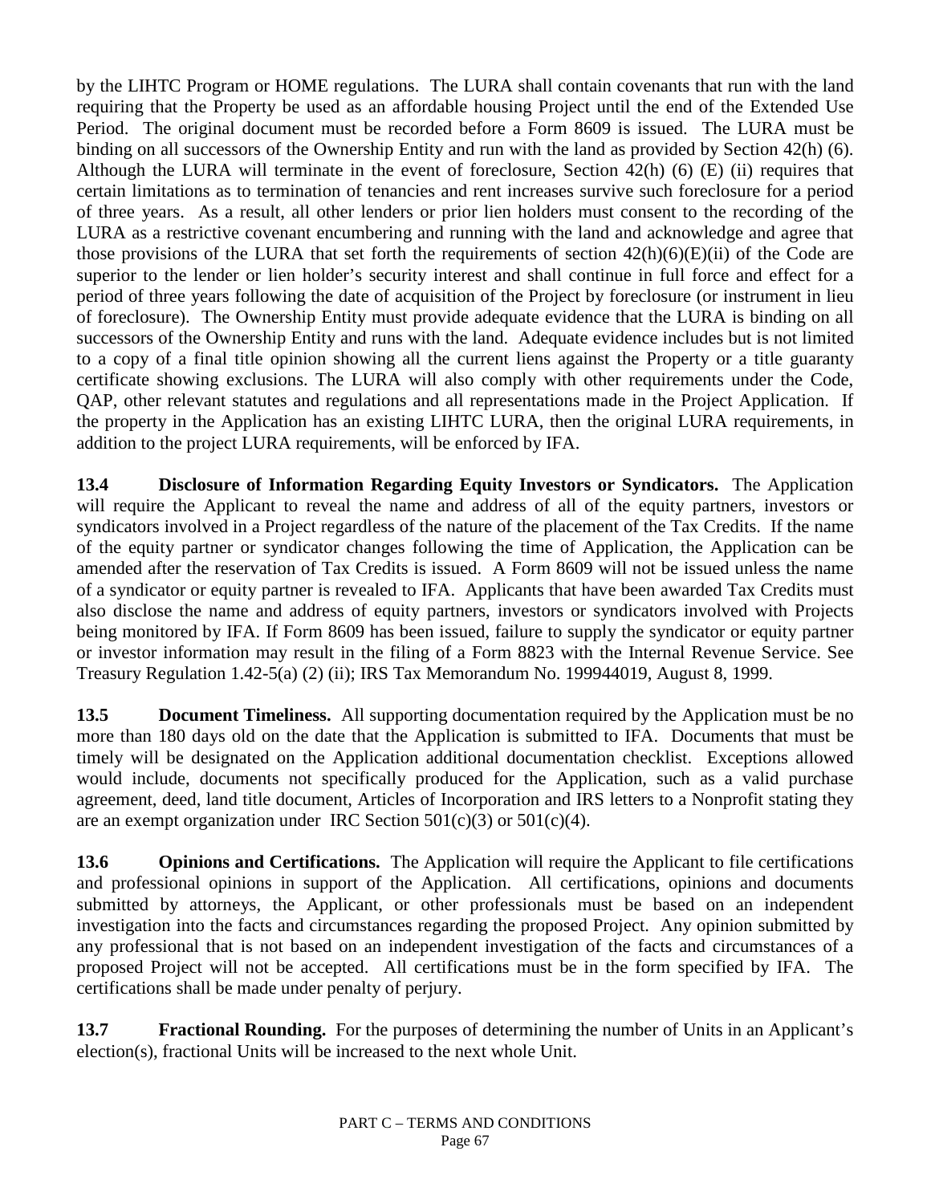by the LIHTC Program or HOME regulations. The LURA shall contain covenants that run with the land requiring that the Property be used as an affordable housing Project until the end of the Extended Use Period. The original document must be recorded before a Form 8609 is issued. The LURA must be binding on all successors of the Ownership Entity and run with the land as provided by Section 42(h) (6). Although the LURA will terminate in the event of foreclosure, Section 42(h) (6) (E) (ii) requires that certain limitations as to termination of tenancies and rent increases survive such foreclosure for a period of three years. As a result, all other lenders or prior lien holders must consent to the recording of the LURA as a restrictive covenant encumbering and running with the land and acknowledge and agree that those provisions of the LURA that set forth the requirements of section 42(h)(6)(E)(ii) of the Code are superior to the lender or lien holder's security interest and shall continue in full force and effect for a period of three years following the date of acquisition of the Project by foreclosure (or instrument in lieu of foreclosure). The Ownership Entity must provide adequate evidence that the LURA is binding on all successors of the Ownership Entity and runs with the land. Adequate evidence includes but is not limited to a copy of a final title opinion showing all the current liens against the Property or a title guaranty certificate showing exclusions. The LURA will also comply with other requirements under the Code, QAP, other relevant statutes and regulations and all representations made in the Project Application. If the property in the Application has an existing LIHTC LURA, then the original LURA requirements, in addition to the project LURA requirements, will be enforced by IFA.

**13.4 Disclosure of Information Regarding Equity Investors or Syndicators.** The Application will require the Applicant to reveal the name and address of all of the equity partners, investors or syndicators involved in a Project regardless of the nature of the placement of the Tax Credits. If the name of the equity partner or syndicator changes following the time of Application, the Application can be amended after the reservation of Tax Credits is issued. A Form 8609 will not be issued unless the name of a syndicator or equity partner is revealed to IFA. Applicants that have been awarded Tax Credits must also disclose the name and address of equity partners, investors or syndicators involved with Projects being monitored by IFA. If Form 8609 has been issued, failure to supply the syndicator or equity partner or investor information may result in the filing of a Form 8823 with the Internal Revenue Service. See Treasury Regulation 1.42-5(a) (2) (ii); IRS Tax Memorandum No. 199944019, August 8, 1999.

**13.5 Document Timeliness.** All supporting documentation required by the Application must be no more than 180 days old on the date that the Application is submitted to IFA. Documents that must be timely will be designated on the Application additional documentation checklist. Exceptions allowed would include, documents not specifically produced for the Application, such as a valid purchase agreement, deed, land title document, Articles of Incorporation and IRS letters to a Nonprofit stating they are an exempt organization under IRC Section 501(c)(3) or 501(c)(4).

**13.6 Opinions and Certifications.** The Application will require the Applicant to file certifications and professional opinions in support of the Application. All certifications, opinions and documents submitted by attorneys, the Applicant, or other professionals must be based on an independent investigation into the facts and circumstances regarding the proposed Project. Any opinion submitted by any professional that is not based on an independent investigation of the facts and circumstances of a proposed Project will not be accepted. All certifications must be in the form specified by IFA. The certifications shall be made under penalty of perjury.

**13.7 Fractional Rounding.** For the purposes of determining the number of Units in an Applicant's election(s), fractional Units will be increased to the next whole Unit.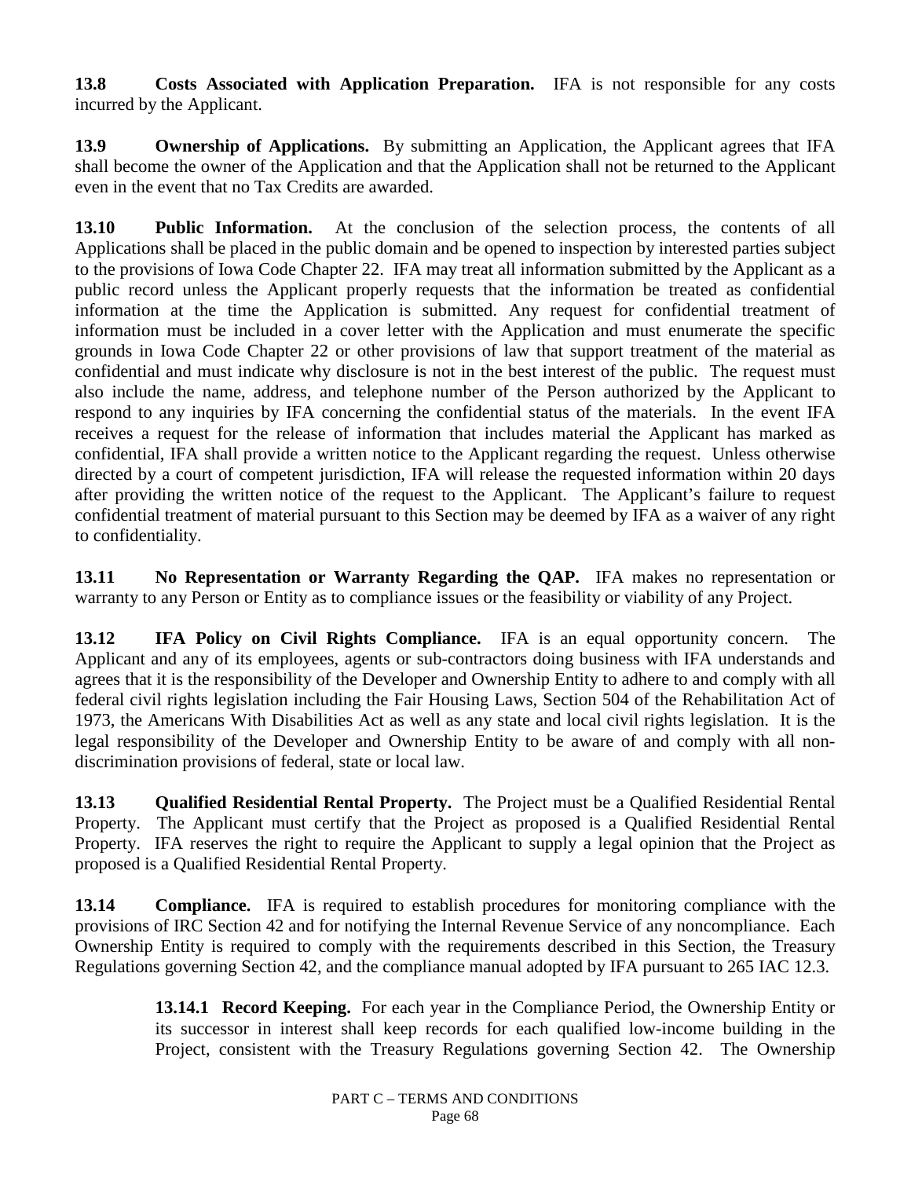**13.8 Costs Associated with Application Preparation.** IFA is not responsible for any costs incurred by the Applicant.

**13.9 Ownership of Applications.** By submitting an Application, the Applicant agrees that IFA shall become the owner of the Application and that the Application shall not be returned to the Applicant even in the event that no Tax Credits are awarded.

**13.10 Public Information.** At the conclusion of the selection process, the contents of all Applications shall be placed in the public domain and be opened to inspection by interested parties subject to the provisions of Iowa Code Chapter 22. IFA may treat all information submitted by the Applicant as a public record unless the Applicant properly requests that the information be treated as confidential information at the time the Application is submitted. Any request for confidential treatment of information must be included in a cover letter with the Application and must enumerate the specific grounds in Iowa Code Chapter 22 or other provisions of law that support treatment of the material as confidential and must indicate why disclosure is not in the best interest of the public. The request must also include the name, address, and telephone number of the Person authorized by the Applicant to respond to any inquiries by IFA concerning the confidential status of the materials. In the event IFA receives a request for the release of information that includes material the Applicant has marked as confidential, IFA shall provide a written notice to the Applicant regarding the request. Unless otherwise directed by a court of competent jurisdiction, IFA will release the requested information within 20 days after providing the written notice of the request to the Applicant. The Applicant's failure to request confidential treatment of material pursuant to this Section may be deemed by IFA as a waiver of any right to confidentiality.

**13.11 No Representation or Warranty Regarding the QAP.** IFA makes no representation or warranty to any Person or Entity as to compliance issues or the feasibility or viability of any Project.

**13.12 IFA Policy on Civil Rights Compliance.** IFA is an equal opportunity concern. The Applicant and any of its employees, agents or sub-contractors doing business with IFA understands and agrees that it is the responsibility of the Developer and Ownership Entity to adhere to and comply with all federal civil rights legislation including the Fair Housing Laws, Section 504 of the Rehabilitation Act of 1973, the Americans With Disabilities Act as well as any state and local civil rights legislation. It is the legal responsibility of the Developer and Ownership Entity to be aware of and comply with all non-discrimination provisions of federal, state or local law.

**13.13 Qualified Residential Rental Property.** The Project must be a Qualified Residential Rental Property. The Applicant must certify that the Project as proposed is a Qualified Residential Rental Property. IFA reserves the right to require the Applicant to supply a legal opinion that the Project as proposed is a Qualified Residential Rental Property.

**13.14 Compliance.** IFA is required to establish procedures for monitoring compliance with the provisions of IRC Section 42 and for notifying the Internal Revenue Service of any noncompliance. Each Ownership Entity is required to comply with the requirements described in this Section, the Treasury Regulations governing Section 42, and the compliance manual adopted by IFA pursuant to 265 IAC 12.3.

> **13.14.1 Record Keeping.** For each year in the Compliance Period, the Ownership Entity or its successor in interest shall keep records for each qualified low-income building in the Project, consistent with the Treasury Regulations governing Section 42. The Ownership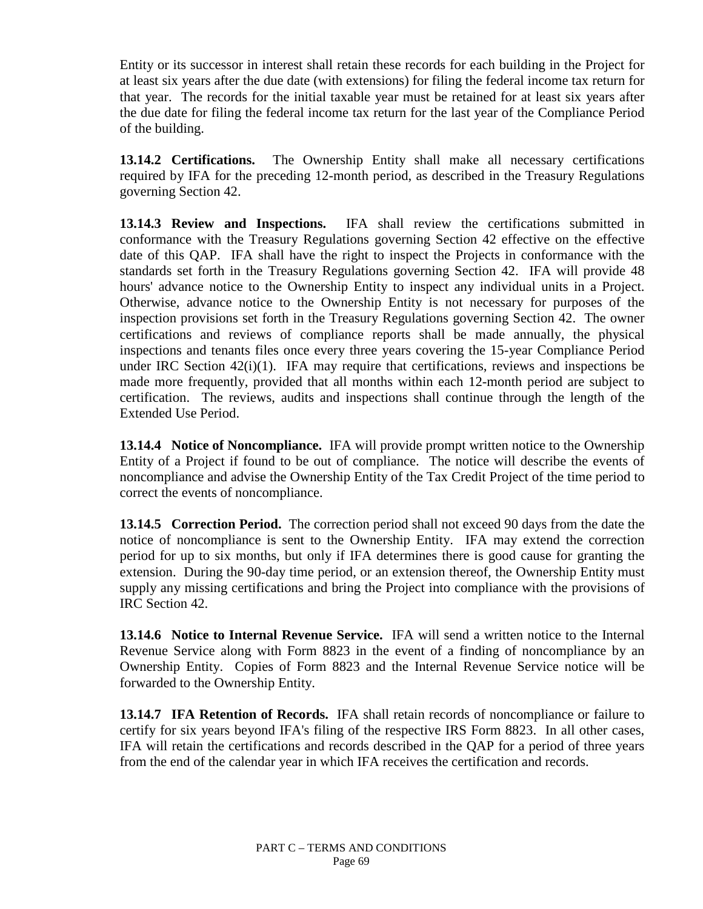Entity or its successor in interest shall retain these records for each building in the Project for at least six years after the due date (with extensions) for filing the federal income tax return for that year. The records for the initial taxable year must be retained for at least six years after the due date for filing the federal income tax return for the last year of the Compliance Period of the building.

**13.14.2 Certifications.** The Ownership Entity shall make all necessary certifications required by IFA for the preceding 12-month period, as described in the Treasury Regulations governing Section 42.

**13.14.3 Review and Inspections.** IFA shall review the certifications submitted in conformance with the Treasury Regulations governing Section 42 effective on the effective date of this QAP. IFA shall have the right to inspect the Projects in conformance with the standards set forth in the Treasury Regulations governing Section 42. IFA will provide 48 hours' advance notice to the Ownership Entity to inspect any individual units in a Project. Otherwise, advance notice to the Ownership Entity is not necessary for purposes of the inspection provisions set forth in the Treasury Regulations governing Section 42. The owner certifications and reviews of compliance reports shall be made annually, the physical inspections and tenants files once every three years covering the 15-year Compliance Period under IRC Section 42(i)(1). IFA may require that certifications, reviews and inspections be made more frequently, provided that all months within each 12-month period are subject to certification. The reviews, audits and inspections shall continue through the length of the Extended Use Period.

**13.14.4 Notice of Noncompliance.** IFA will provide prompt written notice to the Ownership Entity of a Project if found to be out of compliance. The notice will describe the events of noncompliance and advise the Ownership Entity of the Tax Credit Project of the time period to correct the events of noncompliance.

**13.14.5 Correction Period.** The correction period shall not exceed 90 days from the date the notice of noncompliance is sent to the Ownership Entity. IFA may extend the correction period for up to six months, but only if IFA determines there is good cause for granting the extension. During the 90-day time period, or an extension thereof, the Ownership Entity must supply any missing certifications and bring the Project into compliance with the provisions of IRC Section 42.

**13.14.6 Notice to Internal Revenue Service.** IFA will send a written notice to the Internal Revenue Service along with Form 8823 in the event of a finding of noncompliance by an Ownership Entity. Copies of Form 8823 and the Internal Revenue Service notice will be forwarded to the Ownership Entity.

**13.14.7 IFA Retention of Records.** IFA shall retain records of noncompliance or failure to certify for six years beyond IFA's filing of the respective IRS Form 8823. In all other cases, IFA will retain the certifications and records described in the QAP for a period of three years from the end of the calendar year in which IFA receives the certification and records.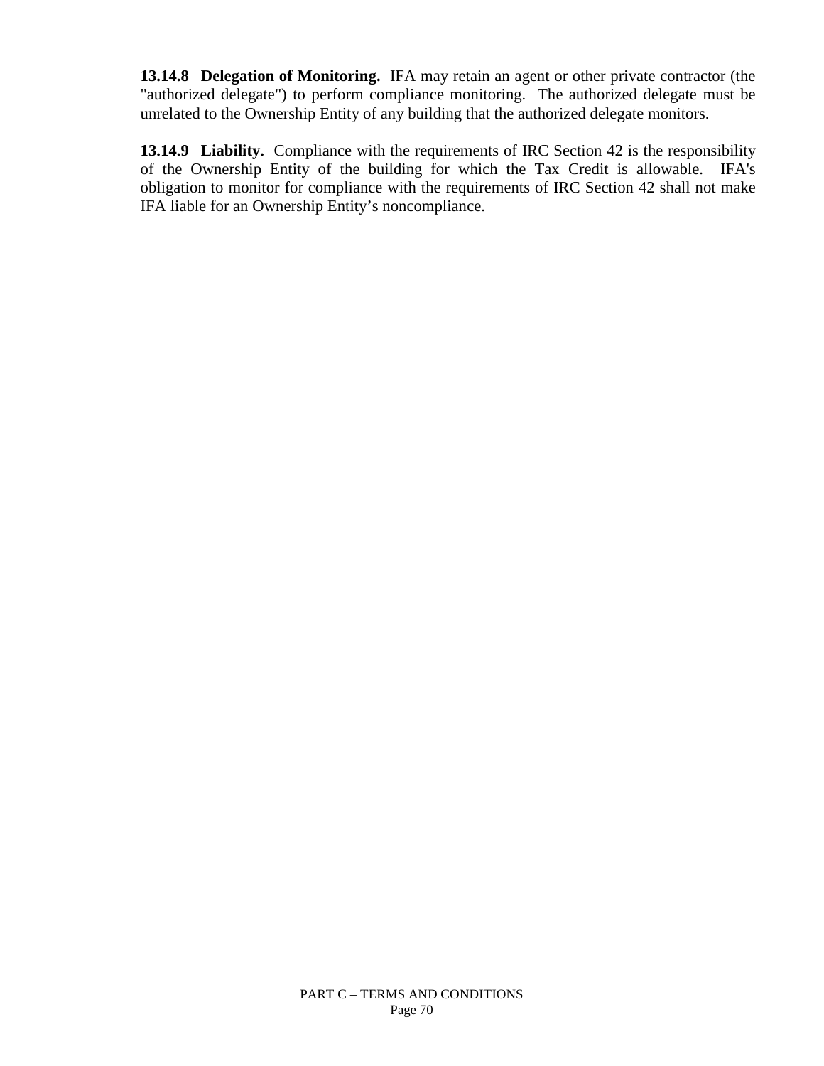**13.14.8 Delegation of Monitoring.** IFA may retain an agent or other private contractor (the "authorized delegate") to perform compliance monitoring. The authorized delegate must be unrelated to the Ownership Entity of any building that the authorized delegate monitors.

**13.14.9 Liability.** Compliance with the requirements of IRC Section 42 is the responsibility of the Ownership Entity of the building for which the Tax Credit is allowable. IFA's obligation to monitor for compliance with the requirements of IRC Section 42 shall not make IFA liable for an Ownership Entity's noncompliance.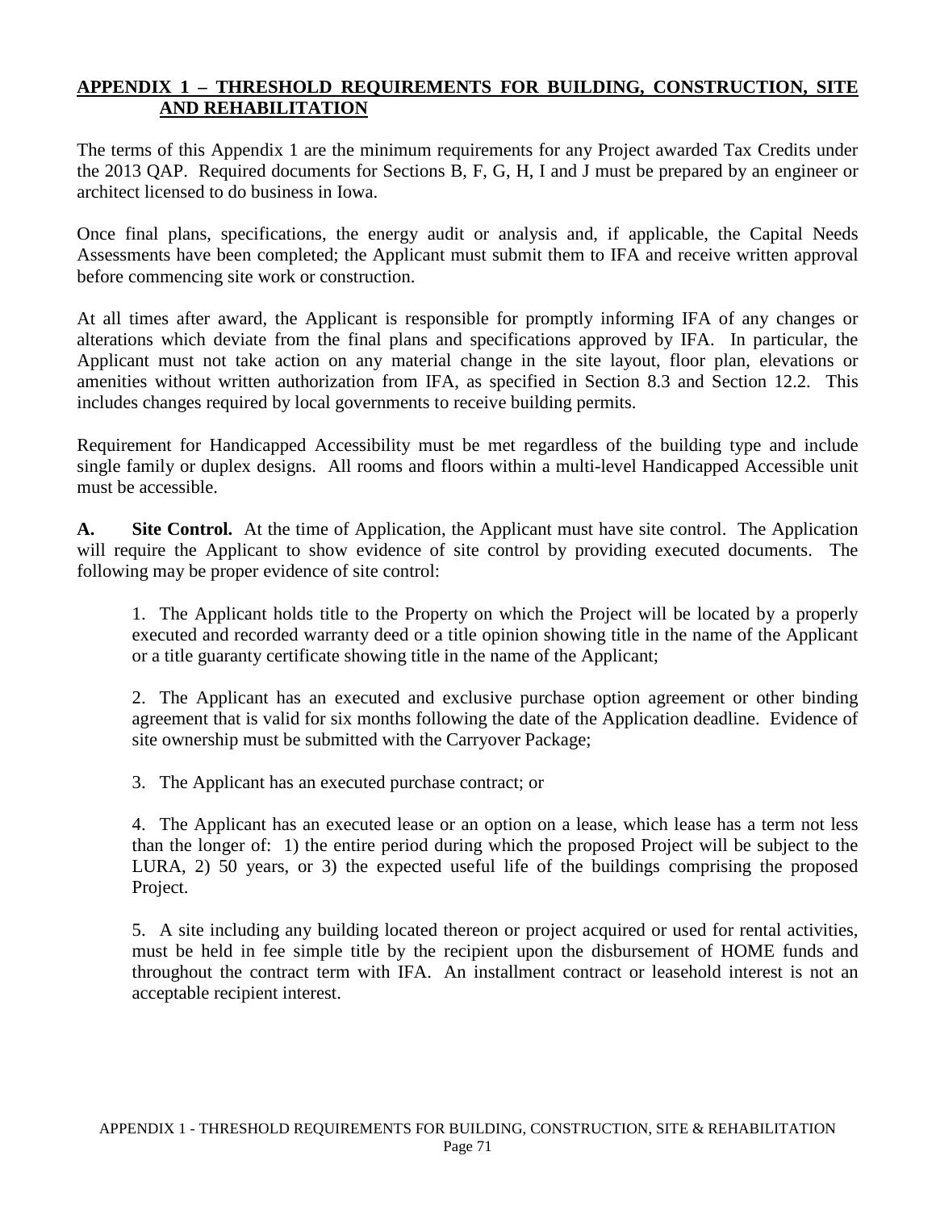## APPENDIX 1 – THRESHOLD REQUIREMENTS FOR BUILDING, CONSTRUCTION, SITE AND REHABILITATION

The terms of this Appendix 1 are the minimum requirements for any Project awarded Tax Credits under the 2013 QAP. Required documents for Sections B, F, G, H, I and J must be prepared by an engineer or architect licensed to do business in Iowa.

Once final plans, specifications, the energy audit or analysis and, if applicable, the Capital Needs Assessments have been completed; the Applicant must submit them to IFA and receive written approval before commencing site work or construction.

At all times after award, the Applicant is responsible for promptly informing IFA of any changes or alterations which deviate from the final plans and specifications approved by IFA. In particular, the Applicant must not take action on any material change in the site layout, floor plan, elevations or amenities without written authorization from IFA, as specified in Section 8.3 and Section 12.2. This includes changes required by local governments to receive building permits.

Requirement for Handicapped Accessibility must be met regardless of the building type and include single family or duplex designs. All rooms and floors within a multi-level Handicapped Accessible unit must be accessible.

**A. Site Control.** At the time of Application, the Applicant must have site control. The Application will require the Applicant to show evidence of site control by providing executed documents. The following may be proper evidence of site control:

1. The Applicant holds title to the Property on which the Project will be located by a properly executed and recorded warranty deed or a title opinion showing title in the name of the Applicant or a title guaranty certificate showing title in the name of the Applicant;

2. The Applicant has an executed and exclusive purchase option agreement or other binding agreement that is valid for six months following the date of the Application deadline. Evidence of site ownership must be submitted with the Carryover Package;

3. The Applicant has an executed purchase contract; or

4. The Applicant has an executed lease or an option on a lease, which lease has a term not less than the longer of: 1) the entire period during which the proposed Project will be subject to the LURA, 2) 50 years, or 3) the expected useful life of the buildings comprising the proposed Project.

5. A site including any building located thereon or project acquired or used for rental activities, must be held in fee simple title by the recipient upon the disbursement of HOME funds and throughout the contract term with IFA. An installment contract or leasehold interest is not an acceptable recipient interest.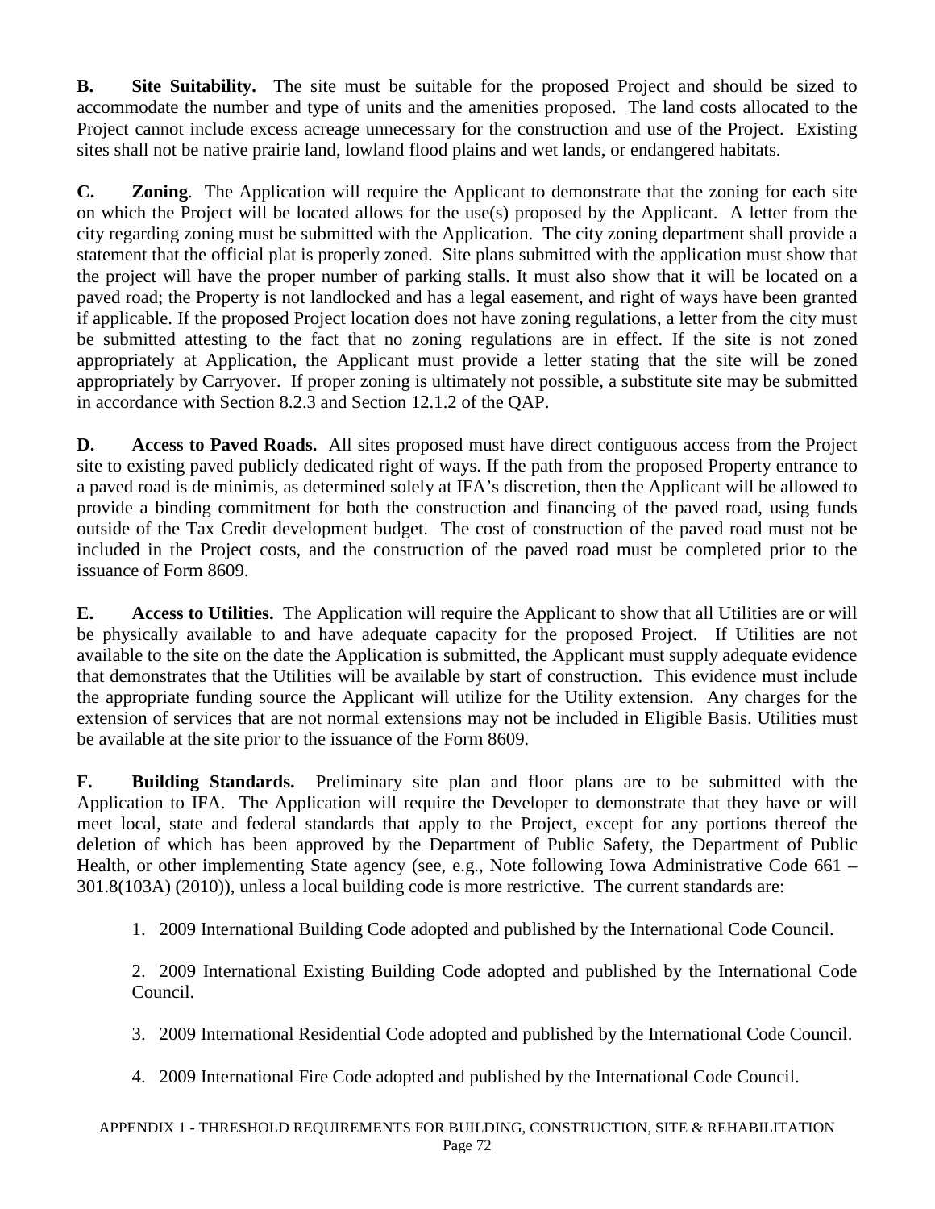**B. Site Suitability.** The site must be suitable for the proposed Project and should be sized to accommodate the number and type of units and the amenities proposed. The land costs allocated to the Project cannot include excess acreage unnecessary for the construction and use of the Project. Existing sites shall not be native prairie land, lowland flood plains and wet lands, or endangered habitats.

**C. Zoning**. The Application will require the Applicant to demonstrate that the zoning for each site on which the Project will be located allows for the use(s) proposed by the Applicant. A letter from the city regarding zoning must be submitted with the Application. The city zoning department shall provide a statement that the official plat is properly zoned. Site plans submitted with the application must show that the project will have the proper number of parking stalls. It must also show that it will be located on a paved road; the Property is not landlocked and has a legal easement, and right of ways have been granted if applicable. If the proposed Project location does not have zoning regulations, a letter from the city must be submitted attesting to the fact that no zoning regulations are in effect. If the site is not zoned appropriately at Application, the Applicant must provide a letter stating that the site will be zoned appropriately by Carryover. If proper zoning is ultimately not possible, a substitute site may be submitted in accordance with Section 8.2.3 and Section 12.1.2 of the QAP.

**D. Access to Paved Roads.** All sites proposed must have direct contiguous access from the Project site to existing paved publicly dedicated right of ways. If the path from the proposed Property entrance to a paved road is de minimis, as determined solely at IFA's discretion, then the Applicant will be allowed to provide a binding commitment for both the construction and financing of the paved road, using funds outside of the Tax Credit development budget. The cost of construction of the paved road must not be included in the Project costs, and the construction of the paved road must be completed prior to the issuance of Form 8609.

**E. Access to Utilities.** The Application will require the Applicant to show that all Utilities are or will be physically available to and have adequate capacity for the proposed Project. If Utilities are not available to the site on the date the Application is submitted, the Applicant must supply adequate evidence that demonstrates that the Utilities will be available by start of construction. This evidence must include the appropriate funding source the Applicant will utilize for the Utility extension. Any charges for the extension of services that are not normal extensions may not be included in Eligible Basis. Utilities must be available at the site prior to the issuance of the Form 8609.

**F. Building Standards.** Preliminary site plan and floor plans are to be submitted with the Application to IFA. The Application will require the Developer to demonstrate that they have or will meet local, state and federal standards that apply to the Project, except for any portions thereof the deletion of which has been approved by the Department of Public Safety, the Department of Public Health, or other implementing State agency (see, e.g., Note following Iowa Administrative Code 661 – 301.8(103A) (2010)), unless a local building code is more restrictive. The current standards are:

1. 2009 International Building Code adopted and published by the International Code Council.

2. 2009 International Existing Building Code adopted and published by the International Code Council.

3. 2009 International Residential Code adopted and published by the International Code Council.

4. 2009 International Fire Code adopted and published by the International Code Council.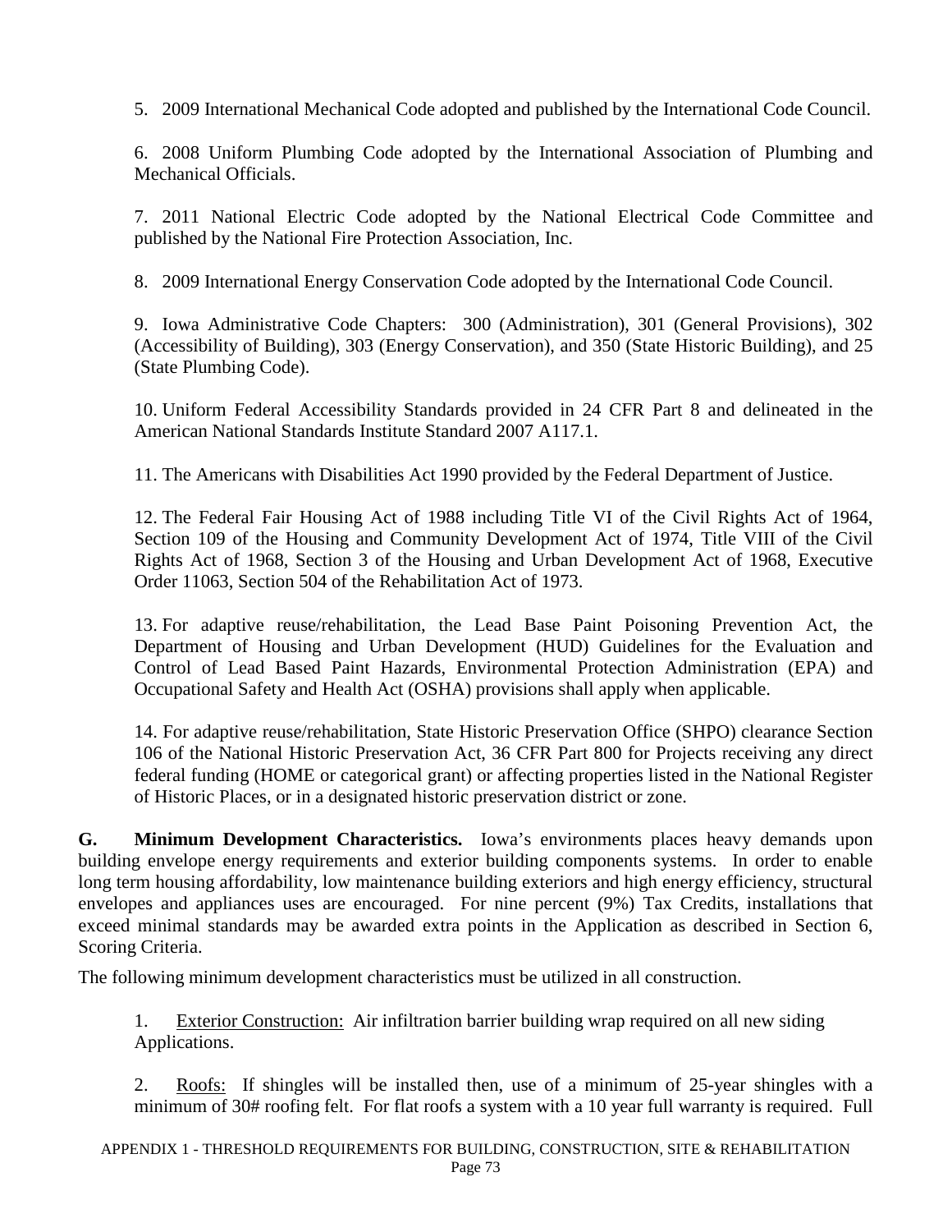5. 2009 International Mechanical Code adopted and published by the International Code Council.

6. 2008 Uniform Plumbing Code adopted by the International Association of Plumbing and Mechanical Officials.

7. 2011 National Electric Code adopted by the National Electrical Code Committee and published by the National Fire Protection Association, Inc.

8. 2009 International Energy Conservation Code adopted by the International Code Council.

9. Iowa Administrative Code Chapters: 300 (Administration), 301 (General Provisions), 302 (Accessibility of Building), 303 (Energy Conservation), and 350 (State Historic Building), and 25 (State Plumbing Code).

10. Uniform Federal Accessibility Standards provided in 24 CFR Part 8 and delineated in the American National Standards Institute Standard 2007 A117.1.

11. The Americans with Disabilities Act 1990 provided by the Federal Department of Justice.

12. The Federal Fair Housing Act of 1988 including Title VI of the Civil Rights Act of 1964, Section 109 of the Housing and Community Development Act of 1974, Title VIII of the Civil Rights Act of 1968, Section 3 of the Housing and Urban Development Act of 1968, Executive Order 11063, Section 504 of the Rehabilitation Act of 1973.

13. For adaptive reuse/rehabilitation, the Lead Base Paint Poisoning Prevention Act, the Department of Housing and Urban Development (HUD) Guidelines for the Evaluation and Control of Lead Based Paint Hazards, Environmental Protection Administration (EPA) and Occupational Safety and Health Act (OSHA) provisions shall apply when applicable.

14. For adaptive reuse/rehabilitation, State Historic Preservation Office (SHPO) clearance Section 106 of the National Historic Preservation Act, 36 CFR Part 800 for Projects receiving any direct federal funding (HOME or categorical grant) or affecting properties listed in the National Register of Historic Places, or in a designated historic preservation district or zone.

**G. Minimum Development Characteristics.** Iowa's environments places heavy demands upon building envelope energy requirements and exterior building components systems. In order to enable long term housing affordability, low maintenance building exteriors and high energy efficiency, structural envelopes and appliances uses are encouraged. For nine percent (9%) Tax Credits, installations that exceed minimal standards may be awarded extra points in the Application as described in Section 6, Scoring Criteria.

The following minimum development characteristics must be utilized in all construction.

1. Exterior Construction: Air infiltration barrier building wrap required on all new siding Applications.

2. Roofs: If shingles will be installed then, use of a minimum of 25-year shingles with a minimum of 30# roofing felt. For flat roofs a system with a 10 year full warranty is required. Full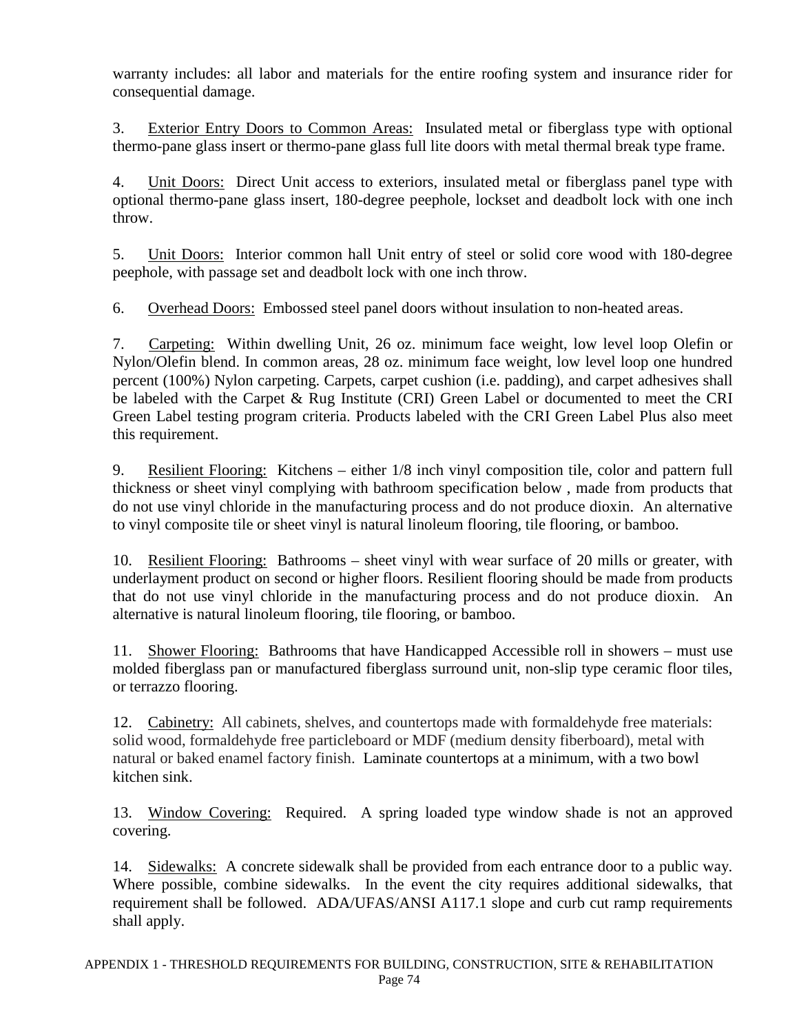warranty includes: all labor and materials for the entire roofing system and insurance rider for consequential damage.

3. Exterior Entry Doors to Common Areas: Insulated metal or fiberglass type with optional thermo-pane glass insert or thermo-pane glass full lite doors with metal thermal break type frame.

4. Unit Doors: Direct Unit access to exteriors, insulated metal or fiberglass panel type with optional thermo-pane glass insert, 180-degree peephole, lockset and deadbolt lock with one inch throw.

5. Unit Doors: Interior common hall Unit entry of steel or solid core wood with 180-degree peephole, with passage set and deadbolt lock with one inch throw.

6. Overhead Doors: Embossed steel panel doors without insulation to non-heated areas.

7. Carpeting: Within dwelling Unit, 26 oz. minimum face weight, low level loop Olefin or Nylon/Olefin blend. In common areas, 28 oz. minimum face weight, low level loop one hundred percent (100%) Nylon carpeting. Carpets, carpet cushion (i.e. padding), and carpet adhesives shall be labeled with the Carpet & Rug Institute (CRI) Green Label or documented to meet the CRI Green Label testing program criteria. Products labeled with the CRI Green Label Plus also meet this requirement.

9. Resilient Flooring: Kitchens – either 1/8 inch vinyl composition tile, color and pattern full thickness or sheet vinyl complying with bathroom specification below , made from products that do not use vinyl chloride in the manufacturing process and do not produce dioxin. An alternative to vinyl composite tile or sheet vinyl is natural linoleum flooring, tile flooring, or bamboo.

10. Resilient Flooring: Bathrooms – sheet vinyl with wear surface of 20 mills or greater, with underlayment product on second or higher floors. Resilient flooring should be made from products that do not use vinyl chloride in the manufacturing process and do not produce dioxin. An alternative is natural linoleum flooring, tile flooring, or bamboo.

11. Shower Flooring: Bathrooms that have Handicapped Accessible roll in showers – must use molded fiberglass pan or manufactured fiberglass surround unit, non-slip type ceramic floor tiles, or terrazzo flooring.

12. Cabinetry: All cabinets, shelves, and countertops made with formaldehyde free materials: solid wood, formaldehyde free particleboard or MDF (medium density fiberboard), metal with natural or baked enamel factory finish. Laminate countertops at a minimum, with a two bowl kitchen sink.

13. Window Covering: Required. A spring loaded type window shade is not an approved covering.

14. Sidewalks: A concrete sidewalk shall be provided from each entrance door to a public way. Where possible, combine sidewalks. In the event the city requires additional sidewalks, that requirement shall be followed. ADA/UFAS/ANSI A117.1 slope and curb cut ramp requirements shall apply.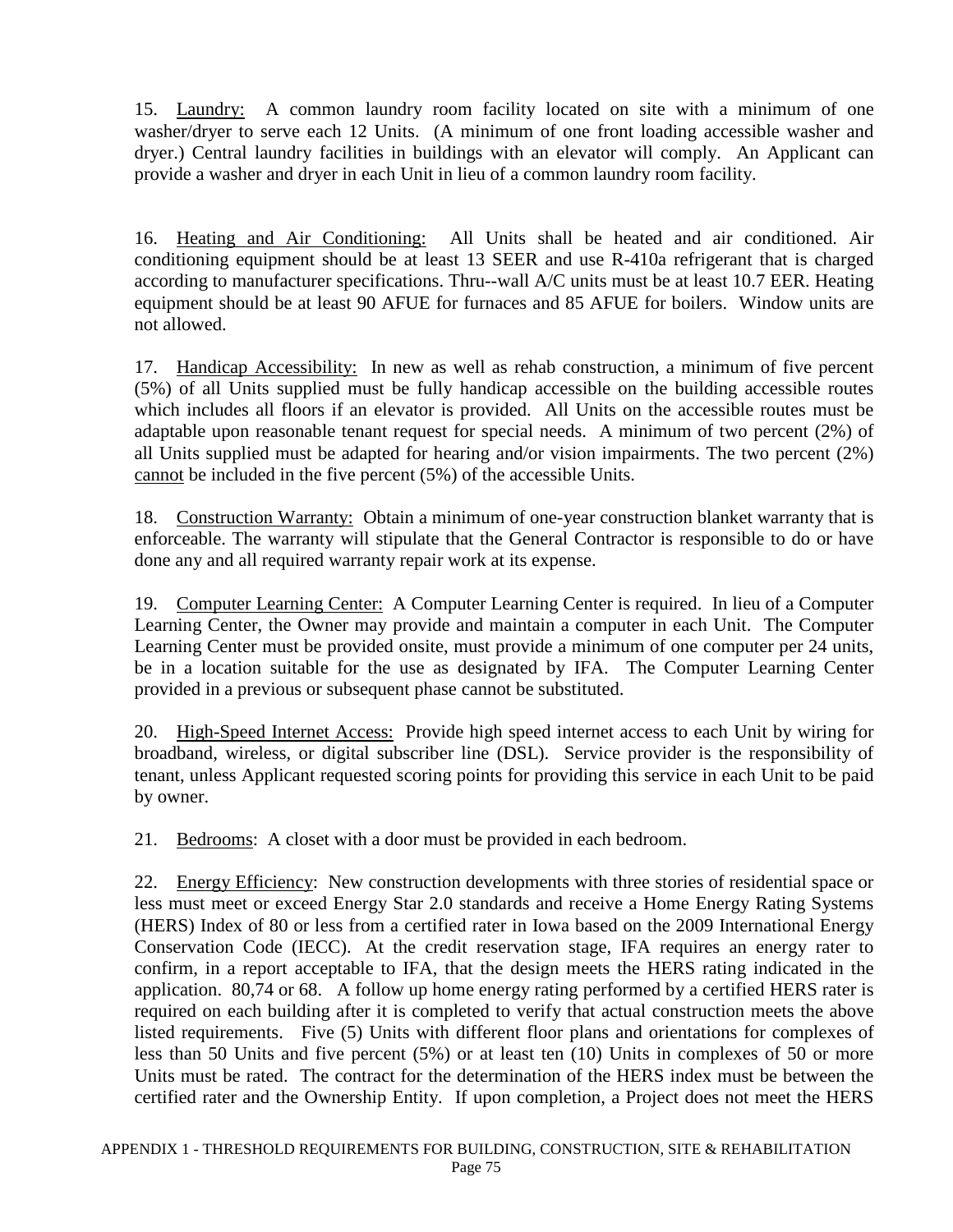15. <u>Laundry:</u> A common laundry room facility located on site with a minimum of one washer/dryer to serve each 12 Units. (A minimum of one front loading accessible washer and dryer.) Central laundry facilities in buildings with an elevator will comply. An Applicant can provide a washer and dryer in each Unit in lieu of a common laundry room facility.

16. <u>Heating and Air Conditioning:</u> All Units shall be heated and air conditioned. Air conditioning equipment should be at least 13 SEER and use R-410a refrigerant that is charged according to manufacturer specifications. Thru--wall A/C units must be at least 10.7 EER. Heating equipment should be at least 90 AFUE for furnaces and 85 AFUE for boilers. Window units are not allowed.

17. <u>Handicap Accessibility:</u> In new as well as rehab construction, a minimum of five percent (5%) of all Units supplied must be fully handicap accessible on the building accessible routes which includes all floors if an elevator is provided. All Units on the accessible routes must be adaptable upon reasonable tenant request for special needs. A minimum of two percent (2%) of all Units supplied must be adapted for hearing and/or vision impairments. The two percent (2%) <u>cannot</u> be included in the five percent (5%) of the accessible Units.

18. <u>Construction Warranty:</u> Obtain a minimum of one-year construction blanket warranty that is enforceable. The warranty will stipulate that the General Contractor is responsible to do or have done any and all required warranty repair work at its expense.

19. <u>Computer Learning Center:</u> A Computer Learning Center is required. In lieu of a Computer Learning Center, the Owner may provide and maintain a computer in each Unit. The Computer Learning Center must be provided onsite, must provide a minimum of one computer per 24 units, be in a location suitable for the use as designated by IFA. The Computer Learning Center provided in a previous or subsequent phase cannot be substituted.

20. <u>High-Speed Internet Access:</u> Provide high speed internet access to each Unit by wiring for broadband, wireless, or digital subscriber line (DSL). Service provider is the responsibility of tenant, unless Applicant requested scoring points for providing this service in each Unit to be paid by owner.

21. <u>Bedrooms</u>: A closet with a door must be provided in each bedroom.

22. <u>Energy Efficiency</u>: New construction developments with three stories of residential space or less must meet or exceed Energy Star 2.0 standards and receive a Home Energy Rating Systems (HERS) Index of 80 or less from a certified rater in Iowa based on the 2009 International Energy Conservation Code (IECC). At the credit reservation stage, IFA requires an energy rater to confirm, in a report acceptable to IFA, that the design meets the HERS rating indicated in the application. 80,74 or 68. A follow up home energy rating performed by a certified HERS rater is required on each building after it is completed to verify that actual construction meets the above listed requirements. Five (5) Units with different floor plans and orientations for complexes of less than 50 Units and five percent (5%) or at least ten (10) Units in complexes of 50 or more Units must be rated. The contract for the determination of the HERS index must be between the certified rater and the Ownership Entity. If upon completion, a Project does not meet the HERS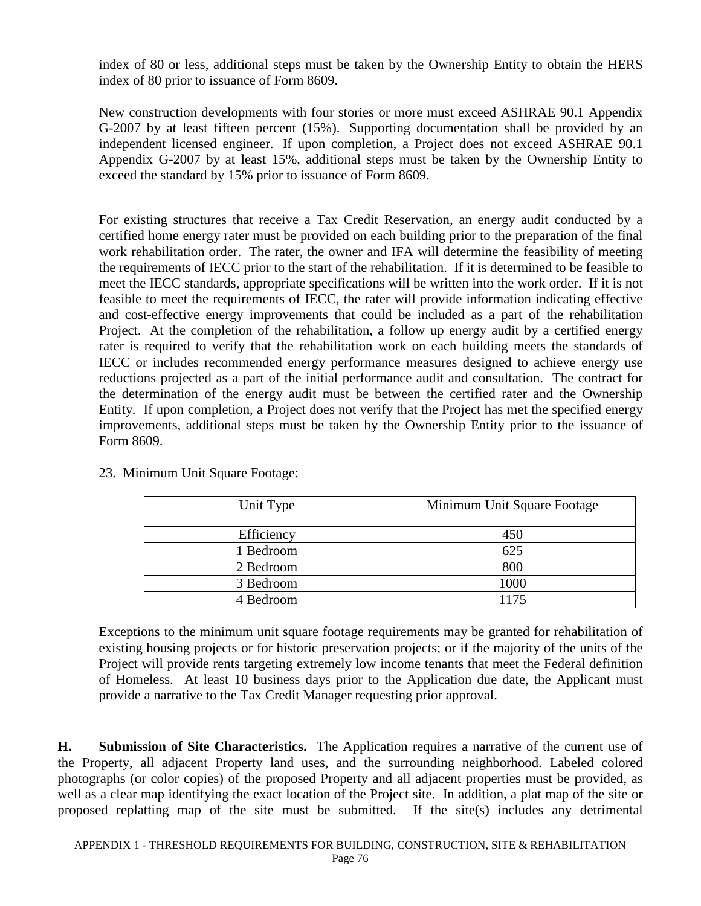index of 80 or less, additional steps must be taken by the Ownership Entity to obtain the HERS index of 80 prior to issuance of Form 8609.

New construction developments with four stories or more must exceed ASHRAE 90.1 Appendix G-2007 by at least fifteen percent (15%). Supporting documentation shall be provided by an independent licensed engineer. If upon completion, a Project does not exceed ASHRAE 90.1 Appendix G-2007 by at least 15%, additional steps must be taken by the Ownership Entity to exceed the standard by 15% prior to issuance of Form 8609.

For existing structures that receive a Tax Credit Reservation, an energy audit conducted by a certified home energy rater must be provided on each building prior to the preparation of the final work rehabilitation order. The rater, the owner and IFA will determine the feasibility of meeting the requirements of IECC prior to the start of the rehabilitation. If it is determined to be feasible to meet the IECC standards, appropriate specifications will be written into the work order. If it is not feasible to meet the requirements of IECC, the rater will provide information indicating effective and cost-effective energy improvements that could be included as a part of the rehabilitation Project. At the completion of the rehabilitation, a follow up energy audit by a certified energy rater is required to verify that the rehabilitation work on each building meets the standards of IECC or includes recommended energy performance measures designed to achieve energy use reductions projected as a part of the initial performance audit and consultation. The contract for the determination of the energy audit must be between the certified rater and the Ownership Entity. If upon completion, a Project does not verify that the Project has met the specified energy improvements, additional steps must be taken by the Ownership Entity prior to the issuance of Form 8609.

23. Minimum Unit Square Footage:

| Unit Type | Minimum Unit Square Footage |
|---|---|
| Efficiency | 450 |
| 1 Bedroom | 625 |
| 2 Bedroom | 800 |
| 3 Bedroom | 1000 |
| 4 Bedroom | 1175 |

Exceptions to the minimum unit square footage requirements may be granted for rehabilitation of existing housing projects or for historic preservation projects; or if the majority of the units of the Project will provide rents targeting extremely low income tenants that meet the Federal definition of Homeless. At least 10 business days prior to the Application due date, the Applicant must provide a narrative to the Tax Credit Manager requesting prior approval.

**H. Submission of Site Characteristics.** The Application requires a narrative of the current use of the Property, all adjacent Property land uses, and the surrounding neighborhood. Labeled colored photographs (or color copies) of the proposed Property and all adjacent properties must be provided, as well as a clear map identifying the exact location of the Project site. In addition, a plat map of the site or proposed replatting map of the site must be submitted. If the site(s) includes any detrimental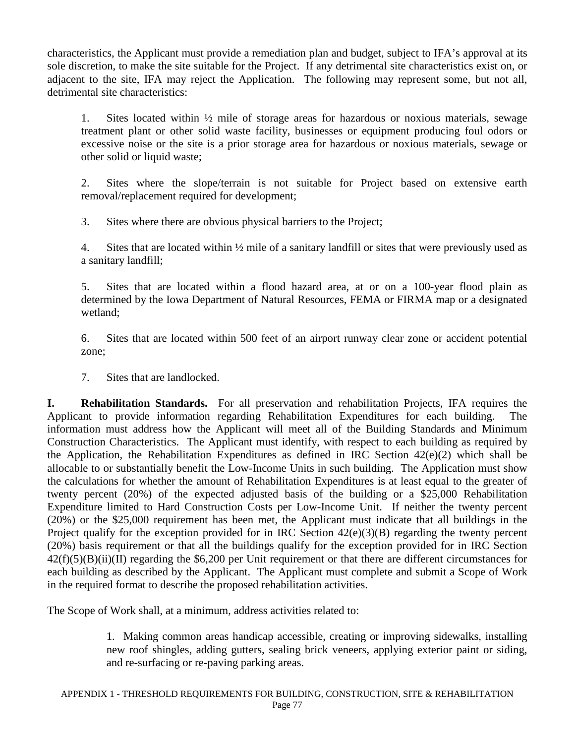characteristics, the Applicant must provide a remediation plan and budget, subject to IFA's approval at its sole discretion, to make the site suitable for the Project. If any detrimental site characteristics exist on, or adjacent to the site, IFA may reject the Application. The following may represent some, but not all, detrimental site characteristics:

1. Sites located within ½ mile of storage areas for hazardous or noxious materials, sewage treatment plant or other solid waste facility, businesses or equipment producing foul odors or excessive noise or the site is a prior storage area for hazardous or noxious materials, sewage or other solid or liquid waste;

2. Sites where the slope/terrain is not suitable for Project based on extensive earth removal/replacement required for development;

3. Sites where there are obvious physical barriers to the Project;

4. Sites that are located within ½ mile of a sanitary landfill or sites that were previously used as a sanitary landfill;

5. Sites that are located within a flood hazard area, at or on a 100-year flood plain as determined by the Iowa Department of Natural Resources, FEMA or FIRMA map or a designated wetland;

6. Sites that are located within 500 feet of an airport runway clear zone or accident potential zone;

7. Sites that are landlocked.

**I. Rehabilitation Standards.** For all preservation and rehabilitation Projects, IFA requires the Applicant to provide information regarding Rehabilitation Expenditures for each building. The information must address how the Applicant will meet all of the Building Standards and Minimum Construction Characteristics. The Applicant must identify, with respect to each building as required by the Application, the Rehabilitation Expenditures as defined in IRC Section 42(e)(2) which shall be allocable to or substantially benefit the Low-Income Units in such building. The Application must show the calculations for whether the amount of Rehabilitation Expenditures is at least equal to the greater of twenty percent (20%) of the expected adjusted basis of the building or a $25,000 Rehabilitation Expenditure limited to Hard Construction Costs per Low-Income Unit. If neither the twenty percent (20%) or the $25,000 requirement has been met, the Applicant must indicate that all buildings in the Project qualify for the exception provided for in IRC Section 42(e)(3)(B) regarding the twenty percent (20%) basis requirement or that all the buildings qualify for the exception provided for in IRC Section 42(f)(5)(B)(ii)(II) regarding the $6,200 per Unit requirement or that there are different circumstances for each building as described by the Applicant. The Applicant must complete and submit a Scope of Work in the required format to describe the proposed rehabilitation activities.

The Scope of Work shall, at a minimum, address activities related to:

1. Making common areas handicap accessible, creating or improving sidewalks, installing new roof shingles, adding gutters, sealing brick veneers, applying exterior paint or siding, and re-surfacing or re-paving parking areas.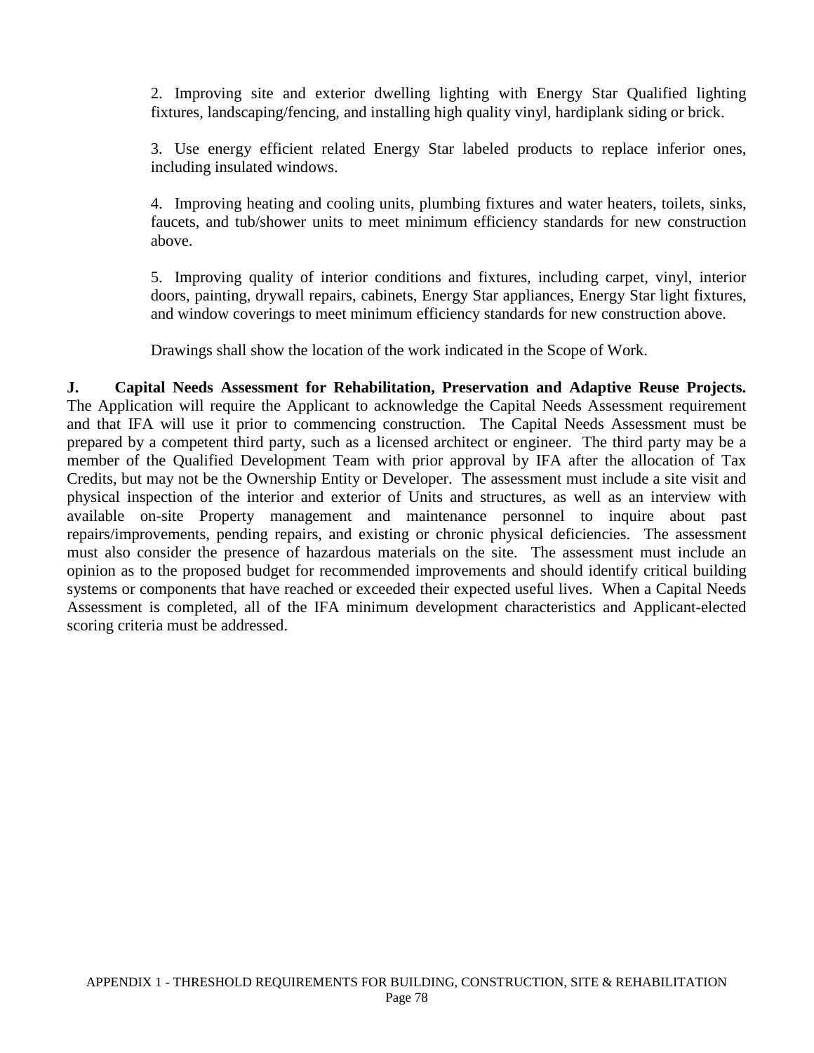2. Improving site and exterior dwelling lighting with Energy Star Qualified lighting fixtures, landscaping/fencing, and installing high quality vinyl, hardiplank siding or brick.

3. Use energy efficient related Energy Star labeled products to replace inferior ones, including insulated windows.

4. Improving heating and cooling units, plumbing fixtures and water heaters, toilets, sinks, faucets, and tub/shower units to meet minimum efficiency standards for new construction above.

5. Improving quality of interior conditions and fixtures, including carpet, vinyl, interior doors, painting, drywall repairs, cabinets, Energy Star appliances, Energy Star light fixtures, and window coverings to meet minimum efficiency standards for new construction above.

Drawings shall show the location of the work indicated in the Scope of Work.

**J. Capital Needs Assessment for Rehabilitation, Preservation and Adaptive Reuse Projects.** The Application will require the Applicant to acknowledge the Capital Needs Assessment requirement and that IFA will use it prior to commencing construction. The Capital Needs Assessment must be prepared by a competent third party, such as a licensed architect or engineer. The third party may be a member of the Qualified Development Team with prior approval by IFA after the allocation of Tax Credits, but may not be the Ownership Entity or Developer. The assessment must include a site visit and physical inspection of the interior and exterior of Units and structures, as well as an interview with available on-site Property management and maintenance personnel to inquire about past repairs/improvements, pending repairs, and existing or chronic physical deficiencies. The assessment must also consider the presence of hazardous materials on the site. The assessment must include an opinion as to the proposed budget for recommended improvements and should identify critical building systems or components that have reached or exceeded their expected useful lives. When a Capital Needs Assessment is completed, all of the IFA minimum development characteristics and Applicant-elected scoring criteria must be addressed.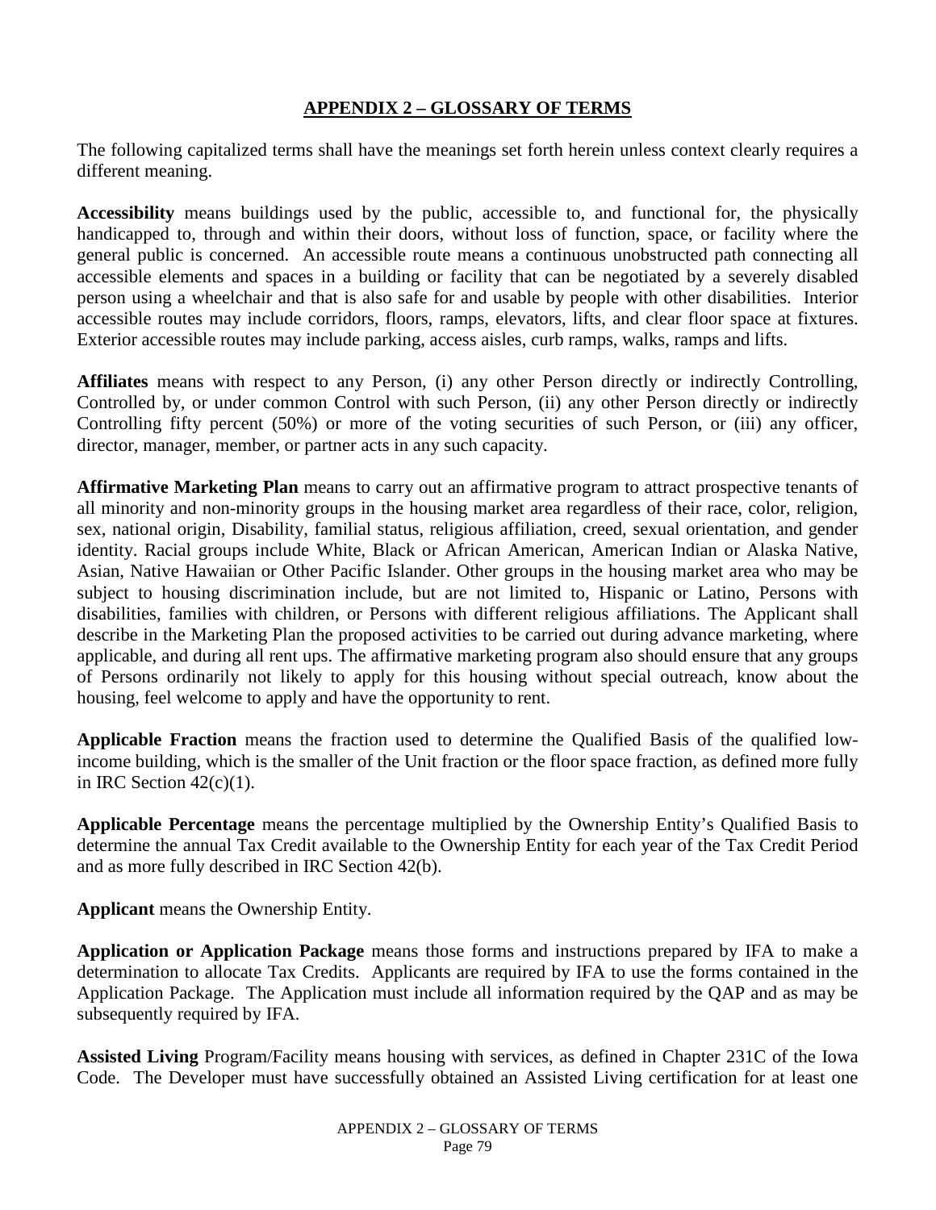## APPENDIX 2 – GLOSSARY OF TERMS

The following capitalized terms shall have the meanings set forth herein unless context clearly requires a different meaning.

**Accessibility** means buildings used by the public, accessible to, and functional for, the physically handicapped to, through and within their doors, without loss of function, space, or facility where the general public is concerned. An accessible route means a continuous unobstructed path connecting all accessible elements and spaces in a building or facility that can be negotiated by a severely disabled person using a wheelchair and that is also safe for and usable by people with other disabilities. Interior accessible routes may include corridors, floors, ramps, elevators, lifts, and clear floor space at fixtures. Exterior accessible routes may include parking, access aisles, curb ramps, walks, ramps and lifts.

**Affiliates** means with respect to any Person, (i) any other Person directly or indirectly Controlling, Controlled by, or under common Control with such Person, (ii) any other Person directly or indirectly Controlling fifty percent (50%) or more of the voting securities of such Person, or (iii) any officer, director, manager, member, or partner acts in any such capacity.

**Affirmative Marketing Plan** means to carry out an affirmative program to attract prospective tenants of all minority and non-minority groups in the housing market area regardless of their race, color, religion, sex, national origin, Disability, familial status, religious affiliation, creed, sexual orientation, and gender identity. Racial groups include White, Black or African American, American Indian or Alaska Native, Asian, Native Hawaiian or Other Pacific Islander. Other groups in the housing market area who may be subject to housing discrimination include, but are not limited to, Hispanic or Latino, Persons with disabilities, families with children, or Persons with different religious affiliations. The Applicant shall describe in the Marketing Plan the proposed activities to be carried out during advance marketing, where applicable, and during all rent ups. The affirmative marketing program also should ensure that any groups of Persons ordinarily not likely to apply for this housing without special outreach, know about the housing, feel welcome to apply and have the opportunity to rent.

**Applicable Fraction** means the fraction used to determine the Qualified Basis of the qualified low-income building, which is the smaller of the Unit fraction or the floor space fraction, as defined more fully in IRC Section 42(c)(1).

**Applicable Percentage** means the percentage multiplied by the Ownership Entity's Qualified Basis to determine the annual Tax Credit available to the Ownership Entity for each year of the Tax Credit Period and as more fully described in IRC Section 42(b).

**Applicant** means the Ownership Entity.

**Application or Application Package** means those forms and instructions prepared by IFA to make a determination to allocate Tax Credits. Applicants are required by IFA to use the forms contained in the Application Package. The Application must include all information required by the QAP and as may be subsequently required by IFA.

**Assisted Living** Program/Facility means housing with services, as defined in Chapter 231C of the Iowa Code. The Developer must have successfully obtained an Assisted Living certification for at least one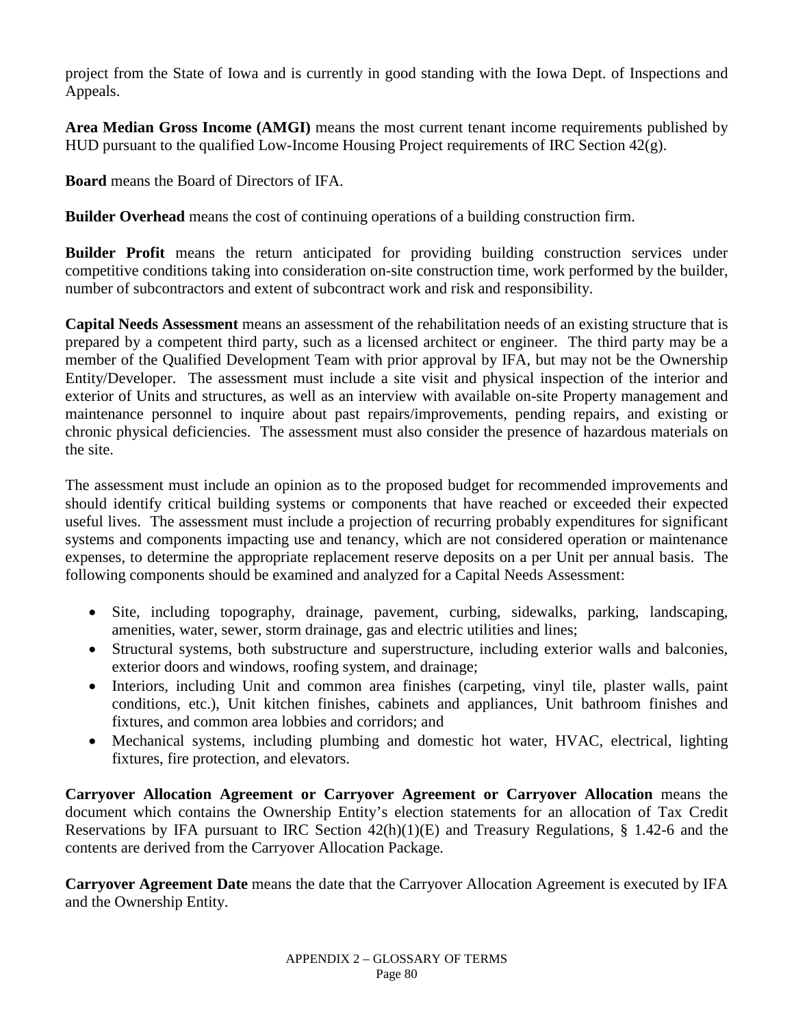project from the State of Iowa and is currently in good standing with the Iowa Dept. of Inspections and Appeals.

**Area Median Gross Income (AMGI)** means the most current tenant income requirements published by HUD pursuant to the qualified Low-Income Housing Project requirements of IRC Section 42(g).

**Board** means the Board of Directors of IFA.

**Builder Overhead** means the cost of continuing operations of a building construction firm.

**Builder Profit** means the return anticipated for providing building construction services under competitive conditions taking into consideration on-site construction time, work performed by the builder, number of subcontractors and extent of subcontract work and risk and responsibility.

**Capital Needs Assessment** means an assessment of the rehabilitation needs of an existing structure that is prepared by a competent third party, such as a licensed architect or engineer. The third party may be a member of the Qualified Development Team with prior approval by IFA, but may not be the Ownership Entity/Developer. The assessment must include a site visit and physical inspection of the interior and exterior of Units and structures, as well as an interview with available on-site Property management and maintenance personnel to inquire about past repairs/improvements, pending repairs, and existing or chronic physical deficiencies. The assessment must also consider the presence of hazardous materials on the site.

The assessment must include an opinion as to the proposed budget for recommended improvements and should identify critical building systems or components that have reached or exceeded their expected useful lives. The assessment must include a projection of recurring probably expenditures for significant systems and components impacting use and tenancy, which are not considered operation or maintenance expenses, to determine the appropriate replacement reserve deposits on a per Unit per annual basis. The following components should be examined and analyzed for a Capital Needs Assessment:

- Site, including topography, drainage, pavement, curbing, sidewalks, parking, landscaping, amenities, water, sewer, storm drainage, gas and electric utilities and lines;
- Structural systems, both substructure and superstructure, including exterior walls and balconies, exterior doors and windows, roofing system, and drainage;
- Interiors, including Unit and common area finishes (carpeting, vinyl tile, plaster walls, paint conditions, etc.), Unit kitchen finishes, cabinets and appliances, Unit bathroom finishes and fixtures, and common area lobbies and corridors; and
- Mechanical systems, including plumbing and domestic hot water, HVAC, electrical, lighting fixtures, fire protection, and elevators.

**Carryover Allocation Agreement or Carryover Agreement or Carryover Allocation** means the document which contains the Ownership Entity's election statements for an allocation of Tax Credit Reservations by IFA pursuant to IRC Section 42(h)(1)(E) and Treasury Regulations, § 1.42-6 and the contents are derived from the Carryover Allocation Package.

**Carryover Agreement Date** means the date that the Carryover Allocation Agreement is executed by IFA and the Ownership Entity.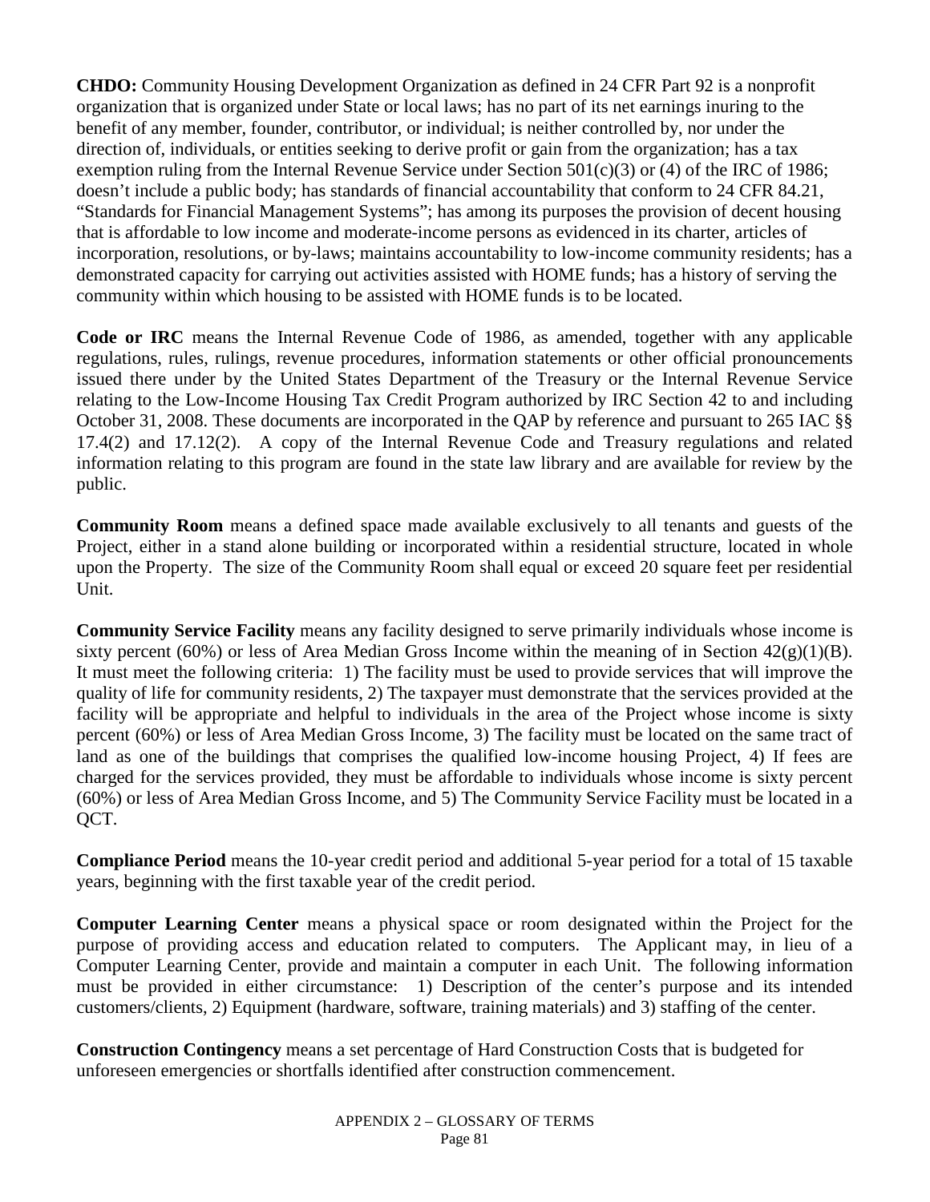**CHDO:** Community Housing Development Organization as defined in 24 CFR Part 92 is a nonprofit organization that is organized under State or local laws; has no part of its net earnings inuring to the benefit of any member, founder, contributor, or individual; is neither controlled by, nor under the direction of, individuals, or entities seeking to derive profit or gain from the organization; has a tax exemption ruling from the Internal Revenue Service under Section 501(c)(3) or (4) of the IRC of 1986; doesn't include a public body; has standards of financial accountability that conform to 24 CFR 84.21, "Standards for Financial Management Systems"; has among its purposes the provision of decent housing that is affordable to low income and moderate-income persons as evidenced in its charter, articles of incorporation, resolutions, or by-laws; maintains accountability to low-income community residents; has a demonstrated capacity for carrying out activities assisted with HOME funds; has a history of serving the community within which housing to be assisted with HOME funds is to be located.

**Code or IRC** means the Internal Revenue Code of 1986, as amended, together with any applicable regulations, rules, rulings, revenue procedures, information statements or other official pronouncements issued there under by the United States Department of the Treasury or the Internal Revenue Service relating to the Low-Income Housing Tax Credit Program authorized by IRC Section 42 to and including October 31, 2008. These documents are incorporated in the QAP by reference and pursuant to 265 IAC §§ 17.4(2) and 17.12(2). A copy of the Internal Revenue Code and Treasury regulations and related information relating to this program are found in the state law library and are available for review by the public.

**Community Room** means a defined space made available exclusively to all tenants and guests of the Project, either in a stand alone building or incorporated within a residential structure, located in whole upon the Property. The size of the Community Room shall equal or exceed 20 square feet per residential Unit.

**Community Service Facility** means any facility designed to serve primarily individuals whose income is sixty percent (60%) or less of Area Median Gross Income within the meaning of in Section 42(g)(1)(B). It must meet the following criteria: 1) The facility must be used to provide services that will improve the quality of life for community residents, 2) The taxpayer must demonstrate that the services provided at the facility will be appropriate and helpful to individuals in the area of the Project whose income is sixty percent (60%) or less of Area Median Gross Income, 3) The facility must be located on the same tract of land as one of the buildings that comprises the qualified low-income housing Project, 4) If fees are charged for the services provided, they must be affordable to individuals whose income is sixty percent (60%) or less of Area Median Gross Income, and 5) The Community Service Facility must be located in a QCT.

**Compliance Period** means the 10-year credit period and additional 5-year period for a total of 15 taxable years, beginning with the first taxable year of the credit period.

**Computer Learning Center** means a physical space or room designated within the Project for the purpose of providing access and education related to computers. The Applicant may, in lieu of a Computer Learning Center, provide and maintain a computer in each Unit. The following information must be provided in either circumstance: 1) Description of the center's purpose and its intended customers/clients, 2) Equipment (hardware, software, training materials) and 3) staffing of the center.

**Construction Contingency** means a set percentage of Hard Construction Costs that is budgeted for unforeseen emergencies or shortfalls identified after construction commencement.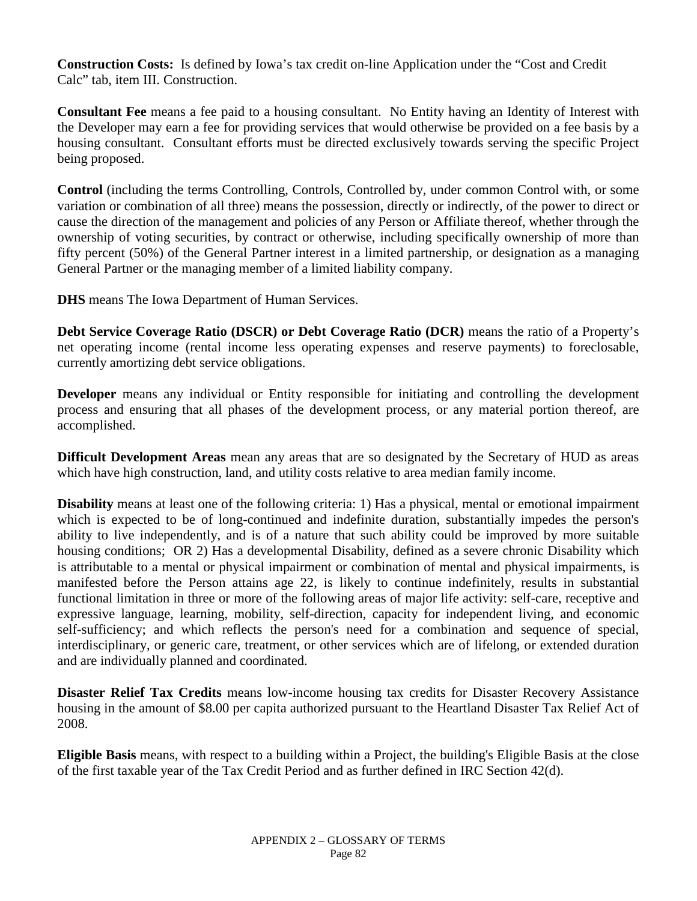**Construction Costs:** Is defined by Iowa's tax credit on-line Application under the "Cost and Credit Calc" tab, item III. Construction.

**Consultant Fee** means a fee paid to a housing consultant. No Entity having an Identity of Interest with the Developer may earn a fee for providing services that would otherwise be provided on a fee basis by a housing consultant. Consultant efforts must be directed exclusively towards serving the specific Project being proposed.

**Control** (including the terms Controlling, Controls, Controlled by, under common Control with, or some variation or combination of all three) means the possession, directly or indirectly, of the power to direct or cause the direction of the management and policies of any Person or Affiliate thereof, whether through the ownership of voting securities, by contract or otherwise, including specifically ownership of more than fifty percent (50%) of the General Partner interest in a limited partnership, or designation as a managing General Partner or the managing member of a limited liability company.

**DHS** means The Iowa Department of Human Services.

**Debt Service Coverage Ratio (DSCR) or Debt Coverage Ratio (DCR)** means the ratio of a Property's net operating income (rental income less operating expenses and reserve payments) to foreclosable, currently amortizing debt service obligations.

**Developer** means any individual or Entity responsible for initiating and controlling the development process and ensuring that all phases of the development process, or any material portion thereof, are accomplished.

**Difficult Development Areas** mean any areas that are so designated by the Secretary of HUD as areas which have high construction, land, and utility costs relative to area median family income.

**Disability** means at least one of the following criteria: 1) Has a physical, mental or emotional impairment which is expected to be of long-continued and indefinite duration, substantially impedes the person's ability to live independently, and is of a nature that such ability could be improved by more suitable housing conditions; OR 2) Has a developmental Disability, defined as a severe chronic Disability which is attributable to a mental or physical impairment or combination of mental and physical impairments, is manifested before the Person attains age 22, is likely to continue indefinitely, results in substantial functional limitation in three or more of the following areas of major life activity: self-care, receptive and expressive language, learning, mobility, self-direction, capacity for independent living, and economic self-sufficiency; and which reflects the person's need for a combination and sequence of special, interdisciplinary, or generic care, treatment, or other services which are of lifelong, or extended duration and are individually planned and coordinated.

**Disaster Relief Tax Credits** means low-income housing tax credits for Disaster Recovery Assistance housing in the amount of $8.00 per capita authorized pursuant to the Heartland Disaster Tax Relief Act of 2008.

**Eligible Basis** means, with respect to a building within a Project, the building's Eligible Basis at the close of the first taxable year of the Tax Credit Period and as further defined in IRC Section 42(d).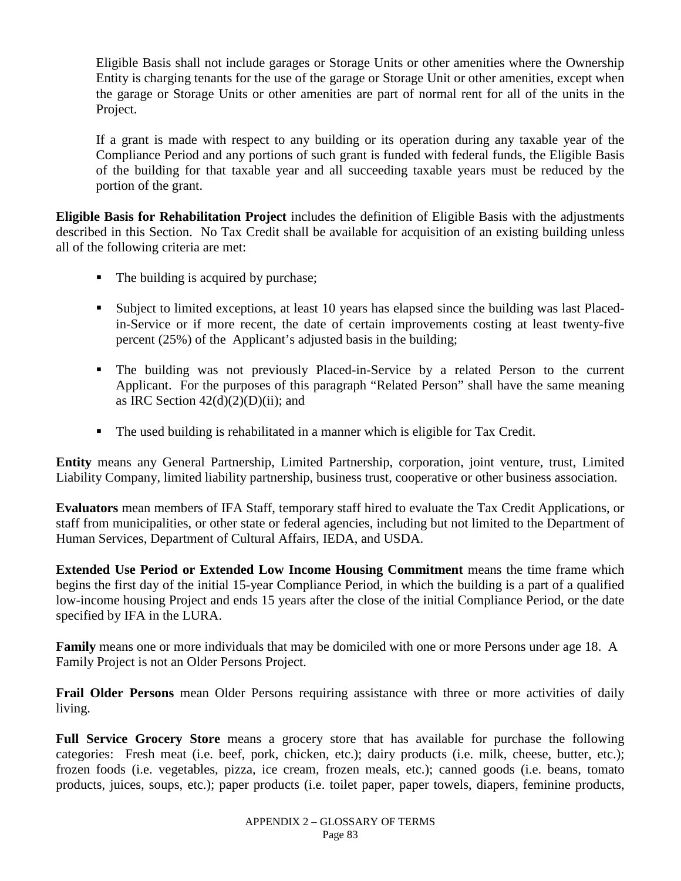Eligible Basis shall not include garages or Storage Units or other amenities where the Ownership Entity is charging tenants for the use of the garage or Storage Unit or other amenities, except when the garage or Storage Units or other amenities are part of normal rent for all of the units in the Project.

If a grant is made with respect to any building or its operation during any taxable year of the Compliance Period and any portions of such grant is funded with federal funds, the Eligible Basis of the building for that taxable year and all succeeding taxable years must be reduced by the portion of the grant.

**Eligible Basis for Rehabilitation Project** includes the definition of Eligible Basis with the adjustments described in this Section. No Tax Credit shall be available for acquisition of an existing building unless all of the following criteria are met:

- The building is acquired by purchase;
- Subject to limited exceptions, at least 10 years has elapsed since the building was last Placed-in-Service or if more recent, the date of certain improvements costing at least twenty-five percent (25%) of the Applicant's adjusted basis in the building;
- The building was not previously Placed-in-Service by a related Person to the current Applicant. For the purposes of this paragraph "Related Person" shall have the same meaning as IRC Section 42(d)(2)(D)(ii); and
- The used building is rehabilitated in a manner which is eligible for Tax Credit.

**Entity** means any General Partnership, Limited Partnership, corporation, joint venture, trust, Limited Liability Company, limited liability partnership, business trust, cooperative or other business association.

**Evaluators** mean members of IFA Staff, temporary staff hired to evaluate the Tax Credit Applications, or staff from municipalities, or other state or federal agencies, including but not limited to the Department of Human Services, Department of Cultural Affairs, IEDA, and USDA.

**Extended Use Period or Extended Low Income Housing Commitment** means the time frame which begins the first day of the initial 15-year Compliance Period, in which the building is a part of a qualified low-income housing Project and ends 15 years after the close of the initial Compliance Period, or the date specified by IFA in the LURA.

**Family** means one or more individuals that may be domiciled with one or more Persons under age 18. A Family Project is not an Older Persons Project.

**Frail Older Persons** mean Older Persons requiring assistance with three or more activities of daily living.

**Full Service Grocery Store** means a grocery store that has available for purchase the following categories: Fresh meat (i.e. beef, pork, chicken, etc.); dairy products (i.e. milk, cheese, butter, etc.); frozen foods (i.e. vegetables, pizza, ice cream, frozen meals, etc.); canned goods (i.e. beans, tomato products, juices, soups, etc.); paper products (i.e. toilet paper, paper towels, diapers, feminine products,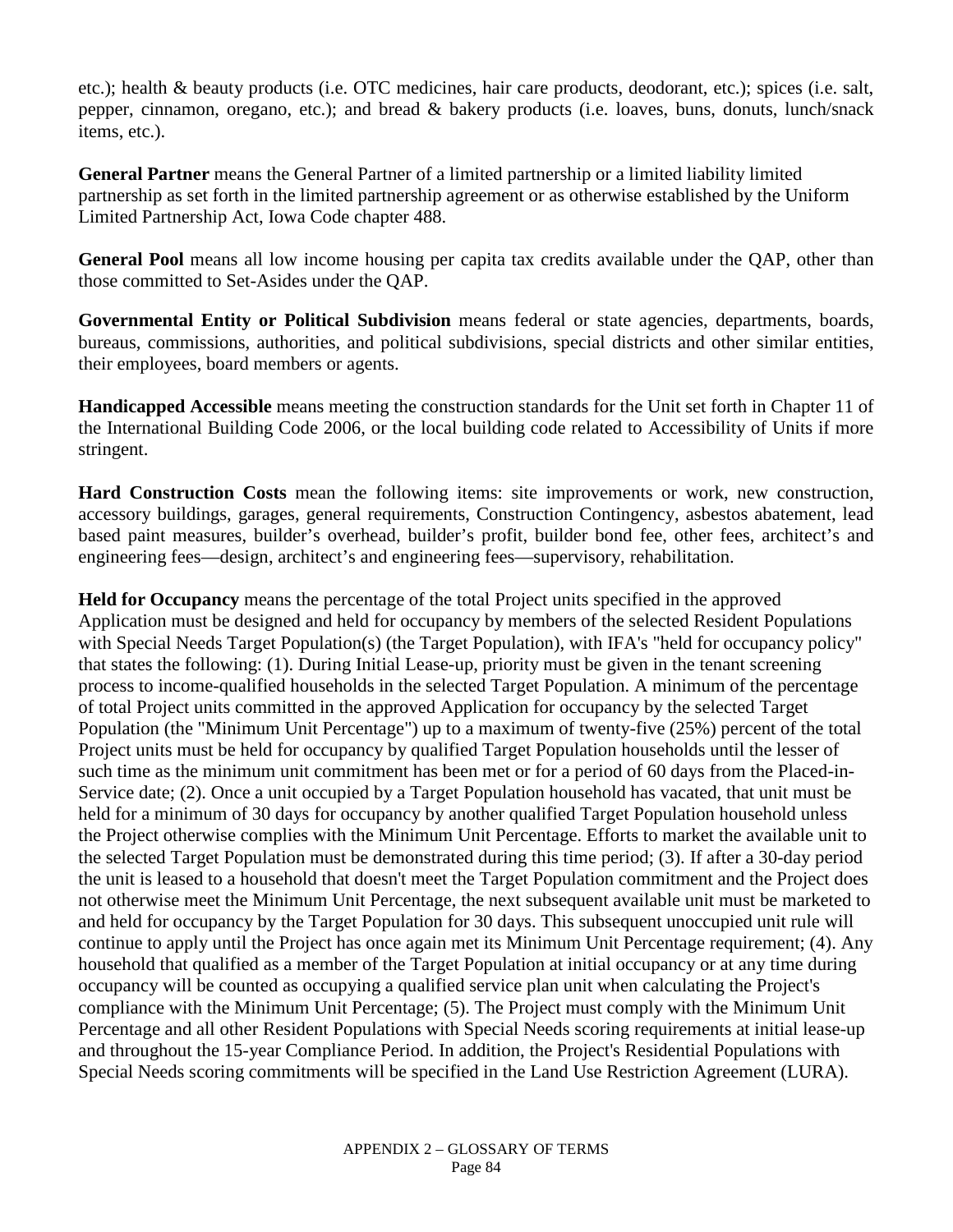etc.); health & beauty products (i.e. OTC medicines, hair care products, deodorant, etc.); spices (i.e. salt, pepper, cinnamon, oregano, etc.); and bread & bakery products (i.e. loaves, buns, donuts, lunch/snack items, etc.).

**General Partner** means the General Partner of a limited partnership or a limited liability limited partnership as set forth in the limited partnership agreement or as otherwise established by the Uniform Limited Partnership Act, Iowa Code chapter 488.

**General Pool** means all low income housing per capita tax credits available under the QAP, other than those committed to Set-Asides under the QAP.

**Governmental Entity or Political Subdivision** means federal or state agencies, departments, boards, bureaus, commissions, authorities, and political subdivisions, special districts and other similar entities, their employees, board members or agents.

**Handicapped Accessible** means meeting the construction standards for the Unit set forth in Chapter 11 of the International Building Code 2006, or the local building code related to Accessibility of Units if more stringent.

**Hard Construction Costs** mean the following items: site improvements or work, new construction, accessory buildings, garages, general requirements, Construction Contingency, asbestos abatement, lead based paint measures, builder's overhead, builder's profit, builder bond fee, other fees, architect's and engineering fees—design, architect's and engineering fees—supervisory, rehabilitation.

**Held for Occupancy** means the percentage of the total Project units specified in the approved Application must be designed and held for occupancy by members of the selected Resident Populations with Special Needs Target Population(s) (the Target Population), with IFA's "held for occupancy policy" that states the following: (1). During Initial Lease-up, priority must be given in the tenant screening process to income-qualified households in the selected Target Population. A minimum of the percentage of total Project units committed in the approved Application for occupancy by the selected Target Population (the "Minimum Unit Percentage") up to a maximum of twenty-five (25%) percent of the total Project units must be held for occupancy by qualified Target Population households until the lesser of such time as the minimum unit commitment has been met or for a period of 60 days from the Placed-in-Service date; (2). Once a unit occupied by a Target Population household has vacated, that unit must be held for a minimum of 30 days for occupancy by another qualified Target Population household unless the Project otherwise complies with the Minimum Unit Percentage. Efforts to market the available unit to the selected Target Population must be demonstrated during this time period; (3). If after a 30-day period the unit is leased to a household that doesn't meet the Target Population commitment and the Project does not otherwise meet the Minimum Unit Percentage, the next subsequent available unit must be marketed to and held for occupancy by the Target Population for 30 days. This subsequent unoccupied unit rule will continue to apply until the Project has once again met its Minimum Unit Percentage requirement; (4). Any household that qualified as a member of the Target Population at initial occupancy or at any time during occupancy will be counted as occupying a qualified service plan unit when calculating the Project's compliance with the Minimum Unit Percentage; (5). The Project must comply with the Minimum Unit Percentage and all other Resident Populations with Special Needs scoring requirements at initial lease-up and throughout the 15-year Compliance Period. In addition, the Project's Residential Populations with Special Needs scoring commitments will be specified in the Land Use Restriction Agreement (LURA).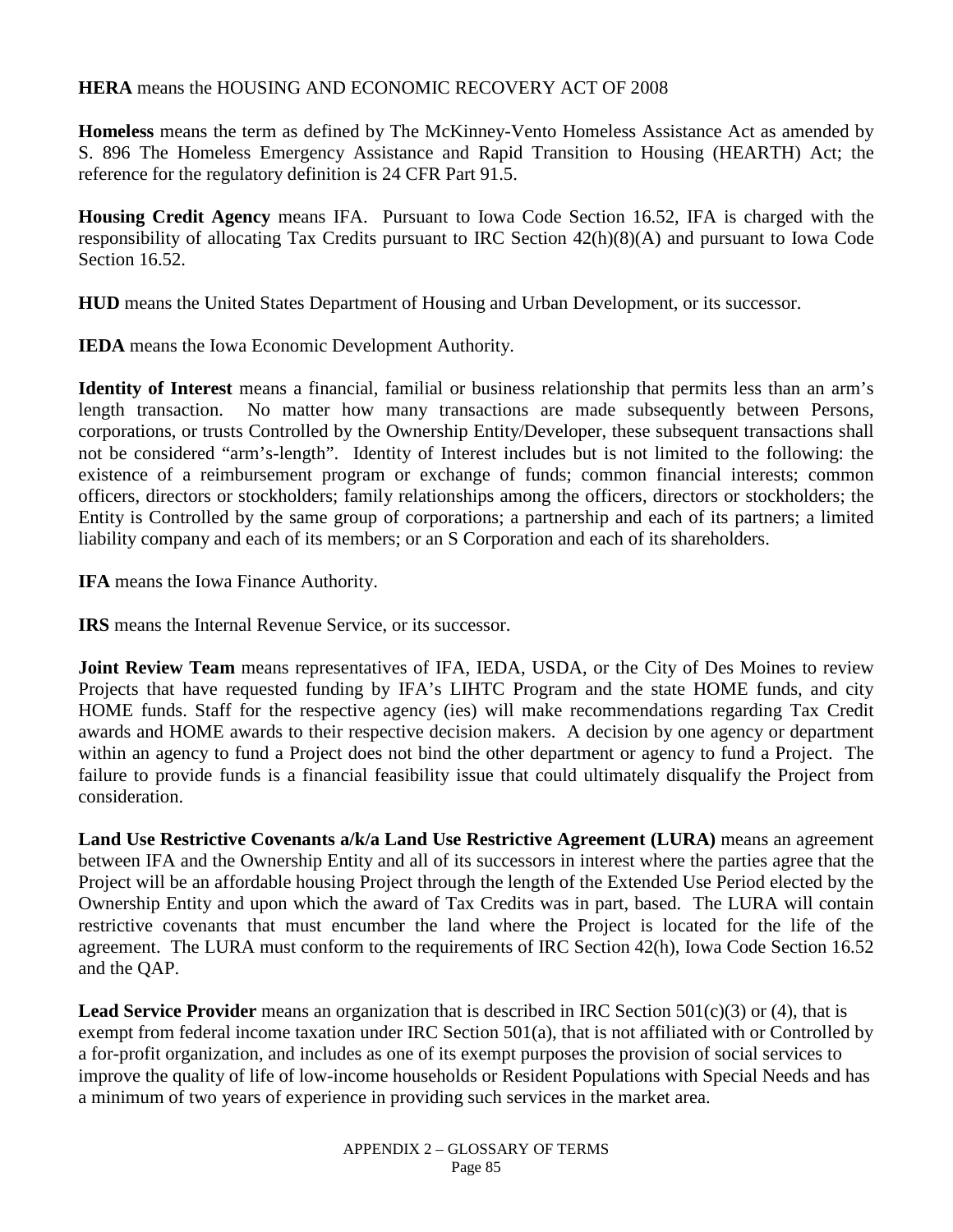**HERA** means the HOUSING AND ECONOMIC RECOVERY ACT OF 2008

**Homeless** means the term as defined by The McKinney-Vento Homeless Assistance Act as amended by S. 896 The Homeless Emergency Assistance and Rapid Transition to Housing (HEARTH) Act; the reference for the regulatory definition is 24 CFR Part 91.5.

**Housing Credit Agency** means IFA. Pursuant to Iowa Code Section 16.52, IFA is charged with the responsibility of allocating Tax Credits pursuant to IRC Section 42(h)(8)(A) and pursuant to Iowa Code Section 16.52.

**HUD** means the United States Department of Housing and Urban Development, or its successor.

**IEDA** means the Iowa Economic Development Authority.

**Identity of Interest** means a financial, familial or business relationship that permits less than an arm's length transaction. No matter how many transactions are made subsequently between Persons, corporations, or trusts Controlled by the Ownership Entity/Developer, these subsequent transactions shall not be considered "arm's-length". Identity of Interest includes but is not limited to the following: the existence of a reimbursement program or exchange of funds; common financial interests; common officers, directors or stockholders; family relationships among the officers, directors or stockholders; the Entity is Controlled by the same group of corporations; a partnership and each of its partners; a limited liability company and each of its members; or an S Corporation and each of its shareholders.

**IFA** means the Iowa Finance Authority.

**IRS** means the Internal Revenue Service, or its successor.

**Joint Review Team** means representatives of IFA, IEDA, USDA, or the City of Des Moines to review Projects that have requested funding by IFA's LIHTC Program and the state HOME funds, and city HOME funds. Staff for the respective agency (ies) will make recommendations regarding Tax Credit awards and HOME awards to their respective decision makers. A decision by one agency or department within an agency to fund a Project does not bind the other department or agency to fund a Project. The failure to provide funds is a financial feasibility issue that could ultimately disqualify the Project from consideration.

**Land Use Restrictive Covenants a/k/a Land Use Restrictive Agreement (LURA)** means an agreement between IFA and the Ownership Entity and all of its successors in interest where the parties agree that the Project will be an affordable housing Project through the length of the Extended Use Period elected by the Ownership Entity and upon which the award of Tax Credits was in part, based. The LURA will contain restrictive covenants that must encumber the land where the Project is located for the life of the agreement. The LURA must conform to the requirements of IRC Section 42(h), Iowa Code Section 16.52 and the QAP.

**Lead Service Provider** means an organization that is described in IRC Section 501(c)(3) or (4), that is exempt from federal income taxation under IRC Section 501(a), that is not affiliated with or Controlled by a for-profit organization, and includes as one of its exempt purposes the provision of social services to improve the quality of life of low-income households or Resident Populations with Special Needs and has a minimum of two years of experience in providing such services in the market area.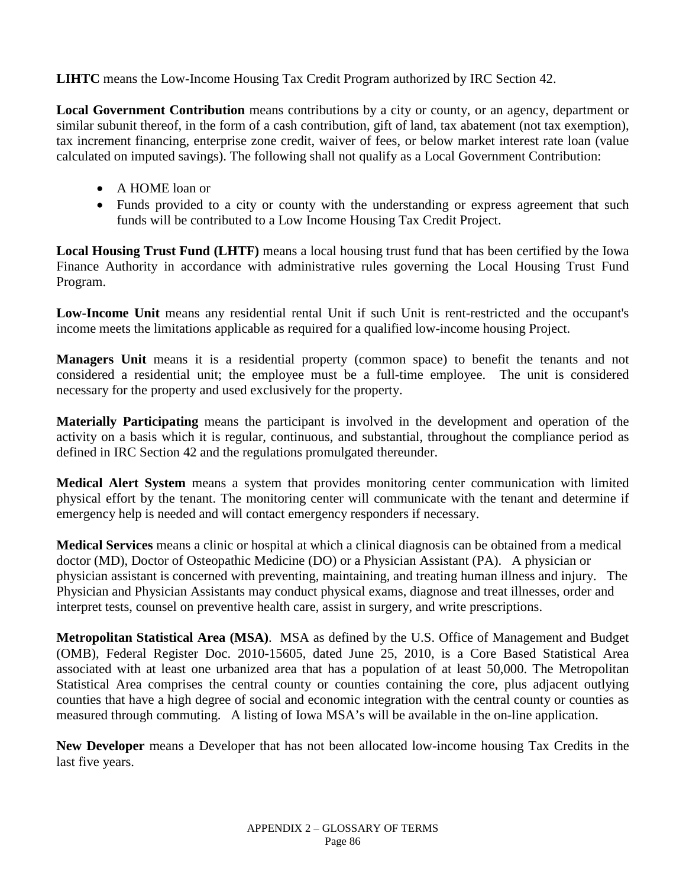**LIHTC** means the Low-Income Housing Tax Credit Program authorized by IRC Section 42.

**Local Government Contribution** means contributions by a city or county, or an agency, department or similar subunit thereof, in the form of a cash contribution, gift of land, tax abatement (not tax exemption), tax increment financing, enterprise zone credit, waiver of fees, or below market interest rate loan (value calculated on imputed savings). The following shall not qualify as a Local Government Contribution:

- A HOME loan or
- Funds provided to a city or county with the understanding or express agreement that such funds will be contributed to a Low Income Housing Tax Credit Project.

**Local Housing Trust Fund (LHTF)** means a local housing trust fund that has been certified by the Iowa Finance Authority in accordance with administrative rules governing the Local Housing Trust Fund Program.

**Low-Income Unit** means any residential rental Unit if such Unit is rent-restricted and the occupant's income meets the limitations applicable as required for a qualified low-income housing Project.

**Managers Unit** means it is a residential property (common space) to benefit the tenants and not considered a residential unit; the employee must be a full-time employee. The unit is considered necessary for the property and used exclusively for the property.

**Materially Participating** means the participant is involved in the development and operation of the activity on a basis which it is regular, continuous, and substantial, throughout the compliance period as defined in IRC Section 42 and the regulations promulgated thereunder.

**Medical Alert System** means a system that provides monitoring center communication with limited physical effort by the tenant. The monitoring center will communicate with the tenant and determine if emergency help is needed and will contact emergency responders if necessary.

**Medical Services** means a clinic or hospital at which a clinical diagnosis can be obtained from a medical doctor (MD), Doctor of Osteopathic Medicine (DO) or a Physician Assistant (PA). A physician or physician assistant is concerned with preventing, maintaining, and treating human illness and injury. The Physician and Physician Assistants may conduct physical exams, diagnose and treat illnesses, order and interpret tests, counsel on preventive health care, assist in surgery, and write prescriptions.

**Metropolitan Statistical Area (MSA)**. MSA as defined by the U.S. Office of Management and Budget (OMB), Federal Register Doc. 2010-15605, dated June 25, 2010, is a Core Based Statistical Area associated with at least one urbanized area that has a population of at least 50,000. The Metropolitan Statistical Area comprises the central county or counties containing the core, plus adjacent outlying counties that have a high degree of social and economic integration with the central county or counties as measured through commuting. A listing of Iowa MSA's will be available in the on-line application.

**New Developer** means a Developer that has not been allocated low-income housing Tax Credits in the last five years.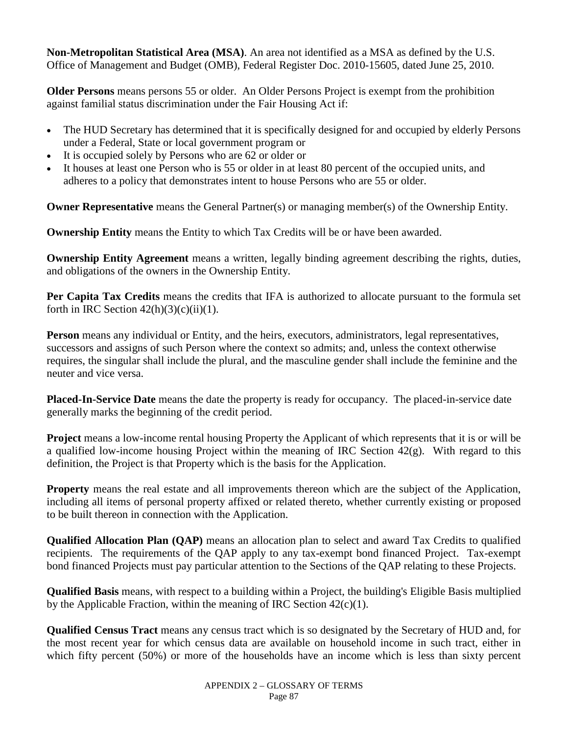**Non-Metropolitan Statistical Area (MSA)**. An area not identified as a MSA as defined by the U.S. Office of Management and Budget (OMB), Federal Register Doc. 2010-15605, dated June 25, 2010.

**Older Persons** means persons 55 or older. An Older Persons Project is exempt from the prohibition against familial status discrimination under the Fair Housing Act if:

- The HUD Secretary has determined that it is specifically designed for and occupied by elderly Persons under a Federal, State or local government program or
- It is occupied solely by Persons who are 62 or older or
- It houses at least one Person who is 55 or older in at least 80 percent of the occupied units, and adheres to a policy that demonstrates intent to house Persons who are 55 or older.

**Owner Representative** means the General Partner(s) or managing member(s) of the Ownership Entity.

**Ownership Entity** means the Entity to which Tax Credits will be or have been awarded.

**Ownership Entity Agreement** means a written, legally binding agreement describing the rights, duties, and obligations of the owners in the Ownership Entity.

**Per Capita Tax Credits** means the credits that IFA is authorized to allocate pursuant to the formula set forth in IRC Section 42(h)(3)(c)(ii)(1).

**Person** means any individual or Entity, and the heirs, executors, administrators, legal representatives, successors and assigns of such Person where the context so admits; and, unless the context otherwise requires, the singular shall include the plural, and the masculine gender shall include the feminine and the neuter and vice versa.

**Placed-In-Service Date** means the date the property is ready for occupancy. The placed-in-service date generally marks the beginning of the credit period.

**Project** means a low-income rental housing Property the Applicant of which represents that it is or will be a qualified low-income housing Project within the meaning of IRC Section 42(g). With regard to this definition, the Project is that Property which is the basis for the Application.

**Property** means the real estate and all improvements thereon which are the subject of the Application, including all items of personal property affixed or related thereto, whether currently existing or proposed to be built thereon in connection with the Application.

**Qualified Allocation Plan (QAP)** means an allocation plan to select and award Tax Credits to qualified recipients. The requirements of the QAP apply to any tax-exempt bond financed Project. Tax-exempt bond financed Projects must pay particular attention to the Sections of the QAP relating to these Projects.

**Qualified Basis** means, with respect to a building within a Project, the building's Eligible Basis multiplied by the Applicable Fraction, within the meaning of IRC Section 42(c)(1).

**Qualified Census Tract** means any census tract which is so designated by the Secretary of HUD and, for the most recent year for which census data are available on household income in such tract, either in which fifty percent (50%) or more of the households have an income which is less than sixty percent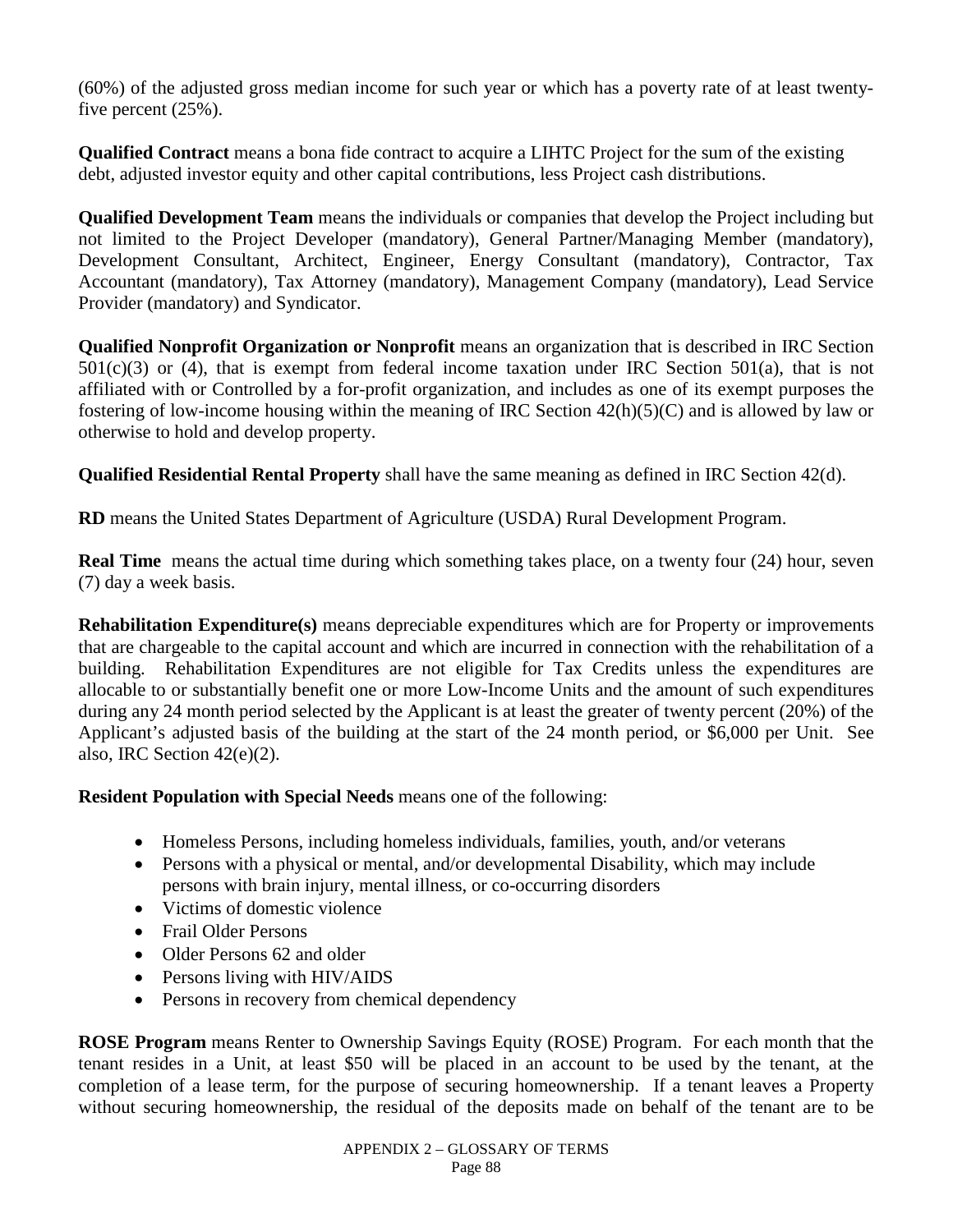(60%) of the adjusted gross median income for such year or which has a poverty rate of at least twenty-five percent (25%).

**Qualified Contract** means a bona fide contract to acquire a LIHTC Project for the sum of the existing debt, adjusted investor equity and other capital contributions, less Project cash distributions.

**Qualified Development Team** means the individuals or companies that develop the Project including but not limited to the Project Developer (mandatory), General Partner/Managing Member (mandatory), Development Consultant, Architect, Engineer, Energy Consultant (mandatory), Contractor, Tax Accountant (mandatory), Tax Attorney (mandatory), Management Company (mandatory), Lead Service Provider (mandatory) and Syndicator.

**Qualified Nonprofit Organization or Nonprofit** means an organization that is described in IRC Section 501(c)(3) or (4), that is exempt from federal income taxation under IRC Section 501(a), that is not affiliated with or Controlled by a for-profit organization, and includes as one of its exempt purposes the fostering of low-income housing within the meaning of IRC Section 42(h)(5)(C) and is allowed by law or otherwise to hold and develop property.

**Qualified Residential Rental Property** shall have the same meaning as defined in IRC Section 42(d).

**RD** means the United States Department of Agriculture (USDA) Rural Development Program.

**Real Time** means the actual time during which something takes place, on a twenty four (24) hour, seven (7) day a week basis.

**Rehabilitation Expenditure(s)** means depreciable expenditures which are for Property or improvements that are chargeable to the capital account and which are incurred in connection with the rehabilitation of a building. Rehabilitation Expenditures are not eligible for Tax Credits unless the expenditures are allocable to or substantially benefit one or more Low-Income Units and the amount of such expenditures during any 24 month period selected by the Applicant is at least the greater of twenty percent (20%) of the Applicant's adjusted basis of the building at the start of the 24 month period, or $6,000 per Unit. See also, IRC Section 42(e)(2).

**Resident Population with Special Needs** means one of the following:

- Homeless Persons, including homeless individuals, families, youth, and/or veterans
- Persons with a physical or mental, and/or developmental Disability, which may include persons with brain injury, mental illness, or co-occurring disorders
- Victims of domestic violence
- Frail Older Persons
- Older Persons 62 and older
- Persons living with HIV/AIDS
- Persons in recovery from chemical dependency

**ROSE Program** means Renter to Ownership Savings Equity (ROSE) Program. For each month that the tenant resides in a Unit, at least $50 will be placed in an account to be used by the tenant, at the completion of a lease term, for the purpose of securing homeownership. If a tenant leaves a Property without securing homeownership, the residual of the deposits made on behalf of the tenant are to be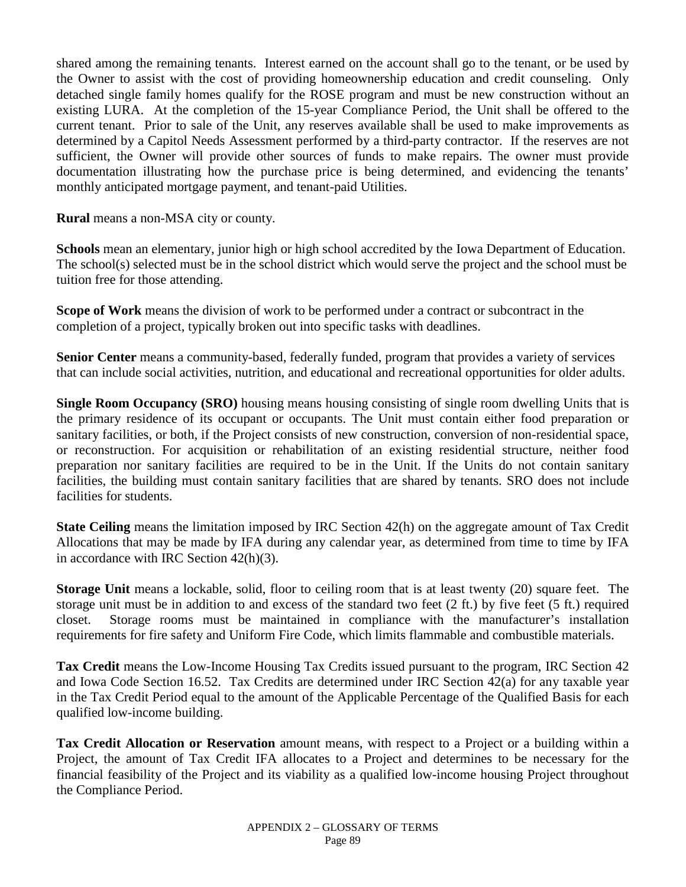shared among the remaining tenants. Interest earned on the account shall go to the tenant, or be used by the Owner to assist with the cost of providing homeownership education and credit counseling. Only detached single family homes qualify for the ROSE program and must be new construction without an existing LURA. At the completion of the 15-year Compliance Period, the Unit shall be offered to the current tenant. Prior to sale of the Unit, any reserves available shall be used to make improvements as determined by a Capitol Needs Assessment performed by a third-party contractor. If the reserves are not sufficient, the Owner will provide other sources of funds to make repairs. The owner must provide documentation illustrating how the purchase price is being determined, and evidencing the tenants' monthly anticipated mortgage payment, and tenant-paid Utilities.

**Rural** means a non-MSA city or county.

**Schools** mean an elementary, junior high or high school accredited by the Iowa Department of Education. The school(s) selected must be in the school district which would serve the project and the school must be tuition free for those attending.

**Scope of Work** means the division of work to be performed under a contract or subcontract in the completion of a project, typically broken out into specific tasks with deadlines.

**Senior Center** means a community-based, federally funded, program that provides a variety of services that can include social activities, nutrition, and educational and recreational opportunities for older adults.

**Single Room Occupancy (SRO)** housing means housing consisting of single room dwelling Units that is the primary residence of its occupant or occupants. The Unit must contain either food preparation or sanitary facilities, or both, if the Project consists of new construction, conversion of non-residential space, or reconstruction. For acquisition or rehabilitation of an existing residential structure, neither food preparation nor sanitary facilities are required to be in the Unit. If the Units do not contain sanitary facilities, the building must contain sanitary facilities that are shared by tenants. SRO does not include facilities for students.

**State Ceiling** means the limitation imposed by IRC Section 42(h) on the aggregate amount of Tax Credit Allocations that may be made by IFA during any calendar year, as determined from time to time by IFA in accordance with IRC Section 42(h)(3).

**Storage Unit** means a lockable, solid, floor to ceiling room that is at least twenty (20) square feet. The storage unit must be in addition to and excess of the standard two feet (2 ft.) by five feet (5 ft.) required closet. Storage rooms must be maintained in compliance with the manufacturer's installation requirements for fire safety and Uniform Fire Code, which limits flammable and combustible materials.

**Tax Credit** means the Low-Income Housing Tax Credits issued pursuant to the program, IRC Section 42 and Iowa Code Section 16.52. Tax Credits are determined under IRC Section 42(a) for any taxable year in the Tax Credit Period equal to the amount of the Applicable Percentage of the Qualified Basis for each qualified low-income building.

**Tax Credit Allocation or Reservation** amount means, with respect to a Project or a building within a Project, the amount of Tax Credit IFA allocates to a Project and determines to be necessary for the financial feasibility of the Project and its viability as a qualified low-income housing Project throughout the Compliance Period.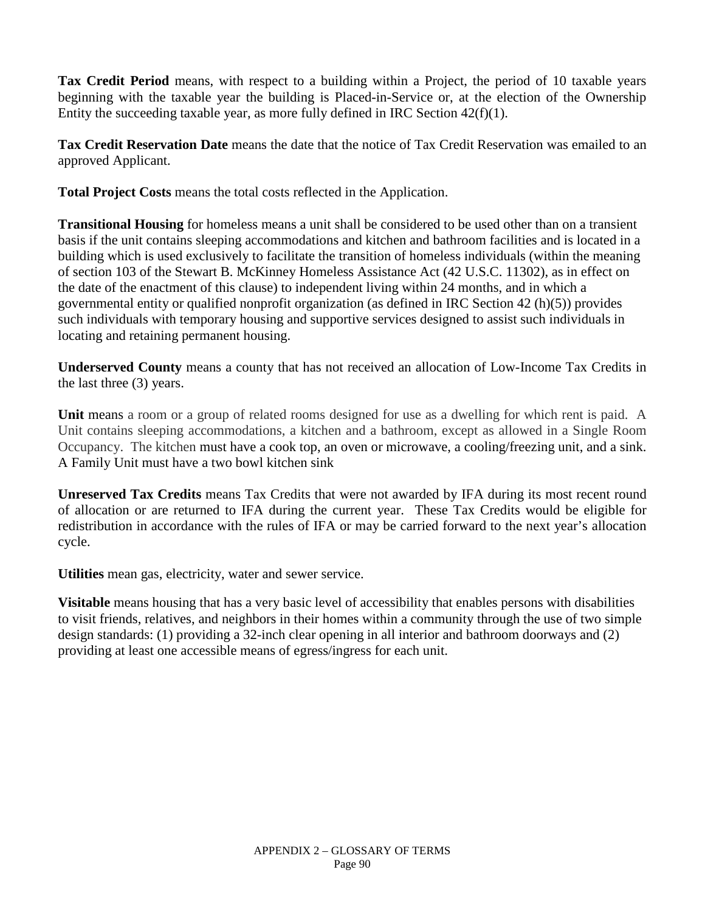**Tax Credit Period** means, with respect to a building within a Project, the period of 10 taxable years beginning with the taxable year the building is Placed-in-Service or, at the election of the Ownership Entity the succeeding taxable year, as more fully defined in IRC Section 42(f)(1).

**Tax Credit Reservation Date** means the date that the notice of Tax Credit Reservation was emailed to an approved Applicant.

**Total Project Costs** means the total costs reflected in the Application.

**Transitional Housing** for homeless means a unit shall be considered to be used other than on a transient basis if the unit contains sleeping accommodations and kitchen and bathroom facilities and is located in a building which is used exclusively to facilitate the transition of homeless individuals (within the meaning of section 103 of the Stewart B. McKinney Homeless Assistance Act (42 U.S.C. 11302), as in effect on the date of the enactment of this clause) to independent living within 24 months, and in which a governmental entity or qualified nonprofit organization (as defined in IRC Section 42 (h)(5)) provides such individuals with temporary housing and supportive services designed to assist such individuals in locating and retaining permanent housing.

**Underserved County** means a county that has not received an allocation of Low-Income Tax Credits in the last three (3) years.

**Unit** means a room or a group of related rooms designed for use as a dwelling for which rent is paid. A Unit contains sleeping accommodations, a kitchen and a bathroom, except as allowed in a Single Room Occupancy. The kitchen must have a cook top, an oven or microwave, a cooling/freezing unit, and a sink. A Family Unit must have a two bowl kitchen sink

**Unreserved Tax Credits** means Tax Credits that were not awarded by IFA during its most recent round of allocation or are returned to IFA during the current year. These Tax Credits would be eligible for redistribution in accordance with the rules of IFA or may be carried forward to the next year's allocation cycle.

**Utilities** mean gas, electricity, water and sewer service.

**Visitable** means housing that has a very basic level of accessibility that enables persons with disabilities to visit friends, relatives, and neighbors in their homes within a community through the use of two simple design standards: (1) providing a 32-inch clear opening in all interior and bathroom doorways and (2) providing at least one accessible means of egress/ingress for each unit.